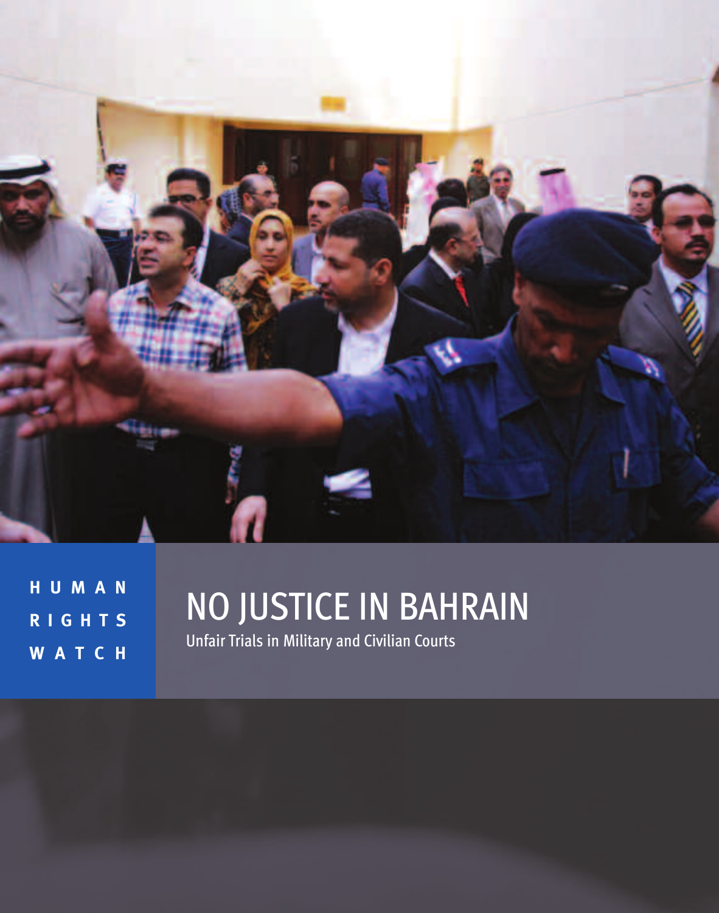HUMAN RIGHTS WATCH

# NO JUSTICE IN BAHRAIN

Unfair Trials in Military and Civilian Courts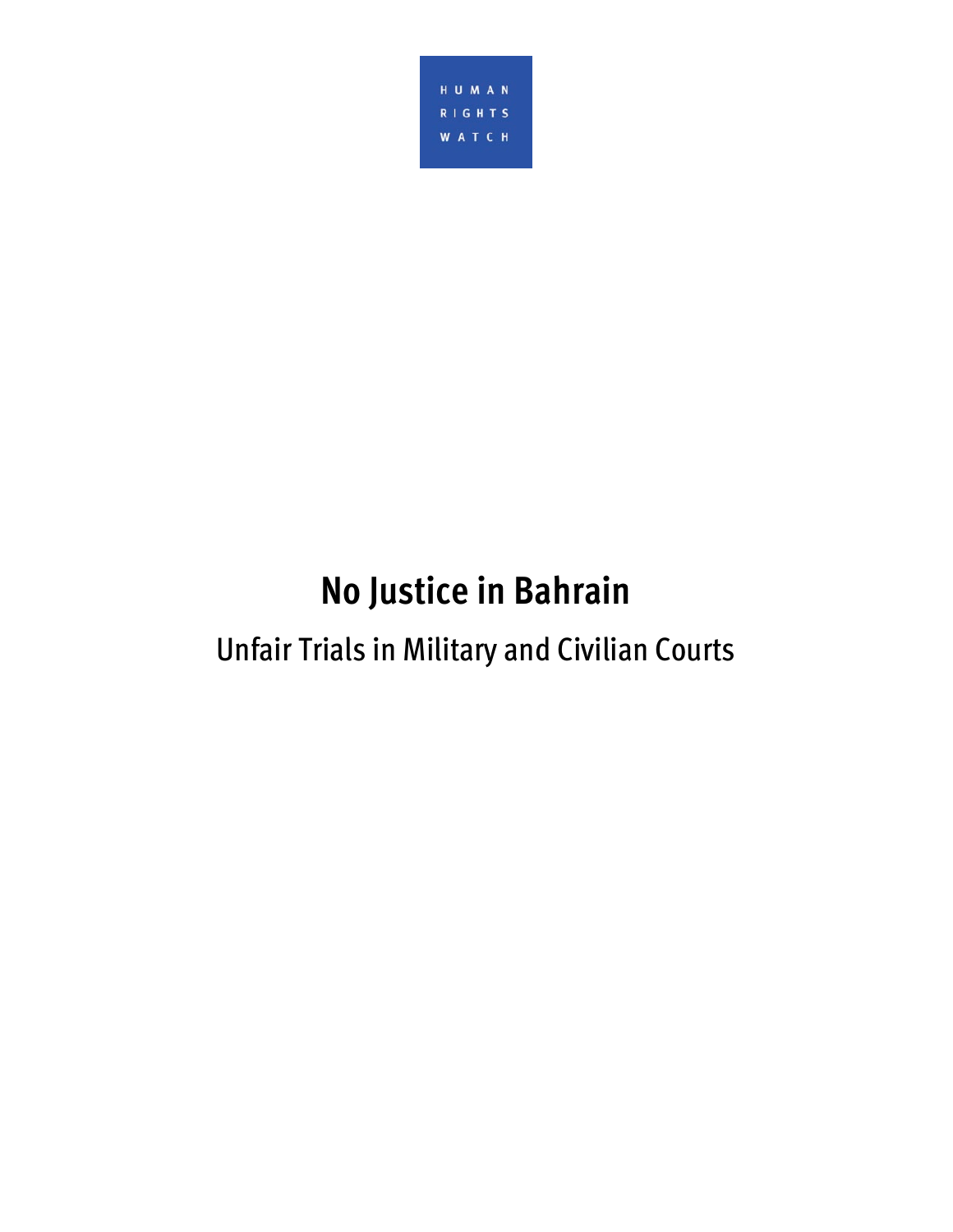HUMAN
RIGHTS
WATCH

# No Justice in Bahrain

## Unfair Trials in Military and Civilian Courts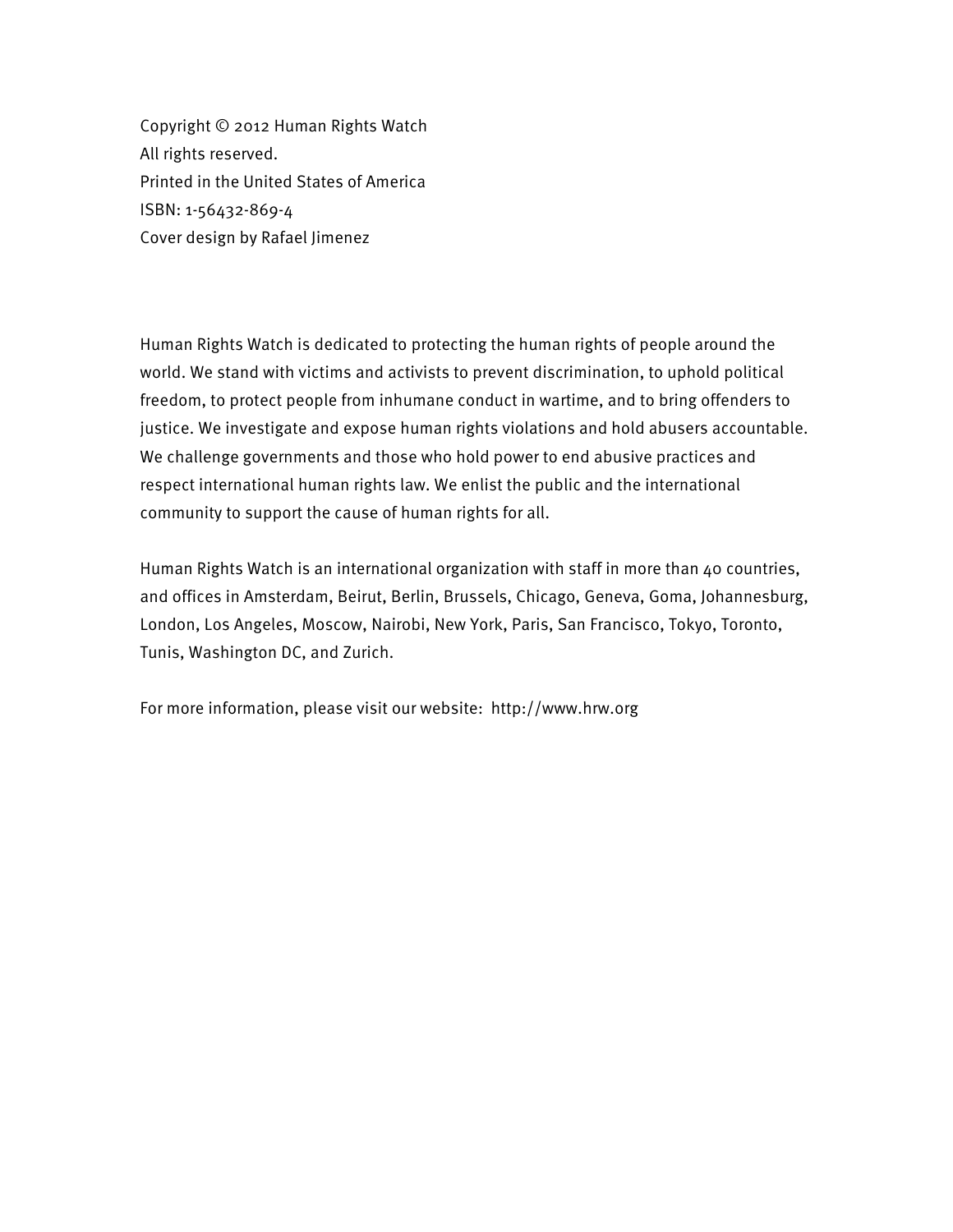Copyright © 2012 Human Rights Watch
All rights reserved.
Printed in the United States of America
ISBN: 1-56432-869-4
Cover design by Rafael Jimenez

Human Rights Watch is dedicated to protecting the human rights of people around the world. We stand with victims and activists to prevent discrimination, to uphold political freedom, to protect people from inhumane conduct in wartime, and to bring offenders to justice. We investigate and expose human rights violations and hold abusers accountable. We challenge governments and those who hold power to end abusive practices and respect international human rights law. We enlist the public and the international community to support the cause of human rights for all.

Human Rights Watch is an international organization with staff in more than 40 countries, and offices in Amsterdam, Beirut, Berlin, Brussels, Chicago, Geneva, Goma, Johannesburg, London, Los Angeles, Moscow, Nairobi, New York, Paris, San Francisco, Tokyo, Toronto, Tunis, Washington DC, and Zurich.

For more information, please visit our website: http://www.hrw.org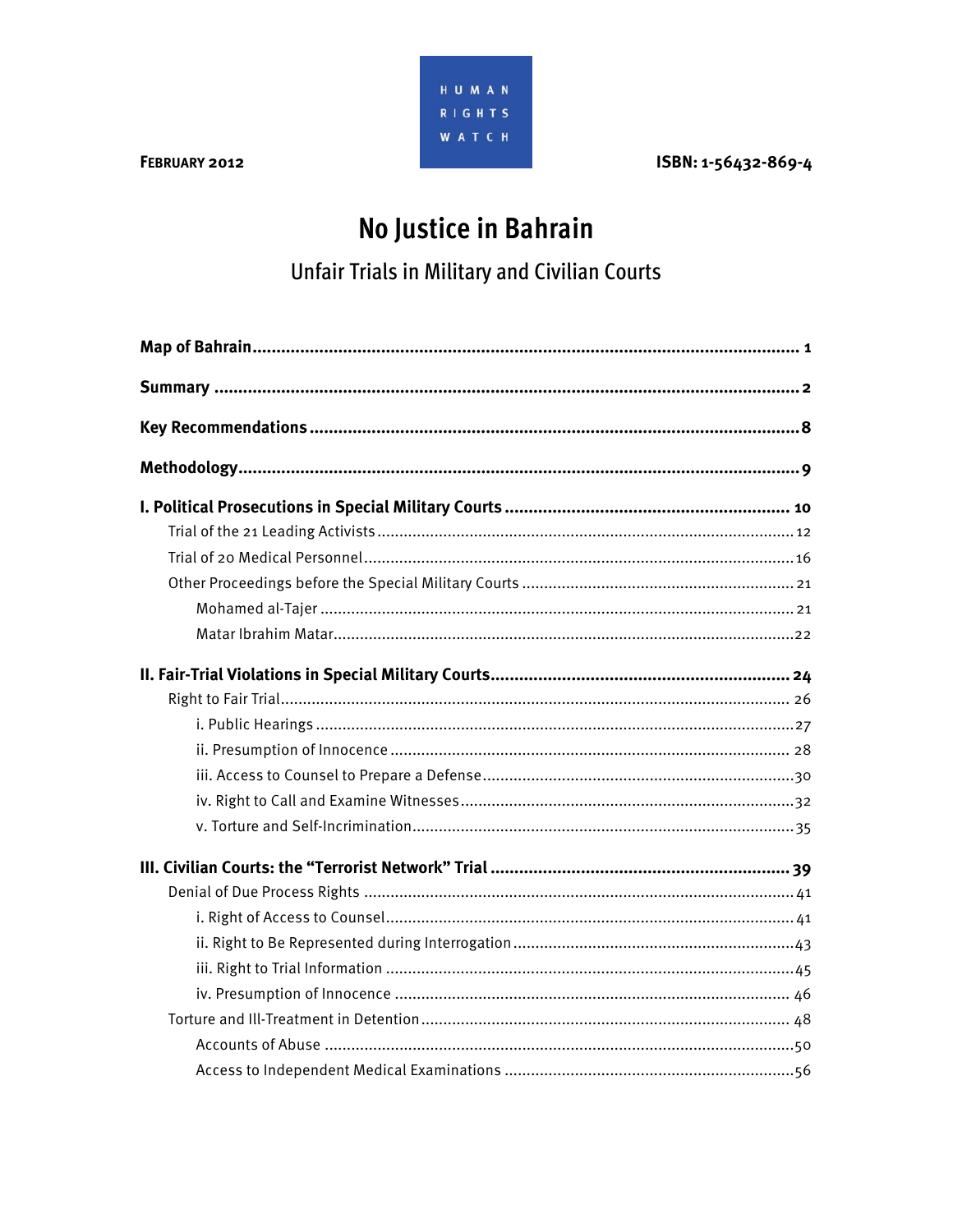FEBRUARY 2012

HUMAN RIGHTS WATCH

ISBN: 1-56432-869-4

# No Justice in Bahrain

## Unfair Trials in Military and Civilian Courts

**Map of Bahrain** ........................................................................................................................ 1

**Summary** ................................................................................................................................. 2

**Key Recommendations** ............................................................................................................. 8

**Methodology** ............................................................................................................................. 9

**I. Political Prosecutions in Special Military Courts** ................................................................. 10
- Trial of the 21 Leading Activists ................................................................................................ 12
- Trial of 20 Medical Personnel ..................................................................................................... 16
- Other Proceedings before the Special Military Courts ................................................................ 21
  - Mohamed al-Tajer ................................................................................................................ 21
  - Matar Ibrahim Matar ............................................................................................................. 22

**II. Fair-Trial Violations in Special Military Courts** ..................................................................... 24
- Right to Fair Trial ........................................................................................................................ 26
  - i. Public Hearings .................................................................................................................. 27
  - ii. Presumption of Innocence ................................................................................................ 28
  - iii. Access to Counsel to Prepare a Defense ............................................................................ 30
  - iv. Right to Call and Examine Witnesses ................................................................................ 32
  - v. Torture and Self-Incrimination ............................................................................................ 35

**III. Civilian Courts: the "Terrorist Network" Trial** ...................................................................... 39
- Denial of Due Process Rights ..................................................................................................... 41
  - i. Right of Access to Counsel ................................................................................................. 41
  - ii. Right to Be Represented during Interrogation .................................................................... 43
  - iii. Right to Trial Information ................................................................................................. 45
  - iv. Presumption of Innocence ................................................................................................ 46
- Torture and Ill-Treatment in Detention ...................................................................................... 48
  - Accounts of Abuse ............................................................................................................... 50
  - Access to Independent Medical Examinations ....................................................................... 56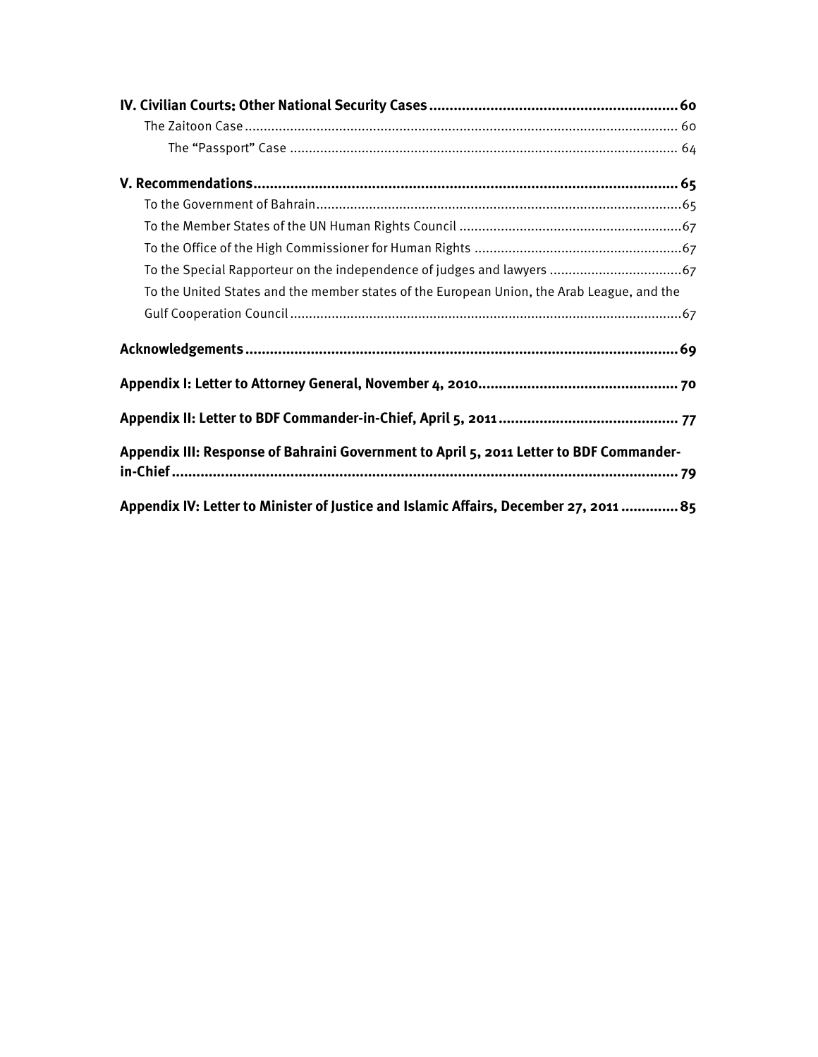**IV. Civilian Courts: Other National Security Cases** .......... 60

- The Zaitoon Case .......... 60
  - The "Passport" Case .......... 64

**V. Recommendations** .......... 65

- To the Government of Bahrain .......... 65
- To the Member States of the UN Human Rights Council .......... 67
- To the Office of the High Commissioner for Human Rights .......... 67
- To the Special Rapporteur on the independence of judges and lawyers .......... 67
- To the United States and the member states of the European Union, the Arab League, and the Gulf Cooperation Council .......... 67

**Acknowledgements** .......... 69

**Appendix I: Letter to Attorney General, November 4, 2010** .......... 70

**Appendix II: Letter to BDF Commander-in-Chief, April 5, 2011** .......... 77

**Appendix III: Response of Bahraini Government to April 5, 2011 Letter to BDF Commander-in-Chief** .......... 79

**Appendix IV: Letter to Minister of Justice and Islamic Affairs, December 27, 2011** .......... 85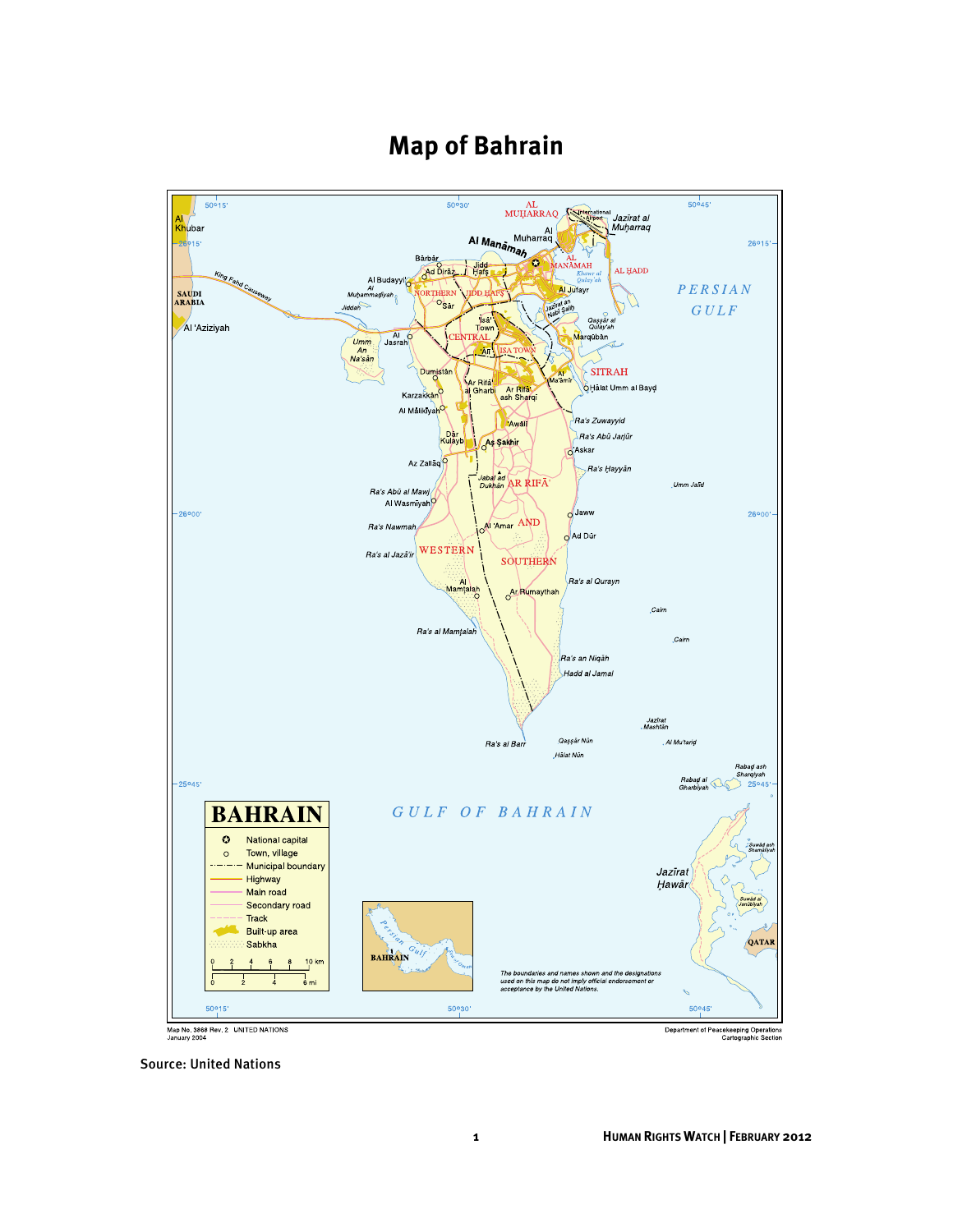# Map of Bahrain

Source: United Nations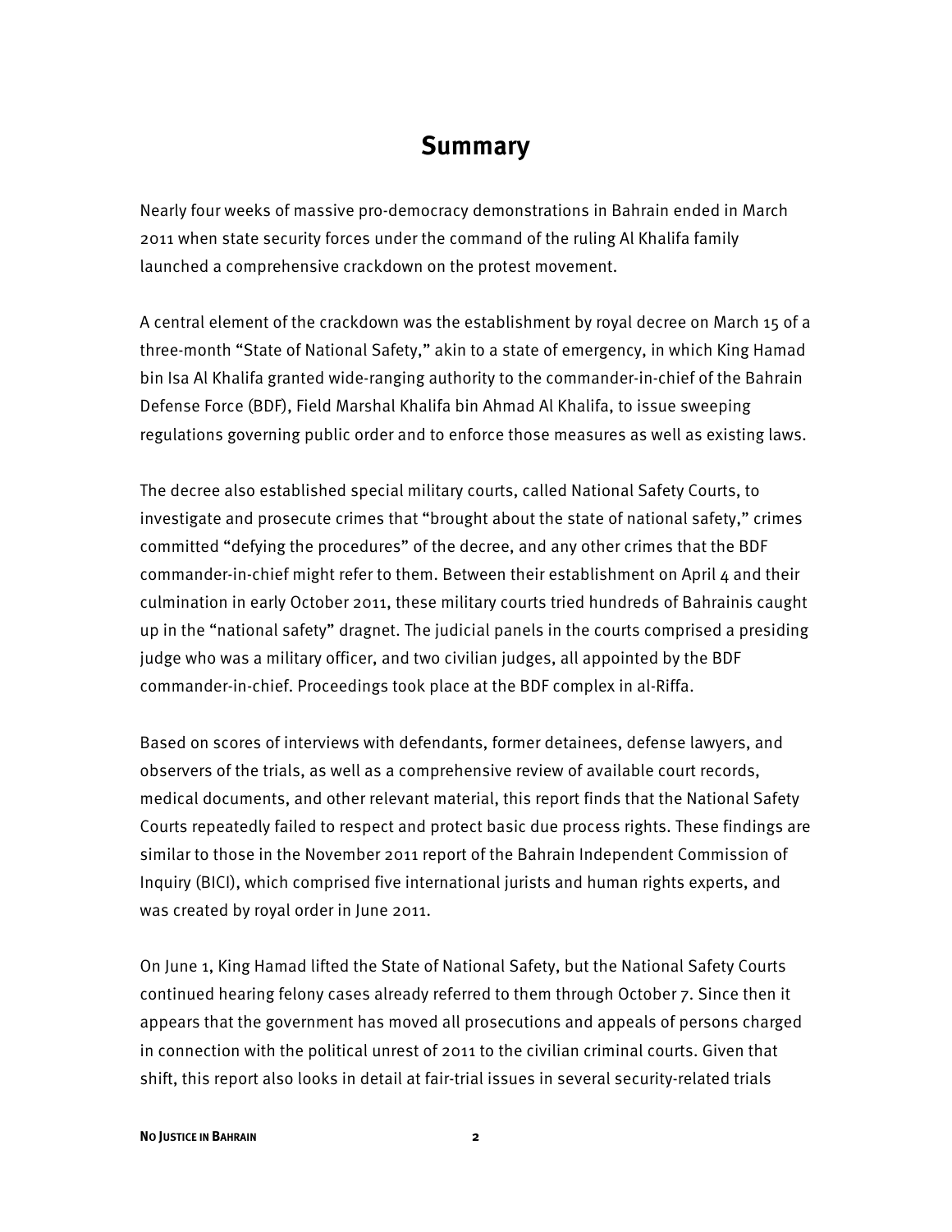## Summary

Nearly four weeks of massive pro-democracy demonstrations in Bahrain ended in March 2011 when state security forces under the command of the ruling Al Khalifa family launched a comprehensive crackdown on the protest movement.

A central element of the crackdown was the establishment by royal decree on March 15 of a three-month "State of National Safety," akin to a state of emergency, in which King Hamad bin Isa Al Khalifa granted wide-ranging authority to the commander-in-chief of the Bahrain Defense Force (BDF), Field Marshal Khalifa bin Ahmad Al Khalifa, to issue sweeping regulations governing public order and to enforce those measures as well as existing laws.

The decree also established special military courts, called National Safety Courts, to investigate and prosecute crimes that "brought about the state of national safety," crimes committed "defying the procedures" of the decree, and any other crimes that the BDF commander-in-chief might refer to them. Between their establishment on April 4 and their culmination in early October 2011, these military courts tried hundreds of Bahrainis caught up in the "national safety" dragnet. The judicial panels in the courts comprised a presiding judge who was a military officer, and two civilian judges, all appointed by the BDF commander-in-chief. Proceedings took place at the BDF complex in al-Riffa.

Based on scores of interviews with defendants, former detainees, defense lawyers, and observers of the trials, as well as a comprehensive review of available court records, medical documents, and other relevant material, this report finds that the National Safety Courts repeatedly failed to respect and protect basic due process rights. These findings are similar to those in the November 2011 report of the Bahrain Independent Commission of Inquiry (BICI), which comprised five international jurists and human rights experts, and was created by royal order in June 2011.

On June 1, King Hamad lifted the State of National Safety, but the National Safety Courts continued hearing felony cases already referred to them through October 7. Since then it appears that the government has moved all prosecutions and appeals of persons charged in connection with the political unrest of 2011 to the civilian criminal courts. Given that shift, this report also looks in detail at fair-trial issues in several security-related trials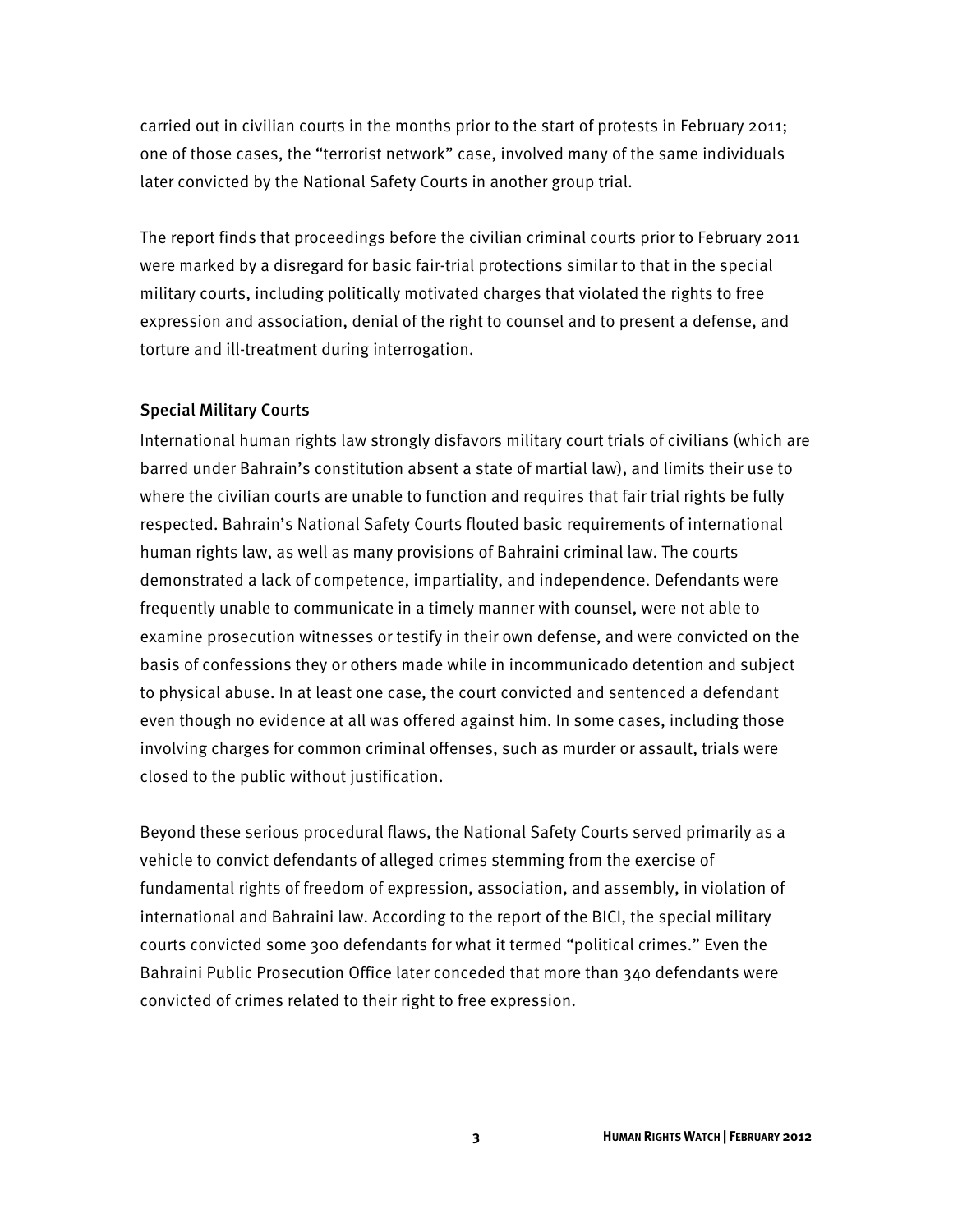carried out in civilian courts in the months prior to the start of protests in February 2011; one of those cases, the "terrorist network" case, involved many of the same individuals later convicted by the National Safety Courts in another group trial.

The report finds that proceedings before the civilian criminal courts prior to February 2011 were marked by a disregard for basic fair-trial protections similar to that in the special military courts, including politically motivated charges that violated the rights to free expression and association, denial of the right to counsel and to present a defense, and torture and ill-treatment during interrogation.

### Special Military Courts

International human rights law strongly disfavors military court trials of civilians (which are barred under Bahrain's constitution absent a state of martial law), and limits their use to where the civilian courts are unable to function and requires that fair trial rights be fully respected. Bahrain's National Safety Courts flouted basic requirements of international human rights law, as well as many provisions of Bahraini criminal law. The courts demonstrated a lack of competence, impartiality, and independence. Defendants were frequently unable to communicate in a timely manner with counsel, were not able to examine prosecution witnesses or testify in their own defense, and were convicted on the basis of confessions they or others made while in incommunicado detention and subject to physical abuse. In at least one case, the court convicted and sentenced a defendant even though no evidence at all was offered against him. In some cases, including those involving charges for common criminal offenses, such as murder or assault, trials were closed to the public without justification.

Beyond these serious procedural flaws, the National Safety Courts served primarily as a vehicle to convict defendants of alleged crimes stemming from the exercise of fundamental rights of freedom of expression, association, and assembly, in violation of international and Bahraini law. According to the report of the BICI, the special military courts convicted some 300 defendants for what it termed "political crimes." Even the Bahraini Public Prosecution Office later conceded that more than 340 defendants were convicted of crimes related to their right to free expression.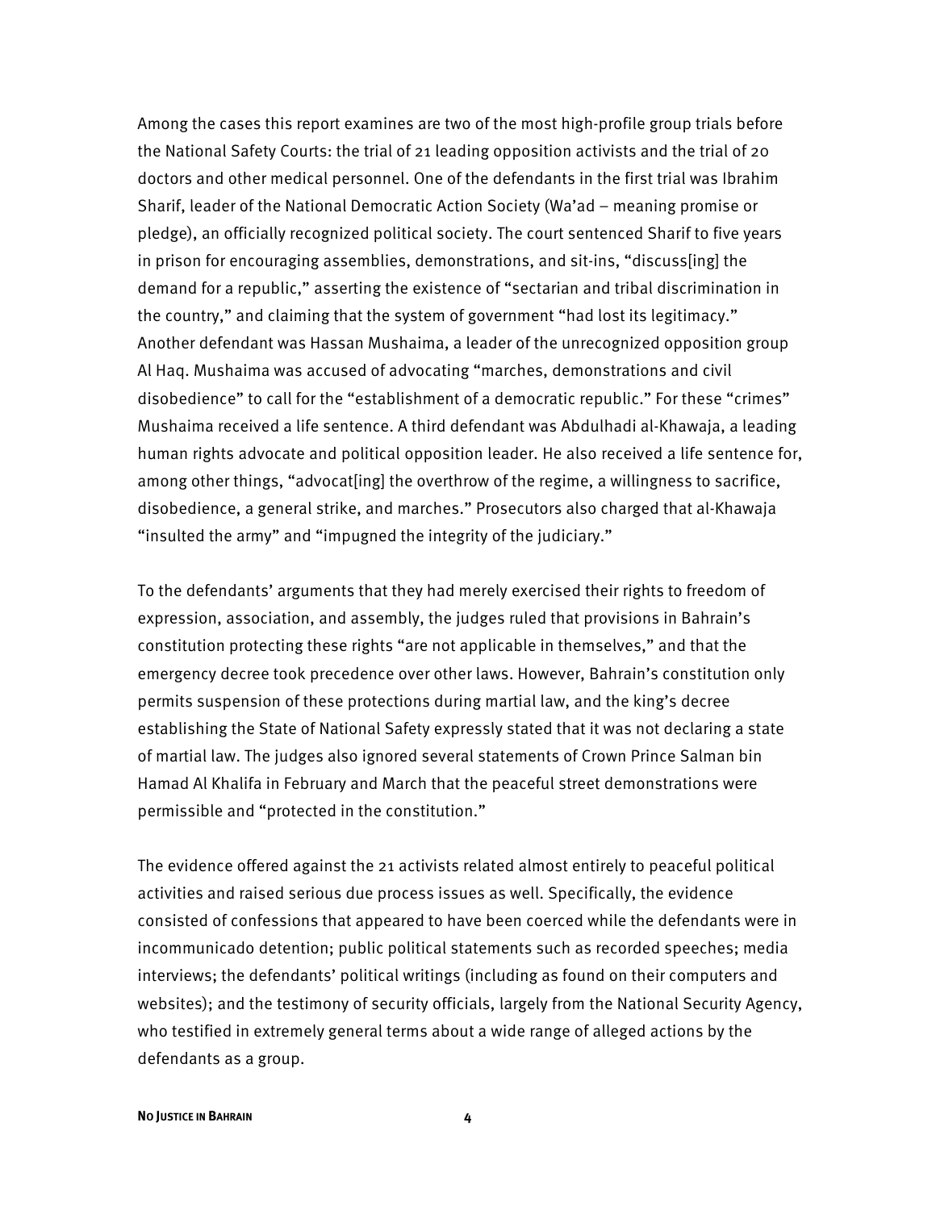Among the cases this report examines are two of the most high-profile group trials before the National Safety Courts: the trial of 21 leading opposition activists and the trial of 20 doctors and other medical personnel. One of the defendants in the first trial was Ibrahim Sharif, leader of the National Democratic Action Society (Wa'ad – meaning promise or pledge), an officially recognized political society. The court sentenced Sharif to five years in prison for encouraging assemblies, demonstrations, and sit-ins, "discuss[ing] the demand for a republic," asserting the existence of "sectarian and tribal discrimination in the country," and claiming that the system of government "had lost its legitimacy." Another defendant was Hassan Mushaima, a leader of the unrecognized opposition group Al Haq. Mushaima was accused of advocating "marches, demonstrations and civil disobedience" to call for the "establishment of a democratic republic." For these "crimes" Mushaima received a life sentence. A third defendant was Abdulhadi al-Khawaja, a leading human rights advocate and political opposition leader. He also received a life sentence for, among other things, "advocat[ing] the overthrow of the regime, a willingness to sacrifice, disobedience, a general strike, and marches." Prosecutors also charged that al-Khawaja "insulted the army" and "impugned the integrity of the judiciary."

To the defendants' arguments that they had merely exercised their rights to freedom of expression, association, and assembly, the judges ruled that provisions in Bahrain's constitution protecting these rights "are not applicable in themselves," and that the emergency decree took precedence over other laws. However, Bahrain's constitution only permits suspension of these protections during martial law, and the king's decree establishing the State of National Safety expressly stated that it was not declaring a state of martial law. The judges also ignored several statements of Crown Prince Salman bin Hamad Al Khalifa in February and March that the peaceful street demonstrations were permissible and "protected in the constitution."

The evidence offered against the 21 activists related almost entirely to peaceful political activities and raised serious due process issues as well. Specifically, the evidence consisted of confessions that appeared to have been coerced while the defendants were in incommunicado detention; public political statements such as recorded speeches; media interviews; the defendants' political writings (including as found on their computers and websites); and the testimony of security officials, largely from the National Security Agency, who testified in extremely general terms about a wide range of alleged actions by the defendants as a group.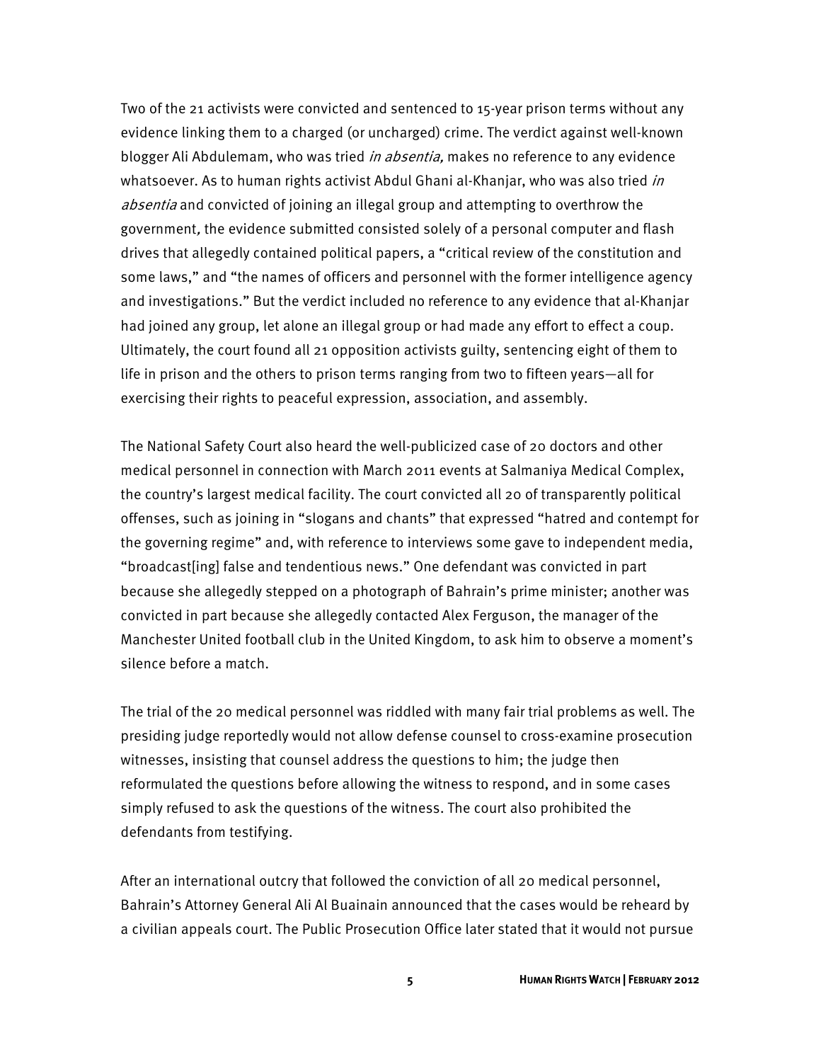Two of the 21 activists were convicted and sentenced to 15-year prison terms without any evidence linking them to a charged (or uncharged) crime. The verdict against well-known blogger Ali Abdulemam, who was tried *in absentia,* makes no reference to any evidence whatsoever. As to human rights activist Abdul Ghani al-Khanjar, who was also tried *in absentia* and convicted of joining an illegal group and attempting to overthrow the government, the evidence submitted consisted solely of a personal computer and flash drives that allegedly contained political papers, a "critical review of the constitution and some laws," and "the names of officers and personnel with the former intelligence agency and investigations." But the verdict included no reference to any evidence that al-Khanjar had joined any group, let alone an illegal group or had made any effort to effect a coup. Ultimately, the court found all 21 opposition activists guilty, sentencing eight of them to life in prison and the others to prison terms ranging from two to fifteen years—all for exercising their rights to peaceful expression, association, and assembly.

The National Safety Court also heard the well-publicized case of 20 doctors and other medical personnel in connection with March 2011 events at Salmaniya Medical Complex, the country's largest medical facility. The court convicted all 20 of transparently political offenses, such as joining in "slogans and chants" that expressed "hatred and contempt for the governing regime" and, with reference to interviews some gave to independent media, "broadcast[ing] false and tendentious news." One defendant was convicted in part because she allegedly stepped on a photograph of Bahrain's prime minister; another was convicted in part because she allegedly contacted Alex Ferguson, the manager of the Manchester United football club in the United Kingdom, to ask him to observe a moment's silence before a match.

The trial of the 20 medical personnel was riddled with many fair trial problems as well. The presiding judge reportedly would not allow defense counsel to cross-examine prosecution witnesses, insisting that counsel address the questions to him; the judge then reformulated the questions before allowing the witness to respond, and in some cases simply refused to ask the questions of the witness. The court also prohibited the defendants from testifying.

After an international outcry that followed the conviction of all 20 medical personnel, Bahrain's Attorney General Ali Al Buainain announced that the cases would be reheard by a civilian appeals court. The Public Prosecution Office later stated that it would not pursue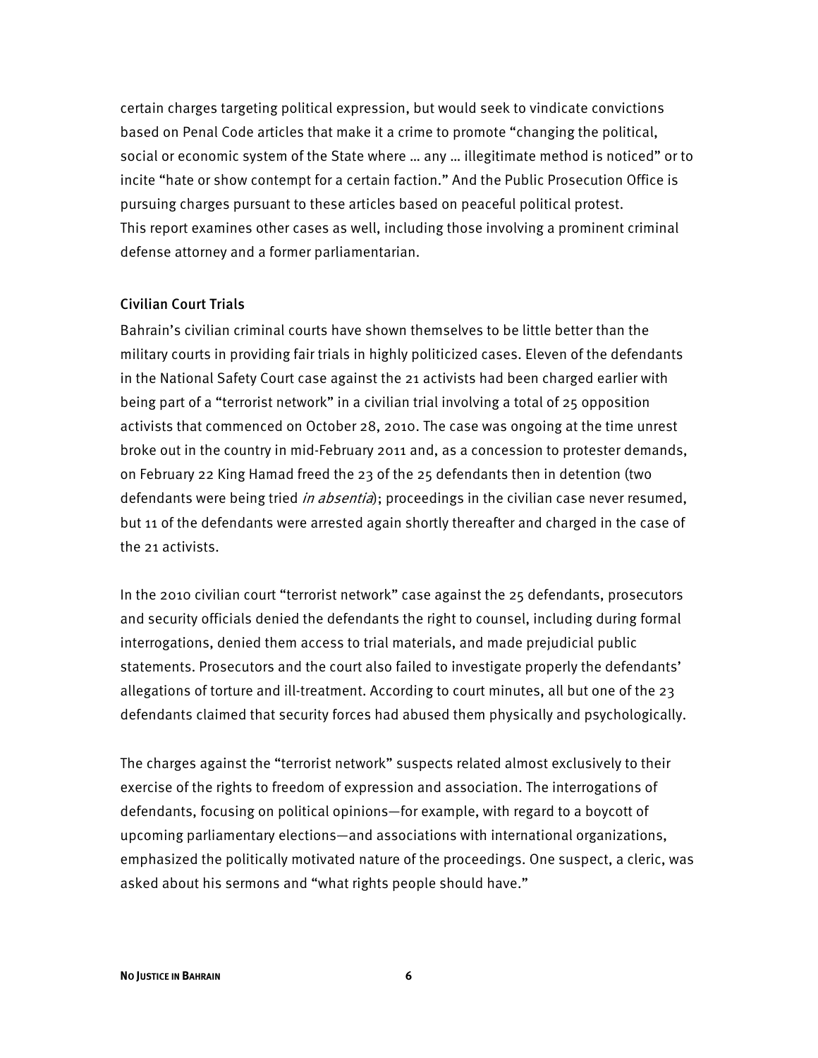certain charges targeting political expression, but would seek to vindicate convictions based on Penal Code articles that make it a crime to promote "changing the political, social or economic system of the State where … any … illegitimate method is noticed" or to incite "hate or show contempt for a certain faction." And the Public Prosecution Office is pursuing charges pursuant to these articles based on peaceful political protest.
This report examines other cases as well, including those involving a prominent criminal defense attorney and a former parliamentarian.

### Civilian Court Trials

Bahrain's civilian criminal courts have shown themselves to be little better than the military courts in providing fair trials in highly politicized cases. Eleven of the defendants in the National Safety Court case against the 21 activists had been charged earlier with being part of a "terrorist network" in a civilian trial involving a total of 25 opposition activists that commenced on October 28, 2010. The case was ongoing at the time unrest broke out in the country in mid-February 2011 and, as a concession to protester demands, on February 22 King Hamad freed the 23 of the 25 defendants then in detention (two defendants were being tried *in absentia*); proceedings in the civilian case never resumed, but 11 of the defendants were arrested again shortly thereafter and charged in the case of the 21 activists.

In the 2010 civilian court "terrorist network" case against the 25 defendants, prosecutors and security officials denied the defendants the right to counsel, including during formal interrogations, denied them access to trial materials, and made prejudicial public statements. Prosecutors and the court also failed to investigate properly the defendants' allegations of torture and ill-treatment. According to court minutes, all but one of the 23 defendants claimed that security forces had abused them physically and psychologically.

The charges against the "terrorist network" suspects related almost exclusively to their exercise of the rights to freedom of expression and association. The interrogations of defendants, focusing on political opinions—for example, with regard to a boycott of upcoming parliamentary elections—and associations with international organizations, emphasized the politically motivated nature of the proceedings. One suspect, a cleric, was asked about his sermons and "what rights people should have."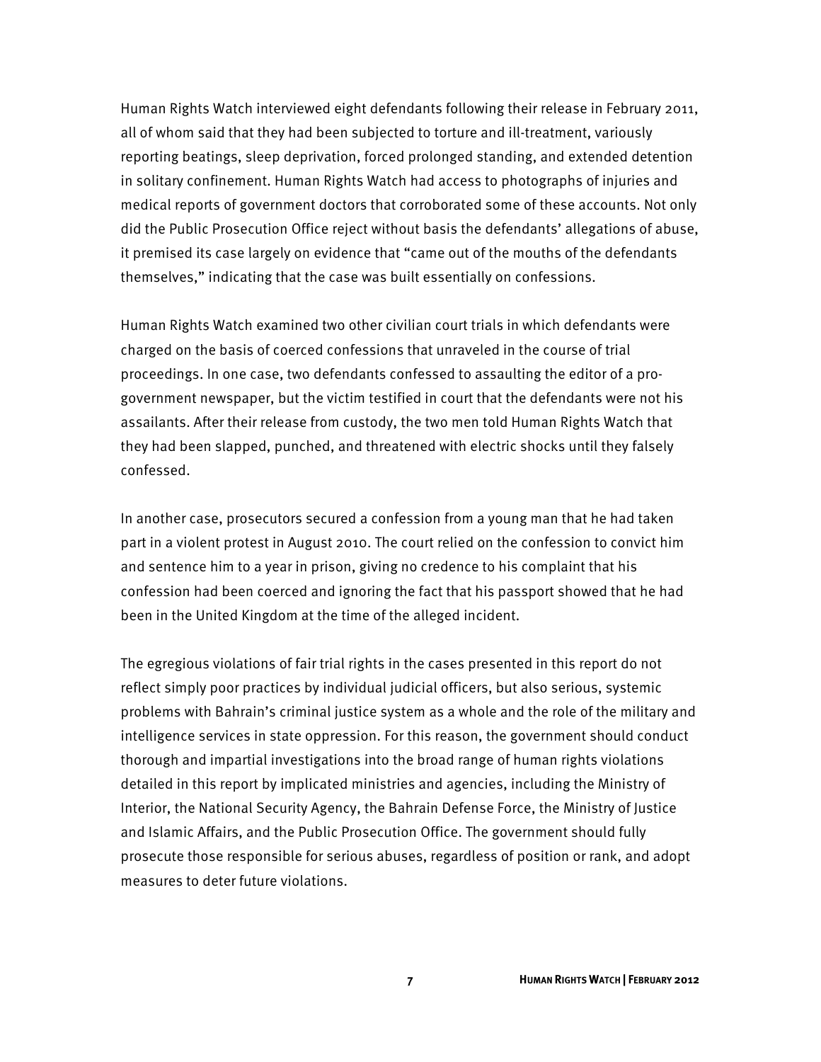Human Rights Watch interviewed eight defendants following their release in February 2011, all of whom said that they had been subjected to torture and ill-treatment, variously reporting beatings, sleep deprivation, forced prolonged standing, and extended detention in solitary confinement. Human Rights Watch had access to photographs of injuries and medical reports of government doctors that corroborated some of these accounts. Not only did the Public Prosecution Office reject without basis the defendants' allegations of abuse, it premised its case largely on evidence that "came out of the mouths of the defendants themselves," indicating that the case was built essentially on confessions.

Human Rights Watch examined two other civilian court trials in which defendants were charged on the basis of coerced confessions that unraveled in the course of trial proceedings. In one case, two defendants confessed to assaulting the editor of a pro-government newspaper, but the victim testified in court that the defendants were not his assailants. After their release from custody, the two men told Human Rights Watch that they had been slapped, punched, and threatened with electric shocks until they falsely confessed.

In another case, prosecutors secured a confession from a young man that he had taken part in a violent protest in August 2010. The court relied on the confession to convict him and sentence him to a year in prison, giving no credence to his complaint that his confession had been coerced and ignoring the fact that his passport showed that he had been in the United Kingdom at the time of the alleged incident.

The egregious violations of fair trial rights in the cases presented in this report do not reflect simply poor practices by individual judicial officers, but also serious, systemic problems with Bahrain's criminal justice system as a whole and the role of the military and intelligence services in state oppression. For this reason, the government should conduct thorough and impartial investigations into the broad range of human rights violations detailed in this report by implicated ministries and agencies, including the Ministry of Interior, the National Security Agency, the Bahrain Defense Force, the Ministry of Justice and Islamic Affairs, and the Public Prosecution Office. The government should fully prosecute those responsible for serious abuses, regardless of position or rank, and adopt measures to deter future violations.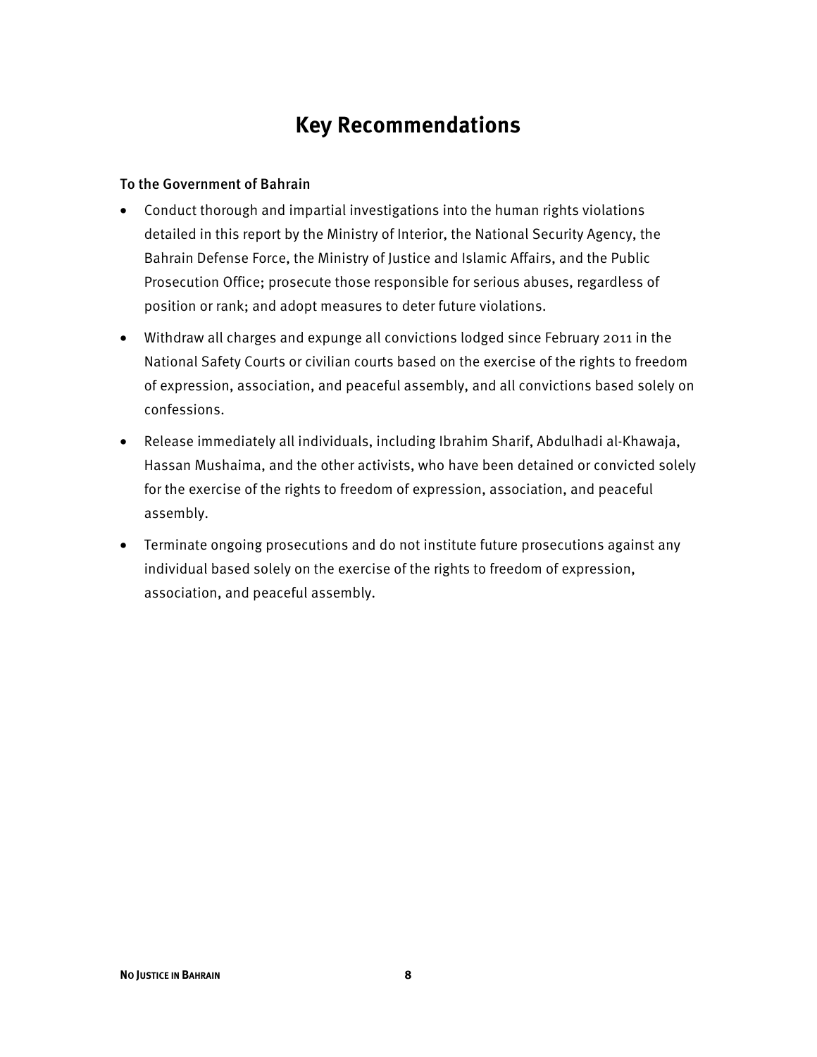# Key Recommendations

### To the Government of Bahrain

- Conduct thorough and impartial investigations into the human rights violations detailed in this report by the Ministry of Interior, the National Security Agency, the Bahrain Defense Force, the Ministry of Justice and Islamic Affairs, and the Public Prosecution Office; prosecute those responsible for serious abuses, regardless of position or rank; and adopt measures to deter future violations.
- Withdraw all charges and expunge all convictions lodged since February 2011 in the National Safety Courts or civilian courts based on the exercise of the rights to freedom of expression, association, and peaceful assembly, and all convictions based solely on confessions.
- Release immediately all individuals, including Ibrahim Sharif, Abdulhadi al-Khawaja, Hassan Mushaima, and the other activists, who have been detained or convicted solely for the exercise of the rights to freedom of expression, association, and peaceful assembly.
- Terminate ongoing prosecutions and do not institute future prosecutions against any individual based solely on the exercise of the rights to freedom of expression, association, and peaceful assembly.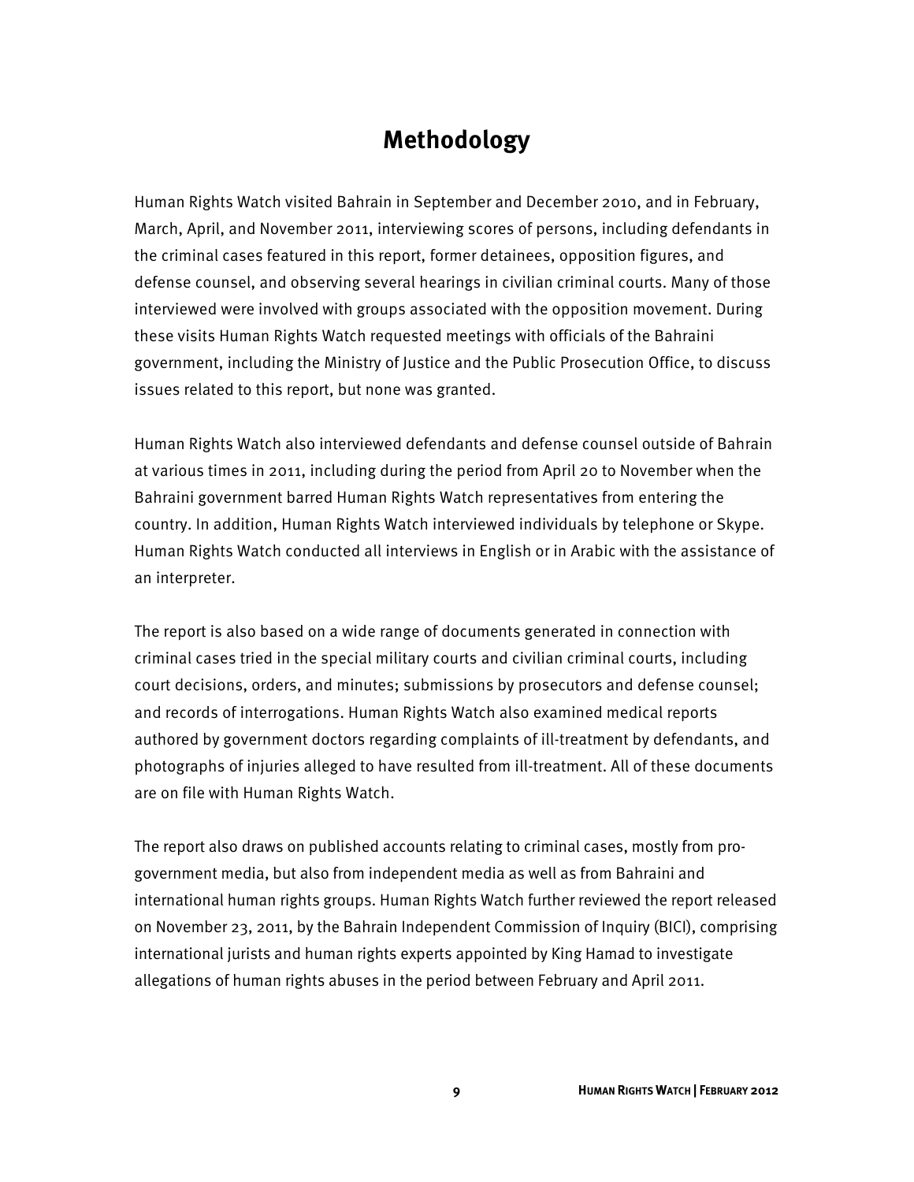# Methodology

Human Rights Watch visited Bahrain in September and December 2010, and in February, March, April, and November 2011, interviewing scores of persons, including defendants in the criminal cases featured in this report, former detainees, opposition figures, and defense counsel, and observing several hearings in civilian criminal courts. Many of those interviewed were involved with groups associated with the opposition movement. During these visits Human Rights Watch requested meetings with officials of the Bahraini government, including the Ministry of Justice and the Public Prosecution Office, to discuss issues related to this report, but none was granted.

Human Rights Watch also interviewed defendants and defense counsel outside of Bahrain at various times in 2011, including during the period from April 20 to November when the Bahraini government barred Human Rights Watch representatives from entering the country. In addition, Human Rights Watch interviewed individuals by telephone or Skype. Human Rights Watch conducted all interviews in English or in Arabic with the assistance of an interpreter.

The report is also based on a wide range of documents generated in connection with criminal cases tried in the special military courts and civilian criminal courts, including court decisions, orders, and minutes; submissions by prosecutors and defense counsel; and records of interrogations. Human Rights Watch also examined medical reports authored by government doctors regarding complaints of ill-treatment by defendants, and photographs of injuries alleged to have resulted from ill-treatment. All of these documents are on file with Human Rights Watch.

The report also draws on published accounts relating to criminal cases, mostly from pro-government media, but also from independent media as well as from Bahraini and international human rights groups. Human Rights Watch further reviewed the report released on November 23, 2011, by the Bahrain Independent Commission of Inquiry (BICI), comprising international jurists and human rights experts appointed by King Hamad to investigate allegations of human rights abuses in the period between February and April 2011.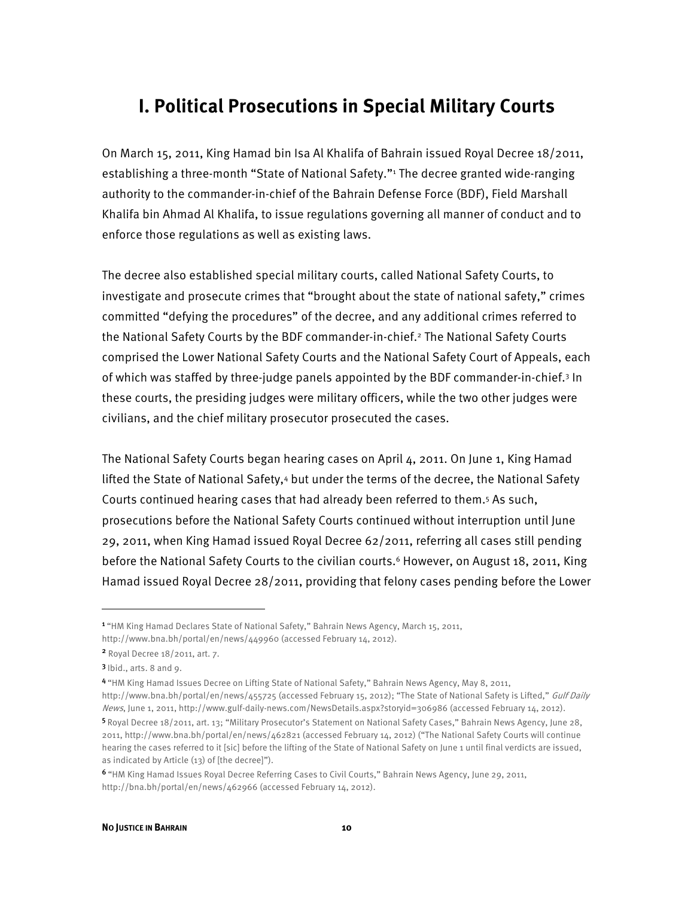# I. Political Prosecutions in Special Military Courts

On March 15, 2011, King Hamad bin Isa Al Khalifa of Bahrain issued Royal Decree 18/2011, establishing a three-month "State of National Safety."[1] The decree granted wide-ranging authority to the commander-in-chief of the Bahrain Defense Force (BDF), Field Marshall Khalifa bin Ahmad Al Khalifa, to issue regulations governing all manner of conduct and to enforce those regulations as well as existing laws.

The decree also established special military courts, called National Safety Courts, to investigate and prosecute crimes that "brought about the state of national safety," crimes committed "defying the procedures" of the decree, and any additional crimes referred to the National Safety Courts by the BDF commander-in-chief.[2] The National Safety Courts comprised the Lower National Safety Courts and the National Safety Court of Appeals, each of which was staffed by three-judge panels appointed by the BDF commander-in-chief.[3] In these courts, the presiding judges were military officers, while the two other judges were civilians, and the chief military prosecutor prosecuted the cases.

The National Safety Courts began hearing cases on April 4, 2011. On June 1, King Hamad lifted the State of National Safety,[4] but under the terms of the decree, the National Safety Courts continued hearing cases that had already been referred to them.[5] As such, prosecutions before the National Safety Courts continued without interruption until June 29, 2011, when King Hamad issued Royal Decree 62/2011, referring all cases still pending before the National Safety Courts to the civilian courts.[6] However, on August 18, 2011, King Hamad issued Royal Decree 28/2011, providing that felony cases pending before the Lower

---

[1] "HM King Hamad Declares State of National Safety," Bahrain News Agency, March 15, 2011, http://www.bna.bh/portal/en/news/449960 (accessed February 14, 2012).

[2] Royal Decree 18/2011, art. 7.

[3] Ibid., arts. 8 and 9.

[4] "HM King Hamad Issues Decree on Lifting State of National Safety," Bahrain News Agency, May 8, 2011, http://www.bna.bh/portal/en/news/455725 (accessed February 15, 2012); "The State of National Safety is Lifted," *Gulf Daily News*, June 1, 2011, http://www.gulf-daily-news.com/NewsDetails.aspx?storyid=306986 (accessed February 14, 2012).

[5] Royal Decree 18/2011, art. 13; "Military Prosecutor's Statement on National Safety Cases," Bahrain News Agency, June 28, 2011, http://www.bna.bh/portal/en/news/462821 (accessed February 14, 2012) ("The National Safety Courts will continue hearing the cases referred to it [sic] before the lifting of the State of National Safety on June 1 until final verdicts are issued, as indicated by Article (13) of [the decree]").

[6] "HM King Hamad Issues Royal Decree Referring Cases to Civil Courts," Bahrain News Agency, June 29, 2011, http://bna.bh/portal/en/news/462966 (accessed February 14, 2012).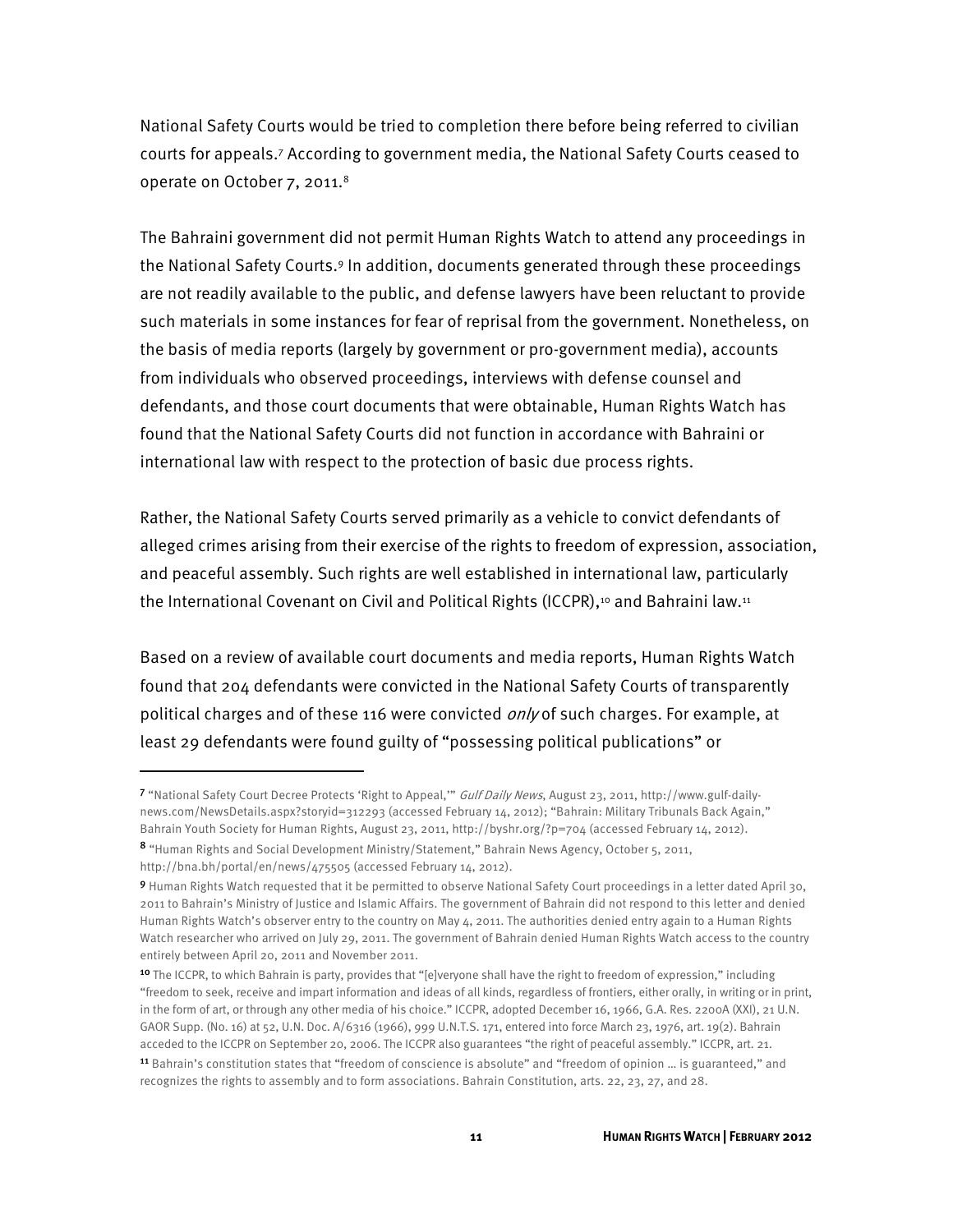National Safety Courts would be tried to completion there before being referred to civilian courts for appeals.[7] According to government media, the National Safety Courts ceased to operate on October 7, 2011.[8]

The Bahraini government did not permit Human Rights Watch to attend any proceedings in the National Safety Courts.[9] In addition, documents generated through these proceedings are not readily available to the public, and defense lawyers have been reluctant to provide such materials in some instances for fear of reprisal from the government. Nonetheless, on the basis of media reports (largely by government or pro-government media), accounts from individuals who observed proceedings, interviews with defense counsel and defendants, and those court documents that were obtainable, Human Rights Watch has found that the National Safety Courts did not function in accordance with Bahraini or international law with respect to the protection of basic due process rights.

Rather, the National Safety Courts served primarily as a vehicle to convict defendants of alleged crimes arising from their exercise of the rights to freedom of expression, association, and peaceful assembly. Such rights are well established in international law, particularly the International Covenant on Civil and Political Rights (ICCPR),[10] and Bahraini law.[11]

Based on a review of available court documents and media reports, Human Rights Watch found that 204 defendants were convicted in the National Safety Courts of transparently political charges and of these 116 were convicted *only* of such charges. For example, at least 29 defendants were found guilty of "possessing political publications" or

---

[7] "National Safety Court Decree Protects 'Right to Appeal,'" *Gulf Daily News*, August 23, 2011, http://www.gulf-daily-news.com/NewsDetails.aspx?storyid=312293 (accessed February 14, 2012); "Bahrain: Military Tribunals Back Again," Bahrain Youth Society for Human Rights, August 23, 2011, http://byshr.org/?p=704 (accessed February 14, 2012).

[8] "Human Rights and Social Development Ministry/Statement," Bahrain News Agency, October 5, 2011, http://bna.bh/portal/en/news/475505 (accessed February 14, 2012).

[9] Human Rights Watch requested that it be permitted to observe National Safety Court proceedings in a letter dated April 30, 2011 to Bahrain's Ministry of Justice and Islamic Affairs. The government of Bahrain did not respond to this letter and denied Human Rights Watch's observer entry to the country on May 4, 2011. The authorities denied entry again to a Human Rights Watch researcher who arrived on July 29, 2011. The government of Bahrain denied Human Rights Watch access to the country entirely between April 20, 2011 and November 2011.

[10] The ICCPR, to which Bahrain is party, provides that "[e]veryone shall have the right to freedom of expression," including "freedom to seek, receive and impart information and ideas of all kinds, regardless of frontiers, either orally, in writing or in print, in the form of art, or through any other media of his choice." ICCPR, adopted December 16, 1966, G.A. Res. 2200A (XXI), 21 U.N. GAOR Supp. (No. 16) at 52, U.N. Doc. A/6316 (1966), 999 U.N.T.S. 171, entered into force March 23, 1976, art. 19(2). Bahrain acceded to the ICCPR on September 20, 2006. The ICCPR also guarantees "the right of peaceful assembly." ICCPR, art. 21.

[11] Bahrain's constitution states that "freedom of conscience is absolute" and "freedom of opinion … is guaranteed," and recognizes the rights to assembly and to form associations. Bahrain Constitution, arts. 22, 23, 27, and 28.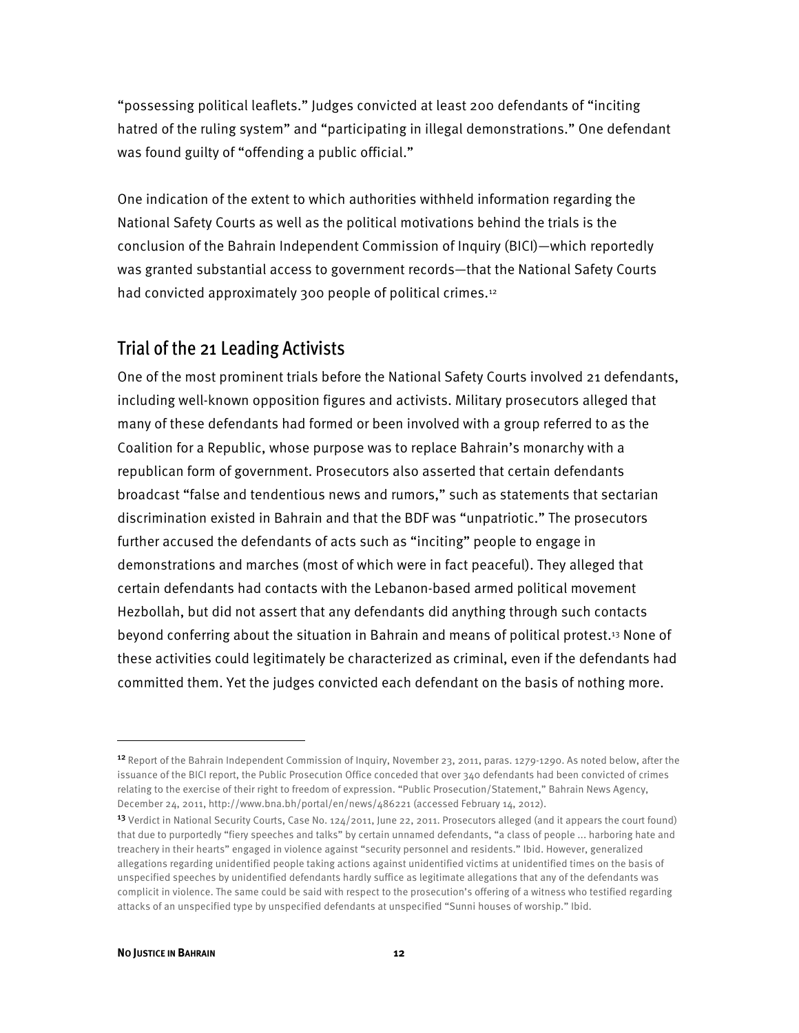"possessing political leaflets." Judges convicted at least 200 defendants of "inciting hatred of the ruling system" and "participating in illegal demonstrations." One defendant was found guilty of "offending a public official."

One indication of the extent to which authorities withheld information regarding the National Safety Courts as well as the political motivations behind the trials is the conclusion of the Bahrain Independent Commission of Inquiry (BICI)—which reportedly was granted substantial access to government records—that the National Safety Courts had convicted approximately 300 people of political crimes.[12]

## Trial of the 21 Leading Activists

One of the most prominent trials before the National Safety Courts involved 21 defendants, including well-known opposition figures and activists. Military prosecutors alleged that many of these defendants had formed or been involved with a group referred to as the Coalition for a Republic, whose purpose was to replace Bahrain's monarchy with a republican form of government. Prosecutors also asserted that certain defendants broadcast "false and tendentious news and rumors," such as statements that sectarian discrimination existed in Bahrain and that the BDF was "unpatriotic." The prosecutors further accused the defendants of acts such as "inciting" people to engage in demonstrations and marches (most of which were in fact peaceful). They alleged that certain defendants had contacts with the Lebanon-based armed political movement Hezbollah, but did not assert that any defendants did anything through such contacts beyond conferring about the situation in Bahrain and means of political protest.[13] None of these activities could legitimately be characterized as criminal, even if the defendants had committed them. Yet the judges convicted each defendant on the basis of nothing more.

---

[12] Report of the Bahrain Independent Commission of Inquiry, November 23, 2011, paras. 1279-1290. As noted below, after the issuance of the BICI report, the Public Prosecution Office conceded that over 340 defendants had been convicted of crimes relating to the exercise of their right to freedom of expression. "Public Prosecution/Statement," Bahrain News Agency, December 24, 2011, http://www.bna.bh/portal/en/news/486221 (accessed February 14, 2012).

[13] Verdict in National Security Courts, Case No. 124/2011, June 22, 2011. Prosecutors alleged (and it appears the court found) that due to purportedly "fiery speeches and talks" by certain unnamed defendants, "a class of people ... harboring hate and treachery in their hearts" engaged in violence against "security personnel and residents." Ibid. However, generalized allegations regarding unidentified people taking actions against unidentified victims at unidentified times on the basis of unspecified speeches by unidentified defendants hardly suffice as legitimate allegations that any of the defendants was complicit in violence. The same could be said with respect to the prosecution's offering of a witness who testified regarding attacks of an unspecified type by unspecified defendants at unspecified "Sunni houses of worship." Ibid.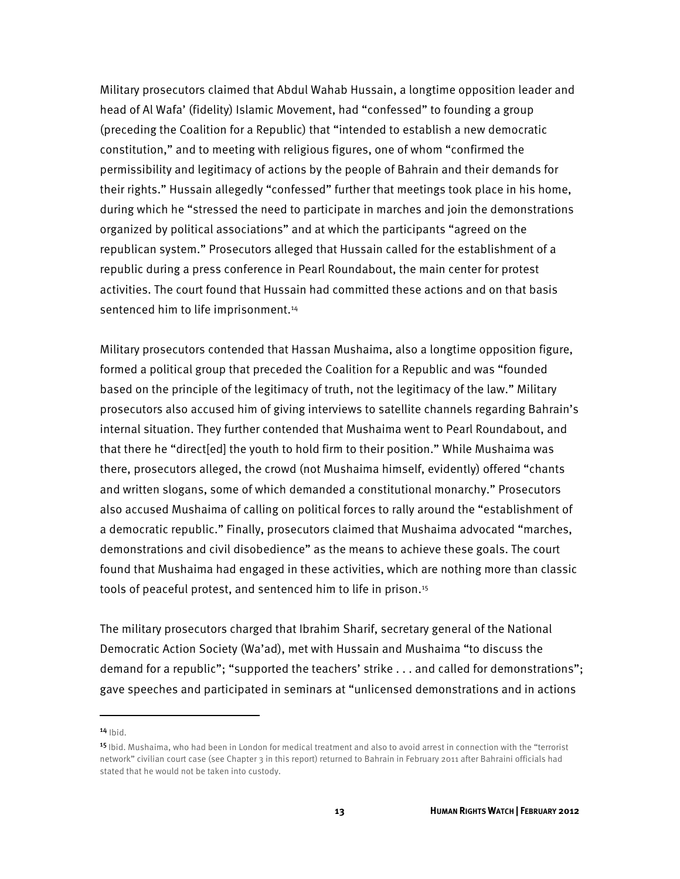Military prosecutors claimed that Abdul Wahab Hussain, a longtime opposition leader and head of Al Wafa' (fidelity) Islamic Movement, had "confessed" to founding a group (preceding the Coalition for a Republic) that "intended to establish a new democratic constitution," and to meeting with religious figures, one of whom "confirmed the permissibility and legitimacy of actions by the people of Bahrain and their demands for their rights." Hussain allegedly "confessed" further that meetings took place in his home, during which he "stressed the need to participate in marches and join the demonstrations organized by political associations" and at which the participants "agreed on the republican system." Prosecutors alleged that Hussain called for the establishment of a republic during a press conference in Pearl Roundabout, the main center for protest activities. The court found that Hussain had committed these actions and on that basis sentenced him to life imprisonment.[14]

Military prosecutors contended that Hassan Mushaima, also a longtime opposition figure, formed a political group that preceded the Coalition for a Republic and was "founded based on the principle of the legitimacy of truth, not the legitimacy of the law." Military prosecutors also accused him of giving interviews to satellite channels regarding Bahrain's internal situation. They further contended that Mushaima went to Pearl Roundabout, and that there he "direct[ed] the youth to hold firm to their position." While Mushaima was there, prosecutors alleged, the crowd (not Mushaima himself, evidently) offered "chants and written slogans, some of which demanded a constitutional monarchy." Prosecutors also accused Mushaima of calling on political forces to rally around the "establishment of a democratic republic." Finally, prosecutors claimed that Mushaima advocated "marches, demonstrations and civil disobedience" as the means to achieve these goals. The court found that Mushaima had engaged in these activities, which are nothing more than classic tools of peaceful protest, and sentenced him to life in prison.[15]

The military prosecutors charged that Ibrahim Sharif, secretary general of the National Democratic Action Society (Wa'ad), met with Hussain and Mushaima "to discuss the demand for a republic"; "supported the teachers' strike . . . and called for demonstrations"; gave speeches and participated in seminars at "unlicensed demonstrations and in actions

---

[14] Ibid.

[15] Ibid. Mushaima, who had been in London for medical treatment and also to avoid arrest in connection with the "terrorist network" civilian court case (see Chapter 3 in this report) returned to Bahrain in February 2011 after Bahraini officials had stated that he would not be taken into custody.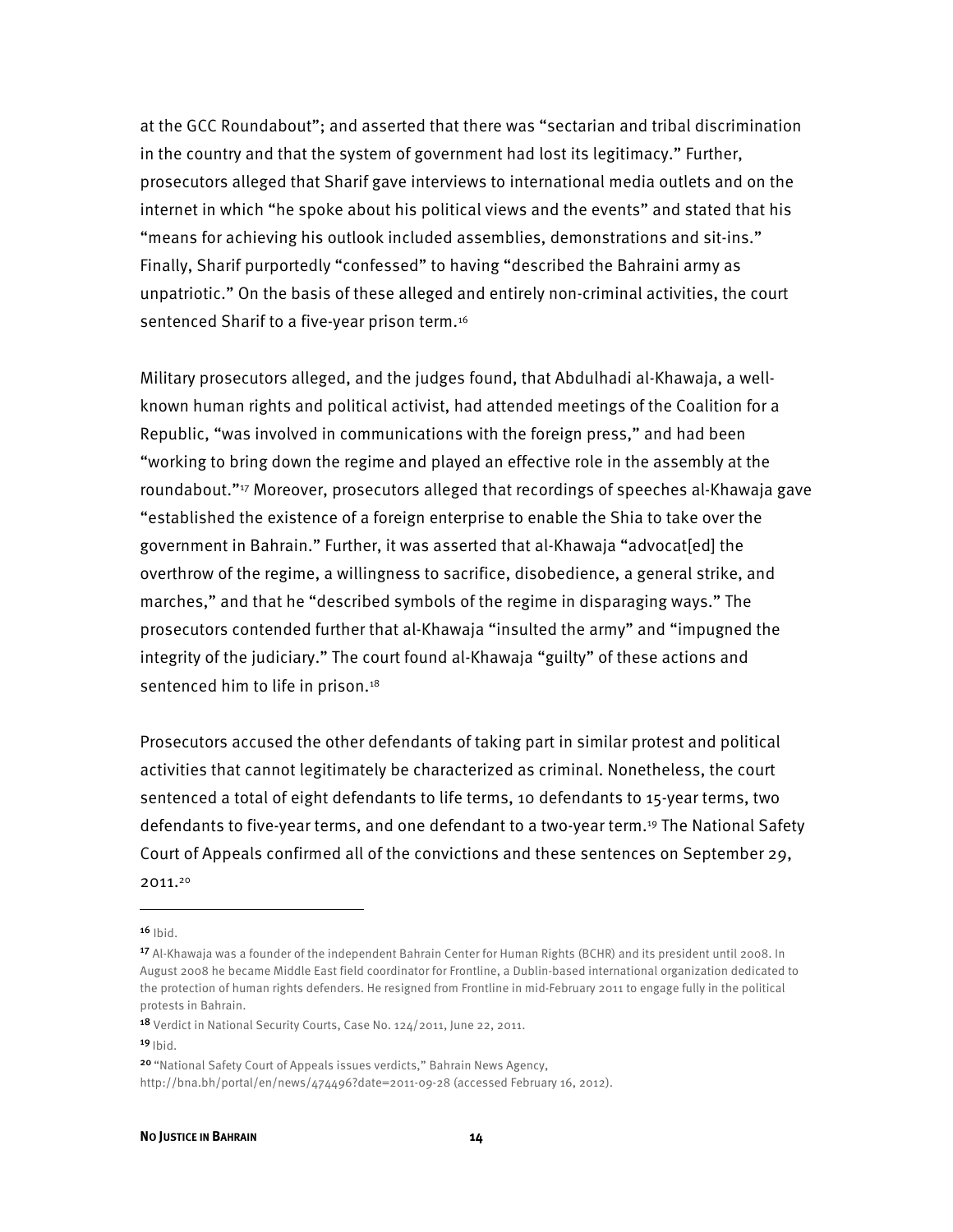at the GCC Roundabout"; and asserted that there was "sectarian and tribal discrimination in the country and that the system of government had lost its legitimacy." Further, prosecutors alleged that Sharif gave interviews to international media outlets and on the internet in which "he spoke about his political views and the events" and stated that his "means for achieving his outlook included assemblies, demonstrations and sit-ins." Finally, Sharif purportedly "confessed" to having "described the Bahraini army as unpatriotic." On the basis of these alleged and entirely non-criminal activities, the court sentenced Sharif to a five-year prison term.[16]

Military prosecutors alleged, and the judges found, that Abdulhadi al-Khawaja, a well-known human rights and political activist, had attended meetings of the Coalition for a Republic, "was involved in communications with the foreign press," and had been "working to bring down the regime and played an effective role in the assembly at the roundabout."[17] Moreover, prosecutors alleged that recordings of speeches al-Khawaja gave "established the existence of a foreign enterprise to enable the Shia to take over the government in Bahrain." Further, it was asserted that al-Khawaja "advocat[ed] the overthrow of the regime, a willingness to sacrifice, disobedience, a general strike, and marches," and that he "described symbols of the regime in disparaging ways." The prosecutors contended further that al-Khawaja "insulted the army" and "impugned the integrity of the judiciary." The court found al-Khawaja "guilty" of these actions and sentenced him to life in prison.[18]

Prosecutors accused the other defendants of taking part in similar protest and political activities that cannot legitimately be characterized as criminal. Nonetheless, the court sentenced a total of eight defendants to life terms, 10 defendants to 15-year terms, two defendants to five-year terms, and one defendant to a two-year term.[19] The National Safety Court of Appeals confirmed all of the convictions and these sentences on September 29, 2011.[20]

---

[16] Ibid.

[17] Al-Khawaja was a founder of the independent Bahrain Center for Human Rights (BCHR) and its president until 2008. In August 2008 he became Middle East field coordinator for Frontline, a Dublin-based international organization dedicated to the protection of human rights defenders. He resigned from Frontline in mid-February 2011 to engage fully in the political protests in Bahrain.

[18] Verdict in National Security Courts, Case No. 124/2011, June 22, 2011.

[19] Ibid.

[20] "National Safety Court of Appeals issues verdicts," Bahrain News Agency, http://bna.bh/portal/en/news/474496?date=2011-09-28 (accessed February 16, 2012).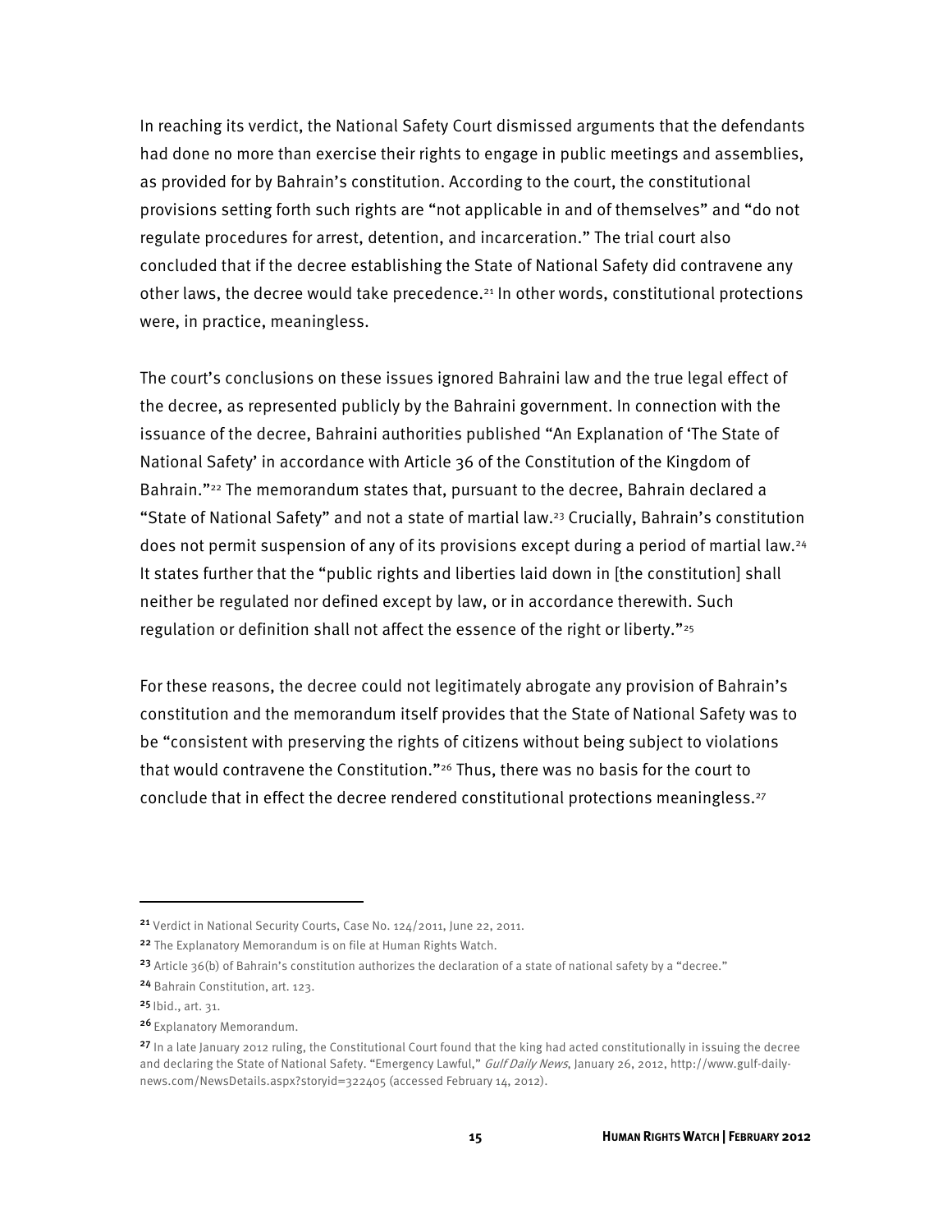In reaching its verdict, the National Safety Court dismissed arguments that the defendants had done no more than exercise their rights to engage in public meetings and assemblies, as provided for by Bahrain's constitution. According to the court, the constitutional provisions setting forth such rights are "not applicable in and of themselves" and "do not regulate procedures for arrest, detention, and incarceration." The trial court also concluded that if the decree establishing the State of National Safety did contravene any other laws, the decree would take precedence.[21] In other words, constitutional protections were, in practice, meaningless.

The court's conclusions on these issues ignored Bahraini law and the true legal effect of the decree, as represented publicly by the Bahraini government. In connection with the issuance of the decree, Bahraini authorities published "An Explanation of 'The State of National Safety' in accordance with Article 36 of the Constitution of the Kingdom of Bahrain."[22] The memorandum states that, pursuant to the decree, Bahrain declared a "State of National Safety" and not a state of martial law.[23] Crucially, Bahrain's constitution does not permit suspension of any of its provisions except during a period of martial law.[24] It states further that the "public rights and liberties laid down in [the constitution] shall neither be regulated nor defined except by law, or in accordance therewith. Such regulation or definition shall not affect the essence of the right or liberty."[25]

For these reasons, the decree could not legitimately abrogate any provision of Bahrain's constitution and the memorandum itself provides that the State of National Safety was to be "consistent with preserving the rights of citizens without being subject to violations that would contravene the Constitution."[26] Thus, there was no basis for the court to conclude that in effect the decree rendered constitutional protections meaningless.[27]

---

[21] Verdict in National Security Courts, Case No. 124/2011, June 22, 2011.

[22] The Explanatory Memorandum is on file at Human Rights Watch.

[23] Article 36(b) of Bahrain's constitution authorizes the declaration of a state of national safety by a "decree."

[24] Bahrain Constitution, art. 123.

[25] Ibid., art. 31.

[26] Explanatory Memorandum.

[27] In a late January 2012 ruling, the Constitutional Court found that the king had acted constitutionally in issuing the decree and declaring the State of National Safety. "Emergency Lawful," *Gulf Daily News*, January 26, 2012, http://www.gulf-daily-news.com/NewsDetails.aspx?storyid=322405 (accessed February 14, 2012).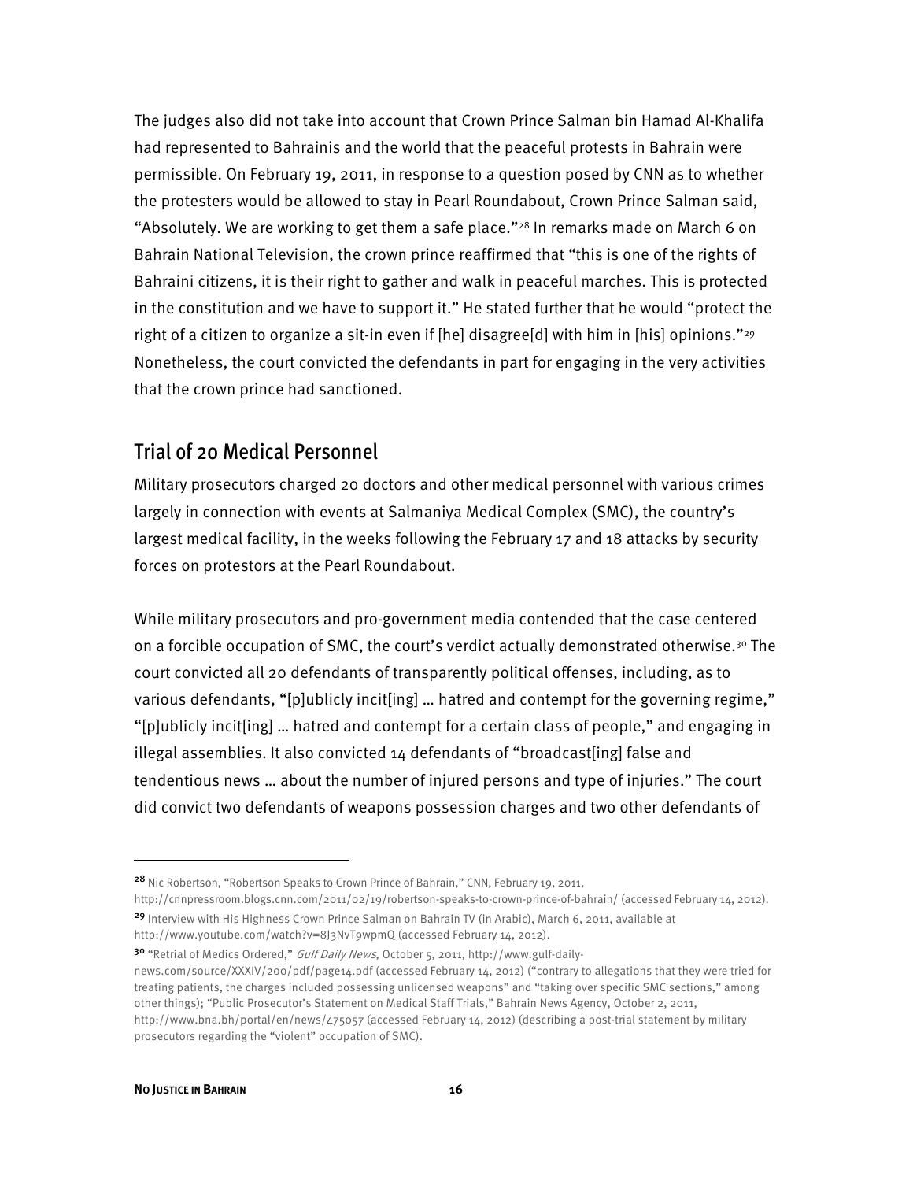The judges also did not take into account that Crown Prince Salman bin Hamad Al-Khalifa had represented to Bahrainis and the world that the peaceful protests in Bahrain were permissible. On February 19, 2011, in response to a question posed by CNN as to whether the protesters would be allowed to stay in Pearl Roundabout, Crown Prince Salman said, "Absolutely. We are working to get them a safe place."[28] In remarks made on March 6 on Bahrain National Television, the crown prince reaffirmed that "this is one of the rights of Bahraini citizens, it is their right to gather and walk in peaceful marches. This is protected in the constitution and we have to support it." He stated further that he would "protect the right of a citizen to organize a sit-in even if [he] disagree[d] with him in [his] opinions."[29] Nonetheless, the court convicted the defendants in part for engaging in the very activities that the crown prince had sanctioned.

## Trial of 20 Medical Personnel

Military prosecutors charged 20 doctors and other medical personnel with various crimes largely in connection with events at Salmaniya Medical Complex (SMC), the country's largest medical facility, in the weeks following the February 17 and 18 attacks by security forces on protestors at the Pearl Roundabout.

While military prosecutors and pro-government media contended that the case centered on a forcible occupation of SMC, the court's verdict actually demonstrated otherwise.[30] The court convicted all 20 defendants of transparently political offenses, including, as to various defendants, "[p]ublicly incit[ing] … hatred and contempt for the governing regime," "[p]ublicly incit[ing] … hatred and contempt for a certain class of people," and engaging in illegal assemblies. It also convicted 14 defendants of "broadcast[ing] false and tendentious news … about the number of injured persons and type of injuries." The court did convict two defendants of weapons possession charges and two other defendants of

---

[28] Nic Robertson, "Robertson Speaks to Crown Prince of Bahrain," CNN, February 19, 2011, http://cnnpressroom.blogs.cnn.com/2011/02/19/robertson-speaks-to-crown-prince-of-bahrain/ (accessed February 14, 2012).

[29] Interview with His Highness Crown Prince Salman on Bahrain TV (in Arabic), March 6, 2011, available at http://www.youtube.com/watch?v=8J3NvT9wpmQ (accessed February 14, 2012).

[30] "Retrial of Medics Ordered," *Gulf Daily News*, October 5, 2011, http://www.gulf-daily-news.com/source/XXXIV/200/pdf/page14.pdf (accessed February 14, 2012) ("contrary to allegations that they were tried for treating patients, the charges included possessing unlicensed weapons" and "taking over specific SMC sections," among other things); "Public Prosecutor's Statement on Medical Staff Trials," Bahrain News Agency, October 2, 2011, http://www.bna.bh/portal/en/news/475057 (accessed February 14, 2012) (describing a post-trial statement by military prosecutors regarding the "violent" occupation of SMC).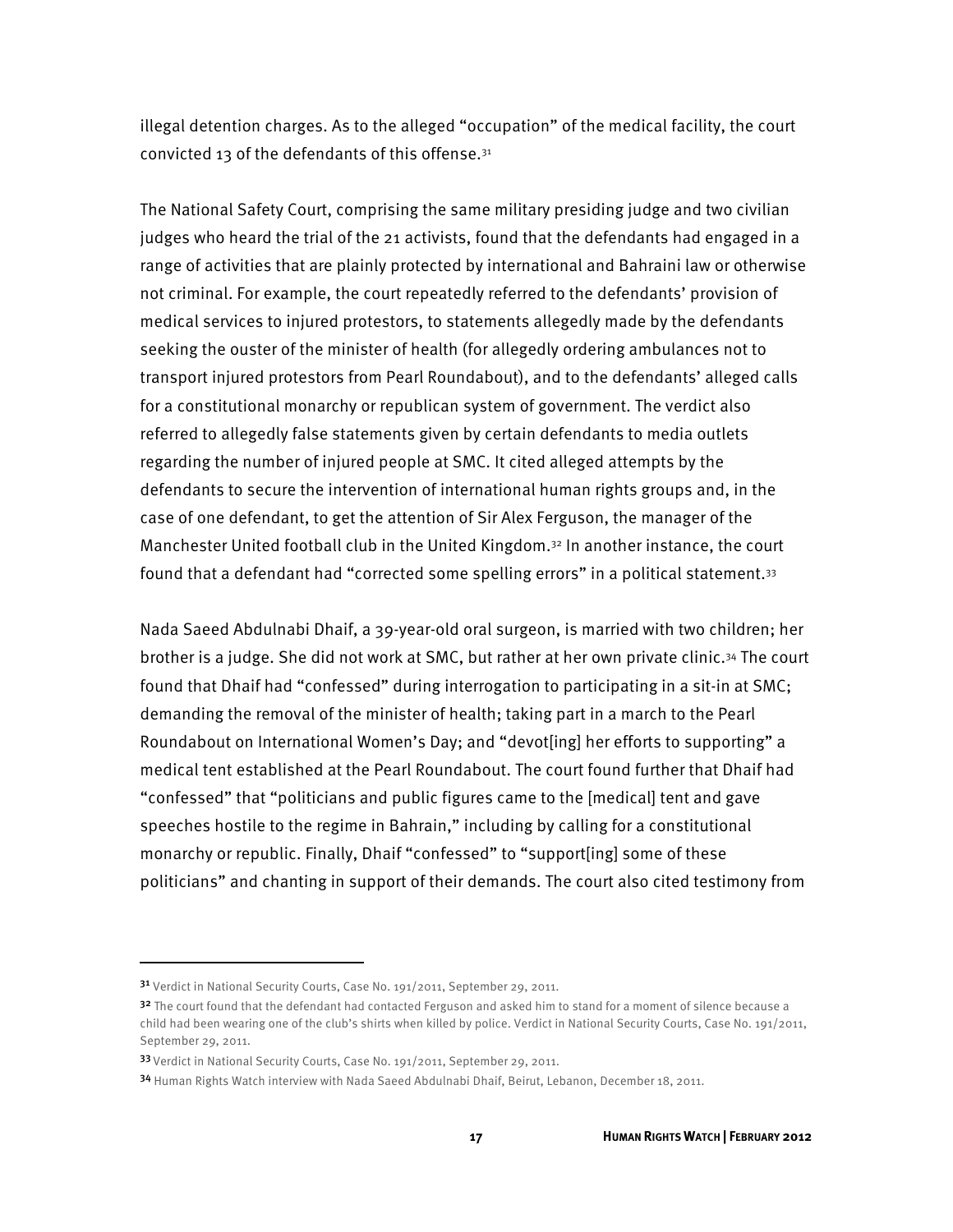illegal detention charges. As to the alleged "occupation" of the medical facility, the court convicted 13 of the defendants of this offense.[31]

The National Safety Court, comprising the same military presiding judge and two civilian judges who heard the trial of the 21 activists, found that the defendants had engaged in a range of activities that are plainly protected by international and Bahraini law or otherwise not criminal. For example, the court repeatedly referred to the defendants' provision of medical services to injured protestors, to statements allegedly made by the defendants seeking the ouster of the minister of health (for allegedly ordering ambulances not to transport injured protestors from Pearl Roundabout), and to the defendants' alleged calls for a constitutional monarchy or republican system of government. The verdict also referred to allegedly false statements given by certain defendants to media outlets regarding the number of injured people at SMC. It cited alleged attempts by the defendants to secure the intervention of international human rights groups and, in the case of one defendant, to get the attention of Sir Alex Ferguson, the manager of the Manchester United football club in the United Kingdom.[32] In another instance, the court found that a defendant had "corrected some spelling errors" in a political statement.[33]

Nada Saeed Abdulnabi Dhaif, a 39-year-old oral surgeon, is married with two children; her brother is a judge. She did not work at SMC, but rather at her own private clinic.[34] The court found that Dhaif had "confessed" during interrogation to participating in a sit-in at SMC; demanding the removal of the minister of health; taking part in a march to the Pearl Roundabout on International Women's Day; and "devot[ing] her efforts to supporting" a medical tent established at the Pearl Roundabout. The court found further that Dhaif had "confessed" that "politicians and public figures came to the [medical] tent and gave speeches hostile to the regime in Bahrain," including by calling for a constitutional monarchy or republic. Finally, Dhaif "confessed" to "support[ing] some of these politicians" and chanting in support of their demands. The court also cited testimony from

---

[31] Verdict in National Security Courts, Case No. 191/2011, September 29, 2011.

[32] The court found that the defendant had contacted Ferguson and asked him to stand for a moment of silence because a child had been wearing one of the club's shirts when killed by police. Verdict in National Security Courts, Case No. 191/2011, September 29, 2011.

[33] Verdict in National Security Courts, Case No. 191/2011, September 29, 2011.

[34] Human Rights Watch interview with Nada Saeed Abdulnabi Dhaif, Beirut, Lebanon, December 18, 2011.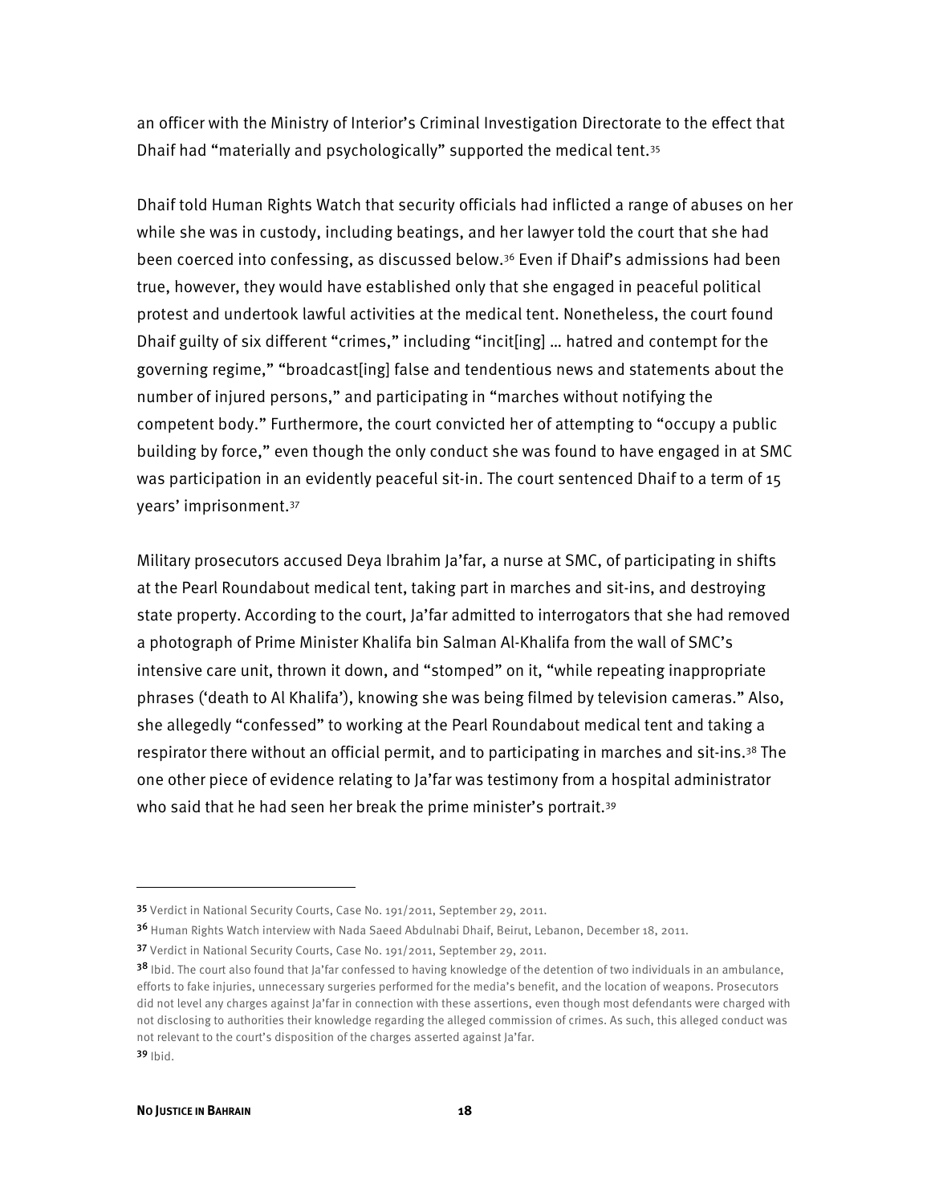an officer with the Ministry of Interior's Criminal Investigation Directorate to the effect that Dhaif had "materially and psychologically" supported the medical tent.[35]

Dhaif told Human Rights Watch that security officials had inflicted a range of abuses on her while she was in custody, including beatings, and her lawyer told the court that she had been coerced into confessing, as discussed below.[36] Even if Dhaif's admissions had been true, however, they would have established only that she engaged in peaceful political protest and undertook lawful activities at the medical tent. Nonetheless, the court found Dhaif guilty of six different "crimes," including "incit[ing] … hatred and contempt for the governing regime," "broadcast[ing] false and tendentious news and statements about the number of injured persons," and participating in "marches without notifying the competent body." Furthermore, the court convicted her of attempting to "occupy a public building by force," even though the only conduct she was found to have engaged in at SMC was participation in an evidently peaceful sit-in. The court sentenced Dhaif to a term of 15 years' imprisonment.[37]

Military prosecutors accused Deya Ibrahim Ja'far, a nurse at SMC, of participating in shifts at the Pearl Roundabout medical tent, taking part in marches and sit-ins, and destroying state property. According to the court, Ja'far admitted to interrogators that she had removed a photograph of Prime Minister Khalifa bin Salman Al-Khalifa from the wall of SMC's intensive care unit, thrown it down, and "stomped" on it, "while repeating inappropriate phrases ('death to Al Khalifa'), knowing she was being filmed by television cameras." Also, she allegedly "confessed" to working at the Pearl Roundabout medical tent and taking a respirator there without an official permit, and to participating in marches and sit-ins.[38] The one other piece of evidence relating to Ja'far was testimony from a hospital administrator who said that he had seen her break the prime minister's portrait.[39]

---

[35] Verdict in National Security Courts, Case No. 191/2011, September 29, 2011.

[36] Human Rights Watch interview with Nada Saeed Abdulnabi Dhaif, Beirut, Lebanon, December 18, 2011.

[37] Verdict in National Security Courts, Case No. 191/2011, September 29, 2011.

[38] Ibid. The court also found that Ja'far confessed to having knowledge of the detention of two individuals in an ambulance, efforts to fake injuries, unnecessary surgeries performed for the media's benefit, and the location of weapons. Prosecutors did not level any charges against Ja'far in connection with these assertions, even though most defendants were charged with not disclosing to authorities their knowledge regarding the alleged commission of crimes. As such, this alleged conduct was not relevant to the court's disposition of the charges asserted against Ja'far.

[39] Ibid.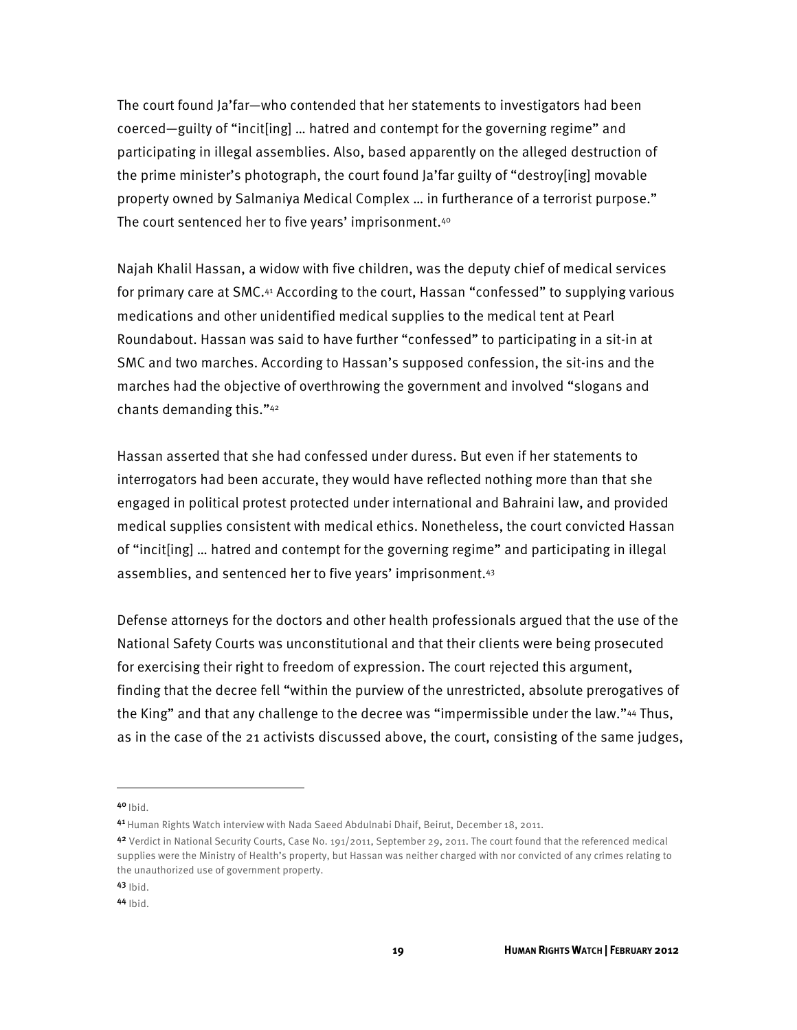The court found Ja'far—who contended that her statements to investigators had been coerced—guilty of "incit[ing] … hatred and contempt for the governing regime" and participating in illegal assemblies. Also, based apparently on the alleged destruction of the prime minister's photograph, the court found Ja'far guilty of "destroy[ing] movable property owned by Salmaniya Medical Complex … in furtherance of a terrorist purpose." The court sentenced her to five years' imprisonment.[40]

Najah Khalil Hassan, a widow with five children, was the deputy chief of medical services for primary care at SMC.[41] According to the court, Hassan "confessed" to supplying various medications and other unidentified medical supplies to the medical tent at Pearl Roundabout. Hassan was said to have further "confessed" to participating in a sit-in at SMC and two marches. According to Hassan's supposed confession, the sit-ins and the marches had the objective of overthrowing the government and involved "slogans and chants demanding this."[42]

Hassan asserted that she had confessed under duress. But even if her statements to interrogators had been accurate, they would have reflected nothing more than that she engaged in political protest protected under international and Bahraini law, and provided medical supplies consistent with medical ethics. Nonetheless, the court convicted Hassan of "incit[ing] … hatred and contempt for the governing regime" and participating in illegal assemblies, and sentenced her to five years' imprisonment.[43]

Defense attorneys for the doctors and other health professionals argued that the use of the National Safety Courts was unconstitutional and that their clients were being prosecuted for exercising their right to freedom of expression. The court rejected this argument, finding that the decree fell "within the purview of the unrestricted, absolute prerogatives of the King" and that any challenge to the decree was "impermissible under the law."[44] Thus, as in the case of the 21 activists discussed above, the court, consisting of the same judges,

---

[40] Ibid.

[41] Human Rights Watch interview with Nada Saeed Abdulnabi Dhaif, Beirut, December 18, 2011.

[42] Verdict in National Security Courts, Case No. 191/2011, September 29, 2011. The court found that the referenced medical supplies were the Ministry of Health's property, but Hassan was neither charged with nor convicted of any crimes relating to the unauthorized use of government property.

[43] Ibid.

[44] Ibid.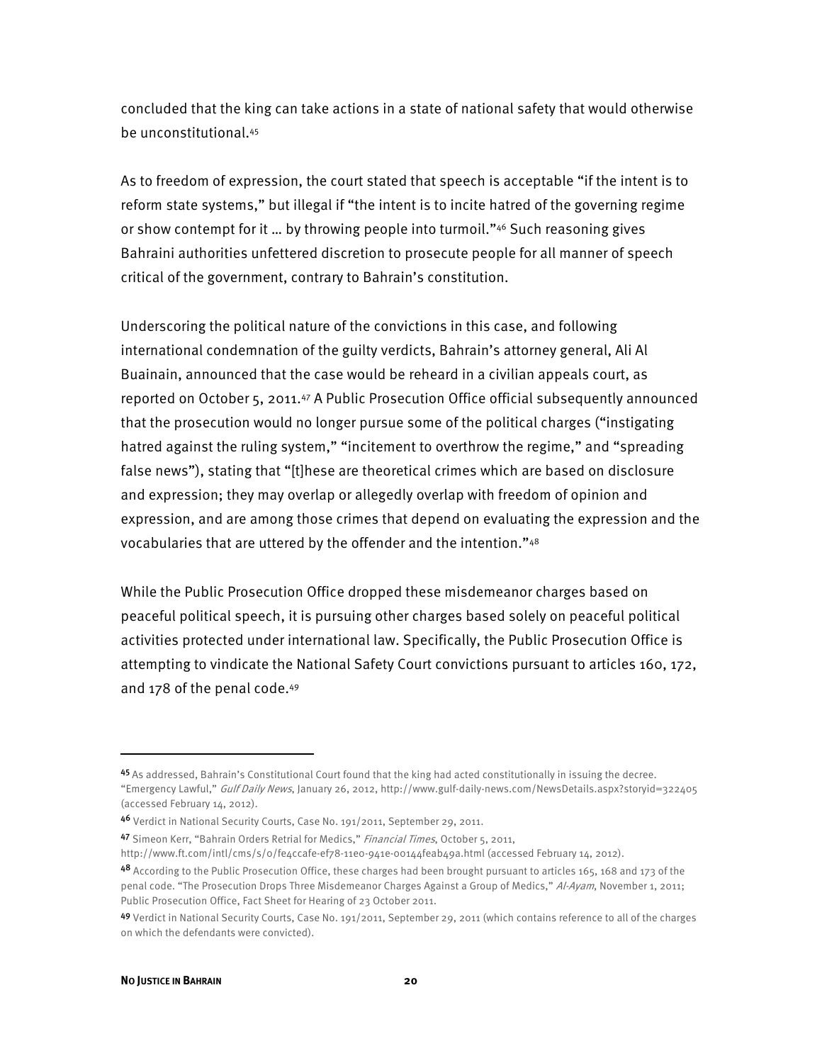concluded that the king can take actions in a state of national safety that would otherwise be unconstitutional.[45]

As to freedom of expression, the court stated that speech is acceptable "if the intent is to reform state systems," but illegal if "the intent is to incite hatred of the governing regime or show contempt for it … by throwing people into turmoil."[46] Such reasoning gives Bahraini authorities unfettered discretion to prosecute people for all manner of speech critical of the government, contrary to Bahrain's constitution.

Underscoring the political nature of the convictions in this case, and following international condemnation of the guilty verdicts, Bahrain's attorney general, Ali Al Buainain, announced that the case would be reheard in a civilian appeals court, as reported on October 5, 2011.[47] A Public Prosecution Office official subsequently announced that the prosecution would no longer pursue some of the political charges ("instigating hatred against the ruling system," "incitement to overthrow the regime," and "spreading false news"), stating that "[t]hese are theoretical crimes which are based on disclosure and expression; they may overlap or allegedly overlap with freedom of opinion and expression, and are among those crimes that depend on evaluating the expression and the vocabularies that are uttered by the offender and the intention."[48]

While the Public Prosecution Office dropped these misdemeanor charges based on peaceful political speech, it is pursuing other charges based solely on peaceful political activities protected under international law. Specifically, the Public Prosecution Office is attempting to vindicate the National Safety Court convictions pursuant to articles 160, 172, and 178 of the penal code.[49]

---

[45] As addressed, Bahrain's Constitutional Court found that the king had acted constitutionally in issuing the decree. "Emergency Lawful," *Gulf Daily News*, January 26, 2012, http://www.gulf-daily-news.com/NewsDetails.aspx?storyid=322405 (accessed February 14, 2012).

[46] Verdict in National Security Courts, Case No. 191/2011, September 29, 2011.

[47] Simeon Kerr, "Bahrain Orders Retrial for Medics," *Financial Times*, October 5, 2011, http://www.ft.com/intl/cms/s/0/fe4ccafe-ef78-11e0-941e-00144feab49a.html (accessed February 14, 2012).

[48] According to the Public Prosecution Office, these charges had been brought pursuant to articles 165, 168 and 173 of the penal code. "The Prosecution Drops Three Misdemeanor Charges Against a Group of Medics," *Al-Ayam*, November 1, 2011; Public Prosecution Office, Fact Sheet for Hearing of 23 October 2011.

[49] Verdict in National Security Courts, Case No. 191/2011, September 29, 2011 (which contains reference to all of the charges on which the defendants were convicted).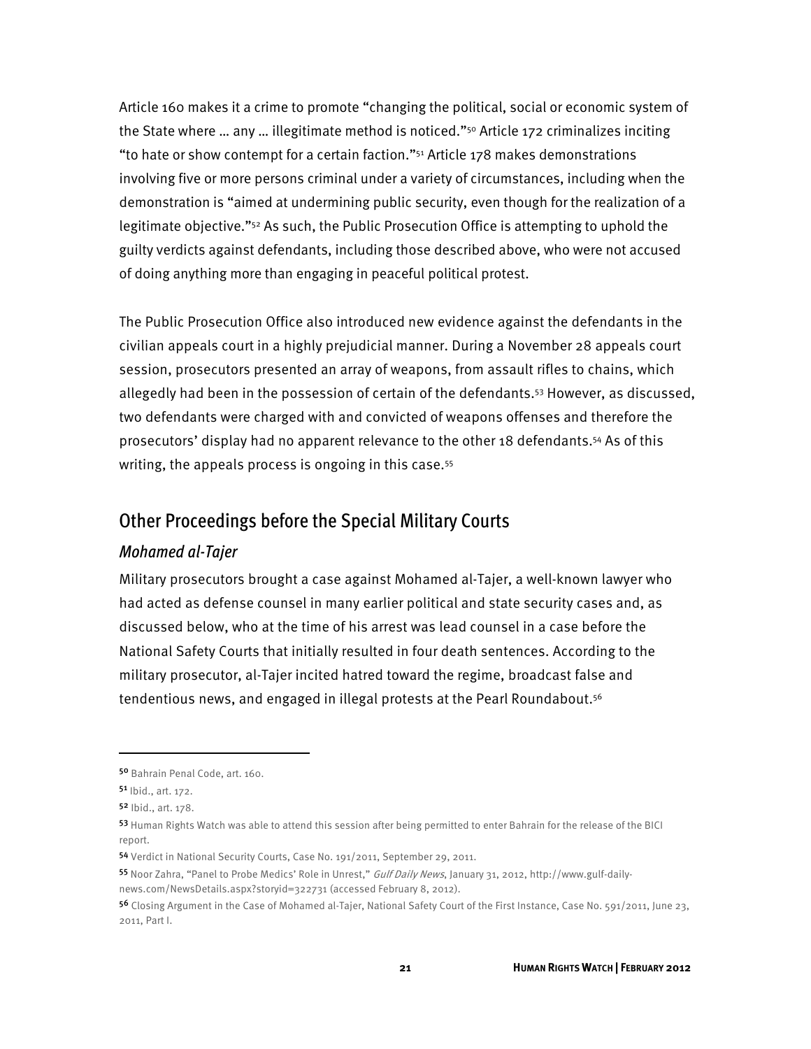Article 160 makes it a crime to promote "changing the political, social or economic system of the State where … any … illegitimate method is noticed."[50] Article 172 criminalizes inciting "to hate or show contempt for a certain faction."[51] Article 178 makes demonstrations involving five or more persons criminal under a variety of circumstances, including when the demonstration is "aimed at undermining public security, even though for the realization of a legitimate objective."[52] As such, the Public Prosecution Office is attempting to uphold the guilty verdicts against defendants, including those described above, who were not accused of doing anything more than engaging in peaceful political protest.

The Public Prosecution Office also introduced new evidence against the defendants in the civilian appeals court in a highly prejudicial manner. During a November 28 appeals court session, prosecutors presented an array of weapons, from assault rifles to chains, which allegedly had been in the possession of certain of the defendants.[53] However, as discussed, two defendants were charged with and convicted of weapons offenses and therefore the prosecutors' display had no apparent relevance to the other 18 defendants.[54] As of this writing, the appeals process is ongoing in this case.[55]

## Other Proceedings before the Special Military Courts

### *Mohamed al-Tajer*

Military prosecutors brought a case against Mohamed al-Tajer, a well-known lawyer who had acted as defense counsel in many earlier political and state security cases and, as discussed below, who at the time of his arrest was lead counsel in a case before the National Safety Courts that initially resulted in four death sentences. According to the military prosecutor, al-Tajer incited hatred toward the regime, broadcast false and tendentious news, and engaged in illegal protests at the Pearl Roundabout.[56]

---

[50] Bahrain Penal Code, art. 160.

[51] Ibid., art. 172.

[52] Ibid., art. 178.

[53] Human Rights Watch was able to attend this session after being permitted to enter Bahrain for the release of the BICI report.

[54] Verdict in National Security Courts, Case No. 191/2011, September 29, 2011.

[55] Noor Zahra, "Panel to Probe Medics' Role in Unrest," *Gulf Daily News*, January 31, 2012, http://www.gulf-daily-news.com/NewsDetails.aspx?storyid=322731 (accessed February 8, 2012).

[56] Closing Argument in the Case of Mohamed al-Tajer, National Safety Court of the First Instance, Case No. 591/2011, June 23, 2011, Part I.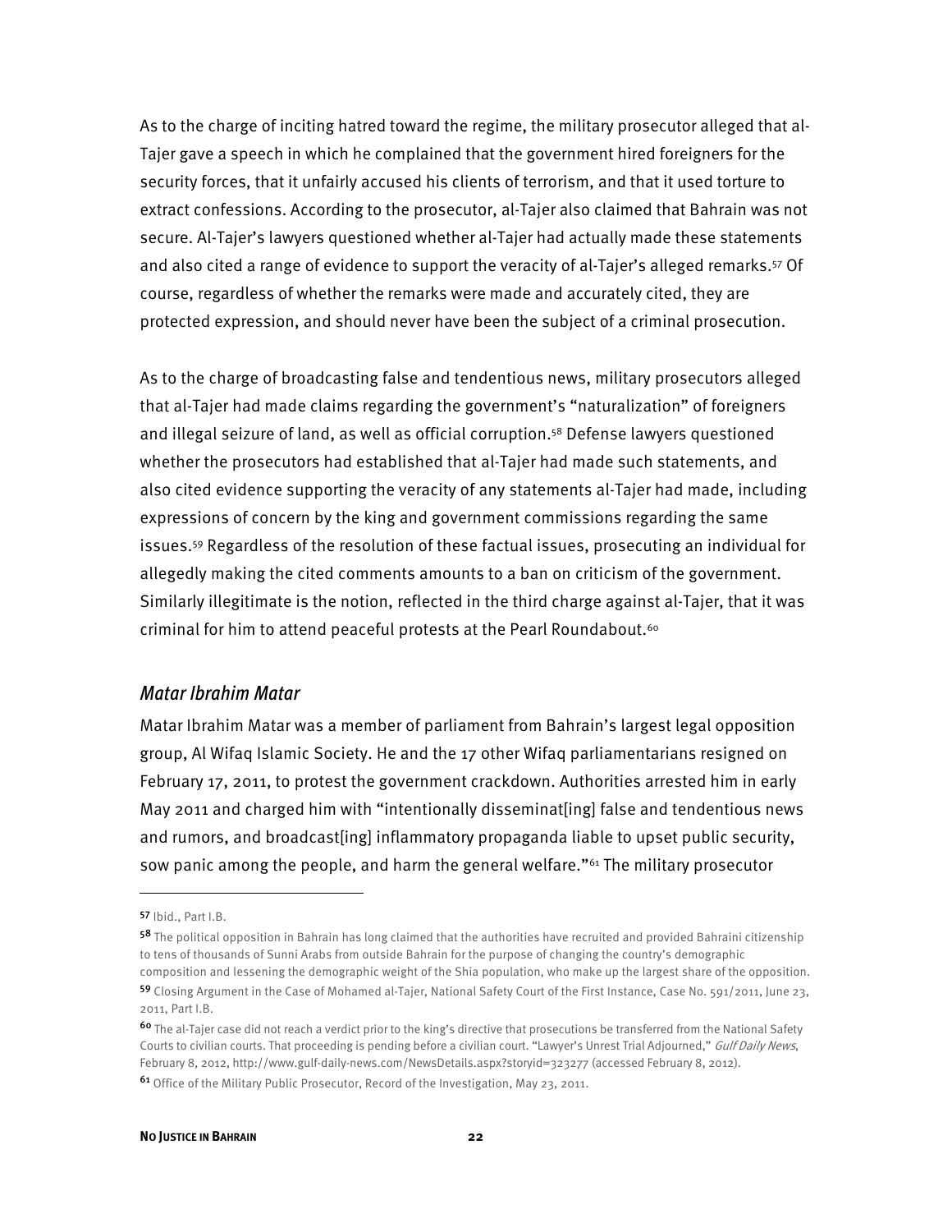As to the charge of inciting hatred toward the regime, the military prosecutor alleged that al-Tajer gave a speech in which he complained that the government hired foreigners for the security forces, that it unfairly accused his clients of terrorism, and that it used torture to extract confessions. According to the prosecutor, al-Tajer also claimed that Bahrain was not secure. Al-Tajer's lawyers questioned whether al-Tajer had actually made these statements and also cited a range of evidence to support the veracity of al-Tajer's alleged remarks.[57] Of course, regardless of whether the remarks were made and accurately cited, they are protected expression, and should never have been the subject of a criminal prosecution.

As to the charge of broadcasting false and tendentious news, military prosecutors alleged that al-Tajer had made claims regarding the government's "naturalization" of foreigners and illegal seizure of land, as well as official corruption.[58] Defense lawyers questioned whether the prosecutors had established that al-Tajer had made such statements, and also cited evidence supporting the veracity of any statements al-Tajer had made, including expressions of concern by the king and government commissions regarding the same issues.[59] Regardless of the resolution of these factual issues, prosecuting an individual for allegedly making the cited comments amounts to a ban on criticism of the government. Similarly illegitimate is the notion, reflected in the third charge against al-Tajer, that it was criminal for him to attend peaceful protests at the Pearl Roundabout.[60]

### *Matar Ibrahim Matar*

Matar Ibrahim Matar was a member of parliament from Bahrain's largest legal opposition group, Al Wifaq Islamic Society. He and the 17 other Wifaq parliamentarians resigned on February 17, 2011, to protest the government crackdown. Authorities arrested him in early May 2011 and charged him with "intentionally disseminat[ing] false and tendentious news and rumors, and broadcast[ing] inflammatory propaganda liable to upset public security, sow panic among the people, and harm the general welfare."[61] The military prosecutor

---

[57] Ibid., Part I.B.

[58] The political opposition in Bahrain has long claimed that the authorities have recruited and provided Bahraini citizenship to tens of thousands of Sunni Arabs from outside Bahrain for the purpose of changing the country's demographic composition and lessening the demographic weight of the Shia population, who make up the largest share of the opposition.

[59] Closing Argument in the Case of Mohamed al-Tajer, National Safety Court of the First Instance, Case No. 591/2011, June 23, 2011, Part I.B.

[60] The al-Tajer case did not reach a verdict prior to the king's directive that prosecutions be transferred from the National Safety Courts to civilian courts. That proceeding is pending before a civilian court. "Lawyer's Unrest Trial Adjourned," *Gulf Daily News*, February 8, 2012, http://www.gulf-daily-news.com/NewsDetails.aspx?storyid=323277 (accessed February 8, 2012).

[61] Office of the Military Public Prosecutor, Record of the Investigation, May 23, 2011.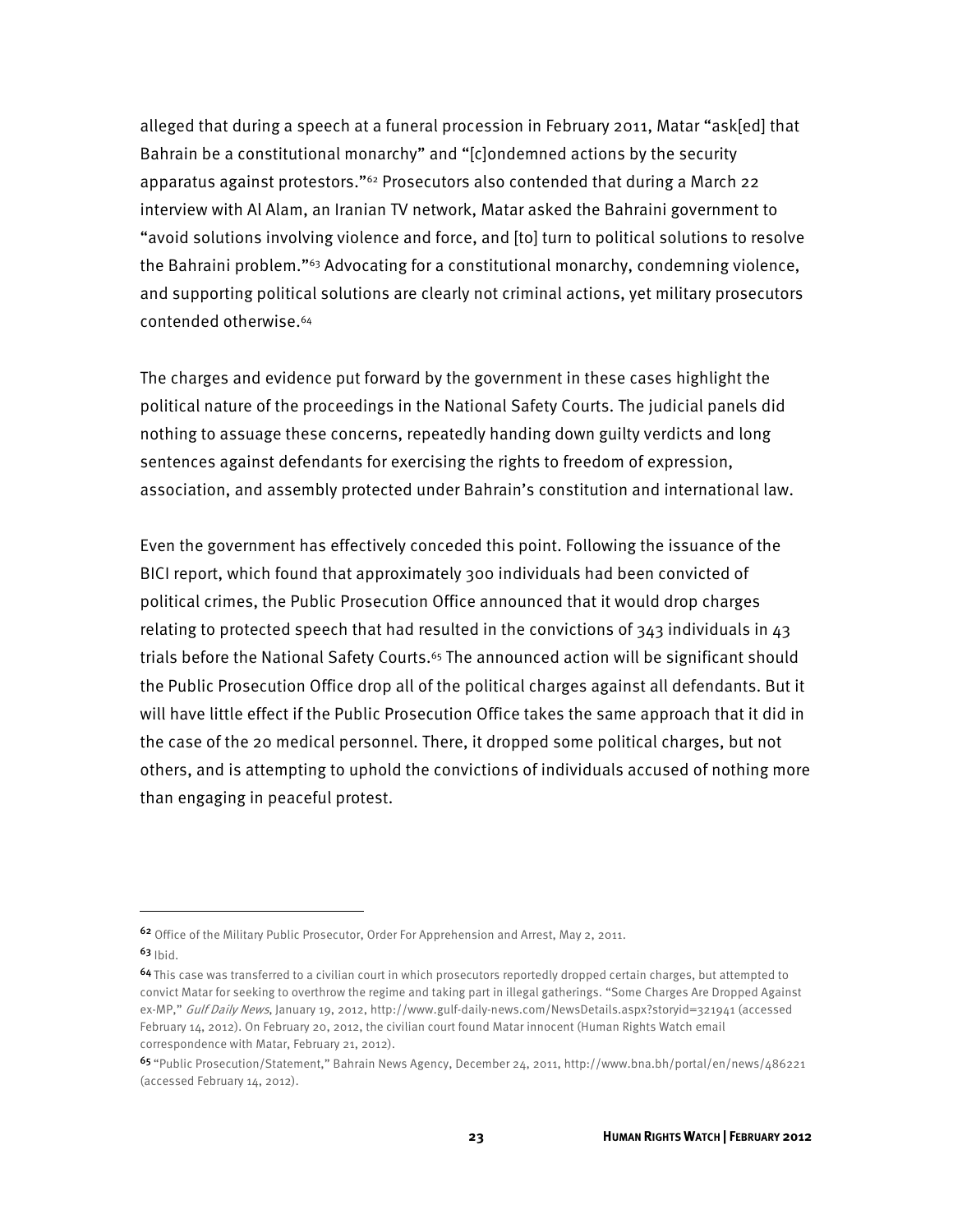alleged that during a speech at a funeral procession in February 2011, Matar "ask[ed] that Bahrain be a constitutional monarchy" and "[c]ondemned actions by the security apparatus against protestors."[62] Prosecutors also contended that during a March 22 interview with Al Alam, an Iranian TV network, Matar asked the Bahraini government to "avoid solutions involving violence and force, and [to] turn to political solutions to resolve the Bahraini problem."[63] Advocating for a constitutional monarchy, condemning violence, and supporting political solutions are clearly not criminal actions, yet military prosecutors contended otherwise.[64]

The charges and evidence put forward by the government in these cases highlight the political nature of the proceedings in the National Safety Courts. The judicial panels did nothing to assuage these concerns, repeatedly handing down guilty verdicts and long sentences against defendants for exercising the rights to freedom of expression, association, and assembly protected under Bahrain's constitution and international law.

Even the government has effectively conceded this point. Following the issuance of the BICI report, which found that approximately 300 individuals had been convicted of political crimes, the Public Prosecution Office announced that it would drop charges relating to protected speech that had resulted in the convictions of 343 individuals in 43 trials before the National Safety Courts.[65] The announced action will be significant should the Public Prosecution Office drop all of the political charges against all defendants. But it will have little effect if the Public Prosecution Office takes the same approach that it did in the case of the 20 medical personnel. There, it dropped some political charges, but not others, and is attempting to uphold the convictions of individuals accused of nothing more than engaging in peaceful protest.

---

[62] Office of the Military Public Prosecutor, Order For Apprehension and Arrest, May 2, 2011.

[63] Ibid.

[64] This case was transferred to a civilian court in which prosecutors reportedly dropped certain charges, but attempted to convict Matar for seeking to overthrow the regime and taking part in illegal gatherings. "Some Charges Are Dropped Against ex-MP," *Gulf Daily News*, January 19, 2012, http://www.gulf-daily-news.com/NewsDetails.aspx?storyid=321941 (accessed February 14, 2012). On February 20, 2012, the civilian court found Matar innocent (Human Rights Watch email correspondence with Matar, February 21, 2012).

[65] "Public Prosecution/Statement," Bahrain News Agency, December 24, 2011, http://www.bna.bh/portal/en/news/486221 (accessed February 14, 2012).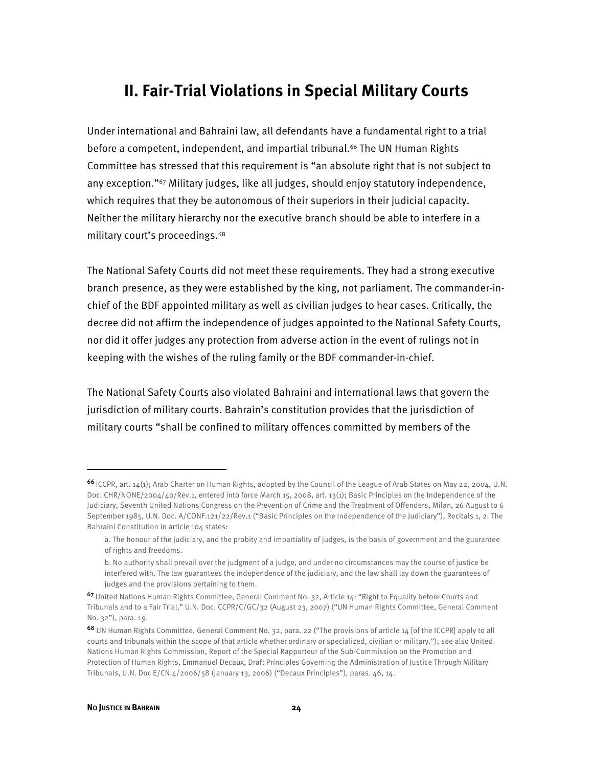## II. Fair-Trial Violations in Special Military Courts

Under international and Bahraini law, all defendants have a fundamental right to a trial before a competent, independent, and impartial tribunal.[66] The UN Human Rights Committee has stressed that this requirement is "an absolute right that is not subject to any exception."[67] Military judges, like all judges, should enjoy statutory independence, which requires that they be autonomous of their superiors in their judicial capacity. Neither the military hierarchy nor the executive branch should be able to interfere in a military court's proceedings.[68]

The National Safety Courts did not meet these requirements. They had a strong executive branch presence, as they were established by the king, not parliament. The commander-in-chief of the BDF appointed military as well as civilian judges to hear cases. Critically, the decree did not affirm the independence of judges appointed to the National Safety Courts, nor did it offer judges any protection from adverse action in the event of rulings not in keeping with the wishes of the ruling family or the BDF commander-in-chief.

The National Safety Courts also violated Bahraini and international laws that govern the jurisdiction of military courts. Bahrain's constitution provides that the jurisdiction of military courts "shall be confined to military offences committed by members of the

---

[66] ICCPR, art. 14(1); Arab Charter on Human Rights, adopted by the Council of the League of Arab States on May 22, 2004, U.N. Doc. CHR/NONE/2004/40/Rev.1, entered into force March 15, 2008, art. 13(1); Basic Principles on the Independence of the Judiciary, Seventh United Nations Congress on the Prevention of Crime and the Treatment of Offenders, Milan, 26 August to 6 September 1985, U.N. Doc. A/CONF.121/22/Rev.1 ("Basic Principles on the Independence of the Judiciary"), Recitals 1, 2. The Bahraini Constitution in article 104 states:

> a. The honour of the judiciary, and the probity and impartiality of judges, is the basis of government and the guarantee of rights and freedoms.
>
> b. No authority shall prevail over the judgment of a judge, and under no circumstances may the course of justice be interfered with. The law guarantees the independence of the judiciary, and the law shall lay down the guarantees of judges and the provisions pertaining to them.

[67] United Nations Human Rights Committee, General Comment No. 32, Article 14: "Right to Equality before Courts and Tribunals and to a Fair Trial," U.N. Doc. CCPR/C/GC/32 (August 23, 2007) ("UN Human Rights Committee, General Comment No. 32"), para. 19.

[68] UN Human Rights Committee, General Comment No. 32, para. 22 ("The provisions of article 14 [of the ICCPR] apply to all courts and tribunals within the scope of that article whether ordinary or specialized, civilian or military."); see also United Nations Human Rights Commission, Report of the Special Rapporteur of the Sub-Commission on the Promotion and Protection of Human Rights, Emmanuel Decaux, Draft Principles Governing the Administration of Justice Through Military Tribunals, U.N. Doc E/CN.4/2006/58 (January 13, 2006) ("Decaux Principles"), paras. 46, 14.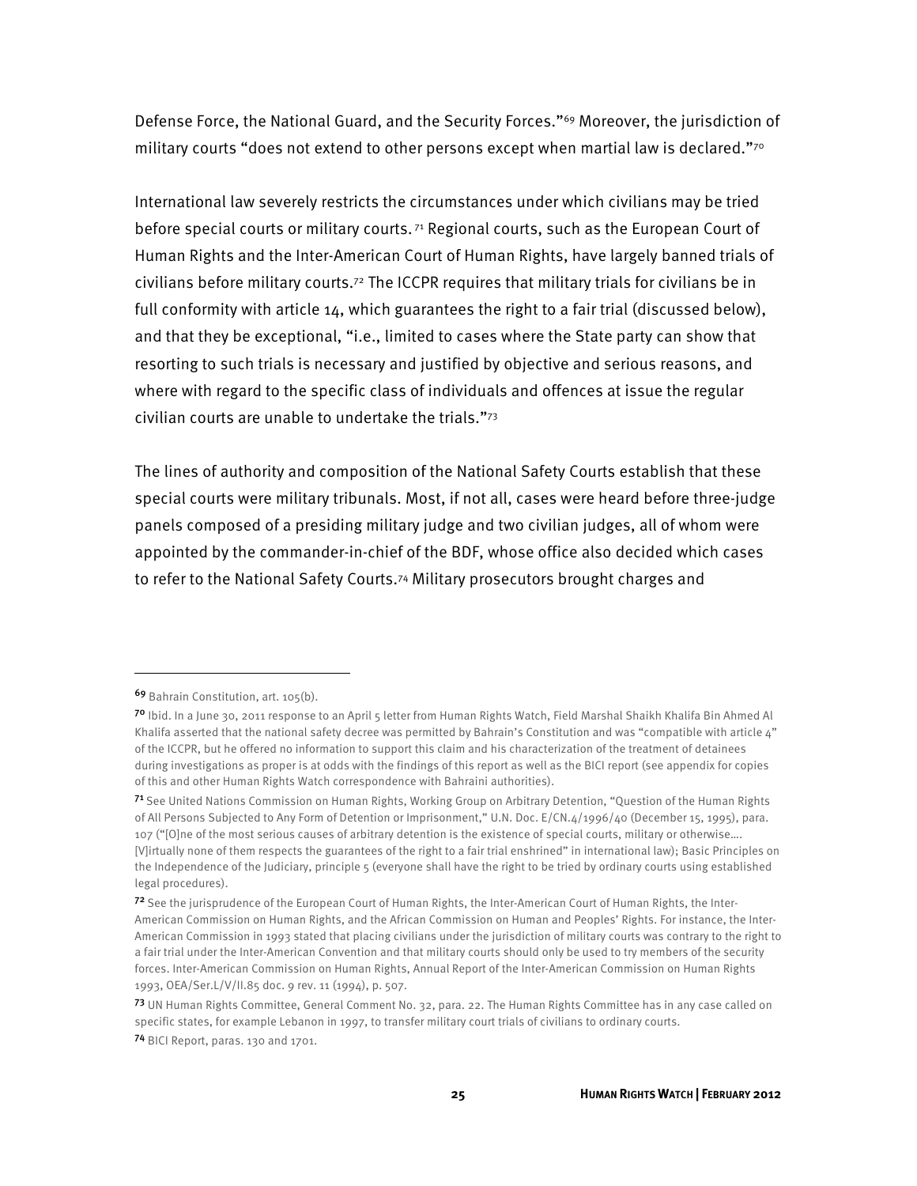Defense Force, the National Guard, and the Security Forces."[69] Moreover, the jurisdiction of military courts "does not extend to other persons except when martial law is declared."[70]

International law severely restricts the circumstances under which civilians may be tried before special courts or military courts.[71] Regional courts, such as the European Court of Human Rights and the Inter-American Court of Human Rights, have largely banned trials of civilians before military courts.[72] The ICCPR requires that military trials for civilians be in full conformity with article 14, which guarantees the right to a fair trial (discussed below), and that they be exceptional, "i.e., limited to cases where the State party can show that resorting to such trials is necessary and justified by objective and serious reasons, and where with regard to the specific class of individuals and offences at issue the regular civilian courts are unable to undertake the trials."[73]

The lines of authority and composition of the National Safety Courts establish that these special courts were military tribunals. Most, if not all, cases were heard before three-judge panels composed of a presiding military judge and two civilian judges, all of whom were appointed by the commander-in-chief of the BDF, whose office also decided which cases to refer to the National Safety Courts.[74] Military prosecutors brought charges and

---

[69] Bahrain Constitution, art. 105(b).

[70] Ibid. In a June 30, 2011 response to an April 5 letter from Human Rights Watch, Field Marshal Shaikh Khalifa Bin Ahmed Al Khalifa asserted that the national safety decree was permitted by Bahrain's Constitution and was "compatible with article 4" of the ICCPR, but he offered no information to support this claim and his characterization of the treatment of detainees during investigations as proper is at odds with the findings of this report as well as the BICI report (see appendix for copies of this and other Human Rights Watch correspondence with Bahraini authorities).

[71] See United Nations Commission on Human Rights, Working Group on Arbitrary Detention, "Question of the Human Rights of All Persons Subjected to Any Form of Detention or Imprisonment," U.N. Doc. E/CN.4/1996/40 (December 15, 1995), para. 107 ("[O]ne of the most serious causes of arbitrary detention is the existence of special courts, military or otherwise.... [V]irtually none of them respects the guarantees of the right to a fair trial enshrined" in international law); Basic Principles on the Independence of the Judiciary, principle 5 (everyone shall have the right to be tried by ordinary courts using established legal procedures).

[72] See the jurisprudence of the European Court of Human Rights, the Inter-American Court of Human Rights, the Inter-American Commission on Human Rights, and the African Commission on Human and Peoples' Rights. For instance, the Inter-American Commission in 1993 stated that placing civilians under the jurisdiction of military courts was contrary to the right to a fair trial under the Inter-American Convention and that military courts should only be used to try members of the security forces. Inter-American Commission on Human Rights, Annual Report of the Inter-American Commission on Human Rights 1993, OEA/Ser.L/V/II.85 doc. 9 rev. 11 (1994), p. 507.

[73] UN Human Rights Committee, General Comment No. 32, para. 22. The Human Rights Committee has in any case called on specific states, for example Lebanon in 1997, to transfer military court trials of civilians to ordinary courts.

[74] BICI Report, paras. 130 and 1701.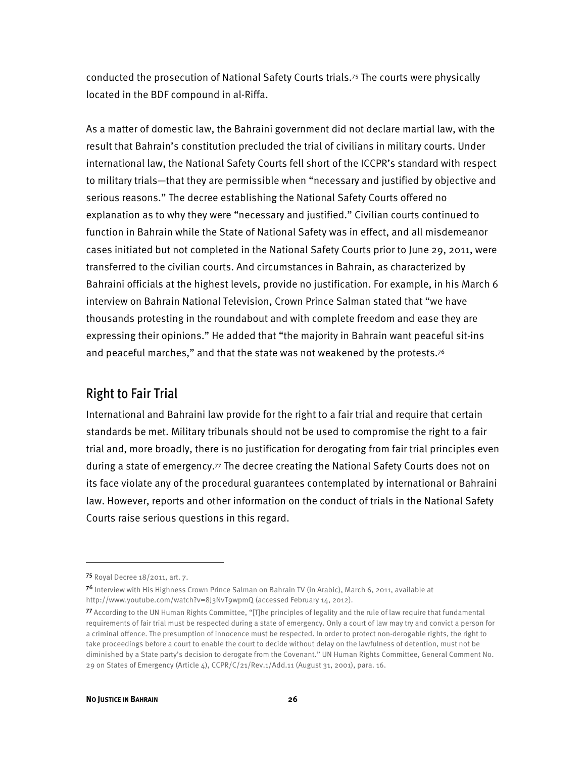conducted the prosecution of National Safety Courts trials.[75] The courts were physically located in the BDF compound in al-Riffa.

As a matter of domestic law, the Bahraini government did not declare martial law, with the result that Bahrain's constitution precluded the trial of civilians in military courts. Under international law, the National Safety Courts fell short of the ICCPR's standard with respect to military trials—that they are permissible when "necessary and justified by objective and serious reasons." The decree establishing the National Safety Courts offered no explanation as to why they were "necessary and justified." Civilian courts continued to function in Bahrain while the State of National Safety was in effect, and all misdemeanor cases initiated but not completed in the National Safety Courts prior to June 29, 2011, were transferred to the civilian courts. And circumstances in Bahrain, as characterized by Bahraini officials at the highest levels, provide no justification. For example, in his March 6 interview on Bahrain National Television, Crown Prince Salman stated that "we have thousands protesting in the roundabout and with complete freedom and ease they are expressing their opinions." He added that "the majority in Bahrain want peaceful sit-ins and peaceful marches," and that the state was not weakened by the protests.[76]

## Right to Fair Trial

International and Bahraini law provide for the right to a fair trial and require that certain standards be met. Military tribunals should not be used to compromise the right to a fair trial and, more broadly, there is no justification for derogating from fair trial principles even during a state of emergency.[77] The decree creating the National Safety Courts does not on its face violate any of the procedural guarantees contemplated by international or Bahraini law. However, reports and other information on the conduct of trials in the National Safety Courts raise serious questions in this regard.

---

[75] Royal Decree 18/2011, art. 7.

[76] Interview with His Highness Crown Prince Salman on Bahrain TV (in Arabic), March 6, 2011, available at http://www.youtube.com/watch?v=8J3NvT9wpmQ (accessed February 14, 2012).

[77] According to the UN Human Rights Committee, "[T]he principles of legality and the rule of law require that fundamental requirements of fair trial must be respected during a state of emergency. Only a court of law may try and convict a person for a criminal offence. The presumption of innocence must be respected. In order to protect non-derogable rights, the right to take proceedings before a court to enable the court to decide without delay on the lawfulness of detention, must not be diminished by a State party's decision to derogate from the Covenant." UN Human Rights Committee, General Comment No. 29 on States of Emergency (Article 4), CCPR/C/21/Rev.1/Add.11 (August 31, 2001), para. 16.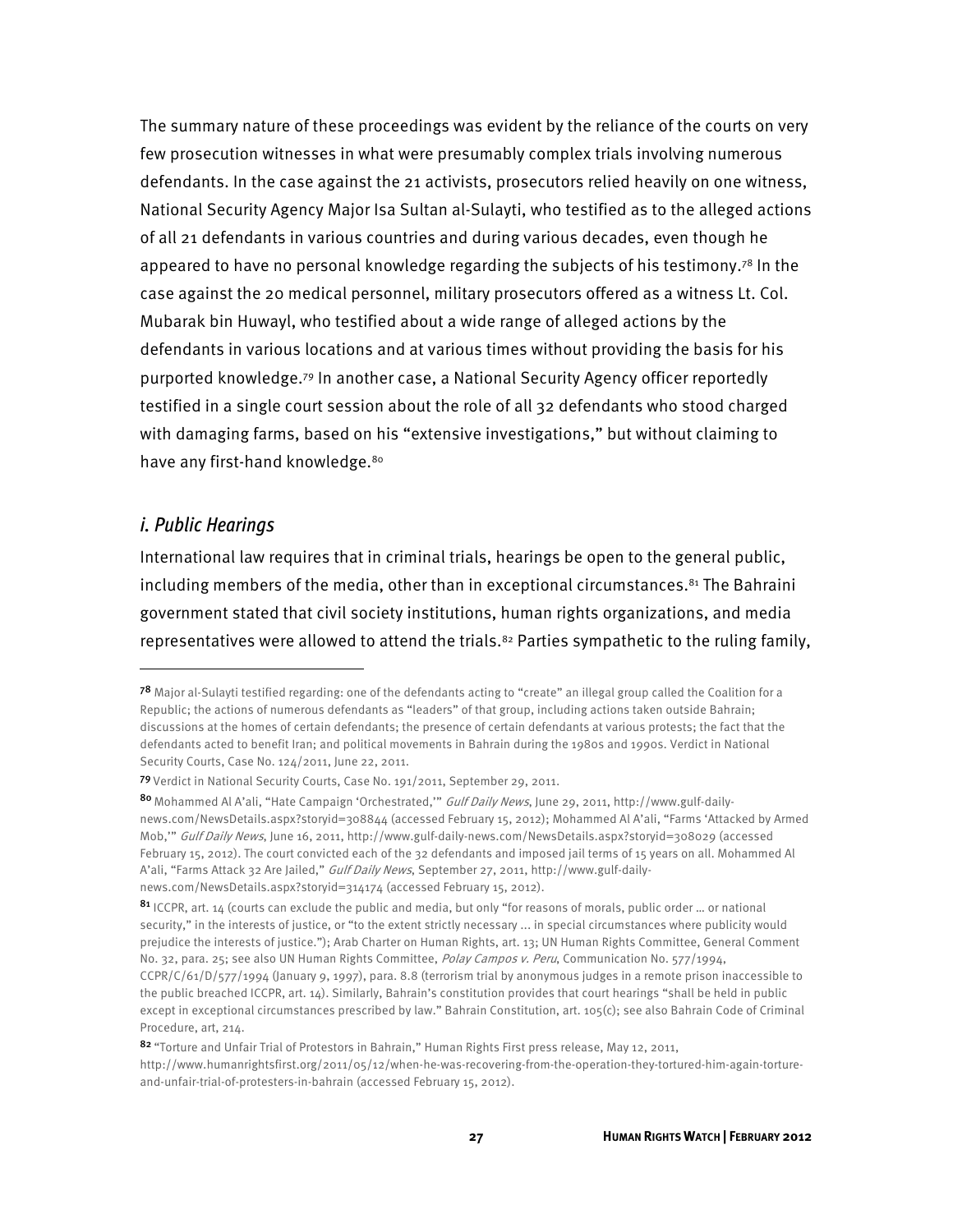The summary nature of these proceedings was evident by the reliance of the courts on very few prosecution witnesses in what were presumably complex trials involving numerous defendants. In the case against the 21 activists, prosecutors relied heavily on one witness, National Security Agency Major Isa Sultan al-Sulayti, who testified as to the alleged actions of all 21 defendants in various countries and during various decades, even though he appeared to have no personal knowledge regarding the subjects of his testimony.[78] In the case against the 20 medical personnel, military prosecutors offered as a witness Lt. Col. Mubarak bin Huwayl, who testified about a wide range of alleged actions by the defendants in various locations and at various times without providing the basis for his purported knowledge.[79] In another case, a National Security Agency officer reportedly testified in a single court session about the role of all 32 defendants who stood charged with damaging farms, based on his "extensive investigations," but without claiming to have any first-hand knowledge.[80]

### *i. Public Hearings*

International law requires that in criminal trials, hearings be open to the general public, including members of the media, other than in exceptional circumstances.[81] The Bahraini government stated that civil society institutions, human rights organizations, and media representatives were allowed to attend the trials.[82] Parties sympathetic to the ruling family,

---

[78] Major al-Sulayti testified regarding: one of the defendants acting to "create" an illegal group called the Coalition for a Republic; the actions of numerous defendants as "leaders" of that group, including actions taken outside Bahrain; discussions at the homes of certain defendants; the presence of certain defendants at various protests; the fact that the defendants acted to benefit Iran; and political movements in Bahrain during the 1980s and 1990s. Verdict in National Security Courts, Case No. 124/2011, June 22, 2011.

[79] Verdict in National Security Courts, Case No. 191/2011, September 29, 2011.

[80] Mohammed Al A'ali, "Hate Campaign 'Orchestrated,'" *Gulf Daily News*, June 29, 2011, http://www.gulf-daily-news.com/NewsDetails.aspx?storyid=308844 (accessed February 15, 2012); Mohammed Al A'ali, "Farms 'Attacked by Armed Mob,'" *Gulf Daily News*, June 16, 2011, http://www.gulf-daily-news.com/NewsDetails.aspx?storyid=308029 (accessed February 15, 2012). The court convicted each of the 32 defendants and imposed jail terms of 15 years on all. Mohammed Al A'ali, "Farms Attack 32 Are Jailed," *Gulf Daily News*, September 27, 2011, http://www.gulf-daily-news.com/NewsDetails.aspx?storyid=314174 (accessed February 15, 2012).

[81] ICCPR, art. 14 (courts can exclude the public and media, but only "for reasons of morals, public order … or national security," in the interests of justice, or "to the extent strictly necessary … in special circumstances where publicity would prejudice the interests of justice."); Arab Charter on Human Rights, art. 13; UN Human Rights Committee, General Comment No. 32, para. 25; see also UN Human Rights Committee, *Polay Campos v. Peru*, Communication No. 577/1994, CCPR/C/61/D/577/1994 (January 9, 1997), para. 8.8 (terrorism trial by anonymous judges in a remote prison inaccessible to the public breached ICCPR, art. 14). Similarly, Bahrain's constitution provides that court hearings "shall be held in public except in exceptional circumstances prescribed by law." Bahrain Constitution, art. 105(c); see also Bahrain Code of Criminal Procedure, art, 214.

[82] "Torture and Unfair Trial of Protestors in Bahrain," Human Rights First press release, May 12, 2011, http://www.humanrightsfirst.org/2011/05/12/when-he-was-recovering-from-the-operation-they-tortured-him-again-torture-and-unfair-trial-of-protesters-in-bahrain (accessed February 15, 2012).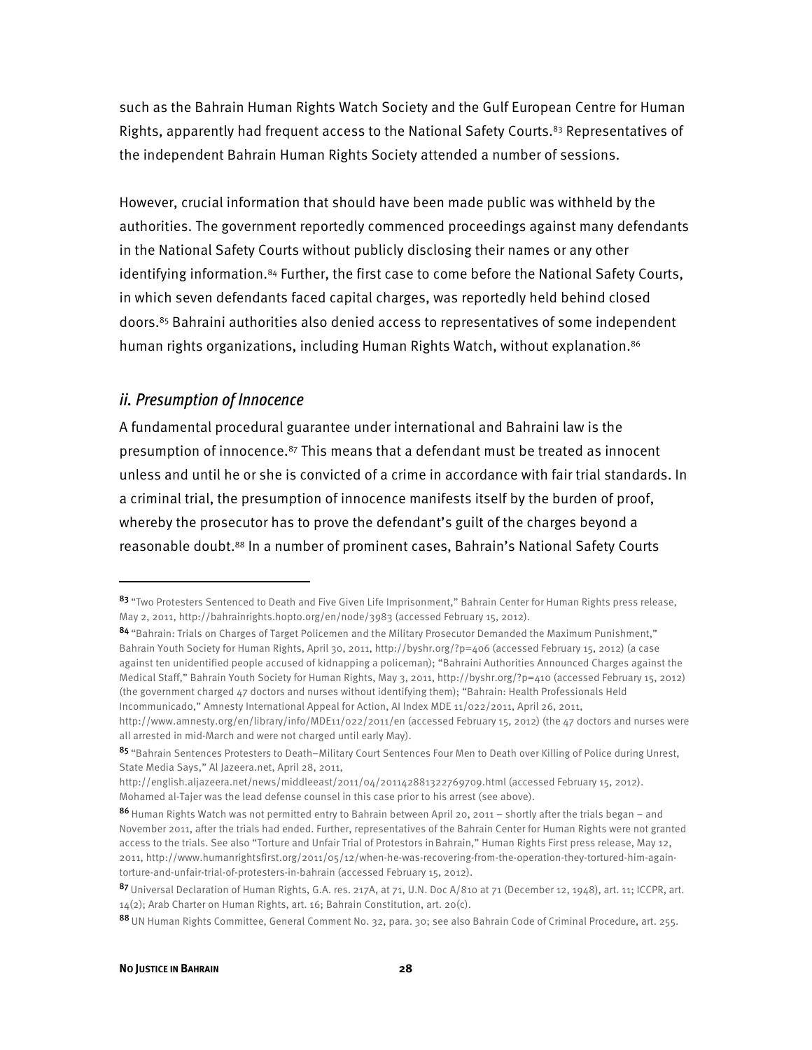such as the Bahrain Human Rights Watch Society and the Gulf European Centre for Human Rights, apparently had frequent access to the National Safety Courts.[83] Representatives of the independent Bahrain Human Rights Society attended a number of sessions.

However, crucial information that should have been made public was withheld by the authorities. The government reportedly commenced proceedings against many defendants in the National Safety Courts without publicly disclosing their names or any other identifying information.[84] Further, the first case to come before the National Safety Courts, in which seven defendants faced capital charges, was reportedly held behind closed doors.[85] Bahraini authorities also denied access to representatives of some independent human rights organizations, including Human Rights Watch, without explanation.[86]

### *ii. Presumption of Innocence*

A fundamental procedural guarantee under international and Bahraini law is the presumption of innocence.[87] This means that a defendant must be treated as innocent unless and until he or she is convicted of a crime in accordance with fair trial standards. In a criminal trial, the presumption of innocence manifests itself by the burden of proof, whereby the prosecutor has to prove the defendant's guilt of the charges beyond a reasonable doubt.[88] In a number of prominent cases, Bahrain's National Safety Courts

---

[83] "Two Protesters Sentenced to Death and Five Given Life Imprisonment," Bahrain Center for Human Rights press release, May 2, 2011, http://bahrainrights.hopto.org/en/node/3983 (accessed February 15, 2012).

[84] "Bahrain: Trials on Charges of Target Policemen and the Military Prosecutor Demanded the Maximum Punishment," Bahrain Youth Society for Human Rights, April 30, 2011, http://byshr.org/?p=406 (accessed February 15, 2012) (a case against ten unidentified people accused of kidnapping a policeman); "Bahraini Authorities Announced Charges against the Medical Staff," Bahrain Youth Society for Human Rights, May 3, 2011, http://byshr.org/?p=410 (accessed February 15, 2012) (the government charged 47 doctors and nurses without identifying them); "Bahrain: Health Professionals Held Incommunicado," Amnesty International Appeal for Action, AI Index MDE 11/022/2011, April 26, 2011, http://www.amnesty.org/en/library/info/MDE11/022/2011/en (accessed February 15, 2012) (the 47 doctors and nurses were all arrested in mid-March and were not charged until early May).

[85] "Bahrain Sentences Protesters to Death–Military Court Sentences Four Men to Death over Killing of Police during Unrest, State Media Says," Al Jazeera.net, April 28, 2011, http://english.aljazeera.net/news/middleeast/2011/04/201142881322769709.html (accessed February 15, 2012). Mohamed al-Tajer was the lead defense counsel in this case prior to his arrest (see above).

[86] Human Rights Watch was not permitted entry to Bahrain between April 20, 2011 – shortly after the trials began – and November 2011, after the trials had ended. Further, representatives of the Bahrain Center for Human Rights were not granted access to the trials. See also "Torture and Unfair Trial of Protestors in Bahrain," Human Rights First press release, May 12, 2011, http://www.humanrightsfirst.org/2011/05/12/when-he-was-recovering-from-the-operation-they-tortured-him-again-torture-and-unfair-trial-of-protesters-in-bahrain (accessed February 15, 2012).

[87] Universal Declaration of Human Rights, G.A. res. 217A, at 71, U.N. Doc A/810 at 71 (December 12, 1948), art. 11; ICCPR, art. 14(2); Arab Charter on Human Rights, art. 16; Bahrain Constitution, art. 20(c).

[88] UN Human Rights Committee, General Comment No. 32, para. 30; see also Bahrain Code of Criminal Procedure, art. 255.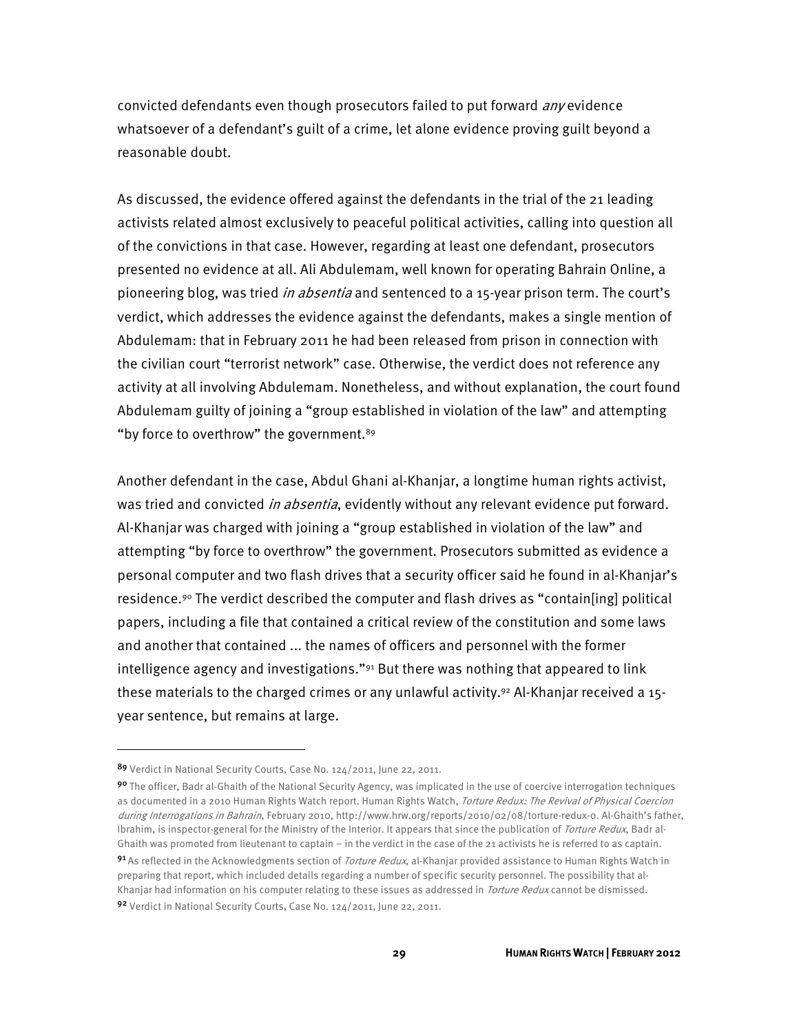convicted defendants even though prosecutors failed to put forward *any* evidence whatsoever of a defendant's guilt of a crime, let alone evidence proving guilt beyond a reasonable doubt.

As discussed, the evidence offered against the defendants in the trial of the 21 leading activists related almost exclusively to peaceful political activities, calling into question all of the convictions in that case. However, regarding at least one defendant, prosecutors presented no evidence at all. Ali Abdulemam, well known for operating Bahrain Online, a pioneering blog, was tried *in absentia* and sentenced to a 15-year prison term. The court's verdict, which addresses the evidence against the defendants, makes a single mention of Abdulemam: that in February 2011 he had been released from prison in connection with the civilian court "terrorist network" case. Otherwise, the verdict does not reference any activity at all involving Abdulemam. Nonetheless, and without explanation, the court found Abdulemam guilty of joining a "group established in violation of the law" and attempting "by force to overthrow" the government.[89]

Another defendant in the case, Abdul Ghani al-Khanjar, a longtime human rights activist, was tried and convicted *in absentia*, evidently without any relevant evidence put forward. Al-Khanjar was charged with joining a "group established in violation of the law" and attempting "by force to overthrow" the government. Prosecutors submitted as evidence a personal computer and two flash drives that a security officer said he found in al-Khanjar's residence.[90] The verdict described the computer and flash drives as "contain[ing] political papers, including a file that contained a critical review of the constitution and some laws and another that contained ... the names of officers and personnel with the former intelligence agency and investigations."[91] But there was nothing that appeared to link these materials to the charged crimes or any unlawful activity.[92] Al-Khanjar received a 15-year sentence, but remains at large.

---

[89] Verdict in National Security Courts, Case No. 124/2011, June 22, 2011.

[90] The officer, Badr al-Ghaith of the National Security Agency, was implicated in the use of coercive interrogation techniques as documented in a 2010 Human Rights Watch report. Human Rights Watch, *Torture Redux: The Revival of Physical Coercion during Interrogations in Bahrain*, February 2010, http://www.hrw.org/reports/2010/02/08/torture-redux-0. Al-Ghaith's father, Ibrahim, is inspector-general for the Ministry of the Interior. It appears that since the publication of *Torture Redux*, Badr al-Ghaith was promoted from lieutenant to captain – in the verdict in the case of the 21 activists he is referred to as captain.

[91] As reflected in the Acknowledgments section of *Torture Redux*, al-Khanjar provided assistance to Human Rights Watch in preparing that report, which included details regarding a number of specific security personnel. The possibility that al-Khanjar had information on his computer relating to these issues as addressed in *Torture Redux* cannot be dismissed.

[92] Verdict in National Security Courts, Case No. 124/2011, June 22, 2011.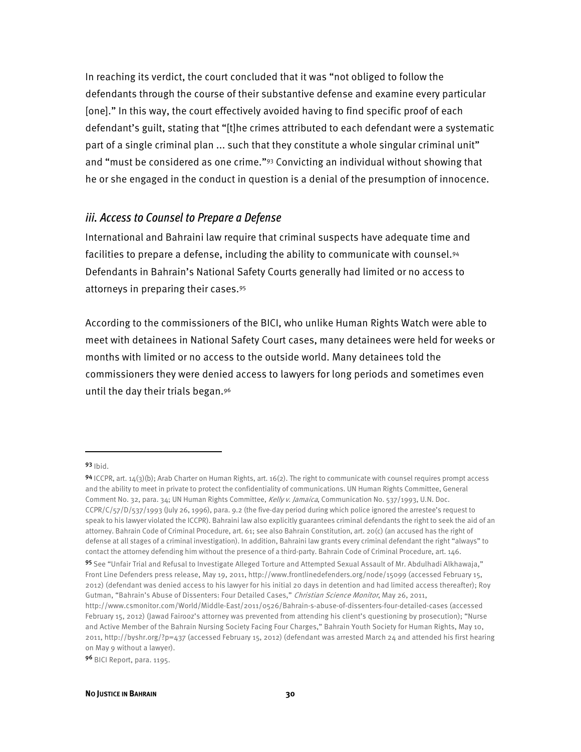In reaching its verdict, the court concluded that it was "not obliged to follow the defendants through the course of their substantive defense and examine every particular [one]." In this way, the court effectively avoided having to find specific proof of each defendant's guilt, stating that "[t]he crimes attributed to each defendant were a systematic part of a single criminal plan ... such that they constitute a whole singular criminal unit" and "must be considered as one crime."[93] Convicting an individual without showing that he or she engaged in the conduct in question is a denial of the presumption of innocence.

### *iii. Access to Counsel to Prepare a Defense*

International and Bahraini law require that criminal suspects have adequate time and facilities to prepare a defense, including the ability to communicate with counsel.[94] Defendants in Bahrain's National Safety Courts generally had limited or no access to attorneys in preparing their cases.[95]

According to the commissioners of the BICI, who unlike Human Rights Watch were able to meet with detainees in National Safety Court cases, many detainees were held for weeks or months with limited or no access to the outside world. Many detainees told the commissioners they were denied access to lawyers for long periods and sometimes even until the day their trials began.[96]

---

[93] Ibid.

[94] ICCPR, art. 14(3)(b); Arab Charter on Human Rights, art. 16(2). The right to communicate with counsel requires prompt access and the ability to meet in private to protect the confidentiality of communications. UN Human Rights Committee, General Comment No. 32, para. 34; UN Human Rights Committee, *Kelly v. Jamaica*, Communication No. 537/1993, U.N. Doc. CCPR/C/57/D/537/1993 (July 26, 1996), para. 9.2 (the five-day period during which police ignored the arrestee's request to speak to his lawyer violated the ICCPR). Bahraini law also explicitly guarantees criminal defendants the right to seek the aid of an attorney. Bahrain Code of Criminal Procedure, art. 61; see also Bahrain Constitution, art. 20(c) (an accused has the right of defense at all stages of a criminal investigation). In addition, Bahraini law grants every criminal defendant the right "always" to contact the attorney defending him without the presence of a third-party. Bahrain Code of Criminal Procedure, art. 146.

[95] See "Unfair Trial and Refusal to Investigate Alleged Torture and Attempted Sexual Assault of Mr. Abdulhadi Alkhawaja," Front Line Defenders press release, May 19, 2011, http://www.frontlinedefenders.org/node/15099 (accessed February 15, 2012) (defendant was denied access to his lawyer for his initial 20 days in detention and had limited access thereafter); Roy Gutman, "Bahrain's Abuse of Dissenters: Four Detailed Cases," *Christian Science Monitor*, May 26, 2011, http://www.csmonitor.com/World/Middle-East/2011/0526/Bahrain-s-abuse-of-dissenters-four-detailed-cases (accessed February 15, 2012) (Jawad Fairooz's attorney was prevented from attending his client's questioning by prosecution); "Nurse and Active Member of the Bahrain Nursing Society Facing Four Charges," Bahrain Youth Society for Human Rights, May 10, 2011, http://byshr.org/?p=437 (accessed February 15, 2012) (defendant was arrested March 24 and attended his first hearing on May 9 without a lawyer).

[96] BICI Report, para. 1195.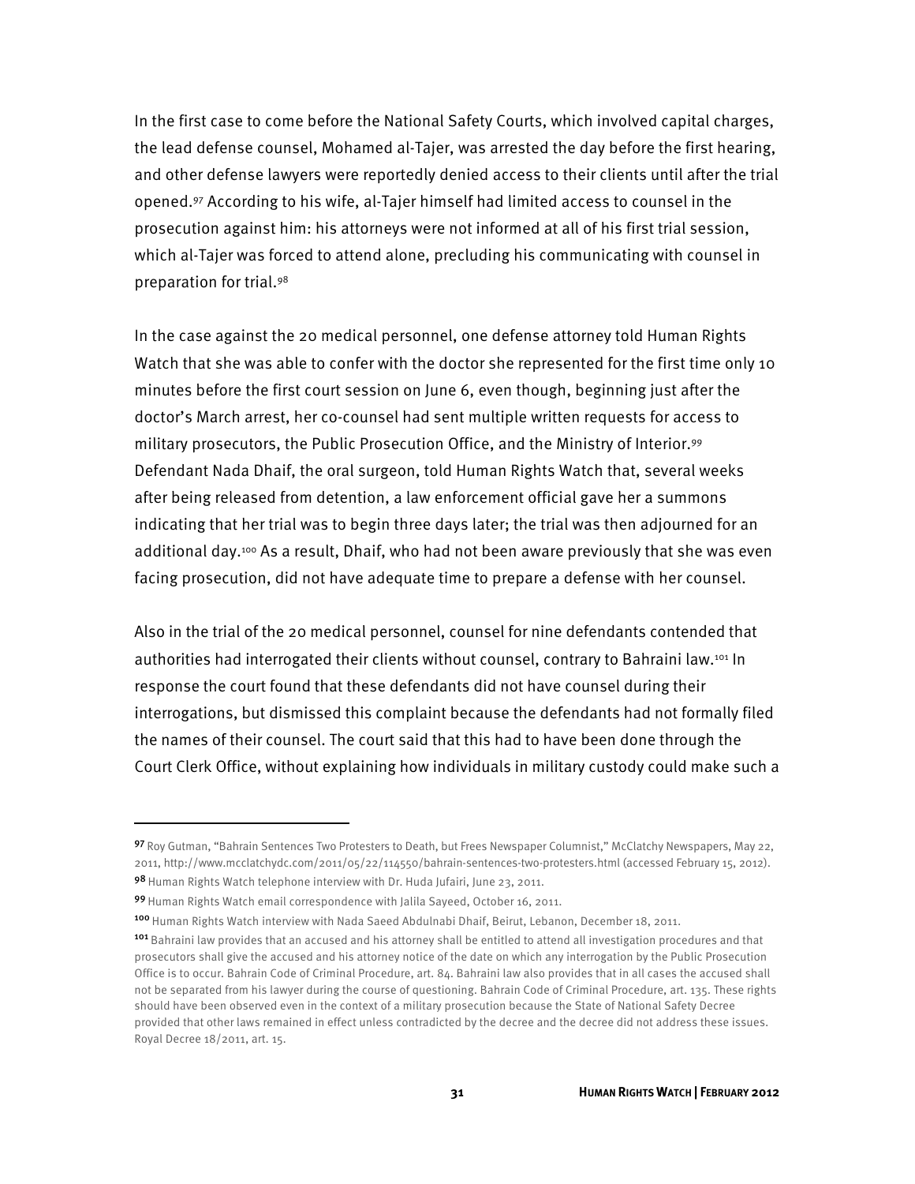In the first case to come before the National Safety Courts, which involved capital charges, the lead defense counsel, Mohamed al-Tajer, was arrested the day before the first hearing, and other defense lawyers were reportedly denied access to their clients until after the trial opened.[97] According to his wife, al-Tajer himself had limited access to counsel in the prosecution against him: his attorneys were not informed at all of his first trial session, which al-Tajer was forced to attend alone, precluding his communicating with counsel in preparation for trial.[98]

In the case against the 20 medical personnel, one defense attorney told Human Rights Watch that she was able to confer with the doctor she represented for the first time only 10 minutes before the first court session on June 6, even though, beginning just after the doctor's March arrest, her co-counsel had sent multiple written requests for access to military prosecutors, the Public Prosecution Office, and the Ministry of Interior.[99] Defendant Nada Dhaif, the oral surgeon, told Human Rights Watch that, several weeks after being released from detention, a law enforcement official gave her a summons indicating that her trial was to begin three days later; the trial was then adjourned for an additional day.[100] As a result, Dhaif, who had not been aware previously that she was even facing prosecution, did not have adequate time to prepare a defense with her counsel.

Also in the trial of the 20 medical personnel, counsel for nine defendants contended that authorities had interrogated their clients without counsel, contrary to Bahraini law.[101] In response the court found that these defendants did not have counsel during their interrogations, but dismissed this complaint because the defendants had not formally filed the names of their counsel. The court said that this had to have been done through the Court Clerk Office, without explaining how individuals in military custody could make such a

---

[97] Roy Gutman, "Bahrain Sentences Two Protesters to Death, but Frees Newspaper Columnist," McClatchy Newspapers, May 22, 2011, http://www.mcclatchydc.com/2011/05/22/114550/bahrain-sentences-two-protesters.html (accessed February 15, 2012).

[98] Human Rights Watch telephone interview with Dr. Huda Jufairi, June 23, 2011.

[99] Human Rights Watch email correspondence with Jalila Sayeed, October 16, 2011.

[100] Human Rights Watch interview with Nada Saeed Abdulnabi Dhaif, Beirut, Lebanon, December 18, 2011.

[101] Bahraini law provides that an accused and his attorney shall be entitled to attend all investigation procedures and that prosecutors shall give the accused and his attorney notice of the date on which any interrogation by the Public Prosecution Office is to occur. Bahrain Code of Criminal Procedure, art. 84. Bahraini law also provides that in all cases the accused shall not be separated from his lawyer during the course of questioning. Bahrain Code of Criminal Procedure, art. 135. These rights should have been observed even in the context of a military prosecution because the State of National Safety Decree provided that other laws remained in effect unless contradicted by the decree and the decree did not address these issues. Royal Decree 18/2011, art. 15.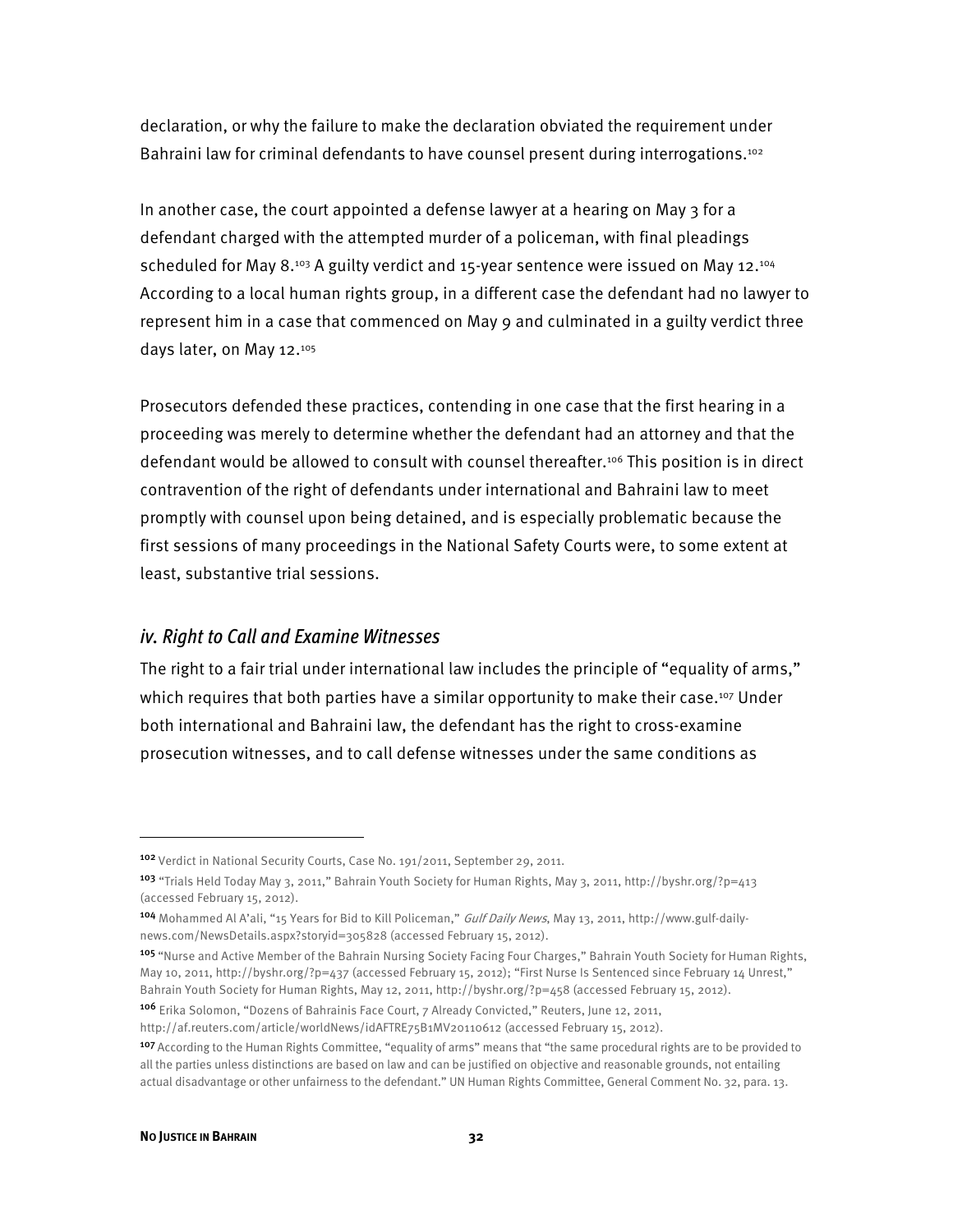declaration, or why the failure to make the declaration obviated the requirement under Bahraini law for criminal defendants to have counsel present during interrogations.[102]

In another case, the court appointed a defense lawyer at a hearing on May 3 for a defendant charged with the attempted murder of a policeman, with final pleadings scheduled for May 8.[103] A guilty verdict and 15-year sentence were issued on May 12.[104] According to a local human rights group, in a different case the defendant had no lawyer to represent him in a case that commenced on May 9 and culminated in a guilty verdict three days later, on May 12.[105]

Prosecutors defended these practices, contending in one case that the first hearing in a proceeding was merely to determine whether the defendant had an attorney and that the defendant would be allowed to consult with counsel thereafter.[106] This position is in direct contravention of the right of defendants under international and Bahraini law to meet promptly with counsel upon being detained, and is especially problematic because the first sessions of many proceedings in the National Safety Courts were, to some extent at least, substantive trial sessions.

### *iv. Right to Call and Examine Witnesses*

The right to a fair trial under international law includes the principle of "equality of arms," which requires that both parties have a similar opportunity to make their case.[107] Under both international and Bahraini law, the defendant has the right to cross-examine prosecution witnesses, and to call defense witnesses under the same conditions as

---

[102] Verdict in National Security Courts, Case No. 191/2011, September 29, 2011.

[103] "Trials Held Today May 3, 2011," Bahrain Youth Society for Human Rights, May 3, 2011, http://byshr.org/?p=413 (accessed February 15, 2012).

[104] Mohammed Al A'ali, "15 Years for Bid to Kill Policeman," *Gulf Daily News*, May 13, 2011, http://www.gulf-daily-news.com/NewsDetails.aspx?storyid=305828 (accessed February 15, 2012).

[105] "Nurse and Active Member of the Bahrain Nursing Society Facing Four Charges," Bahrain Youth Society for Human Rights, May 10, 2011, http://byshr.org/?p=437 (accessed February 15, 2012); "First Nurse Is Sentenced since February 14 Unrest," Bahrain Youth Society for Human Rights, May 12, 2011, http://byshr.org/?p=458 (accessed February 15, 2012).

[106] Erika Solomon, "Dozens of Bahrainis Face Court, 7 Already Convicted," Reuters, June 12, 2011, http://af.reuters.com/article/worldNews/idAFTRE75B1MV20110612 (accessed February 15, 2012).

[107] According to the Human Rights Committee, "equality of arms" means that "the same procedural rights are to be provided to all the parties unless distinctions are based on law and can be justified on objective and reasonable grounds, not entailing actual disadvantage or other unfairness to the defendant." UN Human Rights Committee, General Comment No. 32, para. 13.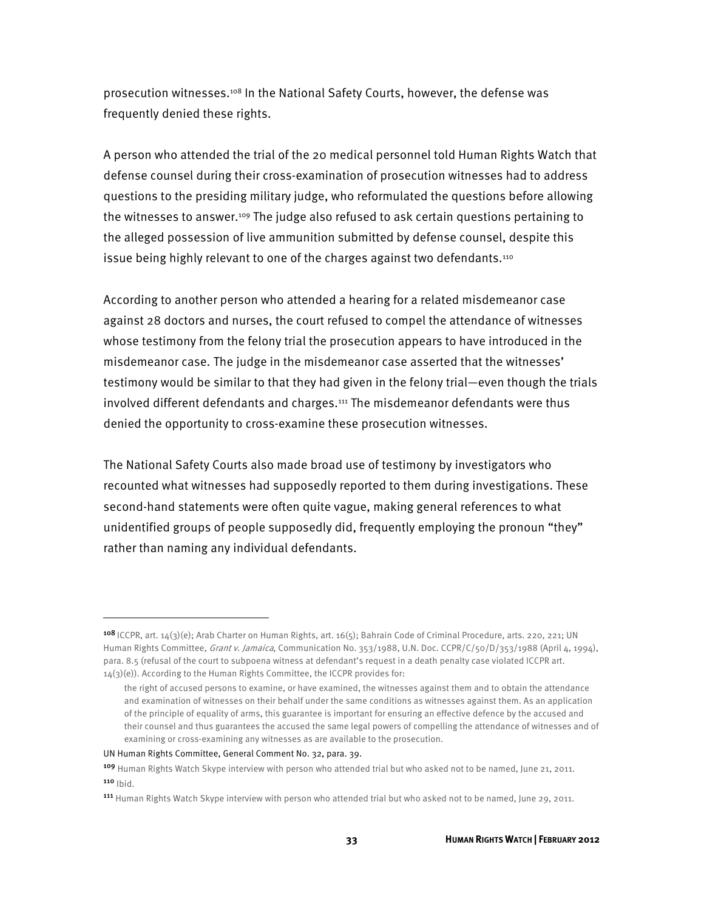prosecution witnesses.[108] In the National Safety Courts, however, the defense was frequently denied these rights.

A person who attended the trial of the 20 medical personnel told Human Rights Watch that defense counsel during their cross-examination of prosecution witnesses had to address questions to the presiding military judge, who reformulated the questions before allowing the witnesses to answer.[109] The judge also refused to ask certain questions pertaining to the alleged possession of live ammunition submitted by defense counsel, despite this issue being highly relevant to one of the charges against two defendants.[110]

According to another person who attended a hearing for a related misdemeanor case against 28 doctors and nurses, the court refused to compel the attendance of witnesses whose testimony from the felony trial the prosecution appears to have introduced in the misdemeanor case. The judge in the misdemeanor case asserted that the witnesses' testimony would be similar to that they had given in the felony trial—even though the trials involved different defendants and charges.[111] The misdemeanor defendants were thus denied the opportunity to cross-examine these prosecution witnesses.

The National Safety Courts also made broad use of testimony by investigators who recounted what witnesses had supposedly reported to them during investigations. These second-hand statements were often quite vague, making general references to what unidentified groups of people supposedly did, frequently employing the pronoun "they" rather than naming any individual defendants.

---

[108] ICCPR, art. 14(3)(e); Arab Charter on Human Rights, art. 16(5); Bahrain Code of Criminal Procedure, arts. 220, 221; UN Human Rights Committee, *Grant v. Jamaica*, Communication No. 353/1988, U.N. Doc. CCPR/C/50/D/353/1988 (April 4, 1994), para. 8.5 (refusal of the court to subpoena witness at defendant's request in a death penalty case violated ICCPR art. 14(3)(e)). According to the Human Rights Committee, the ICCPR provides for:

> the right of accused persons to examine, or have examined, the witnesses against them and to obtain the attendance and examination of witnesses on their behalf under the same conditions as witnesses against them. As an application of the principle of equality of arms, this guarantee is important for ensuring an effective defence by the accused and their counsel and thus guarantees the accused the same legal powers of compelling the attendance of witnesses and of examining or cross-examining any witnesses as are available to the prosecution.

UN Human Rights Committee, General Comment No. 32, para. 39.

[109] Human Rights Watch Skype interview with person who attended trial but who asked not to be named, June 21, 2011.

[110] Ibid.

[111] Human Rights Watch Skype interview with person who attended trial but who asked not to be named, June 29, 2011.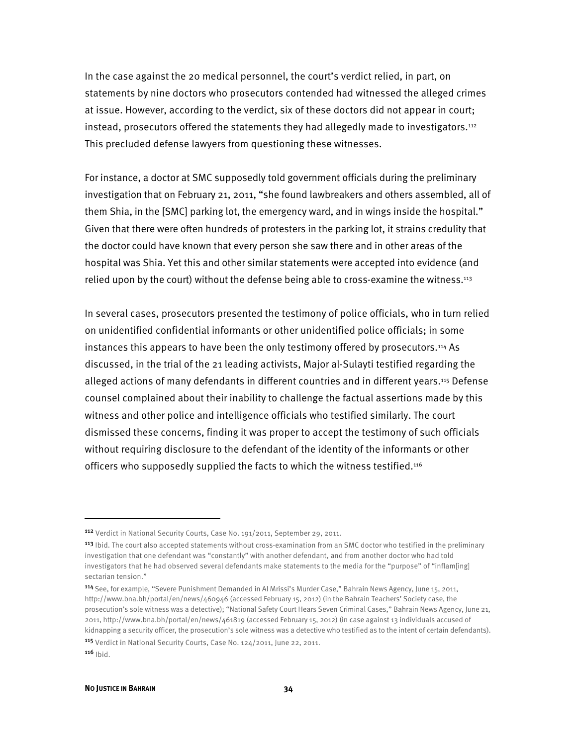In the case against the 20 medical personnel, the court's verdict relied, in part, on statements by nine doctors who prosecutors contended had witnessed the alleged crimes at issue. However, according to the verdict, six of these doctors did not appear in court; instead, prosecutors offered the statements they had allegedly made to investigators.[112] This precluded defense lawyers from questioning these witnesses.

For instance, a doctor at SMC supposedly told government officials during the preliminary investigation that on February 21, 2011, "she found lawbreakers and others assembled, all of them Shia, in the [SMC] parking lot, the emergency ward, and in wings inside the hospital." Given that there were often hundreds of protesters in the parking lot, it strains credulity that the doctor could have known that every person she saw there and in other areas of the hospital was Shia. Yet this and other similar statements were accepted into evidence (and relied upon by the court) without the defense being able to cross-examine the witness.[113]

In several cases, prosecutors presented the testimony of police officials, who in turn relied on unidentified confidential informants or other unidentified police officials; in some instances this appears to have been the only testimony offered by prosecutors.[114] As discussed, in the trial of the 21 leading activists, Major al-Sulayti testified regarding the alleged actions of many defendants in different countries and in different years.[115] Defense counsel complained about their inability to challenge the factual assertions made by this witness and other police and intelligence officials who testified similarly. The court dismissed these concerns, finding it was proper to accept the testimony of such officials without requiring disclosure to the defendant of the identity of the informants or other officers who supposedly supplied the facts to which the witness testified.[116]

---

[112] Verdict in National Security Courts, Case No. 191/2011, September 29, 2011.

[113] Ibid. The court also accepted statements without cross-examination from an SMC doctor who testified in the preliminary investigation that one defendant was "constantly" with another defendant, and from another doctor who had told investigators that he had observed several defendants make statements to the media for the "purpose" of "inflam[ing] sectarian tension."

[114] See, for example, "Severe Punishment Demanded in Al Mrissi's Murder Case," Bahrain News Agency, June 15, 2011, http://www.bna.bh/portal/en/news/460946 (accessed February 15, 2012) (in the Bahrain Teachers' Society case, the prosecution's sole witness was a detective); "National Safety Court Hears Seven Criminal Cases," Bahrain News Agency, June 21, 2011, http://www.bna.bh/portal/en/news/461819 (accessed February 15, 2012) (in case against 13 individuals accused of kidnapping a security officer, the prosecution's sole witness was a detective who testified as to the intent of certain defendants).

[115] Verdict in National Security Courts, Case No. 124/2011, June 22, 2011.

[116] Ibid.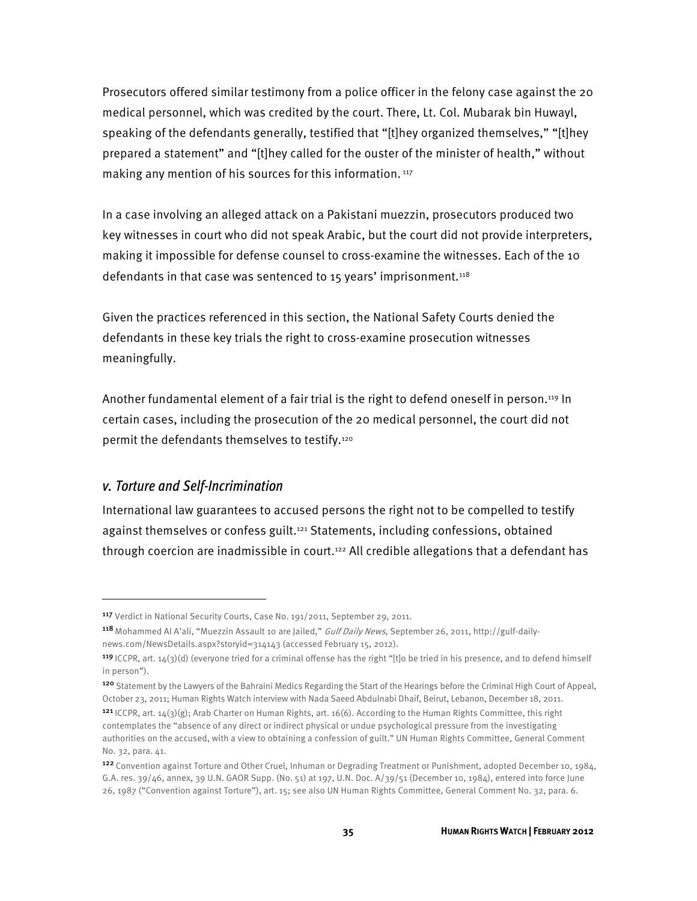Prosecutors offered similar testimony from a police officer in the felony case against the 20 medical personnel, which was credited by the court. There, Lt. Col. Mubarak bin Huwayl, speaking of the defendants generally, testified that "[t]hey organized themselves," "[t]hey prepared a statement" and "[t]hey called for the ouster of the minister of health," without making any mention of his sources for this information. [117]

In a case involving an alleged attack on a Pakistani muezzin, prosecutors produced two key witnesses in court who did not speak Arabic, but the court did not provide interpreters, making it impossible for defense counsel to cross-examine the witnesses. Each of the 10 defendants in that case was sentenced to 15 years' imprisonment.[118]

Given the practices referenced in this section, the National Safety Courts denied the defendants in these key trials the right to cross-examine prosecution witnesses meaningfully.

Another fundamental element of a fair trial is the right to defend oneself in person.[119] In certain cases, including the prosecution of the 20 medical personnel, the court did not permit the defendants themselves to testify.[120]

## *v. Torture and Self-Incrimination*

International law guarantees to accused persons the right not to be compelled to testify against themselves or confess guilt.[121] Statements, including confessions, obtained through coercion are inadmissible in court.[122] All credible allegations that a defendant has

---

[117] Verdict in National Security Courts, Case No. 191/2011, September 29, 2011.

[118] Mohammed Al A'ali, "Muezzin Assault 10 are Jailed," *Gulf Daily News*, September 26, 2011, http://gulf-daily-news.com/NewsDetails.aspx?storyid=314143 (accessed February 15, 2012).

[119] ICCPR, art. 14(3)(d) (everyone tried for a criminal offense has the right "[t]o be tried in his presence, and to defend himself in person").

[120] Statement by the Lawyers of the Bahraini Medics Regarding the Start of the Hearings before the Criminal High Court of Appeal, October 23, 2011; Human Rights Watch interview with Nada Saeed Abdulnabi Dhaif, Beirut, Lebanon, December 18, 2011.

[121] ICCPR, art. 14(3)(g); Arab Charter on Human Rights, art. 16(6). According to the Human Rights Committee, this right contemplates the "absence of any direct or indirect physical or undue psychological pressure from the investigating authorities on the accused, with a view to obtaining a confession of guilt." UN Human Rights Committee, General Comment No. 32, para. 41.

[122] Convention against Torture and Other Cruel, Inhuman or Degrading Treatment or Punishment, adopted December 10, 1984, G.A. res. 39/46, annex, 39 U.N. GAOR Supp. (No. 51) at 197, U.N. Doc. A/39/51 (December 10, 1984), entered into force June 26, 1987 ("Convention against Torture"), art. 15; see also UN Human Rights Committee, General Comment No. 32, para. 6.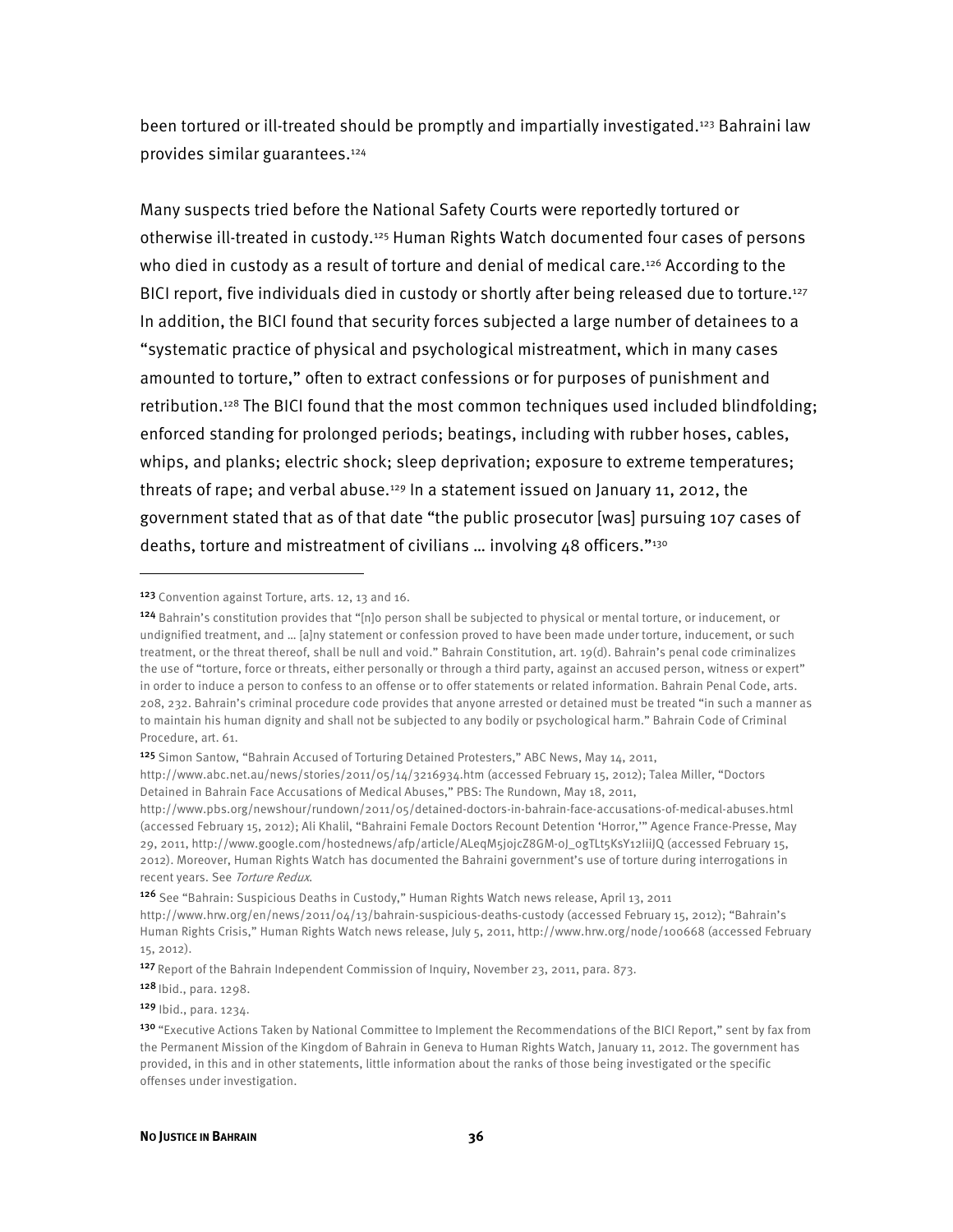been tortured or ill-treated should be promptly and impartially investigated.[123] Bahraini law provides similar guarantees.[124]

Many suspects tried before the National Safety Courts were reportedly tortured or otherwise ill-treated in custody.[125] Human Rights Watch documented four cases of persons who died in custody as a result of torture and denial of medical care.[126] According to the BICI report, five individuals died in custody or shortly after being released due to torture.[127] In addition, the BICI found that security forces subjected a large number of detainees to a "systematic practice of physical and psychological mistreatment, which in many cases amounted to torture," often to extract confessions or for purposes of punishment and retribution.[128] The BICI found that the most common techniques used included blindfolding; enforced standing for prolonged periods; beatings, including with rubber hoses, cables, whips, and planks; electric shock; sleep deprivation; exposure to extreme temperatures; threats of rape; and verbal abuse.[129] In a statement issued on January 11, 2012, the government stated that as of that date "the public prosecutor [was] pursuing 107 cases of deaths, torture and mistreatment of civilians … involving 48 officers."[130]

---

[123] Convention against Torture, arts. 12, 13 and 16.

[124] Bahrain's constitution provides that "[n]o person shall be subjected to physical or mental torture, or inducement, or undignified treatment, and … [a]ny statement or confession proved to have been made under torture, inducement, or such treatment, or the threat thereof, shall be null and void." Bahrain Constitution, art. 19(d). Bahrain's penal code criminalizes the use of "torture, force or threats, either personally or through a third party, against an accused person, witness or expert" in order to induce a person to confess to an offense or to offer statements or related information. Bahrain Penal Code, arts. 208, 232. Bahrain's criminal procedure code provides that anyone arrested or detained must be treated "in such a manner as to maintain his human dignity and shall not be subjected to any bodily or psychological harm." Bahrain Code of Criminal Procedure, art. 61.

[125] Simon Santow, "Bahrain Accused of Torturing Detained Protesters," ABC News, May 14, 2011, http://www.abc.net.au/news/stories/2011/05/14/3216934.htm (accessed February 15, 2012); Talea Miller, "Doctors Detained in Bahrain Face Accusations of Medical Abuses," PBS: The Rundown, May 18, 2011, http://www.pbs.org/newshour/rundown/2011/05/detained-doctors-in-bahrain-face-accusations-of-medical-abuses.html (accessed February 15, 2012); Ali Khalil, "Bahraini Female Doctors Recount Detention 'Horror,'" Agence France-Presse, May 29, 2011, http://www.google.com/hostednews/afp/article/ALeqM5jojcZ8GM-oJ_ogTLt5KsY12IiiJQ (accessed February 15, 2012). Moreover, Human Rights Watch has documented the Bahraini government's use of torture during interrogations in recent years. See *Torture Redux*.

[126] See "Bahrain: Suspicious Deaths in Custody," Human Rights Watch news release, April 13, 2011 http://www.hrw.org/en/news/2011/04/13/bahrain-suspicious-deaths-custody (accessed February 15, 2012); "Bahrain's Human Rights Crisis," Human Rights Watch news release, July 5, 2011, http://www.hrw.org/node/100668 (accessed February 15, 2012).

[127] Report of the Bahrain Independent Commission of Inquiry, November 23, 2011, para. 873.

[128] Ibid., para. 1298.

[129] Ibid., para. 1234.

[130] "Executive Actions Taken by National Committee to Implement the Recommendations of the BICI Report," sent by fax from the Permanent Mission of the Kingdom of Bahrain in Geneva to Human Rights Watch, January 11, 2012. The government has provided, in this and in other statements, little information about the ranks of those being investigated or the specific offenses under investigation.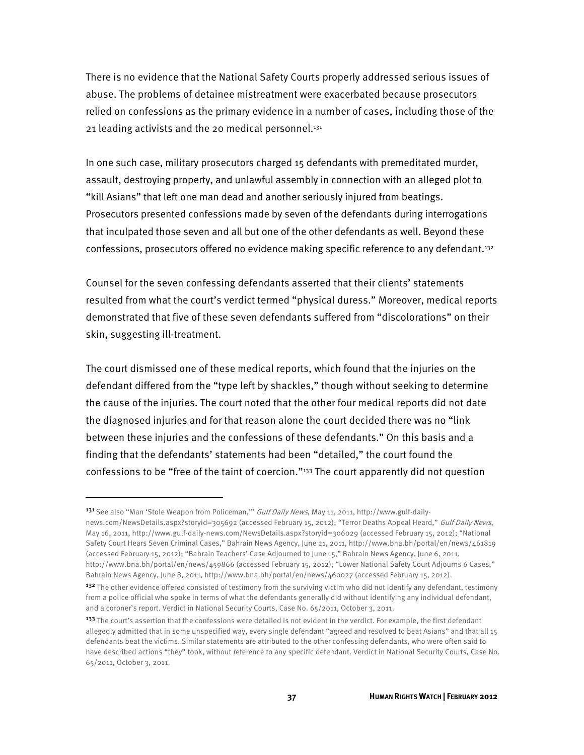There is no evidence that the National Safety Courts properly addressed serious issues of abuse. The problems of detainee mistreatment were exacerbated because prosecutors relied on confessions as the primary evidence in a number of cases, including those of the 21 leading activists and the 20 medical personnel.[131]

In one such case, military prosecutors charged 15 defendants with premeditated murder, assault, destroying property, and unlawful assembly in connection with an alleged plot to "kill Asians" that left one man dead and another seriously injured from beatings. Prosecutors presented confessions made by seven of the defendants during interrogations that inculpated those seven and all but one of the other defendants as well. Beyond these confessions, prosecutors offered no evidence making specific reference to any defendant.[132]

Counsel for the seven confessing defendants asserted that their clients' statements resulted from what the court's verdict termed "physical duress." Moreover, medical reports demonstrated that five of these seven defendants suffered from "discolorations" on their skin, suggesting ill-treatment.

The court dismissed one of these medical reports, which found that the injuries on the defendant differed from the "type left by shackles," though without seeking to determine the cause of the injuries. The court noted that the other four medical reports did not date the diagnosed injuries and for that reason alone the court decided there was no "link between these injuries and the confessions of these defendants." On this basis and a finding that the defendants' statements had been "detailed," the court found the confessions to be "free of the taint of coercion."[133] The court apparently did not question

---

[131] See also "Man 'Stole Weapon from Policeman,'" *Gulf Daily News*, May 11, 2011, http://www.gulf-daily-news.com/NewsDetails.aspx?storyid=305692 (accessed February 15, 2012); "Terror Deaths Appeal Heard," *Gulf Daily News*, May 16, 2011, http://www.gulf-daily-news.com/NewsDetails.aspx?storyid=306029 (accessed February 15, 2012); "National Safety Court Hears Seven Criminal Cases," Bahrain News Agency, June 21, 2011, http://www.bna.bh/portal/en/news/461819 (accessed February 15, 2012); "Bahrain Teachers' Case Adjourned to June 15," Bahrain News Agency, June 6, 2011, http://www.bna.bh/portal/en/news/459866 (accessed February 15, 2012); "Lower National Safety Court Adjourns 6 Cases," Bahrain News Agency, June 8, 2011, http://www.bna.bh/portal/en/news/460027 (accessed February 15, 2012).

[132] The other evidence offered consisted of testimony from the surviving victim who did not identify any defendant, testimony from a police official who spoke in terms of what the defendants generally did without identifying any individual defendant, and a coroner's report. Verdict in National Security Courts, Case No. 65/2011, October 3, 2011.

[133] The court's assertion that the confessions were detailed is not evident in the verdict. For example, the first defendant allegedly admitted that in some unspecified way, every single defendant "agreed and resolved to beat Asians" and that all 15 defendants beat the victims. Similar statements are attributed to the other confessing defendants, who were often said to have described actions "they" took, without reference to any specific defendant. Verdict in National Security Courts, Case No. 65/2011, October 3, 2011.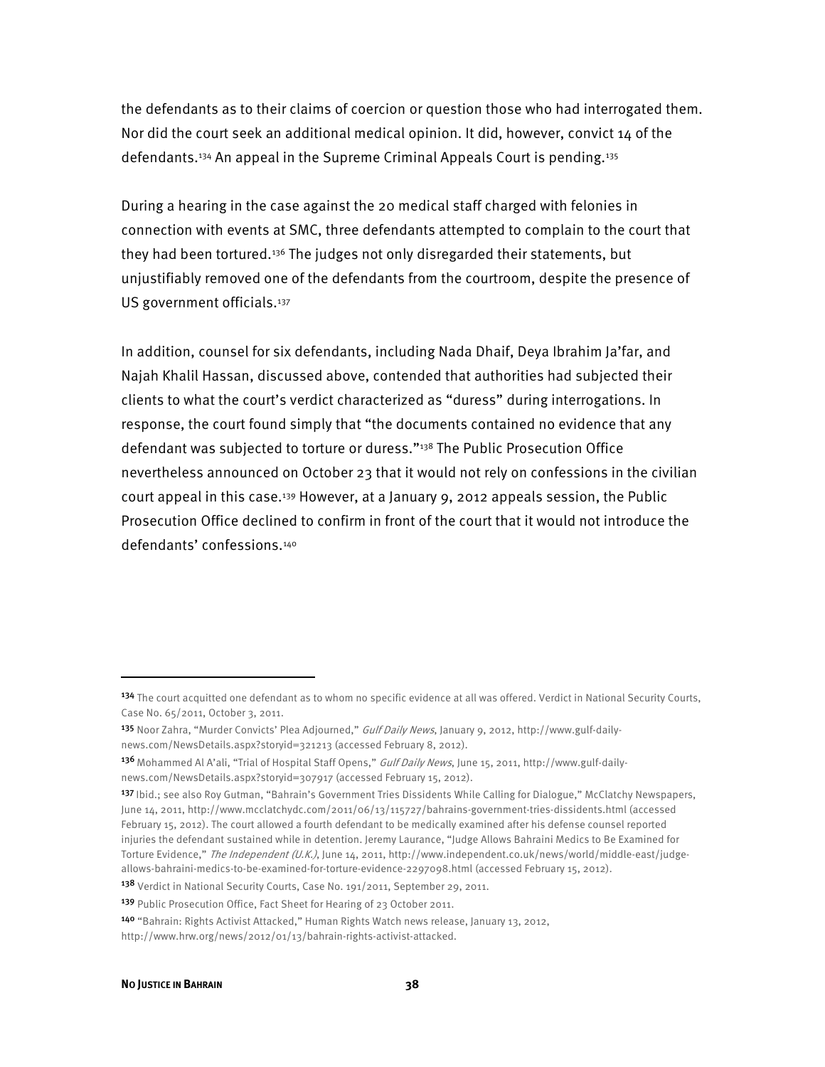the defendants as to their claims of coercion or question those who had interrogated them. Nor did the court seek an additional medical opinion. It did, however, convict 14 of the defendants.[134] An appeal in the Supreme Criminal Appeals Court is pending.[135]

During a hearing in the case against the 20 medical staff charged with felonies in connection with events at SMC, three defendants attempted to complain to the court that they had been tortured.[136] The judges not only disregarded their statements, but unjustifiably removed one of the defendants from the courtroom, despite the presence of US government officials.[137]

In addition, counsel for six defendants, including Nada Dhaif, Deya Ibrahim Ja'far, and Najah Khalil Hassan, discussed above, contended that authorities had subjected their clients to what the court's verdict characterized as "duress" during interrogations. In response, the court found simply that "the documents contained no evidence that any defendant was subjected to torture or duress."[138] The Public Prosecution Office nevertheless announced on October 23 that it would not rely on confessions in the civilian court appeal in this case.[139] However, at a January 9, 2012 appeals session, the Public Prosecution Office declined to confirm in front of the court that it would not introduce the defendants' confessions.[140]

---

[134] The court acquitted one defendant as to whom no specific evidence at all was offered. Verdict in National Security Courts, Case No. 65/2011, October 3, 2011.

[135] Noor Zahra, "Murder Convicts' Plea Adjourned," *Gulf Daily News*, January 9, 2012, http://www.gulf-daily-news.com/NewsDetails.aspx?storyid=321213 (accessed February 8, 2012).

[136] Mohammed Al A'ali, "Trial of Hospital Staff Opens," *Gulf Daily News*, June 15, 2011, http://www.gulf-daily-news.com/NewsDetails.aspx?storyid=307917 (accessed February 15, 2012).

[137] Ibid.; see also Roy Gutman, "Bahrain's Government Tries Dissidents While Calling for Dialogue," McClatchy Newspapers, June 14, 2011, http://www.mcclatchydc.com/2011/06/13/115727/bahrains-government-tries-dissidents.html (accessed February 15, 2012). The court allowed a fourth defendant to be medically examined after his defense counsel reported injuries the defendant sustained while in detention. Jeremy Laurance, "Judge Allows Bahraini Medics to Be Examined for Torture Evidence," *The Independent (U.K.)*, June 14, 2011, http://www.independent.co.uk/news/world/middle-east/judge-allows-bahraini-medics-to-be-examined-for-torture-evidence-2297098.html (accessed February 15, 2012).

[138] Verdict in National Security Courts, Case No. 191/2011, September 29, 2011.

[139] Public Prosecution Office, Fact Sheet for Hearing of 23 October 2011.

[140] "Bahrain: Rights Activist Attacked," Human Rights Watch news release, January 13, 2012, http://www.hrw.org/news/2012/01/13/bahrain-rights-activist-attacked.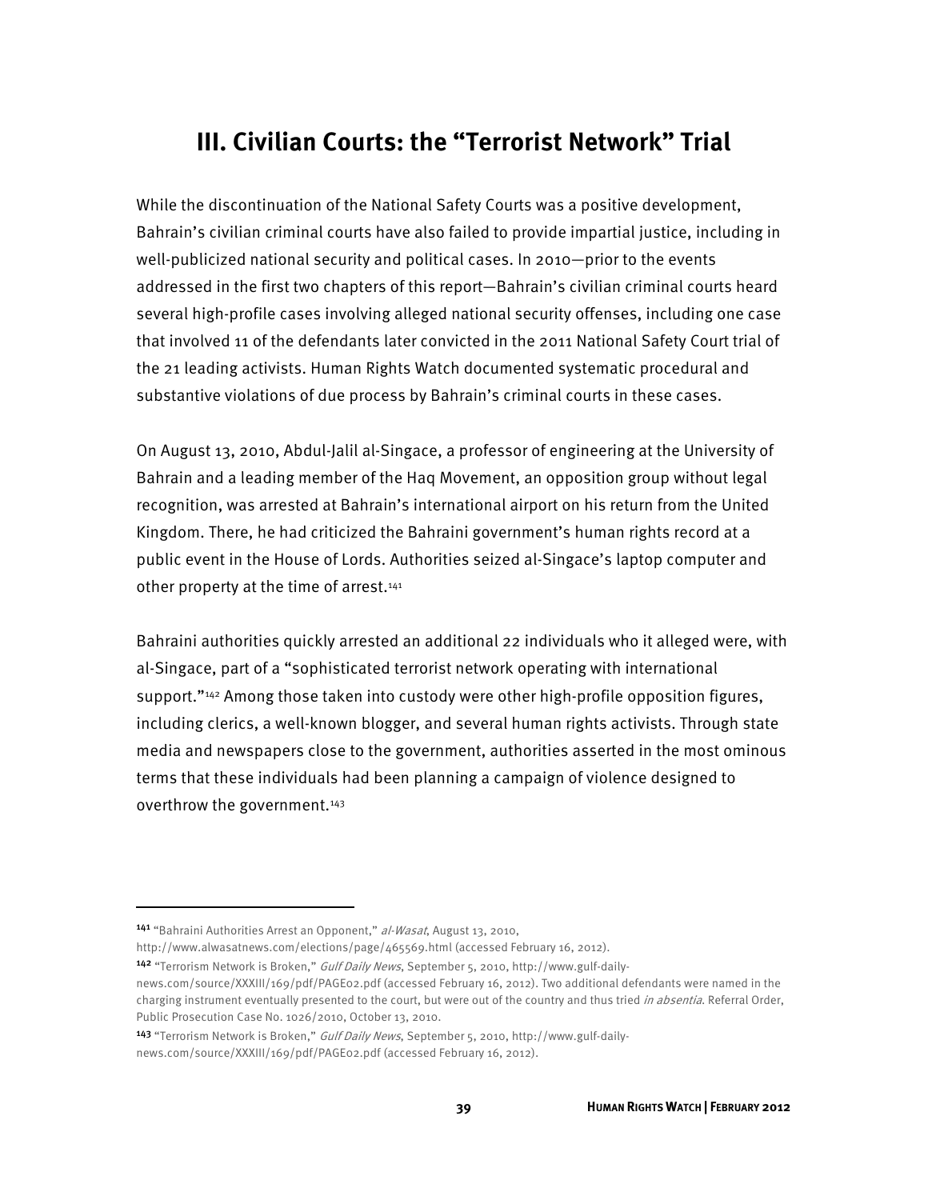## III. Civilian Courts: the "Terrorist Network" Trial

While the discontinuation of the National Safety Courts was a positive development, Bahrain's civilian criminal courts have also failed to provide impartial justice, including in well-publicized national security and political cases. In 2010—prior to the events addressed in the first two chapters of this report—Bahrain's civilian criminal courts heard several high-profile cases involving alleged national security offenses, including one case that involved 11 of the defendants later convicted in the 2011 National Safety Court trial of the 21 leading activists. Human Rights Watch documented systematic procedural and substantive violations of due process by Bahrain's criminal courts in these cases.

On August 13, 2010, Abdul-Jalil al-Singace, a professor of engineering at the University of Bahrain and a leading member of the Haq Movement, an opposition group without legal recognition, was arrested at Bahrain's international airport on his return from the United Kingdom. There, he had criticized the Bahraini government's human rights record at a public event in the House of Lords. Authorities seized al-Singace's laptop computer and other property at the time of arrest.[141]

Bahraini authorities quickly arrested an additional 22 individuals who it alleged were, with al-Singace, part of a "sophisticated terrorist network operating with international support."[142] Among those taken into custody were other high-profile opposition figures, including clerics, a well-known blogger, and several human rights activists. Through state media and newspapers close to the government, authorities asserted in the most ominous terms that these individuals had been planning a campaign of violence designed to overthrow the government.[143]

---

[141] "Bahraini Authorities Arrest an Opponent," *al-Wasat*, August 13, 2010, http://www.alwasatnews.com/elections/page/465569.html (accessed February 16, 2012).

[142] "Terrorism Network is Broken," *Gulf Daily News*, September 5, 2010, http://www.gulf-daily-news.com/source/XXXIII/169/pdf/PAGE02.pdf (accessed February 16, 2012). Two additional defendants were named in the charging instrument eventually presented to the court, but were out of the country and thus tried *in absentia*. Referral Order, Public Prosecution Case No. 1026/2010, October 13, 2010.

[143] "Terrorism Network is Broken," *Gulf Daily News*, September 5, 2010, http://www.gulf-daily-news.com/source/XXXIII/169/pdf/PAGE02.pdf (accessed February 16, 2012).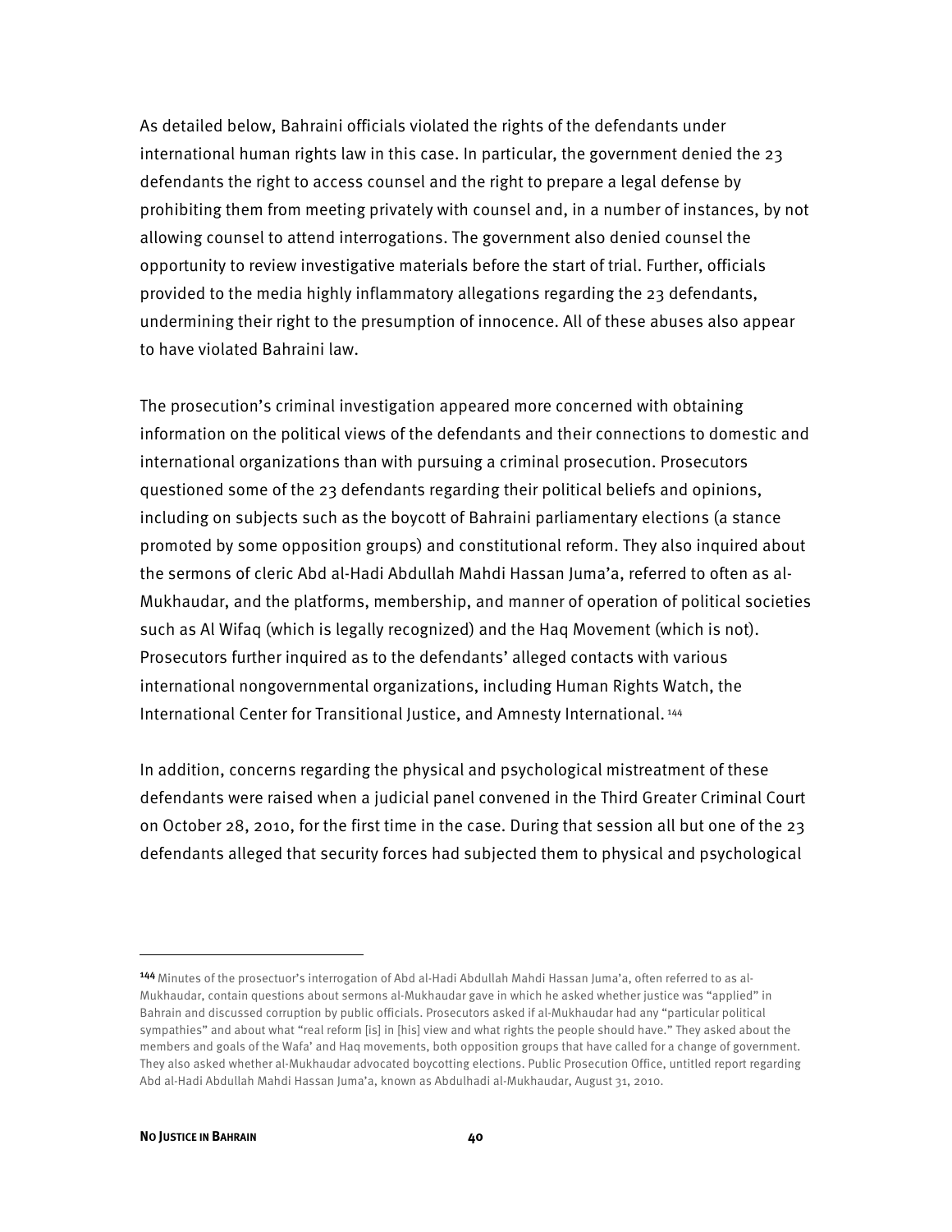As detailed below, Bahraini officials violated the rights of the defendants under international human rights law in this case. In particular, the government denied the 23 defendants the right to access counsel and the right to prepare a legal defense by prohibiting them from meeting privately with counsel and, in a number of instances, by not allowing counsel to attend interrogations. The government also denied counsel the opportunity to review investigative materials before the start of trial. Further, officials provided to the media highly inflammatory allegations regarding the 23 defendants, undermining their right to the presumption of innocence. All of these abuses also appear to have violated Bahraini law.

The prosecution's criminal investigation appeared more concerned with obtaining information on the political views of the defendants and their connections to domestic and international organizations than with pursuing a criminal prosecution. Prosecutors questioned some of the 23 defendants regarding their political beliefs and opinions, including on subjects such as the boycott of Bahraini parliamentary elections (a stance promoted by some opposition groups) and constitutional reform. They also inquired about the sermons of cleric Abd al-Hadi Abdullah Mahdi Hassan Juma'a, referred to often as al-Mukhaudar, and the platforms, membership, and manner of operation of political societies such as Al Wifaq (which is legally recognized) and the Haq Movement (which is not). Prosecutors further inquired as to the defendants' alleged contacts with various international nongovernmental organizations, including Human Rights Watch, the International Center for Transitional Justice, and Amnesty International.[144]

In addition, concerns regarding the physical and psychological mistreatment of these defendants were raised when a judicial panel convened in the Third Greater Criminal Court on October 28, 2010, for the first time in the case. During that session all but one of the 23 defendants alleged that security forces had subjected them to physical and psychological

---

[144] Minutes of the prosectuor's interrogation of Abd al-Hadi Abdullah Mahdi Hassan Juma'a, often referred to as al-Mukhaudar, contain questions about sermons al-Mukhaudar gave in which he asked whether justice was "applied" in Bahrain and discussed corruption by public officials. Prosecutors asked if al-Mukhaudar had any "particular political sympathies" and about what "real reform [is] in [his] view and what rights the people should have." They asked about the members and goals of the Wafa' and Haq movements, both opposition groups that have called for a change of government. They also asked whether al-Mukhaudar advocated boycotting elections. Public Prosecution Office, untitled report regarding Abd al-Hadi Abdullah Mahdi Hassan Juma'a, known as Abdulhadi al-Mukhaudar, August 31, 2010.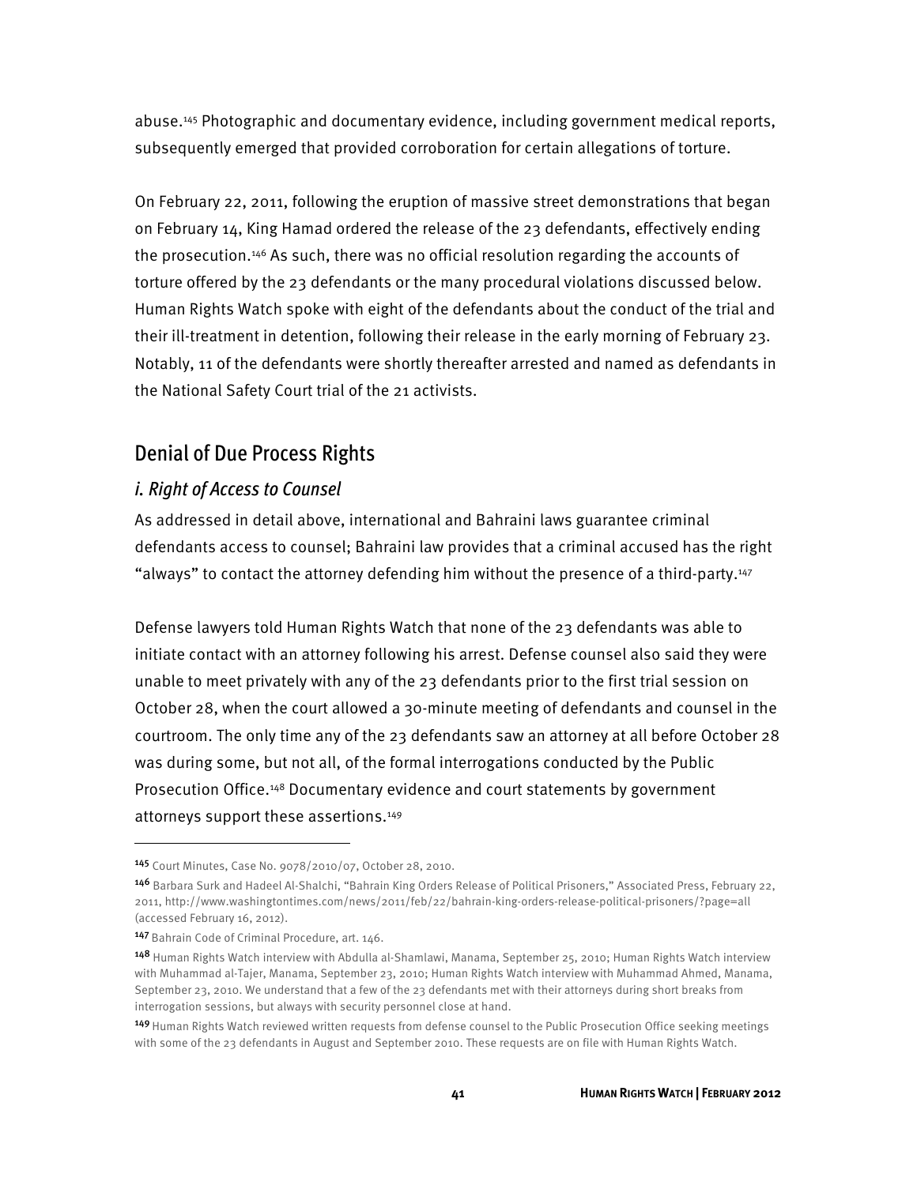abuse.[145] Photographic and documentary evidence, including government medical reports, subsequently emerged that provided corroboration for certain allegations of torture.

On February 22, 2011, following the eruption of massive street demonstrations that began on February 14, King Hamad ordered the release of the 23 defendants, effectively ending the prosecution.[146] As such, there was no official resolution regarding the accounts of torture offered by the 23 defendants or the many procedural violations discussed below. Human Rights Watch spoke with eight of the defendants about the conduct of the trial and their ill-treatment in detention, following their release in the early morning of February 23. Notably, 11 of the defendants were shortly thereafter arrested and named as defendants in the National Safety Court trial of the 21 activists.

## Denial of Due Process Rights

### *i. Right of Access to Counsel*

As addressed in detail above, international and Bahraini laws guarantee criminal defendants access to counsel; Bahraini law provides that a criminal accused has the right "always" to contact the attorney defending him without the presence of a third-party.[147]

Defense lawyers told Human Rights Watch that none of the 23 defendants was able to initiate contact with an attorney following his arrest. Defense counsel also said they were unable to meet privately with any of the 23 defendants prior to the first trial session on October 28, when the court allowed a 30-minute meeting of defendants and counsel in the courtroom. The only time any of the 23 defendants saw an attorney at all before October 28 was during some, but not all, of the formal interrogations conducted by the Public Prosecution Office.[148] Documentary evidence and court statements by government attorneys support these assertions.[149]

---

[145] Court Minutes, Case No. 9078/2010/07, October 28, 2010.

[146] Barbara Surk and Hadeel Al-Shalchi, "Bahrain King Orders Release of Political Prisoners," Associated Press, February 22, 2011, http://www.washingtontimes.com/news/2011/feb/22/bahrain-king-orders-release-political-prisoners/?page=all (accessed February 16, 2012).

[147] Bahrain Code of Criminal Procedure, art. 146.

[148] Human Rights Watch interview with Abdulla al-Shamlawi, Manama, September 25, 2010; Human Rights Watch interview with Muhammad al-Tajer, Manama, September 23, 2010; Human Rights Watch interview with Muhammad Ahmed, Manama, September 23, 2010. We understand that a few of the 23 defendants met with their attorneys during short breaks from interrogation sessions, but always with security personnel close at hand.

[149] Human Rights Watch reviewed written requests from defense counsel to the Public Prosecution Office seeking meetings with some of the 23 defendants in August and September 2010. These requests are on file with Human Rights Watch.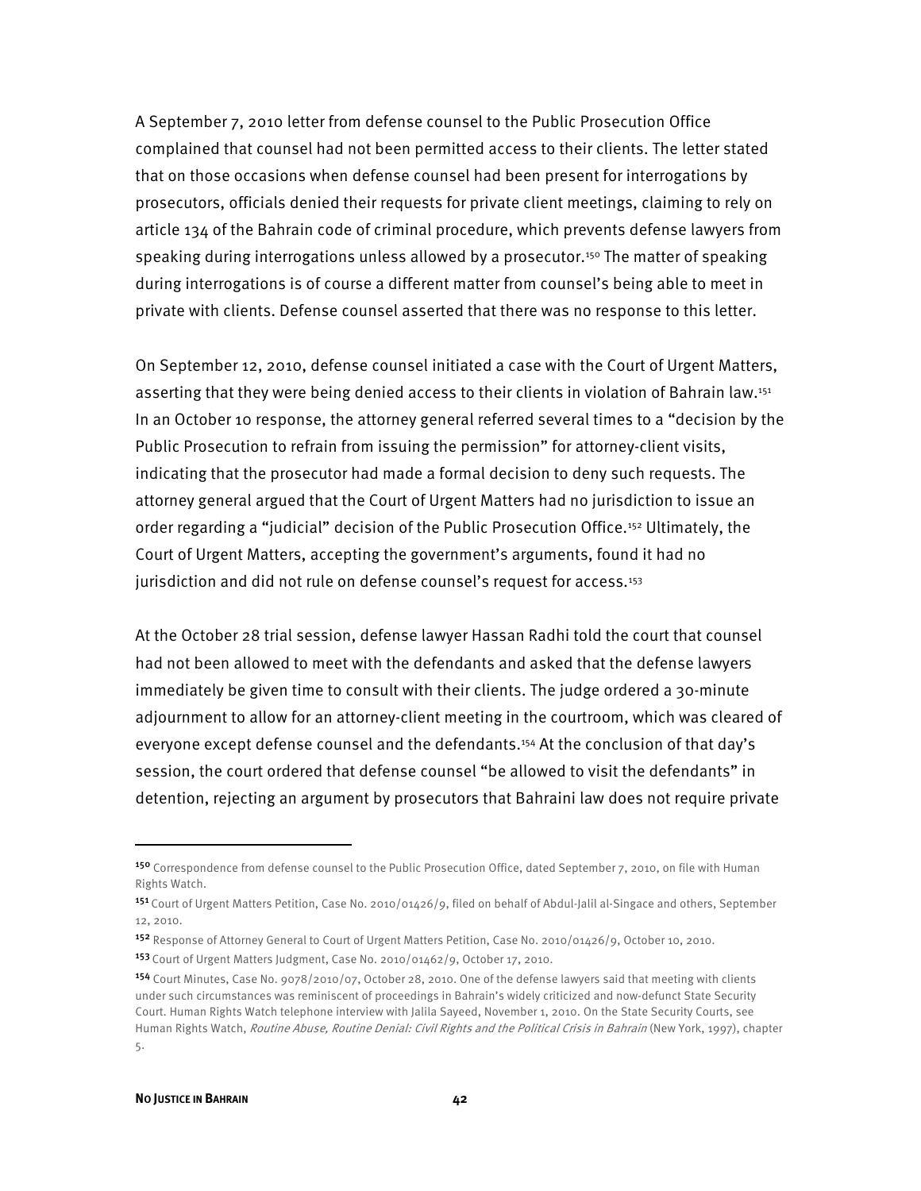A September 7, 2010 letter from defense counsel to the Public Prosecution Office complained that counsel had not been permitted access to their clients. The letter stated that on those occasions when defense counsel had been present for interrogations by prosecutors, officials denied their requests for private client meetings, claiming to rely on article 134 of the Bahrain code of criminal procedure, which prevents defense lawyers from speaking during interrogations unless allowed by a prosecutor.[150] The matter of speaking during interrogations is of course a different matter from counsel's being able to meet in private with clients. Defense counsel asserted that there was no response to this letter.

On September 12, 2010, defense counsel initiated a case with the Court of Urgent Matters, asserting that they were being denied access to their clients in violation of Bahrain law.[151] In an October 10 response, the attorney general referred several times to a "decision by the Public Prosecution to refrain from issuing the permission" for attorney-client visits, indicating that the prosecutor had made a formal decision to deny such requests. The attorney general argued that the Court of Urgent Matters had no jurisdiction to issue an order regarding a "judicial" decision of the Public Prosecution Office.[152] Ultimately, the Court of Urgent Matters, accepting the government's arguments, found it had no jurisdiction and did not rule on defense counsel's request for access.[153]

At the October 28 trial session, defense lawyer Hassan Radhi told the court that counsel had not been allowed to meet with the defendants and asked that the defense lawyers immediately be given time to consult with their clients. The judge ordered a 30-minute adjournment to allow for an attorney-client meeting in the courtroom, which was cleared of everyone except defense counsel and the defendants.[154] At the conclusion of that day's session, the court ordered that defense counsel "be allowed to visit the defendants" in detention, rejecting an argument by prosecutors that Bahraini law does not require private

---

[150] Correspondence from defense counsel to the Public Prosecution Office, dated September 7, 2010, on file with Human Rights Watch.

[151] Court of Urgent Matters Petition, Case No. 2010/01426/9, filed on behalf of Abdul-Jalil al-Singace and others, September 12, 2010.

[152] Response of Attorney General to Court of Urgent Matters Petition, Case No. 2010/01426/9, October 10, 2010.

[153] Court of Urgent Matters Judgment, Case No. 2010/01462/9, October 17, 2010.

[154] Court Minutes, Case No. 9078/2010/07, October 28, 2010. One of the defense lawyers said that meeting with clients under such circumstances was reminiscent of proceedings in Bahrain's widely criticized and now-defunct State Security Court. Human Rights Watch telephone interview with Jalila Sayeed, November 1, 2010. On the State Security Courts, see Human Rights Watch, *Routine Abuse, Routine Denial: Civil Rights and the Political Crisis in Bahrain* (New York, 1997), chapter 5.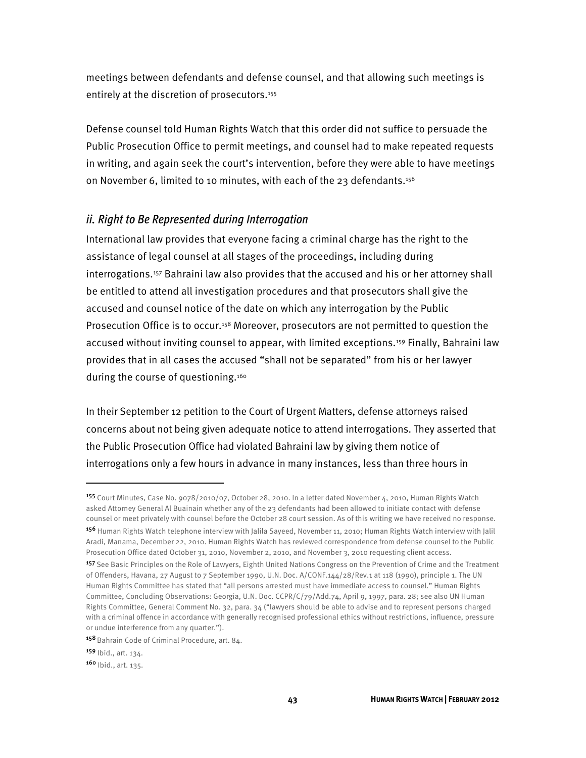meetings between defendants and defense counsel, and that allowing such meetings is entirely at the discretion of prosecutors.[155]

Defense counsel told Human Rights Watch that this order did not suffice to persuade the Public Prosecution Office to permit meetings, and counsel had to make repeated requests in writing, and again seek the court's intervention, before they were able to have meetings on November 6, limited to 10 minutes, with each of the 23 defendants.[156]

### *ii. Right to Be Represented during Interrogation*

International law provides that everyone facing a criminal charge has the right to the assistance of legal counsel at all stages of the proceedings, including during interrogations.[157] Bahraini law also provides that the accused and his or her attorney shall be entitled to attend all investigation procedures and that prosecutors shall give the accused and counsel notice of the date on which any interrogation by the Public Prosecution Office is to occur.[158] Moreover, prosecutors are not permitted to question the accused without inviting counsel to appear, with limited exceptions.[159] Finally, Bahraini law provides that in all cases the accused "shall not be separated" from his or her lawyer during the course of questioning.[160]

In their September 12 petition to the Court of Urgent Matters, defense attorneys raised concerns about not being given adequate notice to attend interrogations. They asserted that the Public Prosecution Office had violated Bahraini law by giving them notice of interrogations only a few hours in advance in many instances, less than three hours in

---

[155] Court Minutes, Case No. 9078/2010/07, October 28, 2010. In a letter dated November 4, 2010, Human Rights Watch asked Attorney General Al Buainain whether any of the 23 defendants had been allowed to initiate contact with defense counsel or meet privately with counsel before the October 28 court session. As of this writing we have received no response.

[156] Human Rights Watch telephone interview with Jalila Sayeed, November 11, 2010; Human Rights Watch interview with Jalil Aradi, Manama, December 22, 2010. Human Rights Watch has reviewed correspondence from defense counsel to the Public Prosecution Office dated October 31, 2010, November 2, 2010, and November 3, 2010 requesting client access.

[157] See Basic Principles on the Role of Lawyers, Eighth United Nations Congress on the Prevention of Crime and the Treatment of Offenders, Havana, 27 August to 7 September 1990, U.N. Doc. A/CONF.144/28/Rev.1 at 118 (1990), principle 1. The UN Human Rights Committee has stated that "all persons arrested must have immediate access to counsel." Human Rights Committee, Concluding Observations: Georgia, U.N. Doc. CCPR/C/79/Add.74, April 9, 1997, para. 28; see also UN Human Rights Committee, General Comment No. 32, para. 34 ("lawyers should be able to advise and to represent persons charged with a criminal offence in accordance with generally recognised professional ethics without restrictions, influence, pressure or undue interference from any quarter.").

[158] Bahrain Code of Criminal Procedure, art. 84.

[159] Ibid., art. 134.

[160] Ibid., art. 135.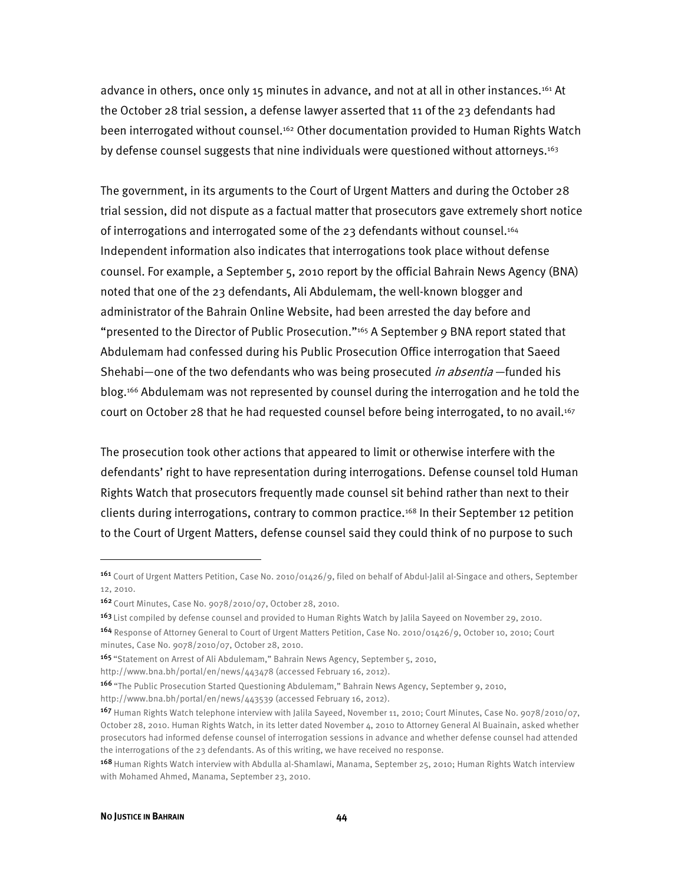advance in others, once only 15 minutes in advance, and not at all in other instances.[161] At the October 28 trial session, a defense lawyer asserted that 11 of the 23 defendants had been interrogated without counsel.[162] Other documentation provided to Human Rights Watch by defense counsel suggests that nine individuals were questioned without attorneys.[163]

The government, in its arguments to the Court of Urgent Matters and during the October 28 trial session, did not dispute as a factual matter that prosecutors gave extremely short notice of interrogations and interrogated some of the 23 defendants without counsel.[164] Independent information also indicates that interrogations took place without defense counsel. For example, a September 5, 2010 report by the official Bahrain News Agency (BNA) noted that one of the 23 defendants, Ali Abdulemam, the well-known blogger and administrator of the Bahrain Online Website, had been arrested the day before and "presented to the Director of Public Prosecution."[165] A September 9 BNA report stated that Abdulemam had confessed during his Public Prosecution Office interrogation that Saeed Shehabi—one of the two defendants who was being prosecuted *in absentia*—funded his blog.[166] Abdulemam was not represented by counsel during the interrogation and he told the court on October 28 that he had requested counsel before being interrogated, to no avail.[167]

The prosecution took other actions that appeared to limit or otherwise interfere with the defendants' right to have representation during interrogations. Defense counsel told Human Rights Watch that prosecutors frequently made counsel sit behind rather than next to their clients during interrogations, contrary to common practice.[168] In their September 12 petition to the Court of Urgent Matters, defense counsel said they could think of no purpose to such

---

[161] Court of Urgent Matters Petition, Case No. 2010/01426/9, filed on behalf of Abdul-Jalil al-Singace and others, September 12, 2010.

[162] Court Minutes, Case No. 9078/2010/07, October 28, 2010.

[163] List compiled by defense counsel and provided to Human Rights Watch by Jalila Sayeed on November 29, 2010.

[164] Response of Attorney General to Court of Urgent Matters Petition, Case No. 2010/01426/9, October 10, 2010; Court minutes, Case No. 9078/2010/07, October 28, 2010.

[165] "Statement on Arrest of Ali Abdulemam," Bahrain News Agency, September 5, 2010, http://www.bna.bh/portal/en/news/443478 (accessed February 16, 2012).

[166] "The Public Prosecution Started Questioning Abdulemam," Bahrain News Agency, September 9, 2010, http://www.bna.bh/portal/en/news/443539 (accessed February 16, 2012).

[167] Human Rights Watch telephone interview with Jalila Sayeed, November 11, 2010; Court Minutes, Case No. 9078/2010/07, October 28, 2010. Human Rights Watch, in its letter dated November 4, 2010 to Attorney General Al Buainain, asked whether prosecutors had informed defense counsel of interrogation sessions in advance and whether defense counsel had attended the interrogations of the 23 defendants. As of this writing, we have received no response.

[168] Human Rights Watch interview with Abdulla al-Shamlawi, Manama, September 25, 2010; Human Rights Watch interview with Mohamed Ahmed, Manama, September 23, 2010.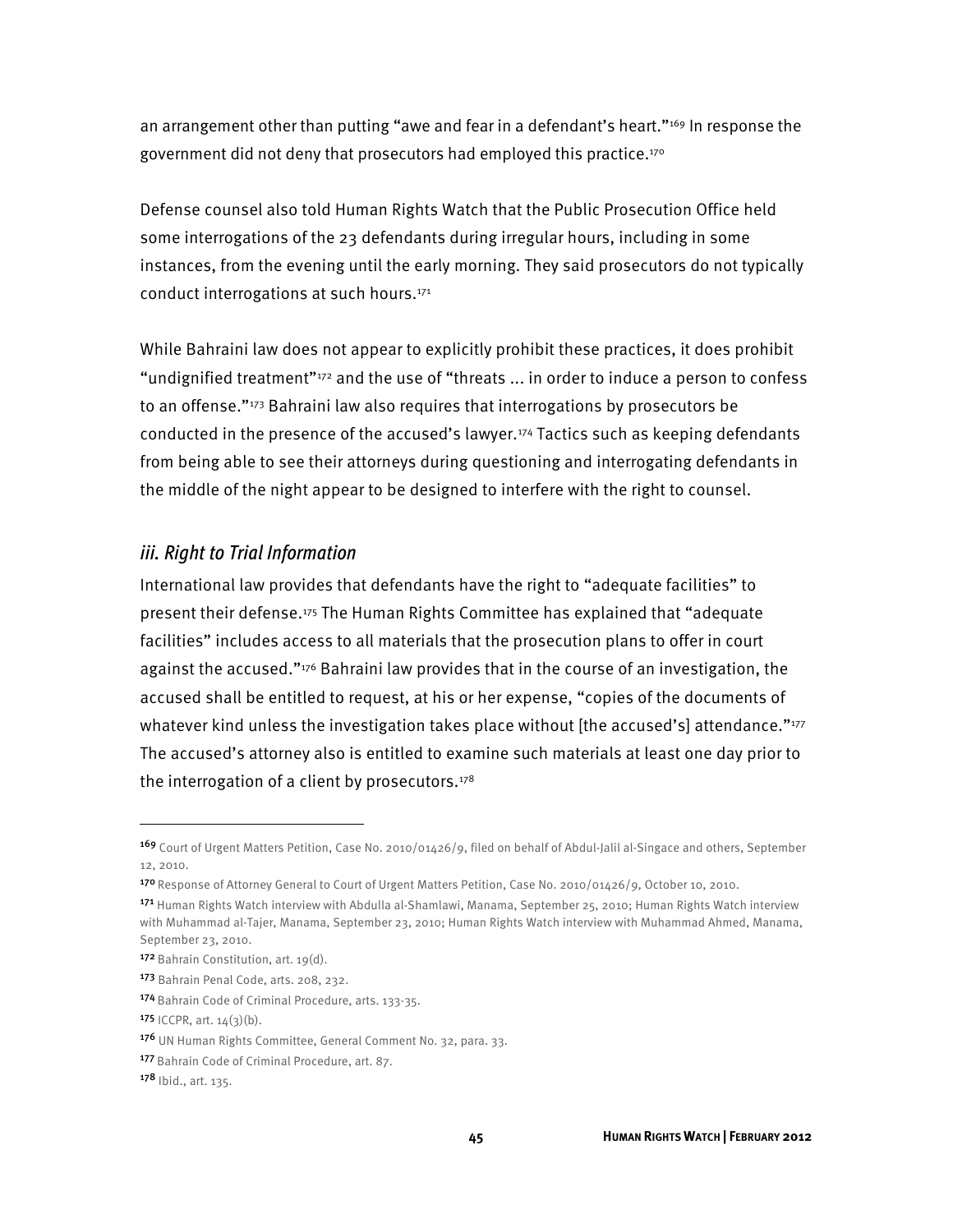an arrangement other than putting "awe and fear in a defendant's heart."[169] In response the government did not deny that prosecutors had employed this practice.[170]

Defense counsel also told Human Rights Watch that the Public Prosecution Office held some interrogations of the 23 defendants during irregular hours, including in some instances, from the evening until the early morning. They said prosecutors do not typically conduct interrogations at such hours.[171]

While Bahraini law does not appear to explicitly prohibit these practices, it does prohibit "undignified treatment"[172] and the use of "threats ... in order to induce a person to confess to an offense."[173] Bahraini law also requires that interrogations by prosecutors be conducted in the presence of the accused's lawyer.[174] Tactics such as keeping defendants from being able to see their attorneys during questioning and interrogating defendants in the middle of the night appear to be designed to interfere with the right to counsel.

### *iii. Right to Trial Information*

International law provides that defendants have the right to "adequate facilities" to present their defense.[175] The Human Rights Committee has explained that "adequate facilities" includes access to all materials that the prosecution plans to offer in court against the accused."[176] Bahraini law provides that in the course of an investigation, the accused shall be entitled to request, at his or her expense, "copies of the documents of whatever kind unless the investigation takes place without [the accused's] attendance."[177] The accused's attorney also is entitled to examine such materials at least one day prior to the interrogation of a client by prosecutors.[178]

---

[169] Court of Urgent Matters Petition, Case No. 2010/01426/9, filed on behalf of Abdul-Jalil al-Singace and others, September 12, 2010.

[170] Response of Attorney General to Court of Urgent Matters Petition, Case No. 2010/01426/9, October 10, 2010.

[171] Human Rights Watch interview with Abdulla al-Shamlawi, Manama, September 25, 2010; Human Rights Watch interview with Muhammad al-Tajer, Manama, September 23, 2010; Human Rights Watch interview with Muhammad Ahmed, Manama, September 23, 2010.

[172] Bahrain Constitution, art. 19(d).

[173] Bahrain Penal Code, arts. 208, 232.

[174] Bahrain Code of Criminal Procedure, arts. 133-35.

[175] ICCPR, art. 14(3)(b).

[176] UN Human Rights Committee, General Comment No. 32, para. 33.

[177] Bahrain Code of Criminal Procedure, art. 87.

[178] Ibid., art. 135.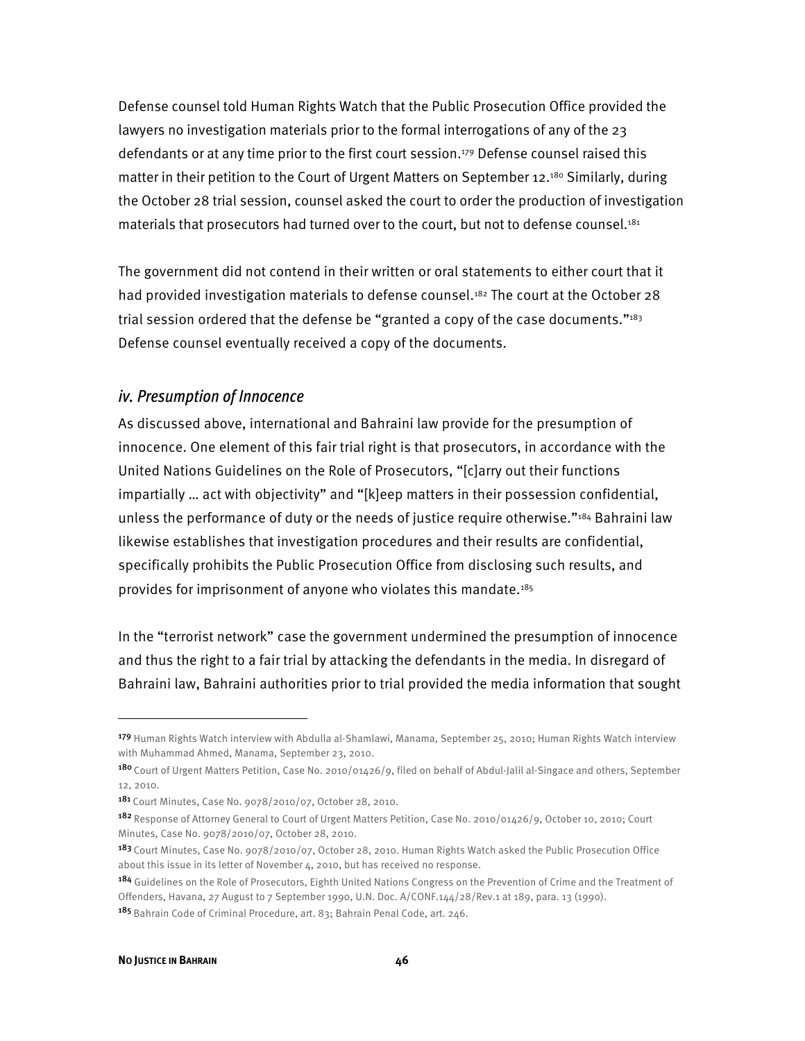Defense counsel told Human Rights Watch that the Public Prosecution Office provided the lawyers no investigation materials prior to the formal interrogations of any of the 23 defendants or at any time prior to the first court session.[179] Defense counsel raised this matter in their petition to the Court of Urgent Matters on September 12.[180] Similarly, during the October 28 trial session, counsel asked the court to order the production of investigation materials that prosecutors had turned over to the court, but not to defense counsel.[181]

The government did not contend in their written or oral statements to either court that it had provided investigation materials to defense counsel.[182] The court at the October 28 trial session ordered that the defense be "granted a copy of the case documents."[183] Defense counsel eventually received a copy of the documents.

### *iv. Presumption of Innocence*

As discussed above, international and Bahraini law provide for the presumption of innocence. One element of this fair trial right is that prosecutors, in accordance with the United Nations Guidelines on the Role of Prosecutors, "[c]arry out their functions impartially … act with objectivity" and "[k]eep matters in their possession confidential, unless the performance of duty or the needs of justice require otherwise."[184] Bahraini law likewise establishes that investigation procedures and their results are confidential, specifically prohibits the Public Prosecution Office from disclosing such results, and provides for imprisonment of anyone who violates this mandate.[185]

In the "terrorist network" case the government undermined the presumption of innocence and thus the right to a fair trial by attacking the defendants in the media. In disregard of Bahraini law, Bahraini authorities prior to trial provided the media information that sought

---

[179] Human Rights Watch interview with Abdulla al-Shamlawi, Manama, September 25, 2010; Human Rights Watch interview with Muhammad Ahmed, Manama, September 23, 2010.

[180] Court of Urgent Matters Petition, Case No. 2010/01426/9, filed on behalf of Abdul-Jalil al-Singace and others, September 12, 2010.

[181] Court Minutes, Case No. 9078/2010/07, October 28, 2010.

[182] Response of Attorney General to Court of Urgent Matters Petition, Case No. 2010/01426/9, October 10, 2010; Court Minutes, Case No. 9078/2010/07, October 28, 2010.

[183] Court Minutes, Case No. 9078/2010/07, October 28, 2010. Human Rights Watch asked the Public Prosecution Office about this issue in its letter of November 4, 2010, but has received no response.

[184] Guidelines on the Role of Prosecutors, Eighth United Nations Congress on the Prevention of Crime and the Treatment of Offenders, Havana, 27 August to 7 September 1990, U.N. Doc. A/CONF.144/28/Rev.1 at 189, para. 13 (1990).

[185] Bahrain Code of Criminal Procedure, art. 83; Bahrain Penal Code, art. 246.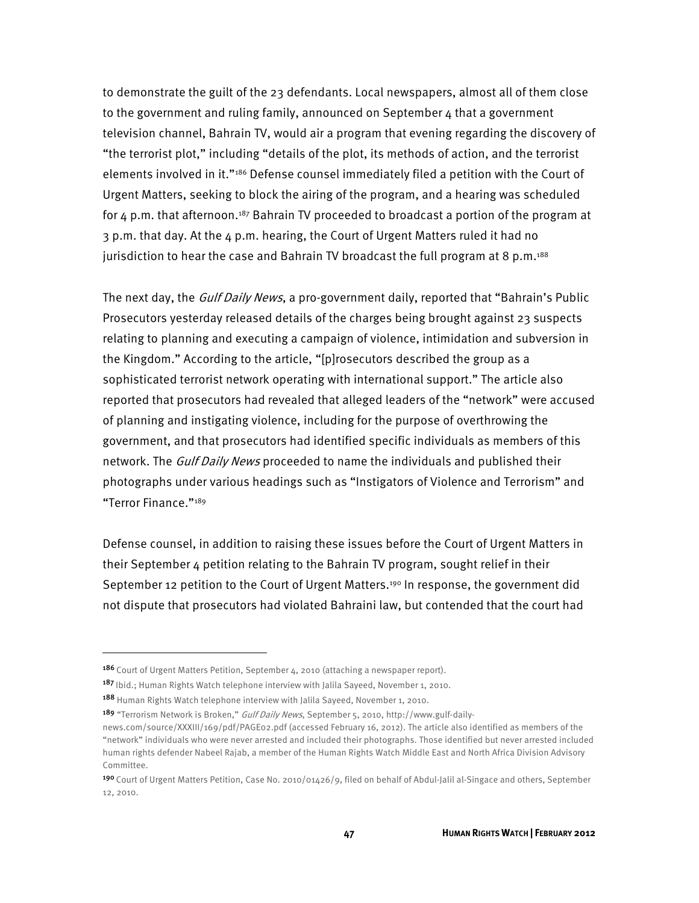to demonstrate the guilt of the 23 defendants. Local newspapers, almost all of them close to the government and ruling family, announced on September 4 that a government television channel, Bahrain TV, would air a program that evening regarding the discovery of "the terrorist plot," including "details of the plot, its methods of action, and the terrorist elements involved in it."[186] Defense counsel immediately filed a petition with the Court of Urgent Matters, seeking to block the airing of the program, and a hearing was scheduled for 4 p.m. that afternoon.[187] Bahrain TV proceeded to broadcast a portion of the program at 3 p.m. that day. At the 4 p.m. hearing, the Court of Urgent Matters ruled it had no jurisdiction to hear the case and Bahrain TV broadcast the full program at 8 p.m.[188]

The next day, the *Gulf Daily News*, a pro-government daily, reported that "Bahrain's Public Prosecutors yesterday released details of the charges being brought against 23 suspects relating to planning and executing a campaign of violence, intimidation and subversion in the Kingdom." According to the article, "[p]rosecutors described the group as a sophisticated terrorist network operating with international support." The article also reported that prosecutors had revealed that alleged leaders of the "network" were accused of planning and instigating violence, including for the purpose of overthrowing the government, and that prosecutors had identified specific individuals as members of this network. The *Gulf Daily News* proceeded to name the individuals and published their photographs under various headings such as "Instigators of Violence and Terrorism" and "Terror Finance."[189]

Defense counsel, in addition to raising these issues before the Court of Urgent Matters in their September 4 petition relating to the Bahrain TV program, sought relief in their September 12 petition to the Court of Urgent Matters.[190] In response, the government did not dispute that prosecutors had violated Bahraini law, but contended that the court had

---

[186] Court of Urgent Matters Petition, September 4, 2010 (attaching a newspaper report).

[187] Ibid.; Human Rights Watch telephone interview with Jalila Sayeed, November 1, 2010.

[188] Human Rights Watch telephone interview with Jalila Sayeed, November 1, 2010.

[189] "Terrorism Network is Broken," *Gulf Daily News*, September 5, 2010, http://www.gulf-daily-news.com/source/XXXIII/169/pdf/PAGE02.pdf (accessed February 16, 2012). The article also identified as members of the "network" individuals who were never arrested and included their photographs. Those identified but never arrested included human rights defender Nabeel Rajab, a member of the Human Rights Watch Middle East and North Africa Division Advisory Committee.

[190] Court of Urgent Matters Petition, Case No. 2010/01426/9, filed on behalf of Abdul-Jalil al-Singace and others, September 12, 2010.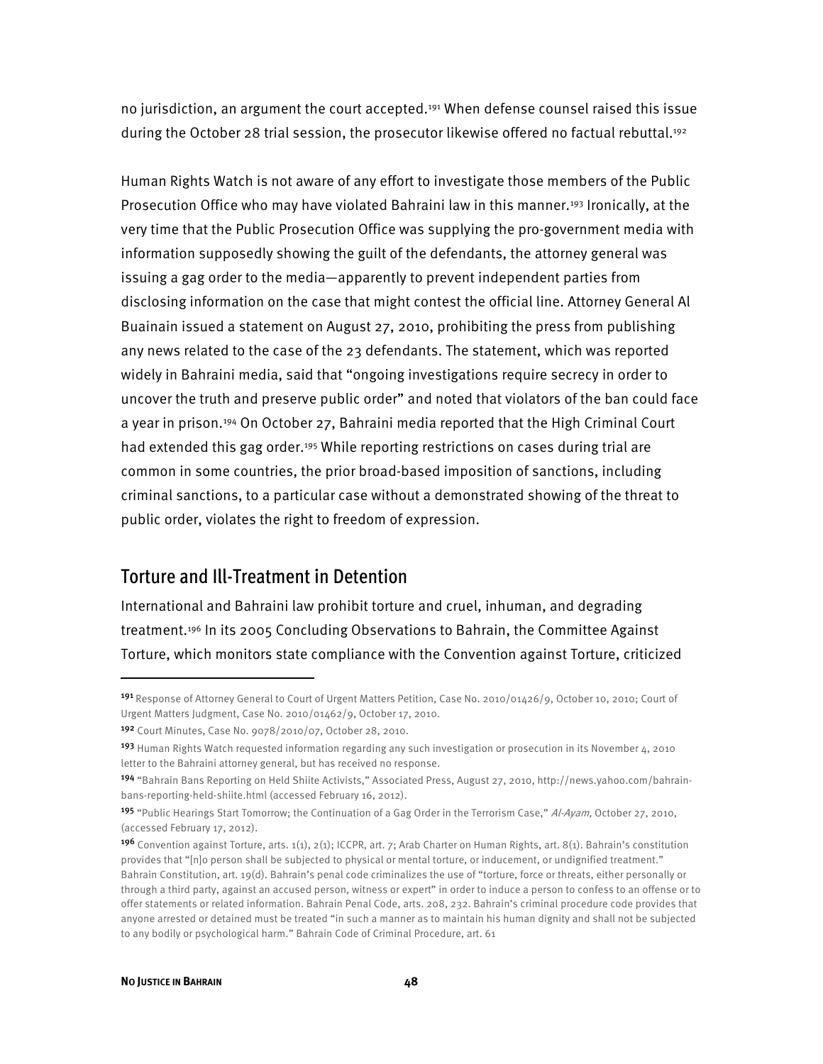no jurisdiction, an argument the court accepted.[191] When defense counsel raised this issue during the October 28 trial session, the prosecutor likewise offered no factual rebuttal.[192]

Human Rights Watch is not aware of any effort to investigate those members of the Public Prosecution Office who may have violated Bahraini law in this manner.[193] Ironically, at the very time that the Public Prosecution Office was supplying the pro-government media with information supposedly showing the guilt of the defendants, the attorney general was issuing a gag order to the media—apparently to prevent independent parties from disclosing information on the case that might contest the official line. Attorney General Al Buainain issued a statement on August 27, 2010, prohibiting the press from publishing any news related to the case of the 23 defendants. The statement, which was reported widely in Bahraini media, said that "ongoing investigations require secrecy in order to uncover the truth and preserve public order" and noted that violators of the ban could face a year in prison.[194] On October 27, Bahraini media reported that the High Criminal Court had extended this gag order.[195] While reporting restrictions on cases during trial are common in some countries, the prior broad-based imposition of sanctions, including criminal sanctions, to a particular case without a demonstrated showing of the threat to public order, violates the right to freedom of expression.

## Torture and Ill-Treatment in Detention

International and Bahraini law prohibit torture and cruel, inhuman, and degrading treatment.[196] In its 2005 Concluding Observations to Bahrain, the Committee Against Torture, which monitors state compliance with the Convention against Torture, criticized

---

[191] Response of Attorney General to Court of Urgent Matters Petition, Case No. 2010/01426/9, October 10, 2010; Court of Urgent Matters Judgment, Case No. 2010/01462/9, October 17, 2010.

[192] Court Minutes, Case No. 9078/2010/07, October 28, 2010.

[193] Human Rights Watch requested information regarding any such investigation or prosecution in its November 4, 2010 letter to the Bahraini attorney general, but has received no response.

[194] "Bahrain Bans Reporting on Held Shiite Activists," Associated Press, August 27, 2010, http://news.yahoo.com/bahrain-bans-reporting-held-shiite.html (accessed February 16, 2012).

[195] "Public Hearings Start Tomorrow; the Continuation of a Gag Order in the Terrorism Case," *Al-Ayam,* October 27, 2010, (accessed February 17, 2012).

[196] Convention against Torture, arts. 1(1), 2(1); ICCPR, art. 7; Arab Charter on Human Rights, art. 8(1). Bahrain's constitution provides that "[n]o person shall be subjected to physical or mental torture, or inducement, or undignified treatment." Bahrain Constitution, art. 19(d). Bahrain's penal code criminalizes the use of "torture, force or threats, either personally or through a third party, against an accused person, witness or expert" in order to induce a person to confess to an offense or to offer statements or related information. Bahrain Penal Code, arts. 208, 232. Bahrain's criminal procedure code provides that anyone arrested or detained must be treated "in such a manner as to maintain his human dignity and shall not be subjected to any bodily or psychological harm." Bahrain Code of Criminal Procedure, art. 61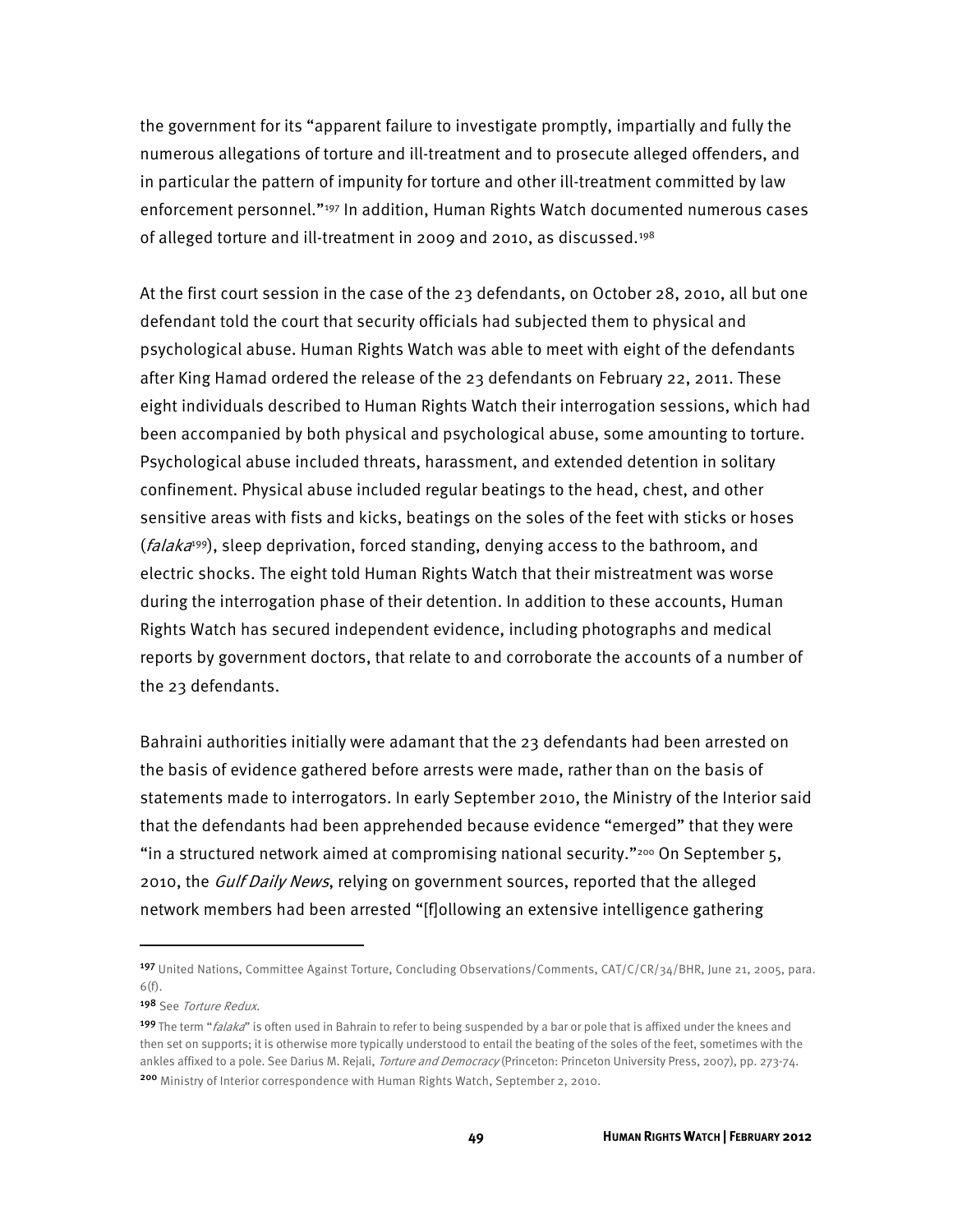the government for its "apparent failure to investigate promptly, impartially and fully the numerous allegations of torture and ill-treatment and to prosecute alleged offenders, and in particular the pattern of impunity for torture and other ill-treatment committed by law enforcement personnel."[197] In addition, Human Rights Watch documented numerous cases of alleged torture and ill-treatment in 2009 and 2010, as discussed.[198]

At the first court session in the case of the 23 defendants, on October 28, 2010, all but one defendant told the court that security officials had subjected them to physical and psychological abuse. Human Rights Watch was able to meet with eight of the defendants after King Hamad ordered the release of the 23 defendants on February 22, 2011. These eight individuals described to Human Rights Watch their interrogation sessions, which had been accompanied by both physical and psychological abuse, some amounting to torture. Psychological abuse included threats, harassment, and extended detention in solitary confinement. Physical abuse included regular beatings to the head, chest, and other sensitive areas with fists and kicks, beatings on the soles of the feet with sticks or hoses (*falaka*[199]), sleep deprivation, forced standing, denying access to the bathroom, and electric shocks. The eight told Human Rights Watch that their mistreatment was worse during the interrogation phase of their detention. In addition to these accounts, Human Rights Watch has secured independent evidence, including photographs and medical reports by government doctors, that relate to and corroborate the accounts of a number of the 23 defendants.

Bahraini authorities initially were adamant that the 23 defendants had been arrested on the basis of evidence gathered before arrests were made, rather than on the basis of statements made to interrogators. In early September 2010, the Ministry of the Interior said that the defendants had been apprehended because evidence "emerged" that they were "in a structured network aimed at compromising national security."[200] On September 5, 2010, the *Gulf Daily News*, relying on government sources, reported that the alleged network members had been arrested "[f]ollowing an extensive intelligence gathering

---

[197] United Nations, Committee Against Torture, Concluding Observations/Comments, CAT/C/CR/34/BHR, June 21, 2005, para. 6(f).

[198] See *Torture Redux*.

[199] The term "*falaka*" is often used in Bahrain to refer to being suspended by a bar or pole that is affixed under the knees and then set on supports; it is otherwise more typically understood to entail the beating of the soles of the feet, sometimes with the ankles affixed to a pole. See Darius M. Rejali, *Torture and Democracy* (Princeton: Princeton University Press, 2007), pp. 273-74.

[200] Ministry of Interior correspondence with Human Rights Watch, September 2, 2010.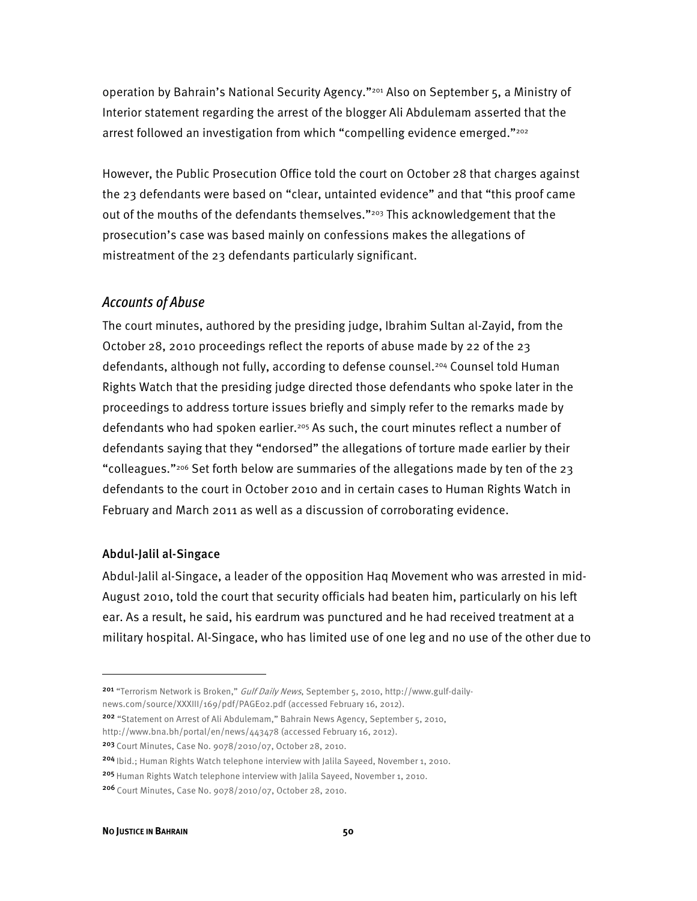operation by Bahrain's National Security Agency."[201] Also on September 5, a Ministry of Interior statement regarding the arrest of the blogger Ali Abdulemam asserted that the arrest followed an investigation from which "compelling evidence emerged."[202]

However, the Public Prosecution Office told the court on October 28 that charges against the 23 defendants were based on "clear, untainted evidence" and that "this proof came out of the mouths of the defendants themselves."[203] This acknowledgement that the prosecution's case was based mainly on confessions makes the allegations of mistreatment of the 23 defendants particularly significant.

## *Accounts of Abuse*

The court minutes, authored by the presiding judge, Ibrahim Sultan al-Zayid, from the October 28, 2010 proceedings reflect the reports of abuse made by 22 of the 23 defendants, although not fully, according to defense counsel.[204] Counsel told Human Rights Watch that the presiding judge directed those defendants who spoke later in the proceedings to address torture issues briefly and simply refer to the remarks made by defendants who had spoken earlier.[205] As such, the court minutes reflect a number of defendants saying that they "endorsed" the allegations of torture made earlier by their "colleagues."[206] Set forth below are summaries of the allegations made by ten of the 23 defendants to the court in October 2010 and in certain cases to Human Rights Watch in February and March 2011 as well as a discussion of corroborating evidence.

### Abdul-Jalil al-Singace

Abdul-Jalil al-Singace, a leader of the opposition Haq Movement who was arrested in mid-August 2010, told the court that security officials had beaten him, particularly on his left ear. As a result, he said, his eardrum was punctured and he had received treatment at a military hospital. Al-Singace, who has limited use of one leg and no use of the other due to

---

[201] "Terrorism Network is Broken," *Gulf Daily News*, September 5, 2010, http://www.gulf-daily-news.com/source/XXXIII/169/pdf/PAGE02.pdf (accessed February 16, 2012).

[202] "Statement on Arrest of Ali Abdulemam," Bahrain News Agency, September 5, 2010, http://www.bna.bh/portal/en/news/443478 (accessed February 16, 2012).

[203] Court Minutes, Case No. 9078/2010/07, October 28, 2010.

[204] Ibid.; Human Rights Watch telephone interview with Jalila Sayeed, November 1, 2010.

[205] Human Rights Watch telephone interview with Jalila Sayeed, November 1, 2010.

[206] Court Minutes, Case No. 9078/2010/07, October 28, 2010.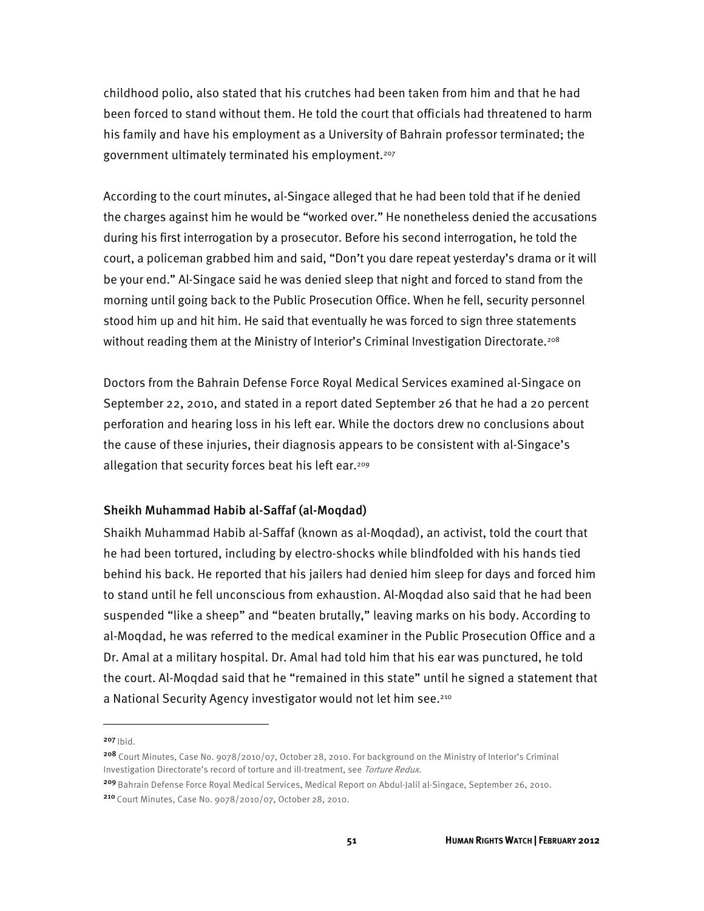childhood polio, also stated that his crutches had been taken from him and that he had been forced to stand without them. He told the court that officials had threatened to harm his family and have his employment as a University of Bahrain professor terminated; the government ultimately terminated his employment.[207]

According to the court minutes, al-Singace alleged that he had been told that if he denied the charges against him he would be "worked over." He nonetheless denied the accusations during his first interrogation by a prosecutor. Before his second interrogation, he told the court, a policeman grabbed him and said, "Don't you dare repeat yesterday's drama or it will be your end." Al-Singace said he was denied sleep that night and forced to stand from the morning until going back to the Public Prosecution Office. When he fell, security personnel stood him up and hit him. He said that eventually he was forced to sign three statements without reading them at the Ministry of Interior's Criminal Investigation Directorate.[208]

Doctors from the Bahrain Defense Force Royal Medical Services examined al-Singace on September 22, 2010, and stated in a report dated September 26 that he had a 20 percent perforation and hearing loss in his left ear. While the doctors drew no conclusions about the cause of these injuries, their diagnosis appears to be consistent with al-Singace's allegation that security forces beat his left ear.[209]

### Sheikh Muhammad Habib al-Saffaf (al-Moqdad)

Shaikh Muhammad Habib al-Saffaf (known as al-Moqdad), an activist, told the court that he had been tortured, including by electro-shocks while blindfolded with his hands tied behind his back. He reported that his jailers had denied him sleep for days and forced him to stand until he fell unconscious from exhaustion. Al-Moqdad also said that he had been suspended "like a sheep" and "beaten brutally," leaving marks on his body. According to al-Moqdad, he was referred to the medical examiner in the Public Prosecution Office and a Dr. Amal at a military hospital. Dr. Amal had told him that his ear was punctured, he told the court. Al-Moqdad said that he "remained in this state" until he signed a statement that a National Security Agency investigator would not let him see.[210]

---

[207] Ibid.

[208] Court Minutes, Case No. 9078/2010/07, October 28, 2010. For background on the Ministry of Interior's Criminal Investigation Directorate's record of torture and ill-treatment, see *Torture Redux*.

[209] Bahrain Defense Force Royal Medical Services, Medical Report on Abdul-Jalil al-Singace, September 26, 2010.

[210] Court Minutes, Case No. 9078/2010/07, October 28, 2010.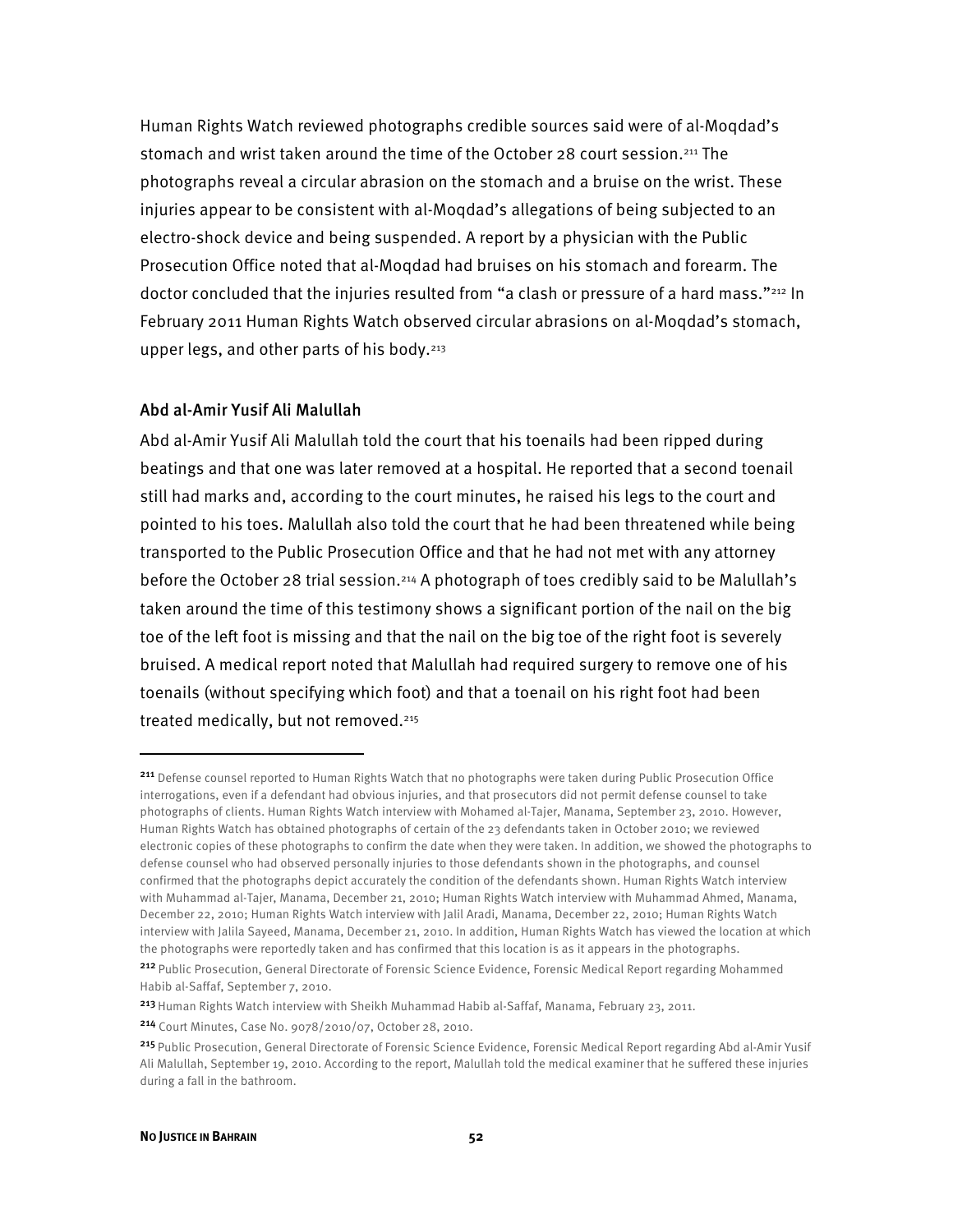Human Rights Watch reviewed photographs credible sources said were of al-Moqdad's stomach and wrist taken around the time of the October 28 court session.[211] The photographs reveal a circular abrasion on the stomach and a bruise on the wrist. These injuries appear to be consistent with al-Moqdad's allegations of being subjected to an electro-shock device and being suspended. A report by a physician with the Public Prosecution Office noted that al-Moqdad had bruises on his stomach and forearm. The doctor concluded that the injuries resulted from "a clash or pressure of a hard mass."[212] In February 2011 Human Rights Watch observed circular abrasions on al-Moqdad's stomach, upper legs, and other parts of his body.[213]

### Abd al-Amir Yusif Ali Malullah

Abd al-Amir Yusif Ali Malullah told the court that his toenails had been ripped during beatings and that one was later removed at a hospital. He reported that a second toenail still had marks and, according to the court minutes, he raised his legs to the court and pointed to his toes. Malullah also told the court that he had been threatened while being transported to the Public Prosecution Office and that he had not met with any attorney before the October 28 trial session.[214] A photograph of toes credibly said to be Malullah's taken around the time of this testimony shows a significant portion of the nail on the big toe of the left foot is missing and that the nail on the big toe of the right foot is severely bruised. A medical report noted that Malullah had required surgery to remove one of his toenails (without specifying which foot) and that a toenail on his right foot had been treated medically, but not removed.[215]

---

[211] Defense counsel reported to Human Rights Watch that no photographs were taken during Public Prosecution Office interrogations, even if a defendant had obvious injuries, and that prosecutors did not permit defense counsel to take photographs of clients. Human Rights Watch interview with Mohamed al-Tajer, Manama, September 23, 2010. However, Human Rights Watch has obtained photographs of certain of the 23 defendants taken in October 2010; we reviewed electronic copies of these photographs to confirm the date when they were taken. In addition, we showed the photographs to defense counsel who had observed personally injuries to those defendants shown in the photographs, and counsel confirmed that the photographs depict accurately the condition of the defendants shown. Human Rights Watch interview with Muhammad al-Tajer, Manama, December 21, 2010; Human Rights Watch interview with Muhammad Ahmed, Manama, December 22, 2010; Human Rights Watch interview with Jalil Aradi, Manama, December 22, 2010; Human Rights Watch interview with Jalila Sayeed, Manama, December 21, 2010. In addition, Human Rights Watch has viewed the location at which the photographs were reportedly taken and has confirmed that this location is as it appears in the photographs.

[212] Public Prosecution, General Directorate of Forensic Science Evidence, Forensic Medical Report regarding Mohammed Habib al-Saffaf, September 7, 2010.

[213] Human Rights Watch interview with Sheikh Muhammad Habib al-Saffaf, Manama, February 23, 2011.

[214] Court Minutes, Case No. 9078/2010/07, October 28, 2010.

[215] Public Prosecution, General Directorate of Forensic Science Evidence, Forensic Medical Report regarding Abd al-Amir Yusif Ali Malullah, September 19, 2010. According to the report, Malullah told the medical examiner that he suffered these injuries during a fall in the bathroom.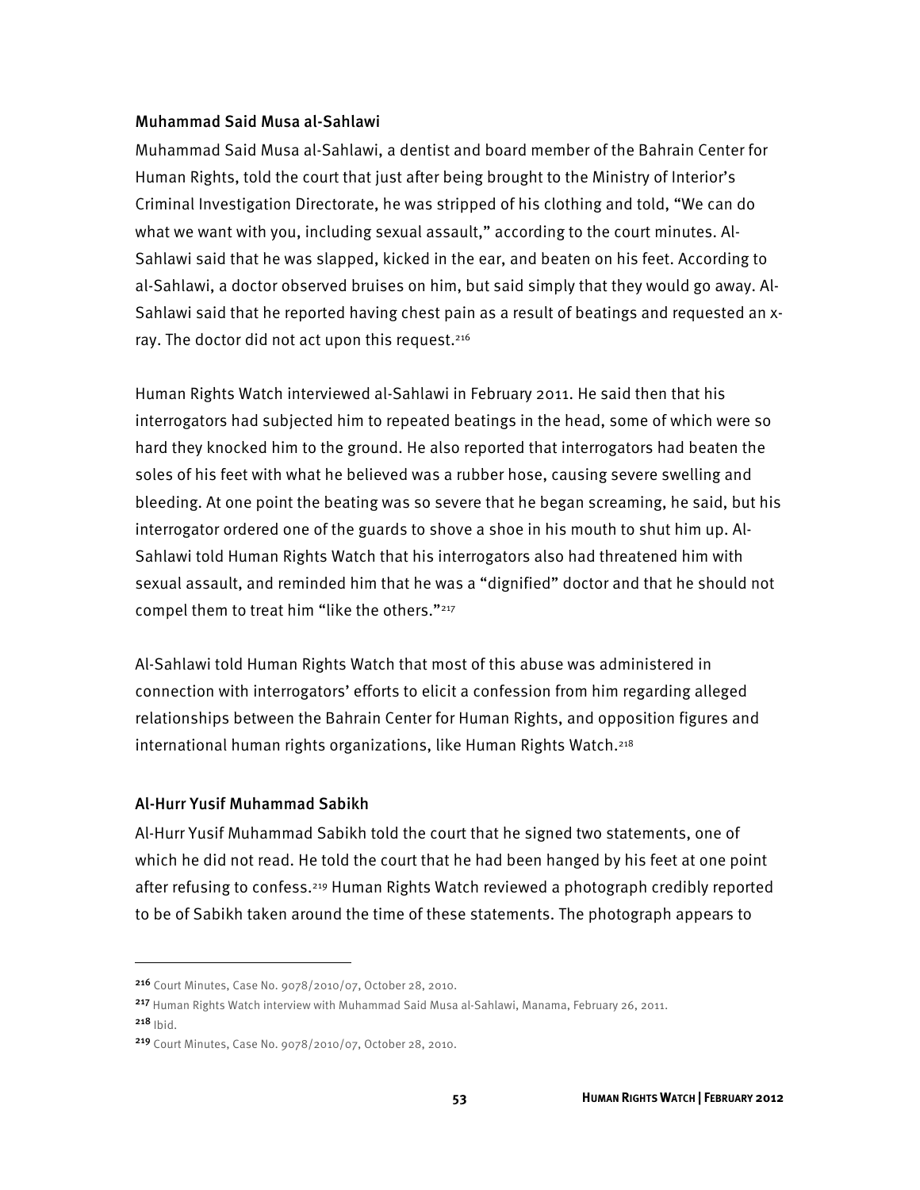### Muhammad Said Musa al-Sahlawi

Muhammad Said Musa al-Sahlawi, a dentist and board member of the Bahrain Center for Human Rights, told the court that just after being brought to the Ministry of Interior's Criminal Investigation Directorate, he was stripped of his clothing and told, "We can do what we want with you, including sexual assault," according to the court minutes. Al-Sahlawi said that he was slapped, kicked in the ear, and beaten on his feet. According to al-Sahlawi, a doctor observed bruises on him, but said simply that they would go away. Al-Sahlawi said that he reported having chest pain as a result of beatings and requested an x-ray. The doctor did not act upon this request.[216]

Human Rights Watch interviewed al-Sahlawi in February 2011. He said then that his interrogators had subjected him to repeated beatings in the head, some of which were so hard they knocked him to the ground. He also reported that interrogators had beaten the soles of his feet with what he believed was a rubber hose, causing severe swelling and bleeding. At one point the beating was so severe that he began screaming, he said, but his interrogator ordered one of the guards to shove a shoe in his mouth to shut him up. Al-Sahlawi told Human Rights Watch that his interrogators also had threatened him with sexual assault, and reminded him that he was a "dignified" doctor and that he should not compel them to treat him "like the others."[217]

Al-Sahlawi told Human Rights Watch that most of this abuse was administered in connection with interrogators' efforts to elicit a confession from him regarding alleged relationships between the Bahrain Center for Human Rights, and opposition figures and international human rights organizations, like Human Rights Watch.[218]

### Al-Hurr Yusif Muhammad Sabikh

Al-Hurr Yusif Muhammad Sabikh told the court that he signed two statements, one of which he did not read. He told the court that he had been hanged by his feet at one point after refusing to confess.[219] Human Rights Watch reviewed a photograph credibly reported to be of Sabikh taken around the time of these statements. The photograph appears to

---

[216] Court Minutes, Case No. 9078/2010/07, October 28, 2010.

[217] Human Rights Watch interview with Muhammad Said Musa al-Sahlawi, Manama, February 26, 2011.

[218] Ibid.

[219] Court Minutes, Case No. 9078/2010/07, October 28, 2010.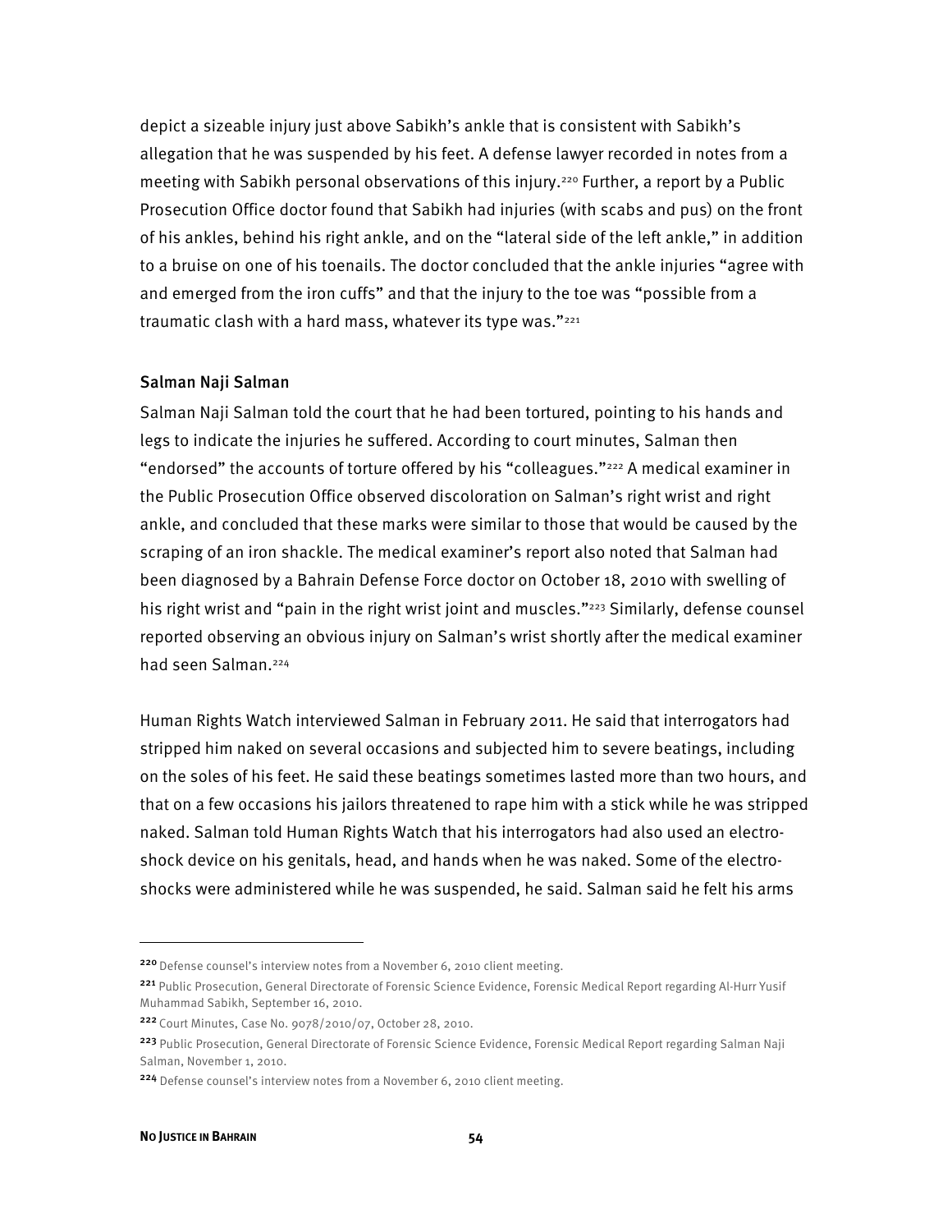depict a sizeable injury just above Sabikh's ankle that is consistent with Sabikh's allegation that he was suspended by his feet. A defense lawyer recorded in notes from a meeting with Sabikh personal observations of this injury.[220] Further, a report by a Public Prosecution Office doctor found that Sabikh had injuries (with scabs and pus) on the front of his ankles, behind his right ankle, and on the "lateral side of the left ankle," in addition to a bruise on one of his toenails. The doctor concluded that the ankle injuries "agree with and emerged from the iron cuffs" and that the injury to the toe was "possible from a traumatic clash with a hard mass, whatever its type was."[221]

### Salman Naji Salman

Salman Naji Salman told the court that he had been tortured, pointing to his hands and legs to indicate the injuries he suffered. According to court minutes, Salman then "endorsed" the accounts of torture offered by his "colleagues."[222] A medical examiner in the Public Prosecution Office observed discoloration on Salman's right wrist and right ankle, and concluded that these marks were similar to those that would be caused by the scraping of an iron shackle. The medical examiner's report also noted that Salman had been diagnosed by a Bahrain Defense Force doctor on October 18, 2010 with swelling of his right wrist and "pain in the right wrist joint and muscles."[223] Similarly, defense counsel reported observing an obvious injury on Salman's wrist shortly after the medical examiner had seen Salman.[224]

Human Rights Watch interviewed Salman in February 2011. He said that interrogators had stripped him naked on several occasions and subjected him to severe beatings, including on the soles of his feet. He said these beatings sometimes lasted more than two hours, and that on a few occasions his jailors threatened to rape him with a stick while he was stripped naked. Salman told Human Rights Watch that his interrogators had also used an electro-shock device on his genitals, head, and hands when he was naked. Some of the electro-shocks were administered while he was suspended, he said. Salman said he felt his arms

---

[220] Defense counsel's interview notes from a November 6, 2010 client meeting.

[221] Public Prosecution, General Directorate of Forensic Science Evidence, Forensic Medical Report regarding Al-Hurr Yusif Muhammad Sabikh, September 16, 2010.

[222] Court Minutes, Case No. 9078/2010/07, October 28, 2010.

[223] Public Prosecution, General Directorate of Forensic Science Evidence, Forensic Medical Report regarding Salman Naji Salman, November 1, 2010.

[224] Defense counsel's interview notes from a November 6, 2010 client meeting.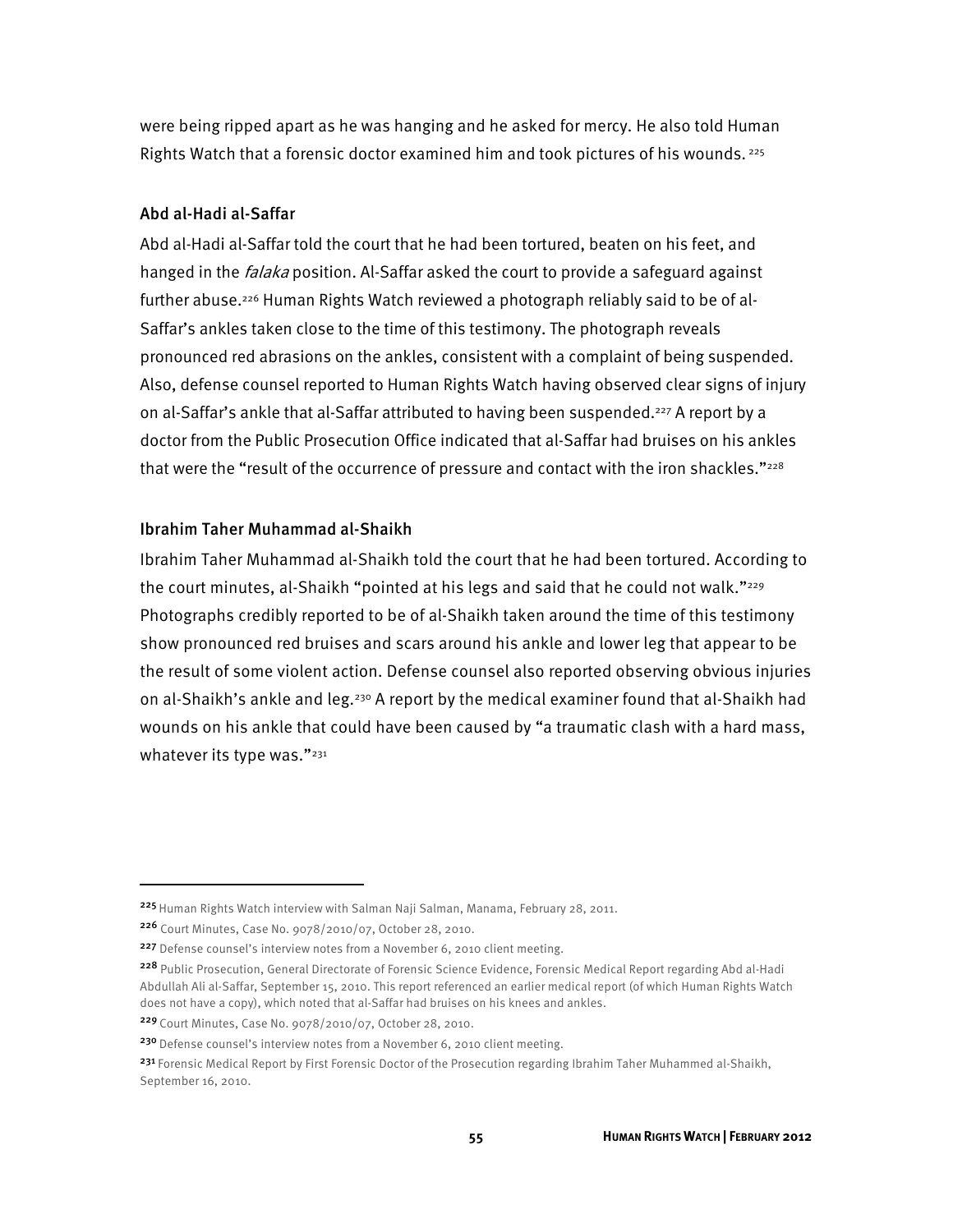were being ripped apart as he was hanging and he asked for mercy. He also told Human Rights Watch that a forensic doctor examined him and took pictures of his wounds.[225]

### Abd al-Hadi al-Saffar

Abd al-Hadi al-Saffar told the court that he had been tortured, beaten on his feet, and hanged in the *falaka* position. Al-Saffar asked the court to provide a safeguard against further abuse.[226] Human Rights Watch reviewed a photograph reliably said to be of al-Saffar's ankles taken close to the time of this testimony. The photograph reveals pronounced red abrasions on the ankles, consistent with a complaint of being suspended. Also, defense counsel reported to Human Rights Watch having observed clear signs of injury on al-Saffar's ankle that al-Saffar attributed to having been suspended.[227] A report by a doctor from the Public Prosecution Office indicated that al-Saffar had bruises on his ankles that were the "result of the occurrence of pressure and contact with the iron shackles."[228]

### Ibrahim Taher Muhammad al-Shaikh

Ibrahim Taher Muhammad al-Shaikh told the court that he had been tortured. According to the court minutes, al-Shaikh "pointed at his legs and said that he could not walk."[229] Photographs credibly reported to be of al-Shaikh taken around the time of this testimony show pronounced red bruises and scars around his ankle and lower leg that appear to be the result of some violent action. Defense counsel also reported observing obvious injuries on al-Shaikh's ankle and leg.[230] A report by the medical examiner found that al-Shaikh had wounds on his ankle that could have been caused by "a traumatic clash with a hard mass, whatever its type was."[231]

---

[225] Human Rights Watch interview with Salman Naji Salman, Manama, February 28, 2011.

[226] Court Minutes, Case No. 9078/2010/07, October 28, 2010.

[227] Defense counsel's interview notes from a November 6, 2010 client meeting.

[228] Public Prosecution, General Directorate of Forensic Science Evidence, Forensic Medical Report regarding Abd al-Hadi Abdullah Ali al-Saffar, September 15, 2010. This report referenced an earlier medical report (of which Human Rights Watch does not have a copy), which noted that al-Saffar had bruises on his knees and ankles.

[229] Court Minutes, Case No. 9078/2010/07, October 28, 2010.

[230] Defense counsel's interview notes from a November 6, 2010 client meeting.

[231] Forensic Medical Report by First Forensic Doctor of the Prosecution regarding Ibrahim Taher Muhammed al-Shaikh, September 16, 2010.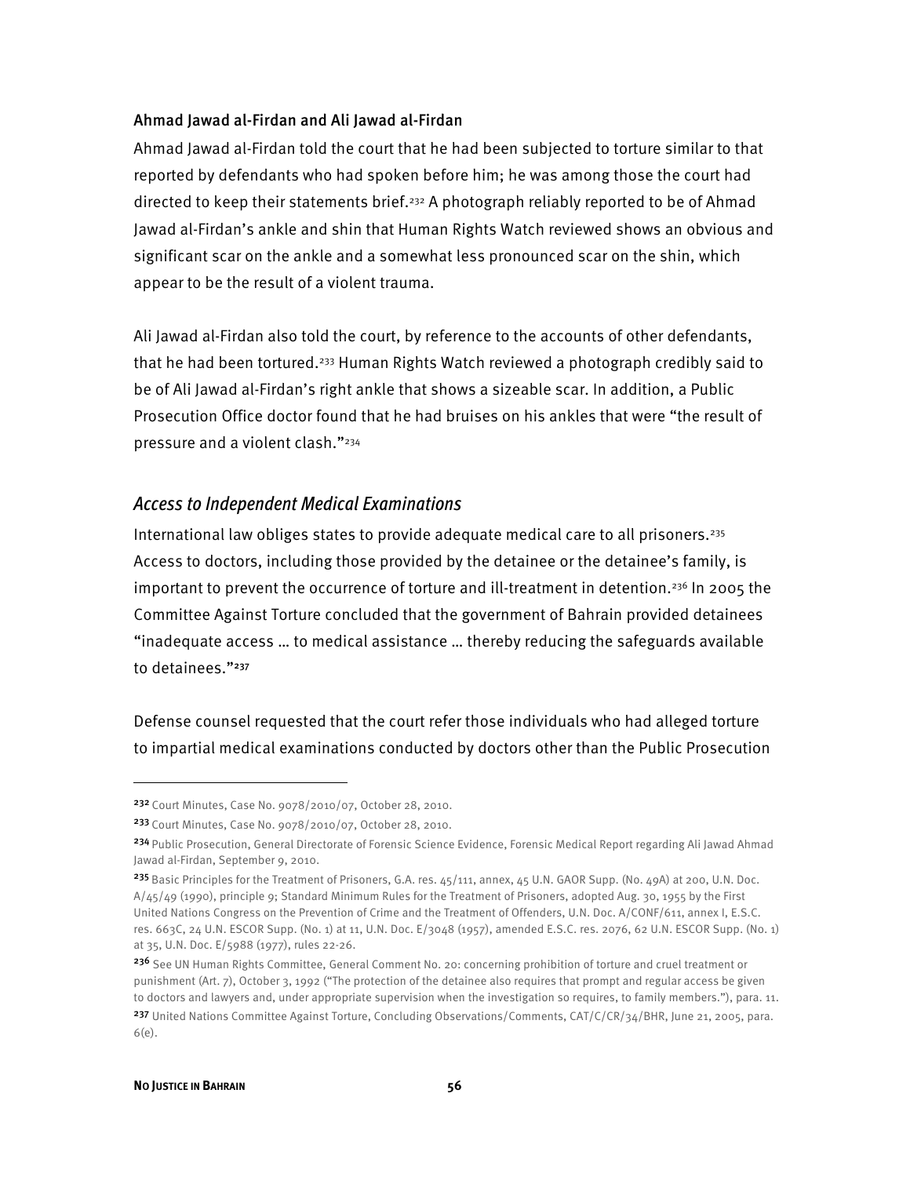### Ahmad Jawad al-Firdan and Ali Jawad al-Firdan

Ahmad Jawad al-Firdan told the court that he had been subjected to torture similar to that reported by defendants who had spoken before him; he was among those the court had directed to keep their statements brief.[232] A photograph reliably reported to be of Ahmad Jawad al-Firdan's ankle and shin that Human Rights Watch reviewed shows an obvious and significant scar on the ankle and a somewhat less pronounced scar on the shin, which appear to be the result of a violent trauma.

Ali Jawad al-Firdan also told the court, by reference to the accounts of other defendants, that he had been tortured.[233] Human Rights Watch reviewed a photograph credibly said to be of Ali Jawad al-Firdan's right ankle that shows a sizeable scar. In addition, a Public Prosecution Office doctor found that he had bruises on his ankles that were "the result of pressure and a violent clash."[234]

## *Access to Independent Medical Examinations*

International law obliges states to provide adequate medical care to all prisoners.[235] Access to doctors, including those provided by the detainee or the detainee's family, is important to prevent the occurrence of torture and ill-treatment in detention.[236] In 2005 the Committee Against Torture concluded that the government of Bahrain provided detainees "inadequate access … to medical assistance … thereby reducing the safeguards available to detainees."[237]

Defense counsel requested that the court refer those individuals who had alleged torture to impartial medical examinations conducted by doctors other than the Public Prosecution

---

[232] Court Minutes, Case No. 9078/2010/07, October 28, 2010.

[233] Court Minutes, Case No. 9078/2010/07, October 28, 2010.

[234] Public Prosecution, General Directorate of Forensic Science Evidence, Forensic Medical Report regarding Ali Jawad Ahmad Jawad al-Firdan, September 9, 2010.

[235] Basic Principles for the Treatment of Prisoners, G.A. res. 45/111, annex, 45 U.N. GAOR Supp. (No. 49A) at 200, U.N. Doc. A/45/49 (1990), principle 9; Standard Minimum Rules for the Treatment of Prisoners, adopted Aug. 30, 1955 by the First United Nations Congress on the Prevention of Crime and the Treatment of Offenders, U.N. Doc. A/CONF/611, annex I, E.S.C. res. 663C, 24 U.N. ESCOR Supp. (No. 1) at 11, U.N. Doc. E/3048 (1957), amended E.S.C. res. 2076, 62 U.N. ESCOR Supp. (No. 1) at 35, U.N. Doc. E/5988 (1977), rules 22-26.

[236] See UN Human Rights Committee, General Comment No. 20: concerning prohibition of torture and cruel treatment or punishment (Art. 7), October 3, 1992 ("The protection of the detainee also requires that prompt and regular access be given to doctors and lawyers and, under appropriate supervision when the investigation so requires, to family members."), para. 11.

[237] United Nations Committee Against Torture, Concluding Observations/Comments, CAT/C/CR/34/BHR, June 21, 2005, para. 6(e).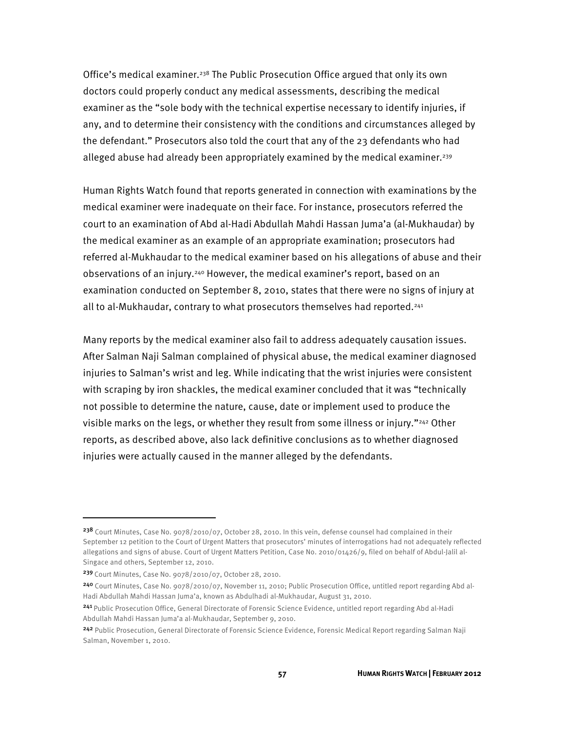Office's medical examiner.[238] The Public Prosecution Office argued that only its own doctors could properly conduct any medical assessments, describing the medical examiner as the "sole body with the technical expertise necessary to identify injuries, if any, and to determine their consistency with the conditions and circumstances alleged by the defendant." Prosecutors also told the court that any of the 23 defendants who had alleged abuse had already been appropriately examined by the medical examiner.[239]

Human Rights Watch found that reports generated in connection with examinations by the medical examiner were inadequate on their face. For instance, prosecutors referred the court to an examination of Abd al-Hadi Abdullah Mahdi Hassan Juma'a (al-Mukhaudar) by the medical examiner as an example of an appropriate examination; prosecutors had referred al-Mukhaudar to the medical examiner based on his allegations of abuse and their observations of an injury.[240] However, the medical examiner's report, based on an examination conducted on September 8, 2010, states that there were no signs of injury at all to al-Mukhaudar, contrary to what prosecutors themselves had reported.[241]

Many reports by the medical examiner also fail to address adequately causation issues. After Salman Naji Salman complained of physical abuse, the medical examiner diagnosed injuries to Salman's wrist and leg. While indicating that the wrist injuries were consistent with scraping by iron shackles, the medical examiner concluded that it was "technically not possible to determine the nature, cause, date or implement used to produce the visible marks on the legs, or whether they result from some illness or injury."[242] Other reports, as described above, also lack definitive conclusions as to whether diagnosed injuries were actually caused in the manner alleged by the defendants.

---

[238] Court Minutes, Case No. 9078/2010/07, October 28, 2010. In this vein, defense counsel had complained in their September 12 petition to the Court of Urgent Matters that prosecutors' minutes of interrogations had not adequately reflected allegations and signs of abuse. Court of Urgent Matters Petition, Case No. 2010/01426/9, filed on behalf of Abdul-Jalil al-Singace and others, September 12, 2010.

[239] Court Minutes, Case No. 9078/2010/07, October 28, 2010.

[240] Court Minutes, Case No. 9078/2010/07, November 11, 2010; Public Prosecution Office, untitled report regarding Abd al-Hadi Abdullah Mahdi Hassan Juma'a, known as Abdulhadi al-Mukhaudar, August 31, 2010.

[241] Public Prosecution Office, General Directorate of Forensic Science Evidence, untitled report regarding Abd al-Hadi Abdullah Mahdi Hassan Juma'a al-Mukhaudar, September 9, 2010.

[242] Public Prosecution, General Directorate of Forensic Science Evidence, Forensic Medical Report regarding Salman Naji Salman, November 1, 2010.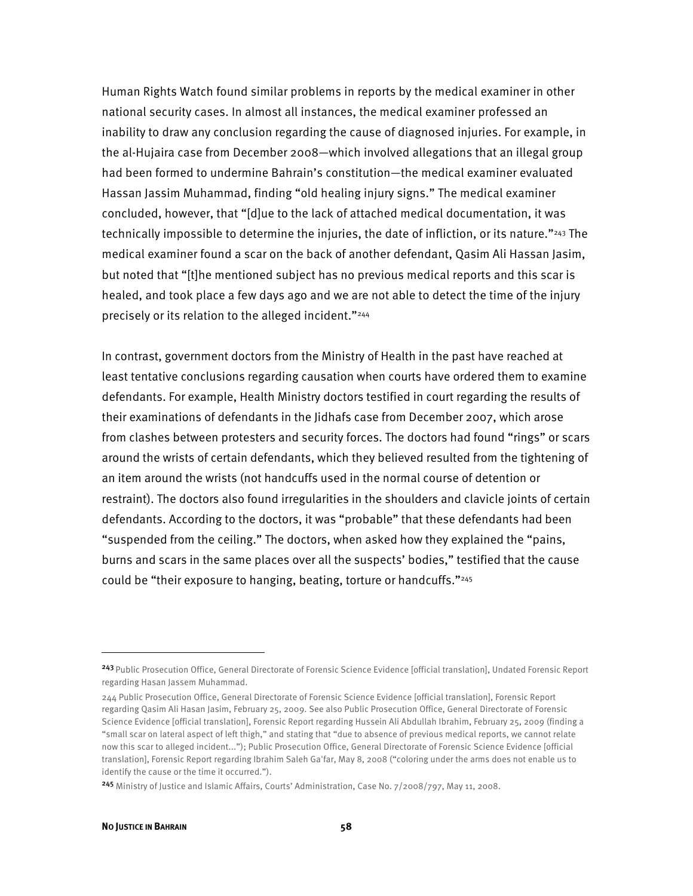Human Rights Watch found similar problems in reports by the medical examiner in other national security cases. In almost all instances, the medical examiner professed an inability to draw any conclusion regarding the cause of diagnosed injuries. For example, in the al-Hujaira case from December 2008—which involved allegations that an illegal group had been formed to undermine Bahrain's constitution—the medical examiner evaluated Hassan Jassim Muhammad, finding "old healing injury signs." The medical examiner concluded, however, that "[d]ue to the lack of attached medical documentation, it was technically impossible to determine the injuries, the date of infliction, or its nature."[243] The medical examiner found a scar on the back of another defendant, Qasim Ali Hassan Jasim, but noted that "[t]he mentioned subject has no previous medical reports and this scar is healed, and took place a few days ago and we are not able to detect the time of the injury precisely or its relation to the alleged incident."[244]

In contrast, government doctors from the Ministry of Health in the past have reached at least tentative conclusions regarding causation when courts have ordered them to examine defendants. For example, Health Ministry doctors testified in court regarding the results of their examinations of defendants in the Jidhafs case from December 2007, which arose from clashes between protesters and security forces. The doctors had found "rings" or scars around the wrists of certain defendants, which they believed resulted from the tightening of an item around the wrists (not handcuffs used in the normal course of detention or restraint). The doctors also found irregularities in the shoulders and clavicle joints of certain defendants. According to the doctors, it was "probable" that these defendants had been "suspended from the ceiling." The doctors, when asked how they explained the "pains, burns and scars in the same places over all the suspects' bodies," testified that the cause could be "their exposure to hanging, beating, torture or handcuffs."[245]

---

[243] Public Prosecution Office, General Directorate of Forensic Science Evidence [official translation], Undated Forensic Report regarding Hasan Jassem Muhammad.

[244] Public Prosecution Office, General Directorate of Forensic Science Evidence [official translation], Forensic Report regarding Qasim Ali Hasan Jasim, February 25, 2009. See also Public Prosecution Office, General Directorate of Forensic Science Evidence [official translation], Forensic Report regarding Hussein Ali Abdullah Ibrahim, February 25, 2009 (finding a "small scar on lateral aspect of left thigh," and stating that "due to absence of previous medical reports, we cannot relate now this scar to alleged incident..."); Public Prosecution Office, General Directorate of Forensic Science Evidence [official translation], Forensic Report regarding Ibrahim Saleh Ga'far, May 8, 2008 ("coloring under the arms does not enable us to identify the cause or the time it occurred.").

[245] Ministry of Justice and Islamic Affairs, Courts' Administration, Case No. 7/2008/797, May 11, 2008.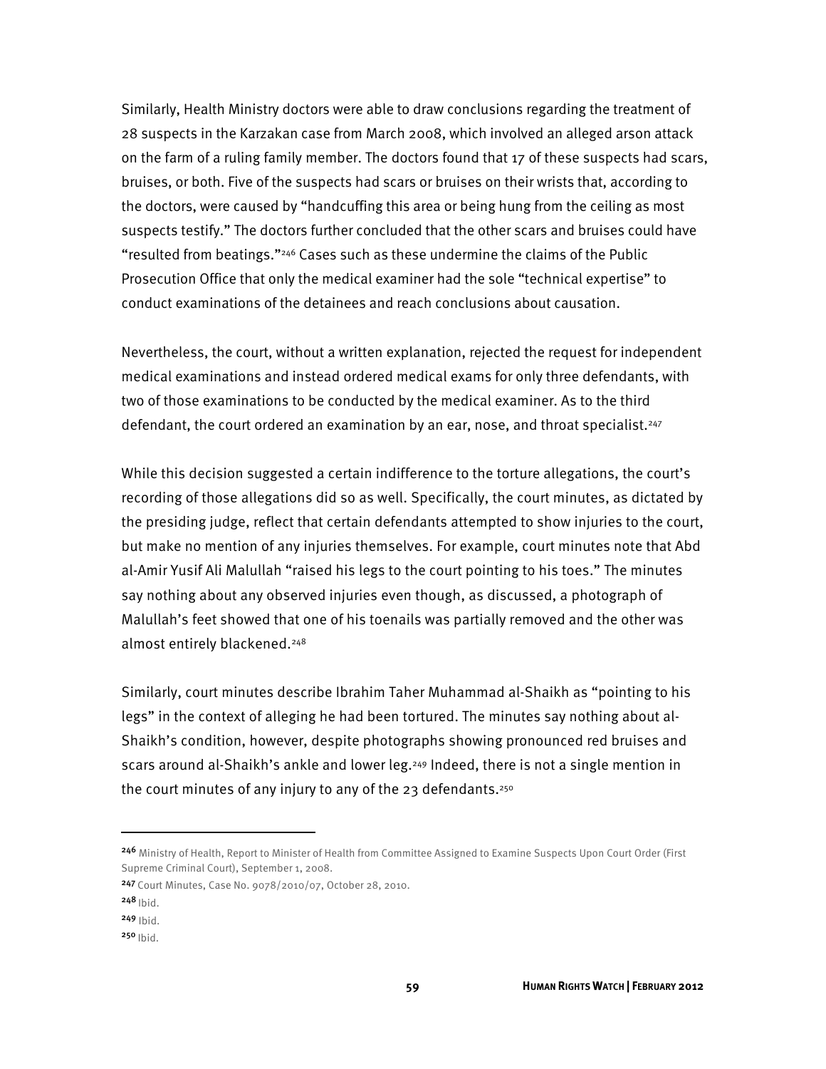Similarly, Health Ministry doctors were able to draw conclusions regarding the treatment of 28 suspects in the Karzakan case from March 2008, which involved an alleged arson attack on the farm of a ruling family member. The doctors found that 17 of these suspects had scars, bruises, or both. Five of the suspects had scars or bruises on their wrists that, according to the doctors, were caused by "handcuffing this area or being hung from the ceiling as most suspects testify." The doctors further concluded that the other scars and bruises could have "resulted from beatings."[246] Cases such as these undermine the claims of the Public Prosecution Office that only the medical examiner had the sole "technical expertise" to conduct examinations of the detainees and reach conclusions about causation.

Nevertheless, the court, without a written explanation, rejected the request for independent medical examinations and instead ordered medical exams for only three defendants, with two of those examinations to be conducted by the medical examiner. As to the third defendant, the court ordered an examination by an ear, nose, and throat specialist.[247]

While this decision suggested a certain indifference to the torture allegations, the court's recording of those allegations did so as well. Specifically, the court minutes, as dictated by the presiding judge, reflect that certain defendants attempted to show injuries to the court, but make no mention of any injuries themselves. For example, court minutes note that Abd al-Amir Yusif Ali Malullah "raised his legs to the court pointing to his toes." The minutes say nothing about any observed injuries even though, as discussed, a photograph of Malullah's feet showed that one of his toenails was partially removed and the other was almost entirely blackened.[248]

Similarly, court minutes describe Ibrahim Taher Muhammad al-Shaikh as "pointing to his legs" in the context of alleging he had been tortured. The minutes say nothing about al-Shaikh's condition, however, despite photographs showing pronounced red bruises and scars around al-Shaikh's ankle and lower leg.[249] Indeed, there is not a single mention in the court minutes of any injury to any of the 23 defendants.[250]

---

[246] Ministry of Health, Report to Minister of Health from Committee Assigned to Examine Suspects Upon Court Order (First Supreme Criminal Court), September 1, 2008.

[247] Court Minutes, Case No. 9078/2010/07, October 28, 2010.

[248] Ibid.

[249] Ibid.

[250] Ibid.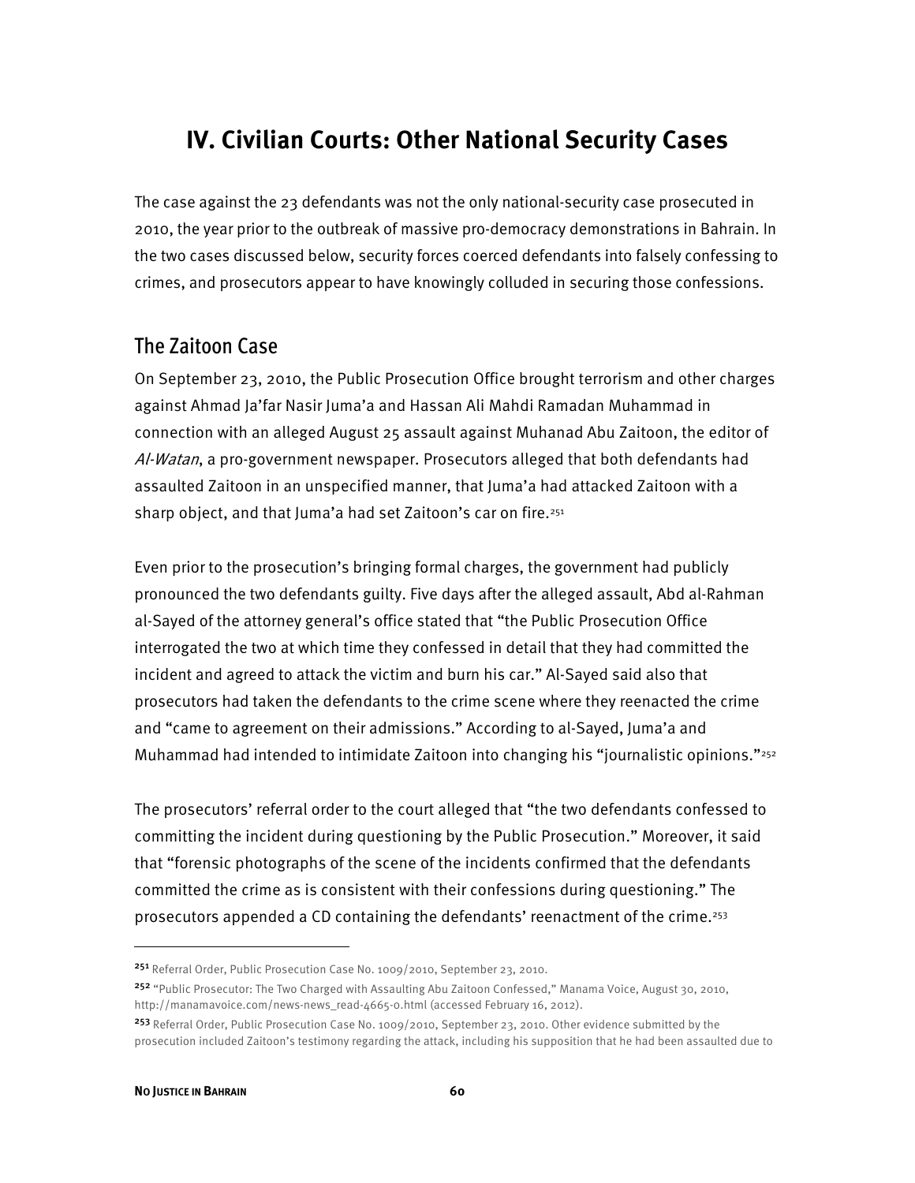# IV. Civilian Courts: Other National Security Cases

The case against the 23 defendants was not the only national-security case prosecuted in 2010, the year prior to the outbreak of massive pro-democracy demonstrations in Bahrain. In the two cases discussed below, security forces coerced defendants into falsely confessing to crimes, and prosecutors appear to have knowingly colluded in securing those confessions.

## The Zaitoon Case

On September 23, 2010, the Public Prosecution Office brought terrorism and other charges against Ahmad Ja'far Nasir Juma'a and Hassan Ali Mahdi Ramadan Muhammad in connection with an alleged August 25 assault against Muhanad Abu Zaitoon, the editor of *Al-Watan*, a pro-government newspaper. Prosecutors alleged that both defendants had assaulted Zaitoon in an unspecified manner, that Juma'a had attacked Zaitoon with a sharp object, and that Juma'a had set Zaitoon's car on fire.[251]

Even prior to the prosecution's bringing formal charges, the government had publicly pronounced the two defendants guilty. Five days after the alleged assault, Abd al-Rahman al-Sayed of the attorney general's office stated that "the Public Prosecution Office interrogated the two at which time they confessed in detail that they had committed the incident and agreed to attack the victim and burn his car." Al-Sayed said also that prosecutors had taken the defendants to the crime scene where they reenacted the crime and "came to agreement on their admissions." According to al-Sayed, Juma'a and Muhammad had intended to intimidate Zaitoon into changing his "journalistic opinions."[252]

The prosecutors' referral order to the court alleged that "the two defendants confessed to committing the incident during questioning by the Public Prosecution." Moreover, it said that "forensic photographs of the scene of the incidents confirmed that the defendants committed the crime as is consistent with their confessions during questioning." The prosecutors appended a CD containing the defendants' reenactment of the crime.[253]

---

[251] Referral Order, Public Prosecution Case No. 1009/2010, September 23, 2010.

[252] "Public Prosecutor: The Two Charged with Assaulting Abu Zaitoon Confessed," Manama Voice, August 30, 2010, http://manamavoice.com/news-news_read-4665-0.html (accessed February 16, 2012).

[253] Referral Order, Public Prosecution Case No. 1009/2010, September 23, 2010. Other evidence submitted by the prosecution included Zaitoon's testimony regarding the attack, including his supposition that he had been assaulted due to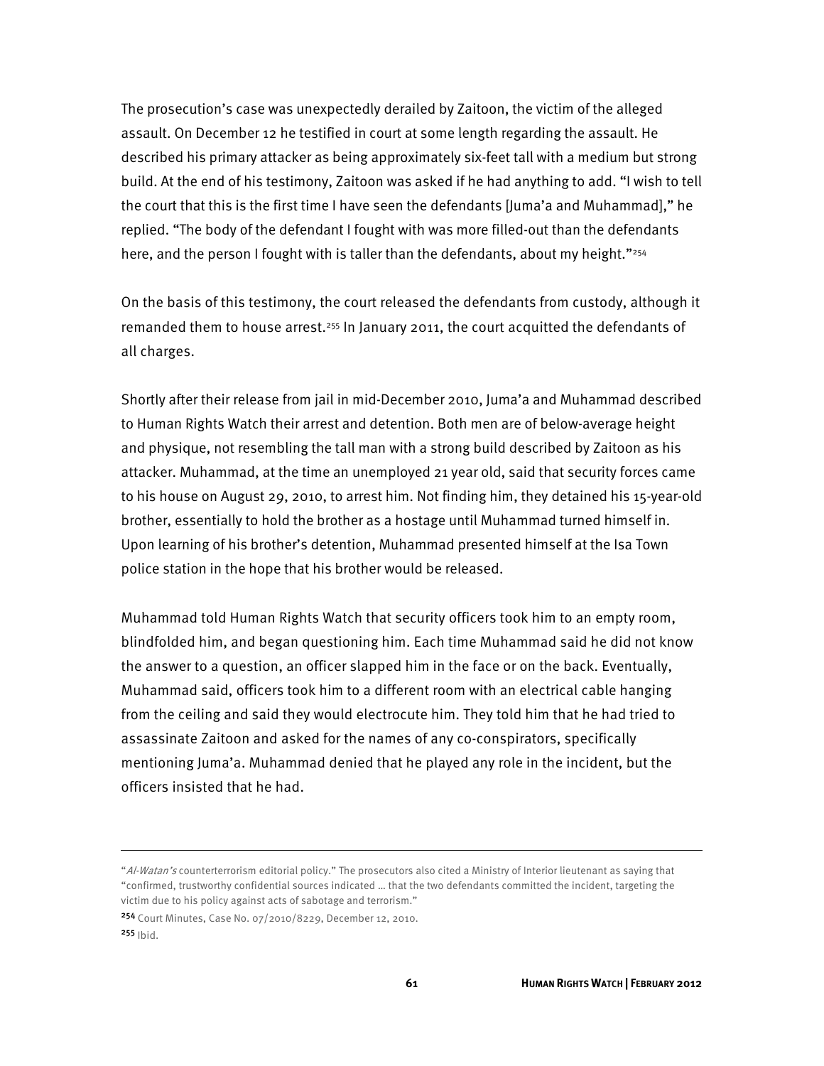The prosecution's case was unexpectedly derailed by Zaitoon, the victim of the alleged assault. On December 12 he testified in court at some length regarding the assault. He described his primary attacker as being approximately six-feet tall with a medium but strong build. At the end of his testimony, Zaitoon was asked if he had anything to add. "I wish to tell the court that this is the first time I have seen the defendants [Juma'a and Muhammad]," he replied. "The body of the defendant I fought with was more filled-out than the defendants here, and the person I fought with is taller than the defendants, about my height."[254]

On the basis of this testimony, the court released the defendants from custody, although it remanded them to house arrest.[255] In January 2011, the court acquitted the defendants of all charges.

Shortly after their release from jail in mid-December 2010, Juma'a and Muhammad described to Human Rights Watch their arrest and detention. Both men are of below-average height and physique, not resembling the tall man with a strong build described by Zaitoon as his attacker. Muhammad, at the time an unemployed 21 year old, said that security forces came to his house on August 29, 2010, to arrest him. Not finding him, they detained his 15-year-old brother, essentially to hold the brother as a hostage until Muhammad turned himself in. Upon learning of his brother's detention, Muhammad presented himself at the Isa Town police station in the hope that his brother would be released.

Muhammad told Human Rights Watch that security officers took him to an empty room, blindfolded him, and began questioning him. Each time Muhammad said he did not know the answer to a question, an officer slapped him in the face or on the back. Eventually, Muhammad said, officers took him to a different room with an electrical cable hanging from the ceiling and said they would electrocute him. They told him that he had tried to assassinate Zaitoon and asked for the names of any co-conspirators, specifically mentioning Juma'a. Muhammad denied that he played any role in the incident, but the officers insisted that he had.

---

"*Al-Watan's* counterterrorism editorial policy." The prosecutors also cited a Ministry of Interior lieutenant as saying that "confirmed, trustworthy confidential sources indicated … that the two defendants committed the incident, targeting the victim due to his policy against acts of sabotage and terrorism."

254 Court Minutes, Case No. 07/2010/8229, December 12, 2010.

255 Ibid.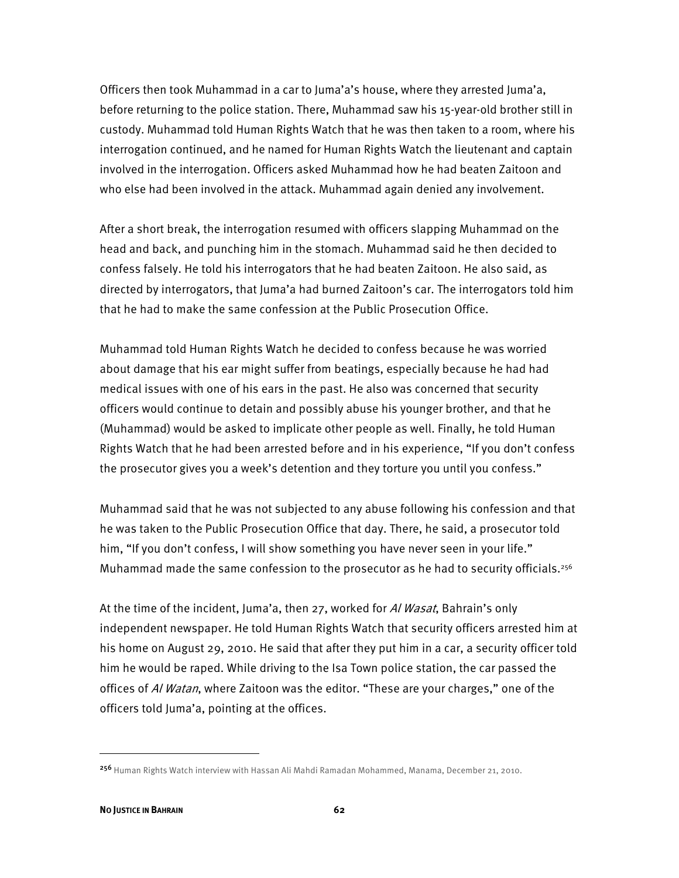Officers then took Muhammad in a car to Juma'a's house, where they arrested Juma'a, before returning to the police station. There, Muhammad saw his 15-year-old brother still in custody. Muhammad told Human Rights Watch that he was then taken to a room, where his interrogation continued, and he named for Human Rights Watch the lieutenant and captain involved in the interrogation. Officers asked Muhammad how he had beaten Zaitoon and who else had been involved in the attack. Muhammad again denied any involvement.

After a short break, the interrogation resumed with officers slapping Muhammad on the head and back, and punching him in the stomach. Muhammad said he then decided to confess falsely. He told his interrogators that he had beaten Zaitoon. He also said, as directed by interrogators, that Juma'a had burned Zaitoon's car. The interrogators told him that he had to make the same confession at the Public Prosecution Office.

Muhammad told Human Rights Watch he decided to confess because he was worried about damage that his ear might suffer from beatings, especially because he had had medical issues with one of his ears in the past. He also was concerned that security officers would continue to detain and possibly abuse his younger brother, and that he (Muhammad) would be asked to implicate other people as well. Finally, he told Human Rights Watch that he had been arrested before and in his experience, "If you don't confess the prosecutor gives you a week's detention and they torture you until you confess."

Muhammad said that he was not subjected to any abuse following his confession and that he was taken to the Public Prosecution Office that day. There, he said, a prosecutor told him, "If you don't confess, I will show something you have never seen in your life." Muhammad made the same confession to the prosecutor as he had to security officials.[256]

At the time of the incident, Juma'a, then 27, worked for *Al Wasat*, Bahrain's only independent newspaper. He told Human Rights Watch that security officers arrested him at his home on August 29, 2010. He said that after they put him in a car, a security officer told him he would be raped. While driving to the Isa Town police station, the car passed the offices of *Al Watan*, where Zaitoon was the editor. "These are your charges," one of the officers told Juma'a, pointing at the offices.

---

[256] Human Rights Watch interview with Hassan Ali Mahdi Ramadan Mohammed, Manama, December 21, 2010.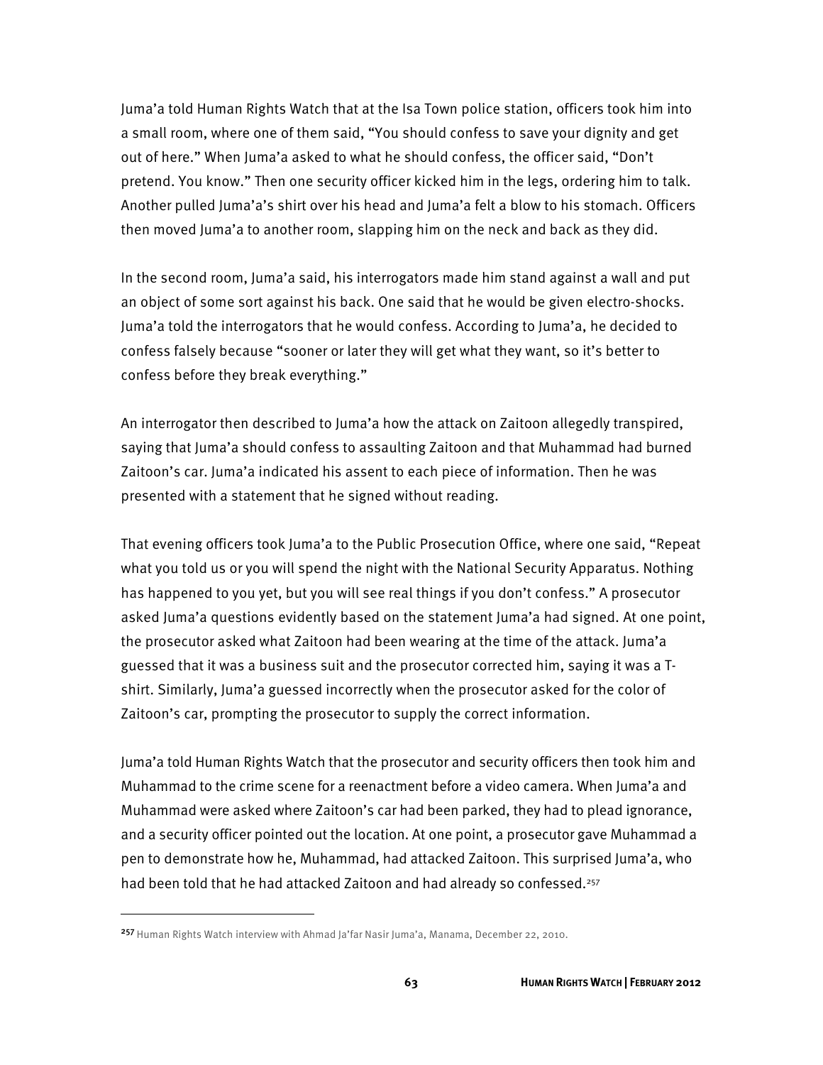Juma'a told Human Rights Watch that at the Isa Town police station, officers took him into a small room, where one of them said, "You should confess to save your dignity and get out of here." When Juma'a asked to what he should confess, the officer said, "Don't pretend. You know." Then one security officer kicked him in the legs, ordering him to talk. Another pulled Juma'a's shirt over his head and Juma'a felt a blow to his stomach. Officers then moved Juma'a to another room, slapping him on the neck and back as they did.

In the second room, Juma'a said, his interrogators made him stand against a wall and put an object of some sort against his back. One said that he would be given electro-shocks. Juma'a told the interrogators that he would confess. According to Juma'a, he decided to confess falsely because "sooner or later they will get what they want, so it's better to confess before they break everything."

An interrogator then described to Juma'a how the attack on Zaitoon allegedly transpired, saying that Juma'a should confess to assaulting Zaitoon and that Muhammad had burned Zaitoon's car. Juma'a indicated his assent to each piece of information. Then he was presented with a statement that he signed without reading.

That evening officers took Juma'a to the Public Prosecution Office, where one said, "Repeat what you told us or you will spend the night with the National Security Apparatus. Nothing has happened to you yet, but you will see real things if you don't confess." A prosecutor asked Juma'a questions evidently based on the statement Juma'a had signed. At one point, the prosecutor asked what Zaitoon had been wearing at the time of the attack. Juma'a guessed that it was a business suit and the prosecutor corrected him, saying it was a T-shirt. Similarly, Juma'a guessed incorrectly when the prosecutor asked for the color of Zaitoon's car, prompting the prosecutor to supply the correct information.

Juma'a told Human Rights Watch that the prosecutor and security officers then took him and Muhammad to the crime scene for a reenactment before a video camera. When Juma'a and Muhammad were asked where Zaitoon's car had been parked, they had to plead ignorance, and a security officer pointed out the location. At one point, a prosecutor gave Muhammad a pen to demonstrate how he, Muhammad, had attacked Zaitoon. This surprised Juma'a, who had been told that he had attacked Zaitoon and had already so confessed.[257]

---

[257] Human Rights Watch interview with Ahmad Ja'far Nasir Juma'a, Manama, December 22, 2010.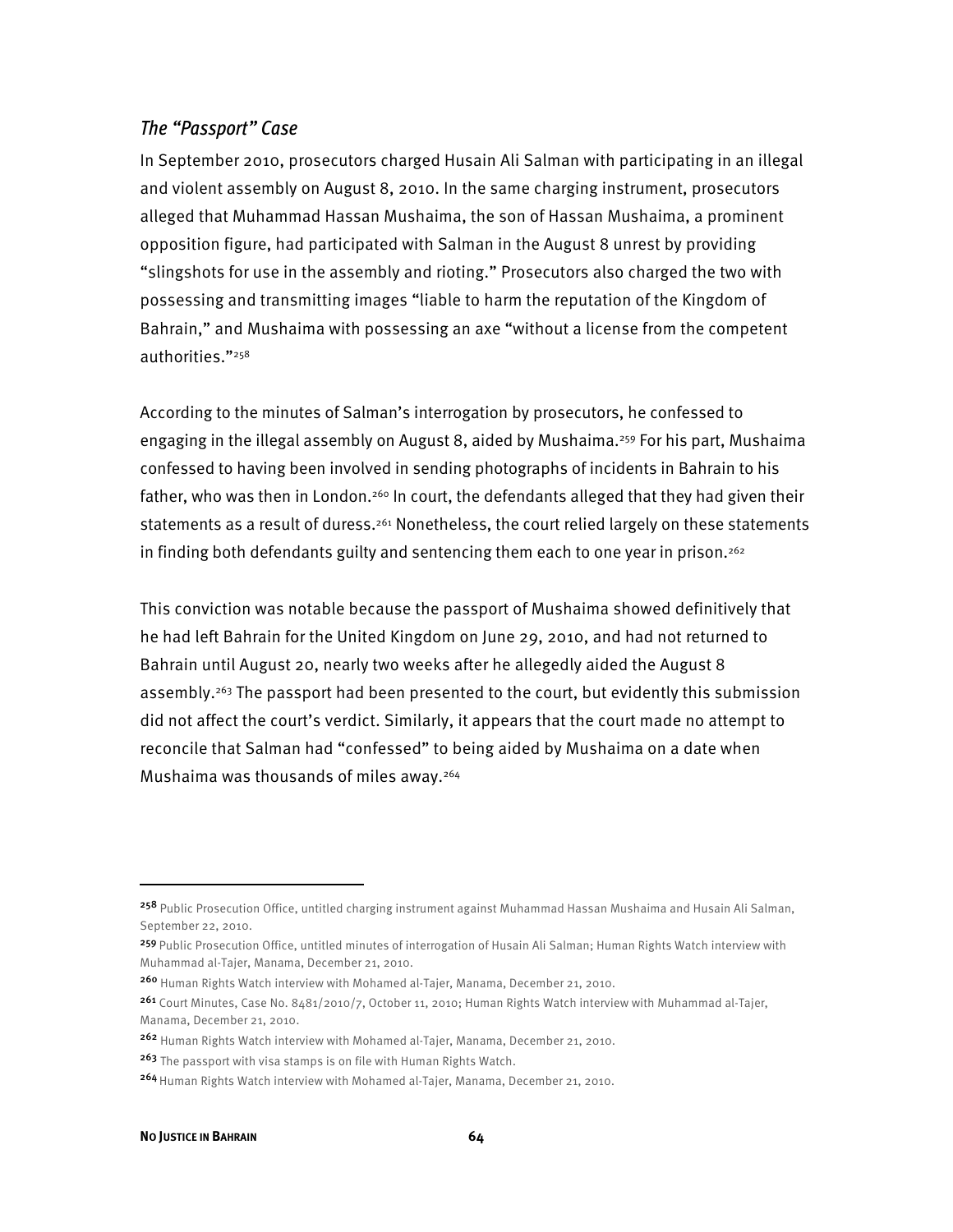### *The "Passport" Case*

In September 2010, prosecutors charged Husain Ali Salman with participating in an illegal and violent assembly on August 8, 2010. In the same charging instrument, prosecutors alleged that Muhammad Hassan Mushaima, the son of Hassan Mushaima, a prominent opposition figure, had participated with Salman in the August 8 unrest by providing "slingshots for use in the assembly and rioting." Prosecutors also charged the two with possessing and transmitting images "liable to harm the reputation of the Kingdom of Bahrain," and Mushaima with possessing an axe "without a license from the competent authorities."[258]

According to the minutes of Salman's interrogation by prosecutors, he confessed to engaging in the illegal assembly on August 8, aided by Mushaima.[259] For his part, Mushaima confessed to having been involved in sending photographs of incidents in Bahrain to his father, who was then in London.[260] In court, the defendants alleged that they had given their statements as a result of duress.[261] Nonetheless, the court relied largely on these statements in finding both defendants guilty and sentencing them each to one year in prison.[262]

This conviction was notable because the passport of Mushaima showed definitively that he had left Bahrain for the United Kingdom on June 29, 2010, and had not returned to Bahrain until August 20, nearly two weeks after he allegedly aided the August 8 assembly.[263] The passport had been presented to the court, but evidently this submission did not affect the court's verdict. Similarly, it appears that the court made no attempt to reconcile that Salman had "confessed" to being aided by Mushaima on a date when Mushaima was thousands of miles away.[264]

---

[258] Public Prosecution Office, untitled charging instrument against Muhammad Hassan Mushaima and Husain Ali Salman, September 22, 2010.

[259] Public Prosecution Office, untitled minutes of interrogation of Husain Ali Salman; Human Rights Watch interview with Muhammad al-Tajer, Manama, December 21, 2010.

[260] Human Rights Watch interview with Mohamed al-Tajer, Manama, December 21, 2010.

[261] Court Minutes, Case No. 8481/2010/7, October 11, 2010; Human Rights Watch interview with Muhammad al-Tajer, Manama, December 21, 2010.

[262] Human Rights Watch interview with Mohamed al-Tajer, Manama, December 21, 2010.

[263] The passport with visa stamps is on file with Human Rights Watch.

[264] Human Rights Watch interview with Mohamed al-Tajer, Manama, December 21, 2010.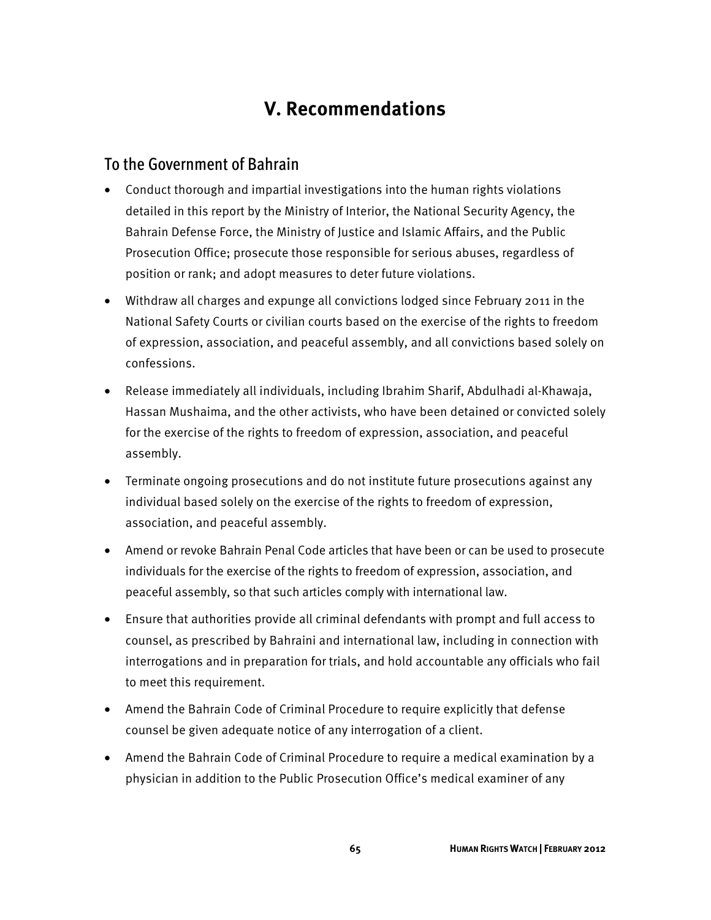# V. Recommendations

## To the Government of Bahrain

- Conduct thorough and impartial investigations into the human rights violations detailed in this report by the Ministry of Interior, the National Security Agency, the Bahrain Defense Force, the Ministry of Justice and Islamic Affairs, and the Public Prosecution Office; prosecute those responsible for serious abuses, regardless of position or rank; and adopt measures to deter future violations.
- Withdraw all charges and expunge all convictions lodged since February 2011 in the National Safety Courts or civilian courts based on the exercise of the rights to freedom of expression, association, and peaceful assembly, and all convictions based solely on confessions.
- Release immediately all individuals, including Ibrahim Sharif, Abdulhadi al-Khawaja, Hassan Mushaima, and the other activists, who have been detained or convicted solely for the exercise of the rights to freedom of expression, association, and peaceful assembly.
- Terminate ongoing prosecutions and do not institute future prosecutions against any individual based solely on the exercise of the rights to freedom of expression, association, and peaceful assembly.
- Amend or revoke Bahrain Penal Code articles that have been or can be used to prosecute individuals for the exercise of the rights to freedom of expression, association, and peaceful assembly, so that such articles comply with international law.
- Ensure that authorities provide all criminal defendants with prompt and full access to counsel, as prescribed by Bahraini and international law, including in connection with interrogations and in preparation for trials, and hold accountable any officials who fail to meet this requirement.
- Amend the Bahrain Code of Criminal Procedure to require explicitly that defense counsel be given adequate notice of any interrogation of a client.
- Amend the Bahrain Code of Criminal Procedure to require a medical examination by a physician in addition to the Public Prosecution Office's medical examiner of any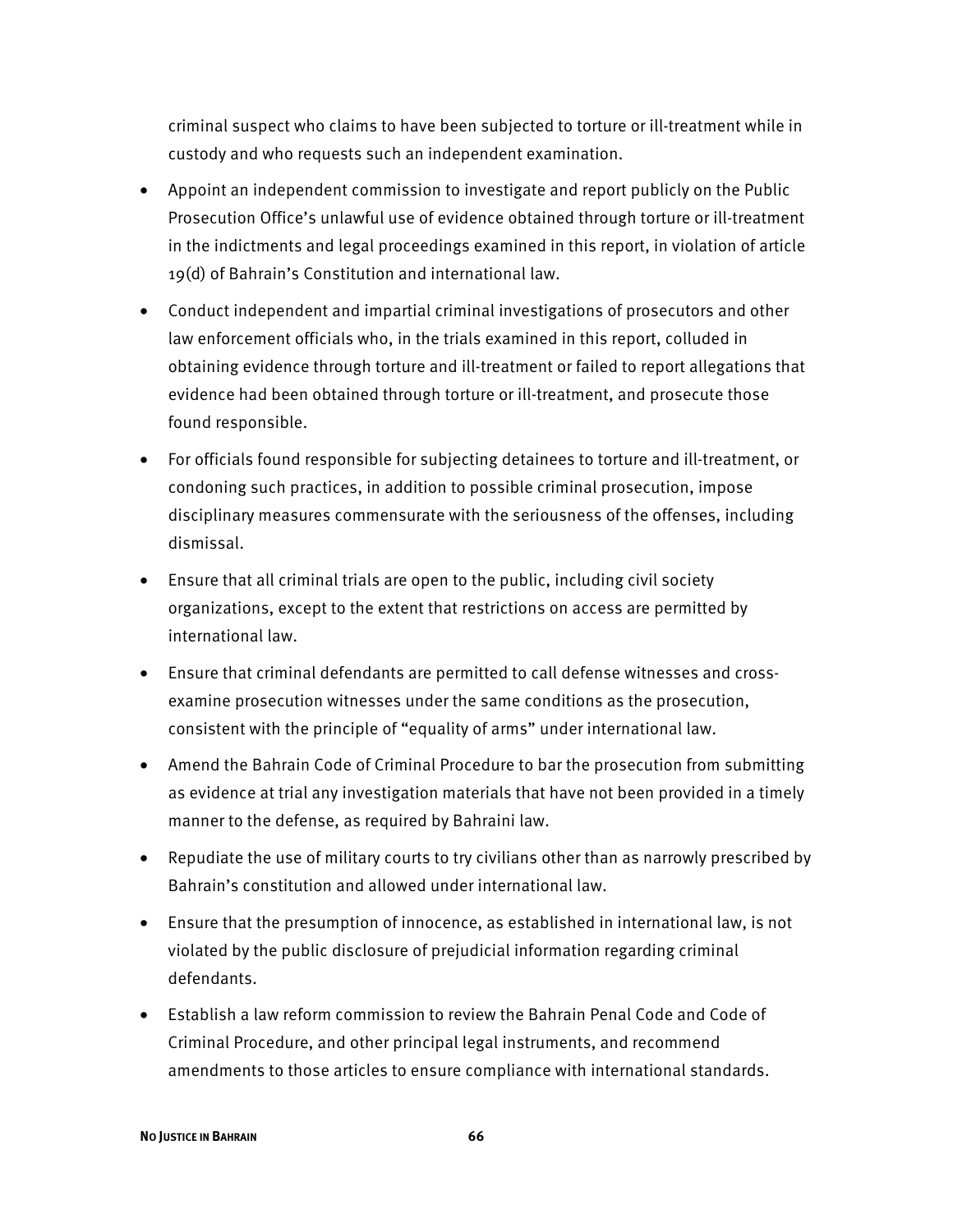criminal suspect who claims to have been subjected to torture or ill-treatment while in custody and who requests such an independent examination.

- Appoint an independent commission to investigate and report publicly on the Public Prosecution Office's unlawful use of evidence obtained through torture or ill-treatment in the indictments and legal proceedings examined in this report, in violation of article 19(d) of Bahrain's Constitution and international law.
- Conduct independent and impartial criminal investigations of prosecutors and other law enforcement officials who, in the trials examined in this report, colluded in obtaining evidence through torture and ill-treatment or failed to report allegations that evidence had been obtained through torture or ill-treatment, and prosecute those found responsible.
- For officials found responsible for subjecting detainees to torture and ill-treatment, or condoning such practices, in addition to possible criminal prosecution, impose disciplinary measures commensurate with the seriousness of the offenses, including dismissal.
- Ensure that all criminal trials are open to the public, including civil society organizations, except to the extent that restrictions on access are permitted by international law.
- Ensure that criminal defendants are permitted to call defense witnesses and cross-examine prosecution witnesses under the same conditions as the prosecution, consistent with the principle of "equality of arms" under international law.
- Amend the Bahrain Code of Criminal Procedure to bar the prosecution from submitting as evidence at trial any investigation materials that have not been provided in a timely manner to the defense, as required by Bahraini law.
- Repudiate the use of military courts to try civilians other than as narrowly prescribed by Bahrain's constitution and allowed under international law.
- Ensure that the presumption of innocence, as established in international law, is not violated by the public disclosure of prejudicial information regarding criminal defendants.
- Establish a law reform commission to review the Bahrain Penal Code and Code of Criminal Procedure, and other principal legal instruments, and recommend amendments to those articles to ensure compliance with international standards.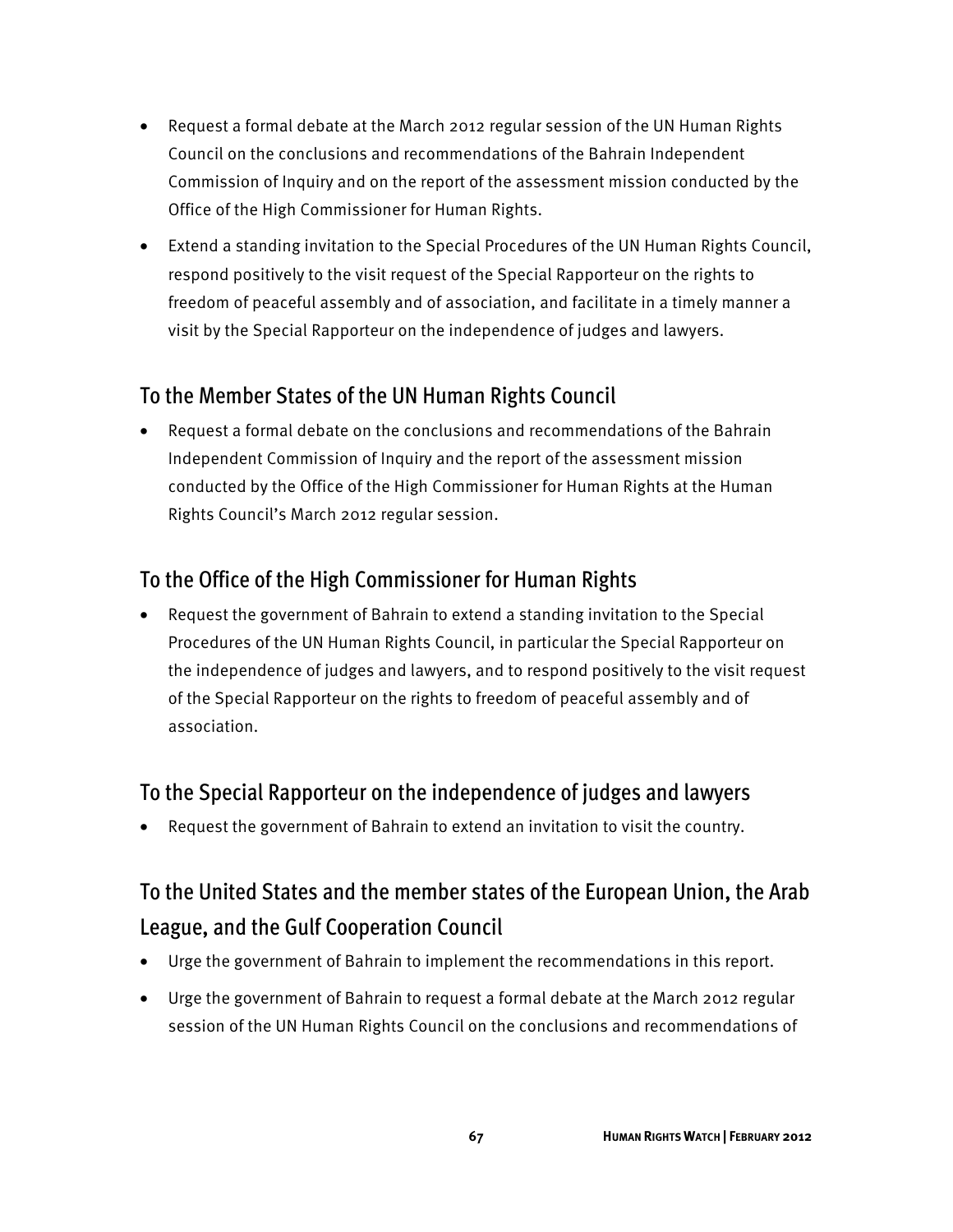- Request a formal debate at the March 2012 regular session of the UN Human Rights Council on the conclusions and recommendations of the Bahrain Independent Commission of Inquiry and on the report of the assessment mission conducted by the Office of the High Commissioner for Human Rights.
- Extend a standing invitation to the Special Procedures of the UN Human Rights Council, respond positively to the visit request of the Special Rapporteur on the rights to freedom of peaceful assembly and of association, and facilitate in a timely manner a visit by the Special Rapporteur on the independence of judges and lawyers.

## To the Member States of the UN Human Rights Council

- Request a formal debate on the conclusions and recommendations of the Bahrain Independent Commission of Inquiry and the report of the assessment mission conducted by the Office of the High Commissioner for Human Rights at the Human Rights Council's March 2012 regular session.

## To the Office of the High Commissioner for Human Rights

- Request the government of Bahrain to extend a standing invitation to the Special Procedures of the UN Human Rights Council, in particular the Special Rapporteur on the independence of judges and lawyers, and to respond positively to the visit request of the Special Rapporteur on the rights to freedom of peaceful assembly and of association.

## To the Special Rapporteur on the independence of judges and lawyers

- Request the government of Bahrain to extend an invitation to visit the country.

## To the United States and the member states of the European Union, the Arab League, and the Gulf Cooperation Council

- Urge the government of Bahrain to implement the recommendations in this report.
- Urge the government of Bahrain to request a formal debate at the March 2012 regular session of the UN Human Rights Council on the conclusions and recommendations of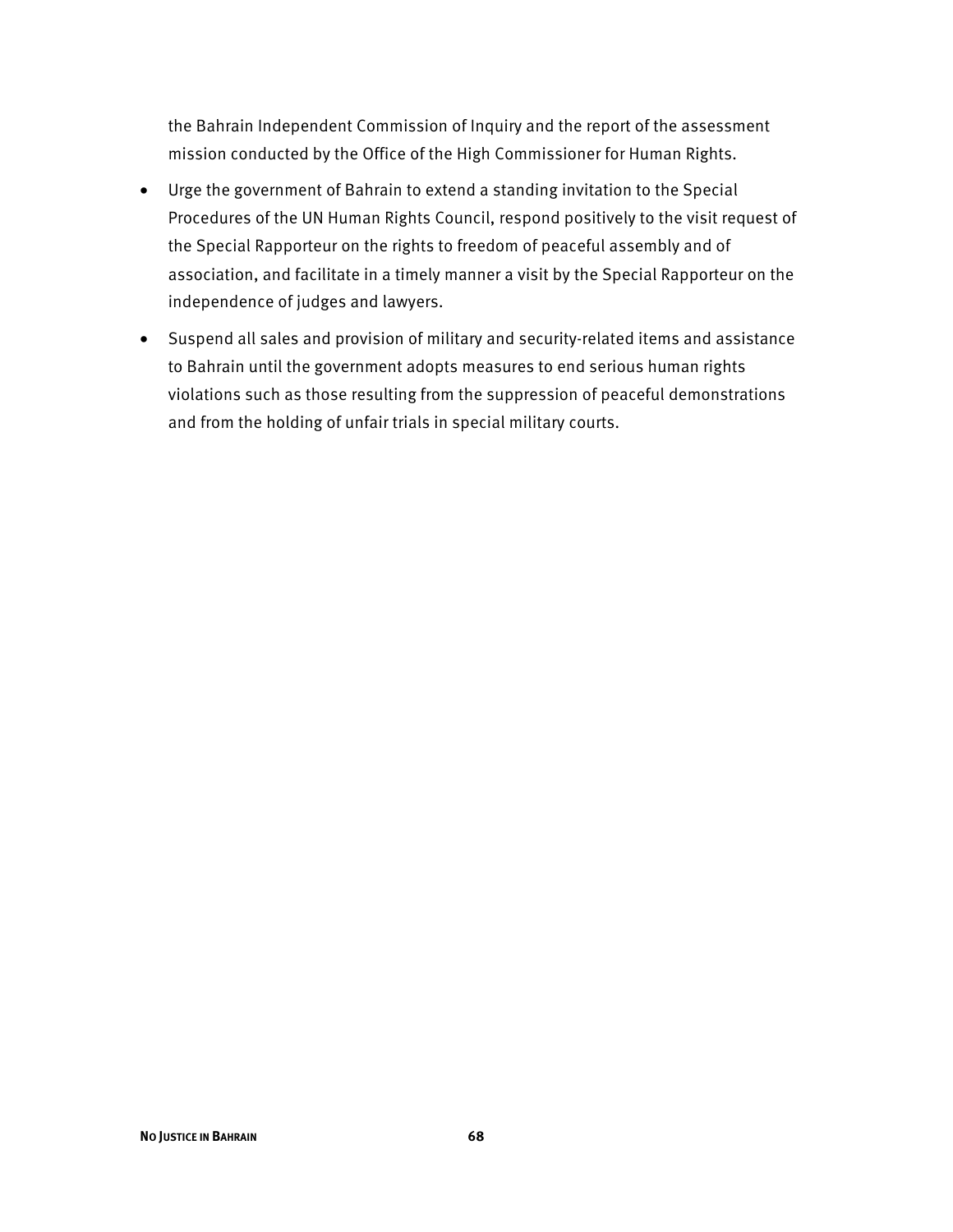the Bahrain Independent Commission of Inquiry and the report of the assessment mission conducted by the Office of the High Commissioner for Human Rights.

- Urge the government of Bahrain to extend a standing invitation to the Special Procedures of the UN Human Rights Council, respond positively to the visit request of the Special Rapporteur on the rights to freedom of peaceful assembly and of association, and facilitate in a timely manner a visit by the Special Rapporteur on the independence of judges and lawyers.
- Suspend all sales and provision of military and security-related items and assistance to Bahrain until the government adopts measures to end serious human rights violations such as those resulting from the suppression of peaceful demonstrations and from the holding of unfair trials in special military courts.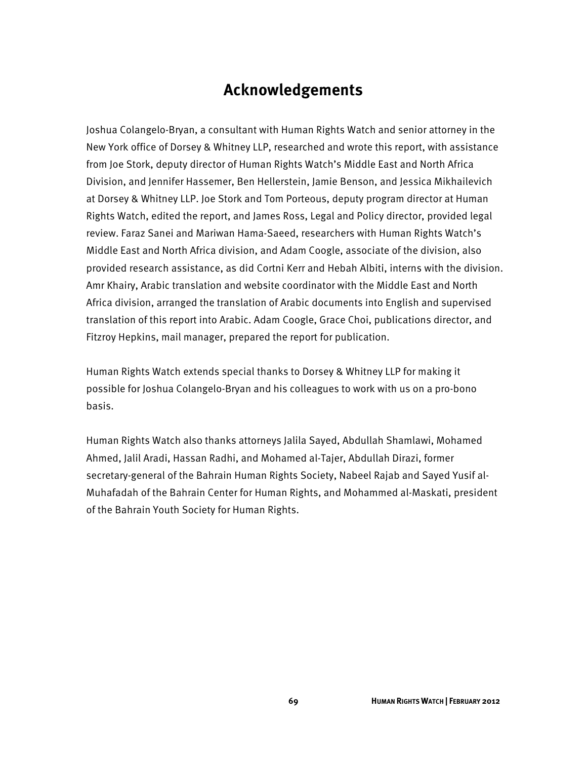## Acknowledgements

Joshua Colangelo-Bryan, a consultant with Human Rights Watch and senior attorney in the New York office of Dorsey & Whitney LLP, researched and wrote this report, with assistance from Joe Stork, deputy director of Human Rights Watch's Middle East and North Africa Division, and Jennifer Hassemer, Ben Hellerstein, Jamie Benson, and Jessica Mikhailevich at Dorsey & Whitney LLP. Joe Stork and Tom Porteous, deputy program director at Human Rights Watch, edited the report, and James Ross, Legal and Policy director, provided legal review. Faraz Sanei and Mariwan Hama-Saeed, researchers with Human Rights Watch's Middle East and North Africa division, and Adam Coogle, associate of the division, also provided research assistance, as did Cortni Kerr and Hebah Albiti, interns with the division. Amr Khairy, Arabic translation and website coordinator with the Middle East and North Africa division, arranged the translation of Arabic documents into English and supervised translation of this report into Arabic. Adam Coogle, Grace Choi, publications director, and Fitzroy Hepkins, mail manager, prepared the report for publication.

Human Rights Watch extends special thanks to Dorsey & Whitney LLP for making it possible for Joshua Colangelo-Bryan and his colleagues to work with us on a pro-bono basis.

Human Rights Watch also thanks attorneys Jalila Sayed, Abdullah Shamlawi, Mohamed Ahmed, Jalil Aradi, Hassan Radhi, and Mohamed al-Tajer, Abdullah Dirazi, former secretary-general of the Bahrain Human Rights Society, Nabeel Rajab and Sayed Yusif al-Muhafadah of the Bahrain Center for Human Rights, and Mohammed al-Maskati, president of the Bahrain Youth Society for Human Rights.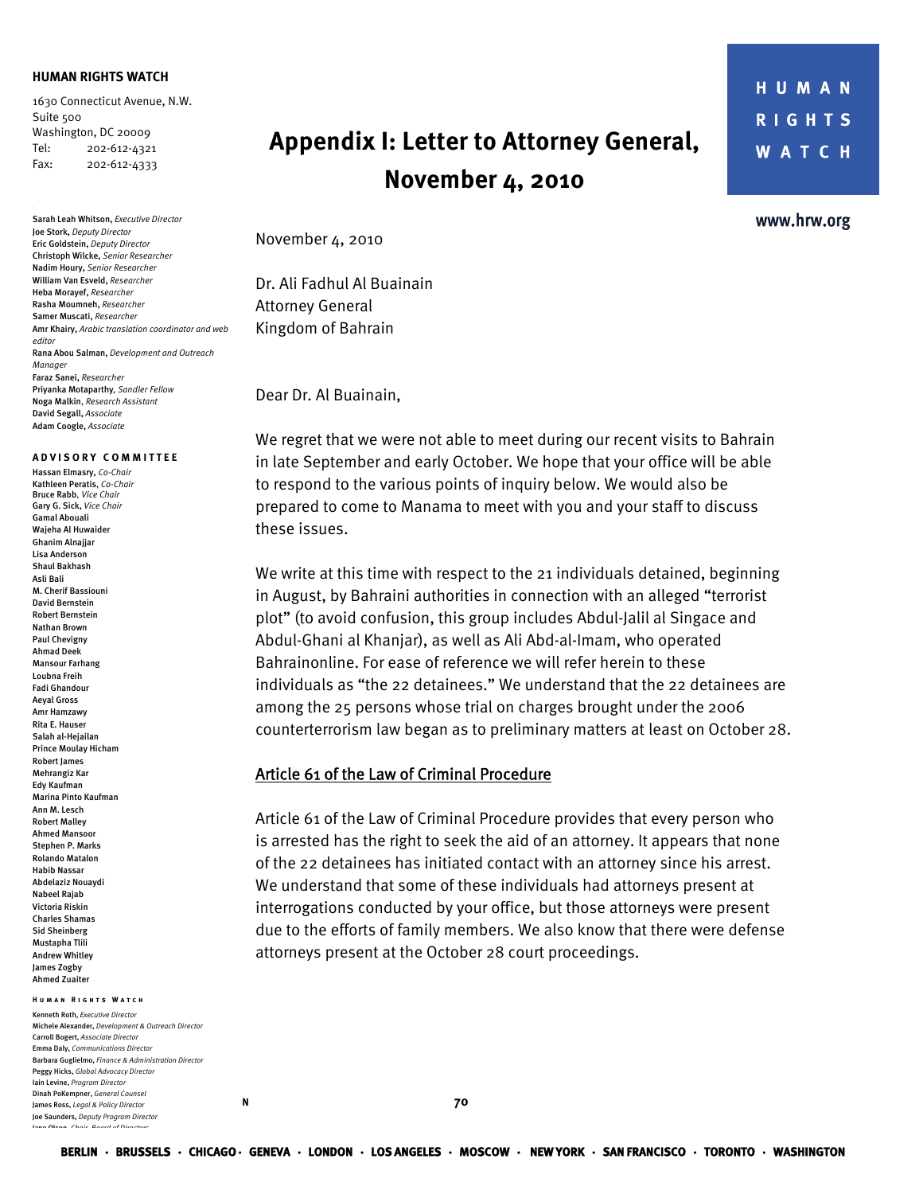# Appendix I: Letter to Attorney General, November 4, 2010

**HUMAN RIGHTS WATCH**

1630 Connecticut Avenue, N.W.
Suite 500
Washington, DC 20009
Tel: 202-612-4321
Fax: 202-612-4333

Sarah Leah Whitson, *Executive Director*
Joe Stork, *Deputy Director*
Eric Goldstein, *Deputy Director*
Christoph Wilcke, *Senior Researcher*
Nadim Houry, *Senior Researcher*
William Van Esveld, *Researcher*
Heba Morayef, *Researcher*
Rasha Moumneh, *Researcher*
Samer Muscati, *Researcher*
Amr Khairy, *Arabic translation coordinator and web editor*
Rana Abou Salman, *Development and Outreach Manager*
Faraz Sanei, *Researcher*
Priyanka Motaparthy, *Sandler Fellow*
Noga Malkin, *Research Assistant*
David Segall, *Associate*
Adam Coogle, *Associate*

**ADVISORY COMMITTEE**

Hassan Elmasry, *Co-Chair*
Kathleen Peratis, *Co-Chair*
Bruce Rabb, *Vice Chair*
Gary G. Sick, *Vice Chair*
Gamal Abouali
Wajeha Al Huwaider
Ghanim Alnajjar
Lisa Anderson
Shaul Bakhash
Asli Bali
M. Cherif Bassiouni
David Bernstein
Robert Bernstein
Nathan Brown
Paul Chevigny
Ahmad Deek
Mansour Farhang
Loubna Freih
Fadi Ghandour
Aeyal Gross
Amr Hamzawy
Rita E. Hauser
Salah al-Hejailan
Prince Moulay Hicham
Robert James
Mehrangiz Kar
Edy Kaufman
Marina Pinto Kaufman
Ann M. Lesch
Robert Malley
Ahmed Mansoor
Stephen P. Marks
Rolando Matalon
Habib Nassar
Abdelaziz Nouaydi
Nabeel Rajab
Victoria Riskin
Charles Shamas
Sid Sheinberg
Mustapha Tlili
Andrew Whitley
James Zogby
Ahmed Zuaiter

**HUMAN RIGHTS WATCH**

Kenneth Roth, *Executive Director*
Michele Alexander, *Development & Outreach Director*
Carroll Bogert, *Associate Director*
Emma Daly, *Communications Director*
Barbara Guglielmo, *Finance & Administration Director*
Peggy Hicks, *Global Advocacy Director*
Iain Levine, *Program Director*
Dinah PoKempner, *General Counsel*
James Ross, *Legal & Policy Director*
Joe Saunders, *Deputy Program Director*
Jane Olson, *Chair, Board of Directors*

www.hrw.org

November 4, 2010

Dr. Ali Fadhul Al Buainain
Attorney General
Kingdom of Bahrain

Dear Dr. Al Buainain,

We regret that we were not able to meet during our recent visits to Bahrain in late September and early October. We hope that your office will be able to respond to the various points of inquiry below. We would also be prepared to come to Manama to meet with you and your staff to discuss these issues.

We write at this time with respect to the 21 individuals detained, beginning in August, by Bahraini authorities in connection with an alleged "terrorist plot" (to avoid confusion, this group includes Abdul-Jalil al Singace and Abdul-Ghani al Khanjar), as well as Ali Abd-al-Imam, who operated Bahrainonline. For ease of reference we will refer herein to these individuals as "the 22 detainees." We understand that the 22 detainees are among the 25 persons whose trial on charges brought under the 2006 counterterrorism law began as to preliminary matters at least on October 28.

## Article 61 of the Law of Criminal Procedure

Article 61 of the Law of Criminal Procedure provides that every person who is arrested has the right to seek the aid of an attorney. It appears that none of the 22 detainees has initiated contact with an attorney since his arrest. We understand that some of these individuals had attorneys present at interrogations conducted by your office, but those attorneys were present due to the efforts of family members. We also know that there were defense attorneys present at the October 28 court proceedings.

BERLIN · BRUSSELS · CHICAGO · GENEVA · LONDON · LOS ANGELES · MOSCOW · NEW YORK · SAN FRANCISCO · TORONTO · WASHINGTON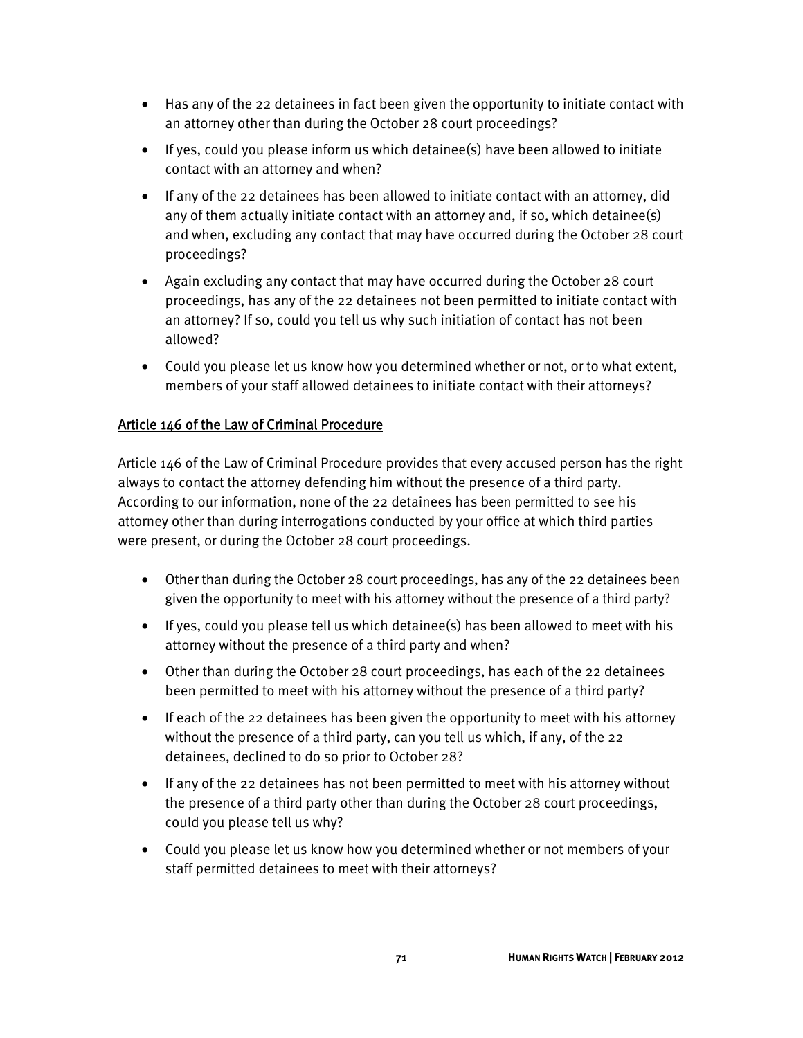- Has any of the 22 detainees in fact been given the opportunity to initiate contact with an attorney other than during the October 28 court proceedings?
- If yes, could you please inform us which detainee(s) have been allowed to initiate contact with an attorney and when?
- If any of the 22 detainees has been allowed to initiate contact with an attorney, did any of them actually initiate contact with an attorney and, if so, which detainee(s) and when, excluding any contact that may have occurred during the October 28 court proceedings?
- Again excluding any contact that may have occurred during the October 28 court proceedings, has any of the 22 detainees not been permitted to initiate contact with an attorney? If so, could you tell us why such initiation of contact has not been allowed?
- Could you please let us know how you determined whether or not, or to what extent, members of your staff allowed detainees to initiate contact with their attorneys?

<u>Article 146 of the Law of Criminal Procedure</u>

Article 146 of the Law of Criminal Procedure provides that every accused person has the right always to contact the attorney defending him without the presence of a third party. According to our information, none of the 22 detainees has been permitted to see his attorney other than during interrogations conducted by your office at which third parties were present, or during the October 28 court proceedings.

- Other than during the October 28 court proceedings, has any of the 22 detainees been given the opportunity to meet with his attorney without the presence of a third party?
- If yes, could you please tell us which detainee(s) has been allowed to meet with his attorney without the presence of a third party and when?
- Other than during the October 28 court proceedings, has each of the 22 detainees been permitted to meet with his attorney without the presence of a third party?
- If each of the 22 detainees has been given the opportunity to meet with his attorney without the presence of a third party, can you tell us which, if any, of the 22 detainees, declined to do so prior to October 28?
- If any of the 22 detainees has not been permitted to meet with his attorney without the presence of a third party other than during the October 28 court proceedings, could you please tell us why?
- Could you please let us know how you determined whether or not members of your staff permitted detainees to meet with their attorneys?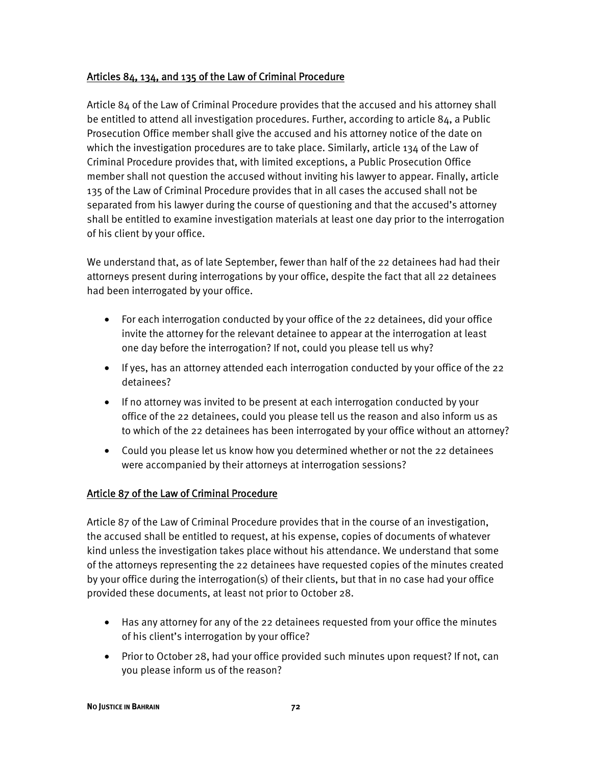Articles 84, 134, and 135 of the Law of Criminal Procedure

Article 84 of the Law of Criminal Procedure provides that the accused and his attorney shall be entitled to attend all investigation procedures. Further, according to article 84, a Public Prosecution Office member shall give the accused and his attorney notice of the date on which the investigation procedures are to take place. Similarly, article 134 of the Law of Criminal Procedure provides that, with limited exceptions, a Public Prosecution Office member shall not question the accused without inviting his lawyer to appear. Finally, article 135 of the Law of Criminal Procedure provides that in all cases the accused shall not be separated from his lawyer during the course of questioning and that the accused's attorney shall be entitled to examine investigation materials at least one day prior to the interrogation of his client by your office.

We understand that, as of late September, fewer than half of the 22 detainees had had their attorneys present during interrogations by your office, despite the fact that all 22 detainees had been interrogated by your office.

- For each interrogation conducted by your office of the 22 detainees, did your office invite the attorney for the relevant detainee to appear at the interrogation at least one day before the interrogation? If not, could you please tell us why?
- If yes, has an attorney attended each interrogation conducted by your office of the 22 detainees?
- If no attorney was invited to be present at each interrogation conducted by your office of the 22 detainees, could you please tell us the reason and also inform us as to which of the 22 detainees has been interrogated by your office without an attorney?
- Could you please let us know how you determined whether or not the 22 detainees were accompanied by their attorneys at interrogation sessions?

Article 87 of the Law of Criminal Procedure

Article 87 of the Law of Criminal Procedure provides that in the course of an investigation, the accused shall be entitled to request, at his expense, copies of documents of whatever kind unless the investigation takes place without his attendance. We understand that some of the attorneys representing the 22 detainees have requested copies of the minutes created by your office during the interrogation(s) of their clients, but that in no case had your office provided these documents, at least not prior to October 28.

- Has any attorney for any of the 22 detainees requested from your office the minutes of his client's interrogation by your office?
- Prior to October 28, had your office provided such minutes upon request? If not, can you please inform us of the reason?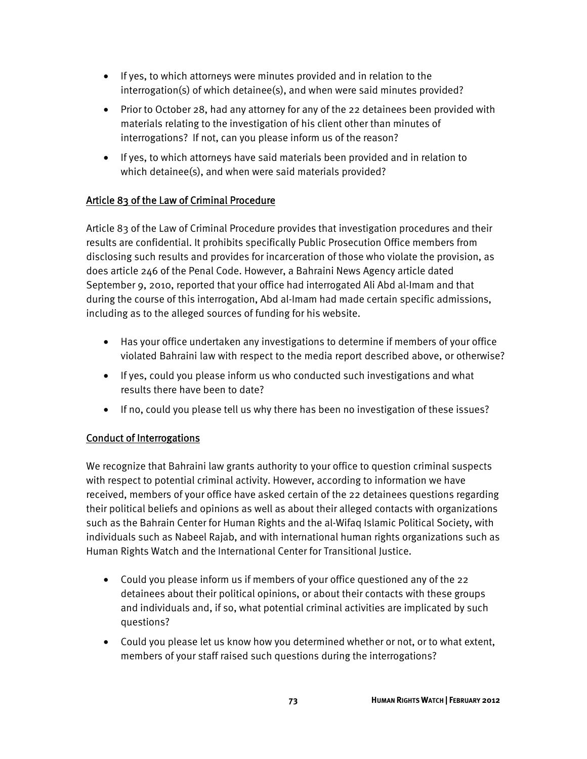- If yes, to which attorneys were minutes provided and in relation to the interrogation(s) of which detainee(s), and when were said minutes provided?
- Prior to October 28, had any attorney for any of the 22 detainees been provided with materials relating to the investigation of his client other than minutes of interrogations? If not, can you please inform us of the reason?
- If yes, to which attorneys have said materials been provided and in relation to which detainee(s), and when were said materials provided?

<u>Article 83 of the Law of Criminal Procedure</u>

Article 83 of the Law of Criminal Procedure provides that investigation procedures and their results are confidential. It prohibits specifically Public Prosecution Office members from disclosing such results and provides for incarceration of those who violate the provision, as does article 246 of the Penal Code. However, a Bahraini News Agency article dated September 9, 2010, reported that your office had interrogated Ali Abd al-Imam and that during the course of this interrogation, Abd al-Imam had made certain specific admissions, including as to the alleged sources of funding for his website.

- Has your office undertaken any investigations to determine if members of your office violated Bahraini law with respect to the media report described above, or otherwise?
- If yes, could you please inform us who conducted such investigations and what results there have been to date?
- If no, could you please tell us why there has been no investigation of these issues?

<u>Conduct of Interrogations</u>

We recognize that Bahraini law grants authority to your office to question criminal suspects with respect to potential criminal activity. However, according to information we have received, members of your office have asked certain of the 22 detainees questions regarding their political beliefs and opinions as well as about their alleged contacts with organizations such as the Bahrain Center for Human Rights and the al-Wifaq Islamic Political Society, with individuals such as Nabeel Rajab, and with international human rights organizations such as Human Rights Watch and the International Center for Transitional Justice.

- Could you please inform us if members of your office questioned any of the 22 detainees about their political opinions, or about their contacts with these groups and individuals and, if so, what potential criminal activities are implicated by such questions?
- Could you please let us know how you determined whether or not, or to what extent, members of your staff raised such questions during the interrogations?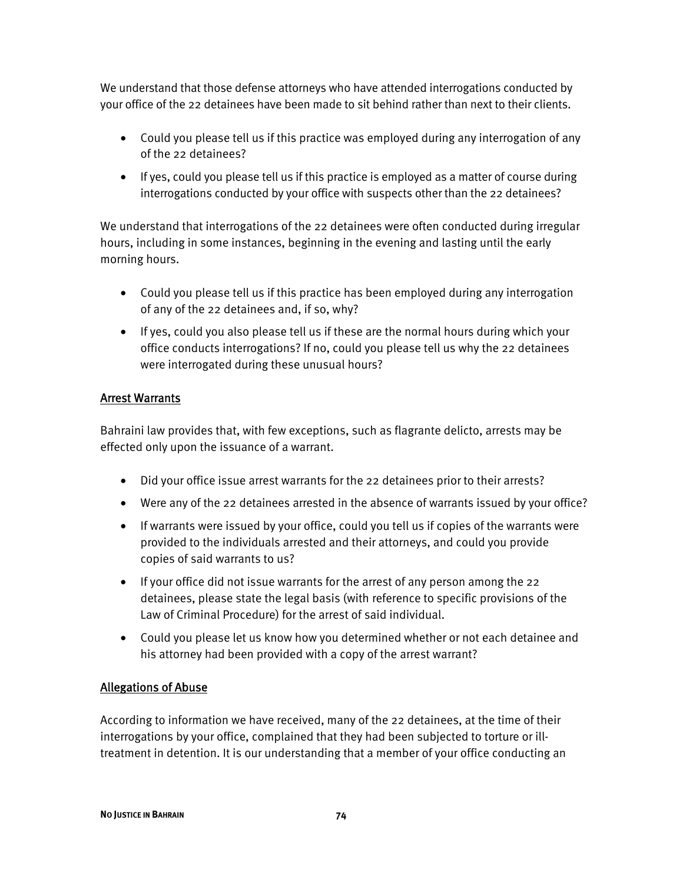We understand that those defense attorneys who have attended interrogations conducted by your office of the 22 detainees have been made to sit behind rather than next to their clients.

- Could you please tell us if this practice was employed during any interrogation of any of the 22 detainees?
- If yes, could you please tell us if this practice is employed as a matter of course during interrogations conducted by your office with suspects other than the 22 detainees?

We understand that interrogations of the 22 detainees were often conducted during irregular hours, including in some instances, beginning in the evening and lasting until the early morning hours.

- Could you please tell us if this practice has been employed during any interrogation of any of the 22 detainees and, if so, why?
- If yes, could you also please tell us if these are the normal hours during which your office conducts interrogations? If no, could you please tell us why the 22 detainees were interrogated during these unusual hours?

## Arrest Warrants

Bahraini law provides that, with few exceptions, such as flagrante delicto, arrests may be effected only upon the issuance of a warrant.

- Did your office issue arrest warrants for the 22 detainees prior to their arrests?
- Were any of the 22 detainees arrested in the absence of warrants issued by your office?
- If warrants were issued by your office, could you tell us if copies of the warrants were provided to the individuals arrested and their attorneys, and could you provide copies of said warrants to us?
- If your office did not issue warrants for the arrest of any person among the 22 detainees, please state the legal basis (with reference to specific provisions of the Law of Criminal Procedure) for the arrest of said individual.
- Could you please let us know how you determined whether or not each detainee and his attorney had been provided with a copy of the arrest warrant?

## Allegations of Abuse

According to information we have received, many of the 22 detainees, at the time of their interrogations by your office, complained that they had been subjected to torture or ill-treatment in detention. It is our understanding that a member of your office conducting an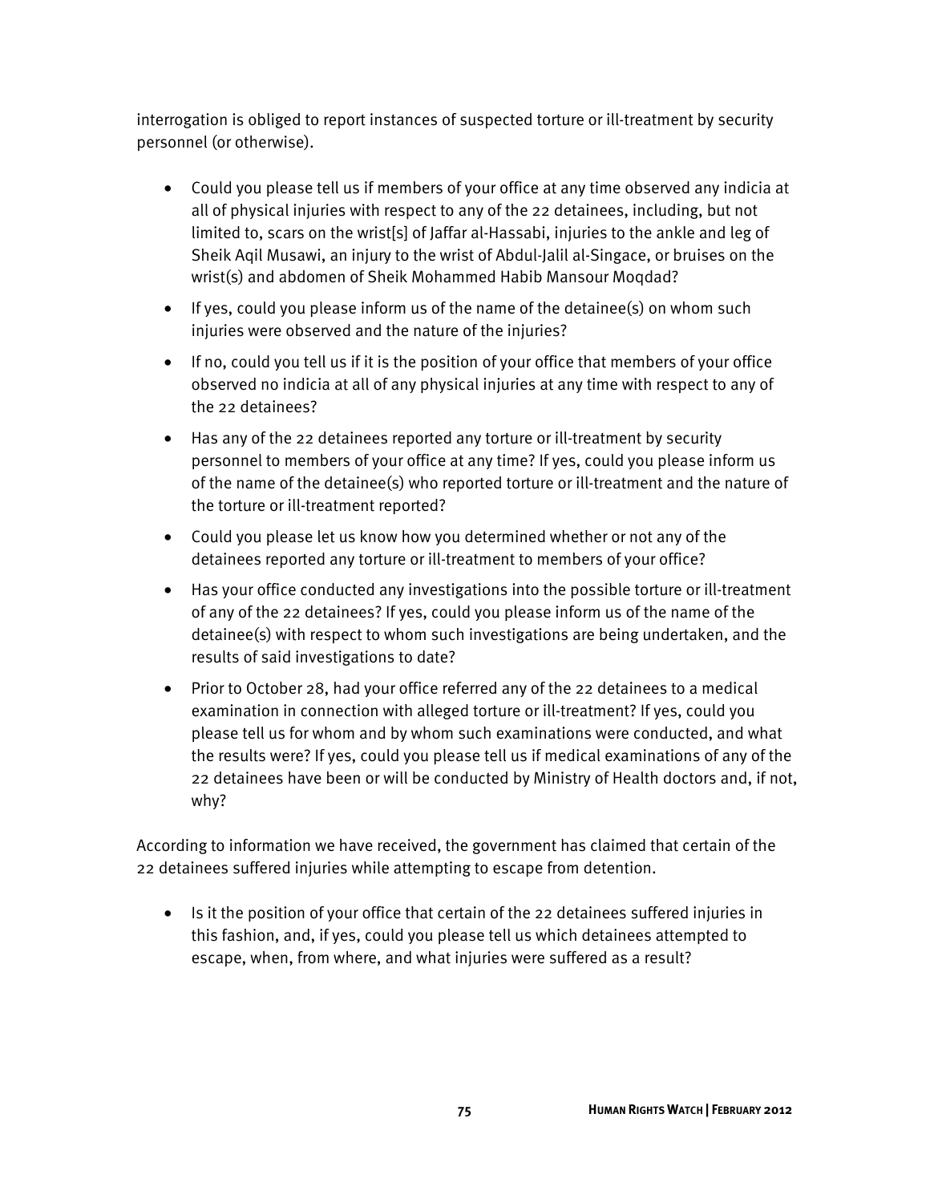interrogation is obliged to report instances of suspected torture or ill-treatment by security personnel (or otherwise).

- Could you please tell us if members of your office at any time observed any indicia at all of physical injuries with respect to any of the 22 detainees, including, but not limited to, scars on the wrist[s] of Jaffar al-Hassabi, injuries to the ankle and leg of Sheik Aqil Musawi, an injury to the wrist of Abdul-Jalil al-Singace, or bruises on the wrist(s) and abdomen of Sheik Mohammed Habib Mansour Moqdad?
- If yes, could you please inform us of the name of the detainee(s) on whom such injuries were observed and the nature of the injuries?
- If no, could you tell us if it is the position of your office that members of your office observed no indicia at all of any physical injuries at any time with respect to any of the 22 detainees?
- Has any of the 22 detainees reported any torture or ill-treatment by security personnel to members of your office at any time? If yes, could you please inform us of the name of the detainee(s) who reported torture or ill-treatment and the nature of the torture or ill-treatment reported?
- Could you please let us know how you determined whether or not any of the detainees reported any torture or ill-treatment to members of your office?
- Has your office conducted any investigations into the possible torture or ill-treatment of any of the 22 detainees? If yes, could you please inform us of the name of the detainee(s) with respect to whom such investigations are being undertaken, and the results of said investigations to date?
- Prior to October 28, had your office referred any of the 22 detainees to a medical examination in connection with alleged torture or ill-treatment? If yes, could you please tell us for whom and by whom such examinations were conducted, and what the results were? If yes, could you please tell us if medical examinations of any of the 22 detainees have been or will be conducted by Ministry of Health doctors and, if not, why?

According to information we have received, the government has claimed that certain of the 22 detainees suffered injuries while attempting to escape from detention.

- Is it the position of your office that certain of the 22 detainees suffered injuries in this fashion, and, if yes, could you please tell us which detainees attempted to escape, when, from where, and what injuries were suffered as a result?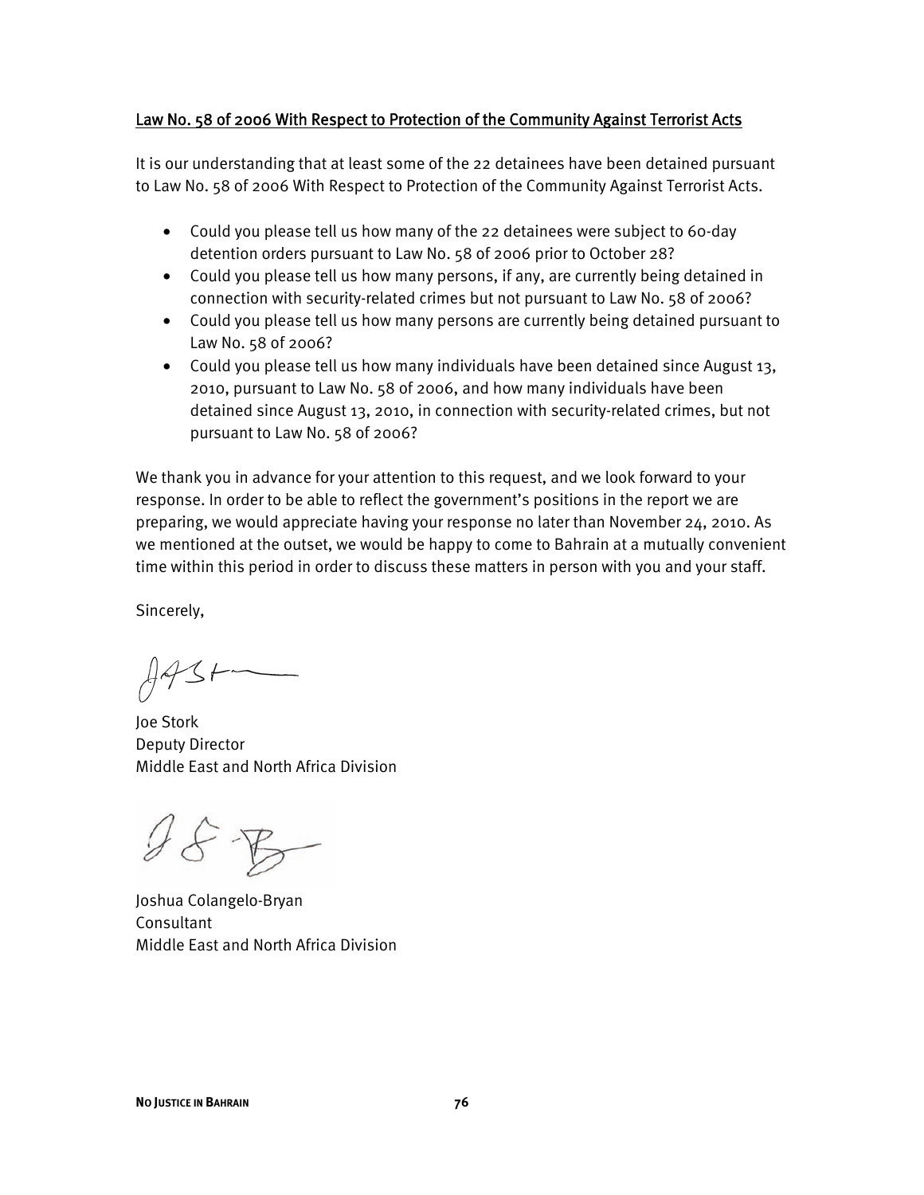Law No. 58 of 2006 With Respect to Protection of the Community Against Terrorist Acts

It is our understanding that at least some of the 22 detainees have been detained pursuant to Law No. 58 of 2006 With Respect to Protection of the Community Against Terrorist Acts.

- Could you please tell us how many of the 22 detainees were subject to 60-day detention orders pursuant to Law No. 58 of 2006 prior to October 28?
- Could you please tell us how many persons, if any, are currently being detained in connection with security-related crimes but not pursuant to Law No. 58 of 2006?
- Could you please tell us how many persons are currently being detained pursuant to Law No. 58 of 2006?
- Could you please tell us how many individuals have been detained since August 13, 2010, pursuant to Law No. 58 of 2006, and how many individuals have been detained since August 13, 2010, in connection with security-related crimes, but not pursuant to Law No. 58 of 2006?

We thank you in advance for your attention to this request, and we look forward to your response. In order to be able to reflect the government's positions in the report we are preparing, we would appreciate having your response no later than November 24, 2010. As we mentioned at the outset, we would be happy to come to Bahrain at a mutually convenient time within this period in order to discuss these matters in person with you and your staff.

Sincerely,

Joe Stork
Deputy Director
Middle East and North Africa Division

Joshua Colangelo-Bryan
Consultant
Middle East and North Africa Division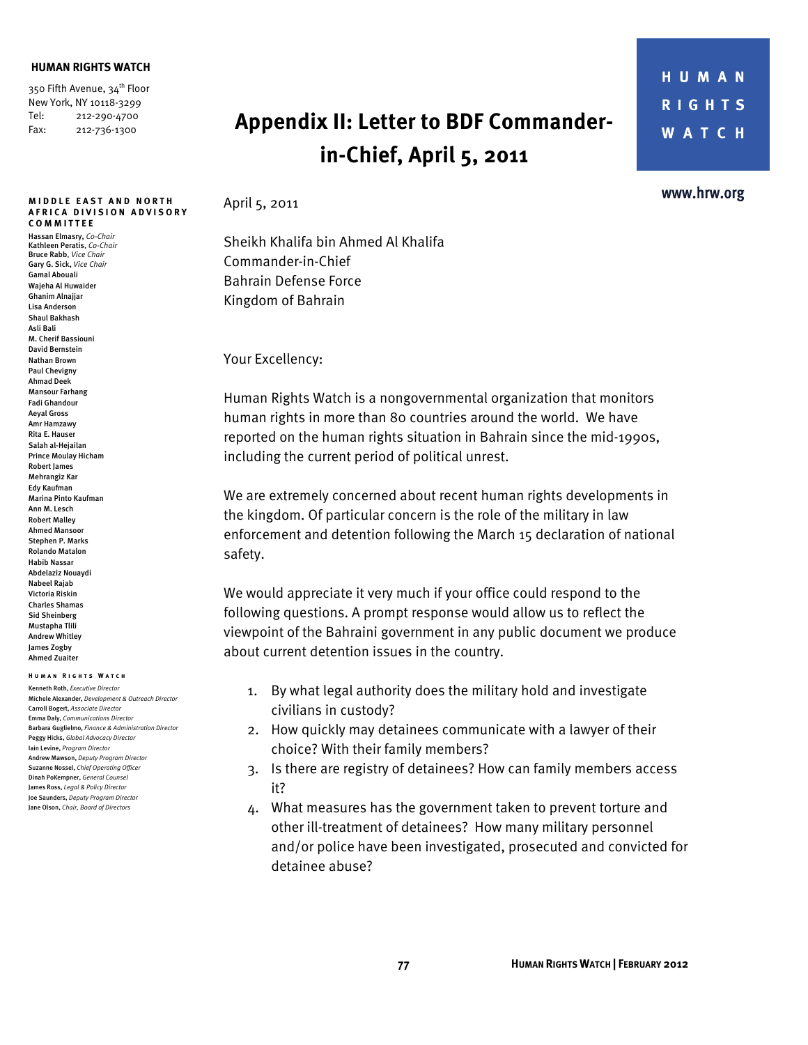**HUMAN RIGHTS WATCH**

350 Fifth Avenue, 34th Floor
New York, NY 10118-3299
Tel: 212-290-4700
Fax: 212-736-1300

**MIDDLE EAST AND NORTH AFRICA DIVISION ADVISORY COMMITTEE**

Hassan Elmasry, *Co-Chair*
Kathleen Peratis, *Co-Chair*
Bruce Rabb, *Vice Chair*
Gary G. Sick, *Vice Chair*
Gamal Abouali
Wajeha Al Huwaider
Ghanim Alnajjar
Lisa Anderson
Shaul Bakhash
Asli Bali
M. Cherif Bassiouni
David Bernstein
Nathan Brown
Paul Chevigny
Ahmad Deek
Mansour Farhang
Fadi Ghandour
Aeyal Gross
Amr Hamzawy
Rita E. Hauser
Salah al-Hejailan
Prince Moulay Hicham
Robert James
Mehrangiz Kar
Edy Kaufman
Marina Pinto Kaufman
Ann M. Lesch
Robert Malley
Ahmed Mansoor
Stephen P. Marks
Rolando Matalon
Habib Nassar
Abdelaziz Nouaydi
Nabeel Rajab
Victoria Riskin
Charles Shamas
Sid Sheinberg
Mustapha Tlili
Andrew Whitley
James Zogby
Ahmed Zuaiter

**HUMAN RIGHTS WATCH**

Kenneth Roth, *Executive Director*
Michele Alexander, *Development & Outreach Director*
Carroll Bogert, *Associate Director*
Emma Daly, *Communications Director*
Barbara Guglielmo, *Finance & Administration Director*
Peggy Hicks, *Global Advocacy Director*
Iain Levine, *Program Director*
Andrew Mawson, *Deputy Program Director*
Suzanne Nossel, *Chief Operating Officer*
Dinah PoKempner, *General Counsel*
James Ross, *Legal & Policy Director*
Joe Saunders, *Deputy Program Director*
Jane Olson, *Chair, Board of Directors*

# Appendix II: Letter to BDF Commander-in-Chief, April 5, 2011

**HUMAN RIGHTS WATCH**

www.hrw.org

April 5, 2011

Sheikh Khalifa bin Ahmed Al Khalifa
Commander-in-Chief
Bahrain Defense Force
Kingdom of Bahrain

Your Excellency:

Human Rights Watch is a nongovernmental organization that monitors human rights in more than 80 countries around the world. We have reported on the human rights situation in Bahrain since the mid-1990s, including the current period of political unrest.

We are extremely concerned about recent human rights developments in the kingdom. Of particular concern is the role of the military in law enforcement and detention following the March 15 declaration of national safety.

We would appreciate it very much if your office could respond to the following questions. A prompt response would allow us to reflect the viewpoint of the Bahraini government in any public document we produce about current detention issues in the country.

1. By what legal authority does the military hold and investigate civilians in custody?
2. How quickly may detainees communicate with a lawyer of their choice? With their family members?
3. Is there are registry of detainees? How can family members access it?
4. What measures has the government taken to prevent torture and other ill-treatment of detainees? How many military personnel and/or police have been investigated, prosecuted and convicted for detainee abuse?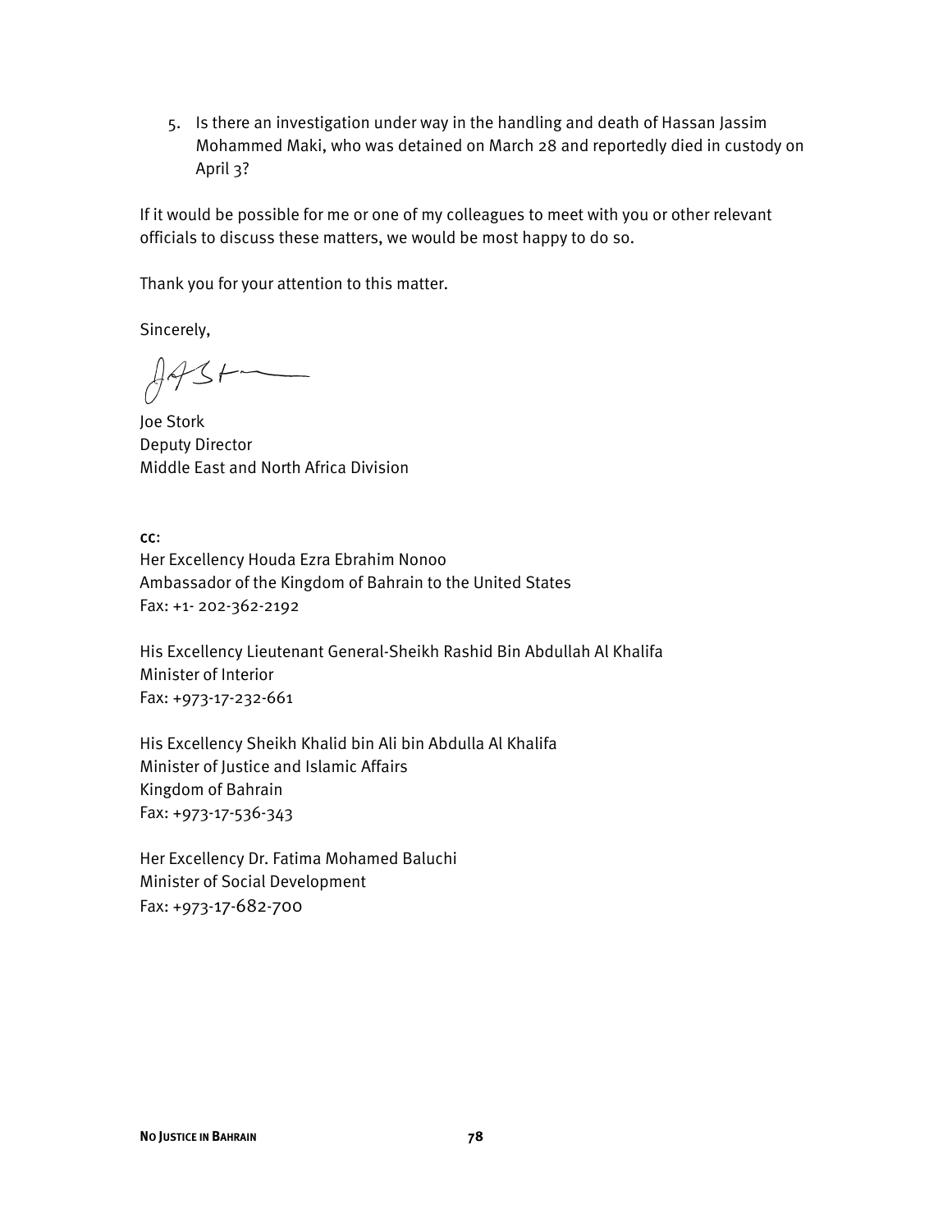5. Is there an investigation under way in the handling and death of Hassan Jassim Mohammed Maki, who was detained on March 28 and reportedly died in custody on April 3?

If it would be possible for me or one of my colleagues to meet with you or other relevant officials to discuss these matters, we would be most happy to do so.

Thank you for your attention to this matter.

Sincerely,

Joe Stork
Deputy Director
Middle East and North Africa Division

**CC**:
Her Excellency Houda Ezra Ebrahim Nonoo
Ambassador of the Kingdom of Bahrain to the United States
Fax: +1- 202-362-2192

His Excellency Lieutenant General-Sheikh Rashid Bin Abdullah Al Khalifa
Minister of Interior
Fax: +973-17-232-661

His Excellency Sheikh Khalid bin Ali bin Abdulla Al Khalifa
Minister of Justice and Islamic Affairs
Kingdom of Bahrain
Fax: +973-17-536-343

Her Excellency Dr. Fatima Mohamed Baluchi
Minister of Social Development
Fax: +973-17-682-700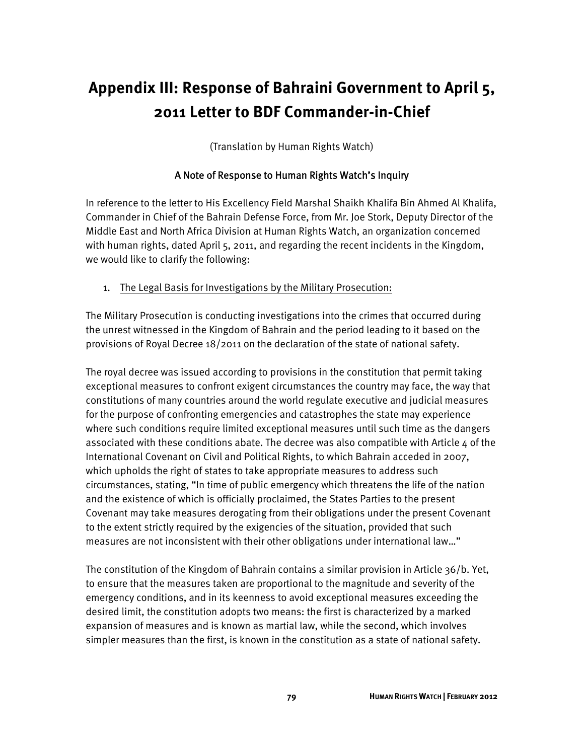# Appendix III: Response of Bahraini Government to April 5, 2011 Letter to BDF Commander-in-Chief

(Translation by Human Rights Watch)

## A Note of Response to Human Rights Watch's Inquiry

In reference to the letter to His Excellency Field Marshal Shaikh Khalifa Bin Ahmed Al Khalifa, Commander in Chief of the Bahrain Defense Force, from Mr. Joe Stork, Deputy Director of the Middle East and North Africa Division at Human Rights Watch, an organization concerned with human rights, dated April 5, 2011, and regarding the recent incidents in the Kingdom, we would like to clarify the following:

1. The Legal Basis for Investigations by the Military Prosecution:

The Military Prosecution is conducting investigations into the crimes that occurred during the unrest witnessed in the Kingdom of Bahrain and the period leading to it based on the provisions of Royal Decree 18/2011 on the declaration of the state of national safety.

The royal decree was issued according to provisions in the constitution that permit taking exceptional measures to confront exigent circumstances the country may face, the way that constitutions of many countries around the world regulate executive and judicial measures for the purpose of confronting emergencies and catastrophes the state may experience where such conditions require limited exceptional measures until such time as the dangers associated with these conditions abate. The decree was also compatible with Article 4 of the International Covenant on Civil and Political Rights, to which Bahrain acceded in 2007, which upholds the right of states to take appropriate measures to address such circumstances, stating, "In time of public emergency which threatens the life of the nation and the existence of which is officially proclaimed, the States Parties to the present Covenant may take measures derogating from their obligations under the present Covenant to the extent strictly required by the exigencies of the situation, provided that such measures are not inconsistent with their other obligations under international law…"

The constitution of the Kingdom of Bahrain contains a similar provision in Article 36/b. Yet, to ensure that the measures taken are proportional to the magnitude and severity of the emergency conditions, and in its keenness to avoid exceptional measures exceeding the desired limit, the constitution adopts two means: the first is characterized by a marked expansion of measures and is known as martial law, while the second, which involves simpler measures than the first, is known in the constitution as a state of national safety.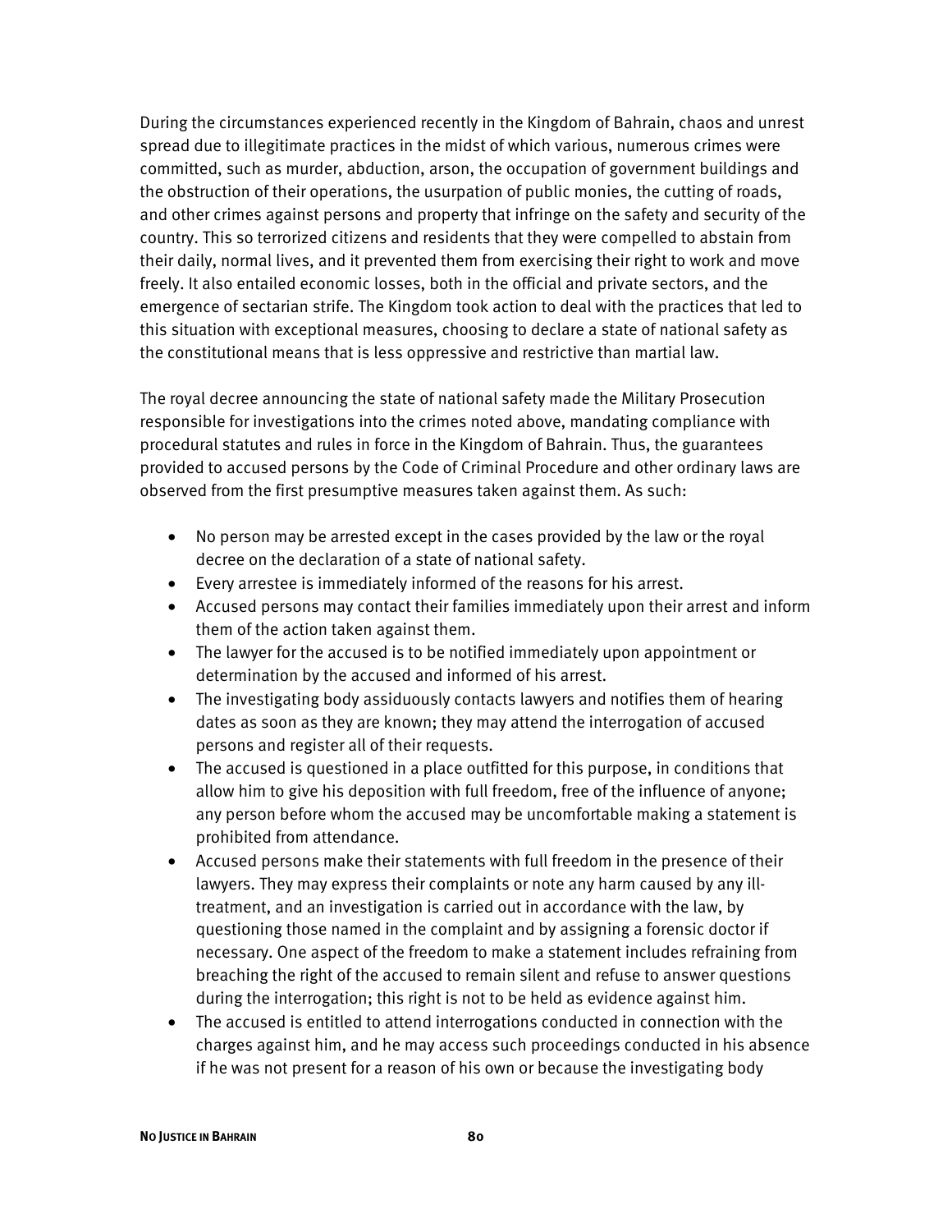During the circumstances experienced recently in the Kingdom of Bahrain, chaos and unrest spread due to illegitimate practices in the midst of which various, numerous crimes were committed, such as murder, abduction, arson, the occupation of government buildings and the obstruction of their operations, the usurpation of public monies, the cutting of roads, and other crimes against persons and property that infringe on the safety and security of the country. This so terrorized citizens and residents that they were compelled to abstain from their daily, normal lives, and it prevented them from exercising their right to work and move freely. It also entailed economic losses, both in the official and private sectors, and the emergence of sectarian strife. The Kingdom took action to deal with the practices that led to this situation with exceptional measures, choosing to declare a state of national safety as the constitutional means that is less oppressive and restrictive than martial law.

The royal decree announcing the state of national safety made the Military Prosecution responsible for investigations into the crimes noted above, mandating compliance with procedural statutes and rules in force in the Kingdom of Bahrain. Thus, the guarantees provided to accused persons by the Code of Criminal Procedure and other ordinary laws are observed from the first presumptive measures taken against them. As such:

- No person may be arrested except in the cases provided by the law or the royal decree on the declaration of a state of national safety.
- Every arrestee is immediately informed of the reasons for his arrest.
- Accused persons may contact their families immediately upon their arrest and inform them of the action taken against them.
- The lawyer for the accused is to be notified immediately upon appointment or determination by the accused and informed of his arrest.
- The investigating body assiduously contacts lawyers and notifies them of hearing dates as soon as they are known; they may attend the interrogation of accused persons and register all of their requests.
- The accused is questioned in a place outfitted for this purpose, in conditions that allow him to give his deposition with full freedom, free of the influence of anyone; any person before whom the accused may be uncomfortable making a statement is prohibited from attendance.
- Accused persons make their statements with full freedom in the presence of their lawyers. They may express their complaints or note any harm caused by any ill-treatment, and an investigation is carried out in accordance with the law, by questioning those named in the complaint and by assigning a forensic doctor if necessary. One aspect of the freedom to make a statement includes refraining from breaching the right of the accused to remain silent and refuse to answer questions during the interrogation; this right is not to be held as evidence against him.
- The accused is entitled to attend interrogations conducted in connection with the charges against him, and he may access such proceedings conducted in his absence if he was not present for a reason of his own or because the investigating body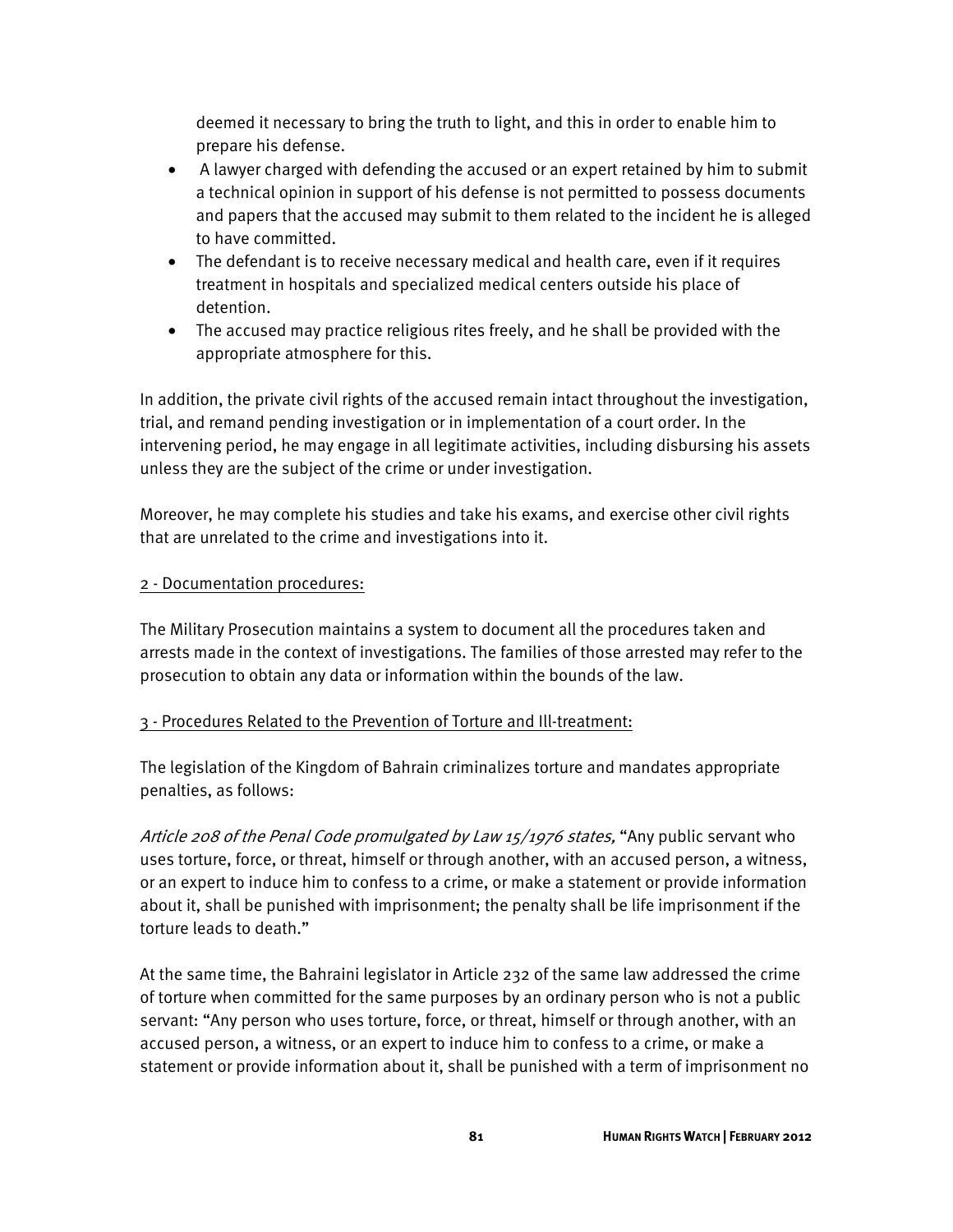deemed it necessary to bring the truth to light, and this in order to enable him to prepare his defense.

- A lawyer charged with defending the accused or an expert retained by him to submit a technical opinion in support of his defense is not permitted to possess documents and papers that the accused may submit to them related to the incident he is alleged to have committed.
- The defendant is to receive necessary medical and health care, even if it requires treatment in hospitals and specialized medical centers outside his place of detention.
- The accused may practice religious rites freely, and he shall be provided with the appropriate atmosphere for this.

In addition, the private civil rights of the accused remain intact throughout the investigation, trial, and remand pending investigation or in implementation of a court order. In the intervening period, he may engage in all legitimate activities, including disbursing his assets unless they are the subject of the crime or under investigation.

Moreover, he may complete his studies and take his exams, and exercise other civil rights that are unrelated to the crime and investigations into it.

2 - Documentation procedures:

The Military Prosecution maintains a system to document all the procedures taken and arrests made in the context of investigations. The families of those arrested may refer to the prosecution to obtain any data or information within the bounds of the law.

3 - Procedures Related to the Prevention of Torture and Ill-treatment:

The legislation of the Kingdom of Bahrain criminalizes torture and mandates appropriate penalties, as follows:

*Article 208 of the Penal Code promulgated by Law 15/1976 states,* "Any public servant who uses torture, force, or threat, himself or through another, with an accused person, a witness, or an expert to induce him to confess to a crime, or make a statement or provide information about it, shall be punished with imprisonment; the penalty shall be life imprisonment if the torture leads to death."

At the same time, the Bahraini legislator in Article 232 of the same law addressed the crime of torture when committed for the same purposes by an ordinary person who is not a public servant: "Any person who uses torture, force, or threat, himself or through another, with an accused person, a witness, or an expert to induce him to confess to a crime, or make a statement or provide information about it, shall be punished with a term of imprisonment no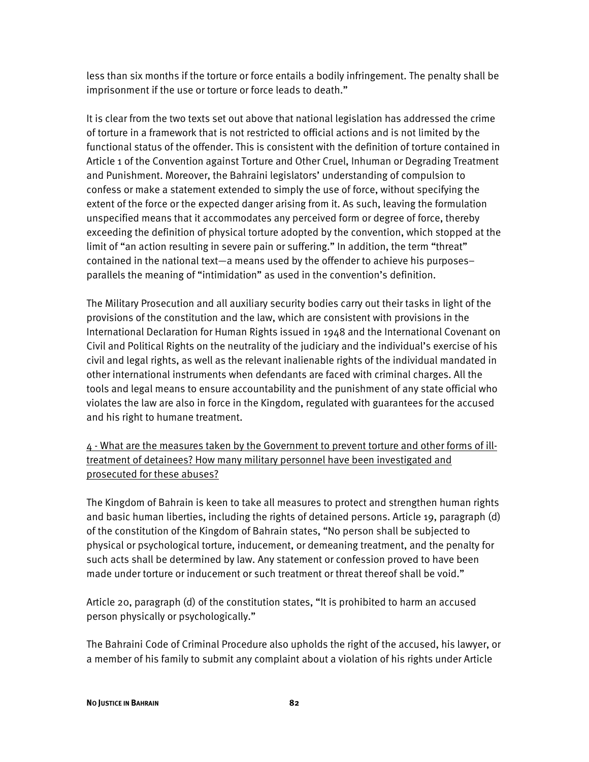less than six months if the torture or force entails a bodily infringement. The penalty shall be imprisonment if the use or torture or force leads to death."

It is clear from the two texts set out above that national legislation has addressed the crime of torture in a framework that is not restricted to official actions and is not limited by the functional status of the offender. This is consistent with the definition of torture contained in Article 1 of the Convention against Torture and Other Cruel, Inhuman or Degrading Treatment and Punishment. Moreover, the Bahraini legislators' understanding of compulsion to confess or make a statement extended to simply the use of force, without specifying the extent of the force or the expected danger arising from it. As such, leaving the formulation unspecified means that it accommodates any perceived form or degree of force, thereby exceeding the definition of physical torture adopted by the convention, which stopped at the limit of "an action resulting in severe pain or suffering." In addition, the term "threat" contained in the national text—a means used by the offender to achieve his purposes–parallels the meaning of "intimidation" as used in the convention's definition.

The Military Prosecution and all auxiliary security bodies carry out their tasks in light of the provisions of the constitution and the law, which are consistent with provisions in the International Declaration for Human Rights issued in 1948 and the International Covenant on Civil and Political Rights on the neutrality of the judiciary and the individual's exercise of his civil and legal rights, as well as the relevant inalienable rights of the individual mandated in other international instruments when defendants are faced with criminal charges. All the tools and legal means to ensure accountability and the punishment of any state official who violates the law are also in force in the Kingdom, regulated with guarantees for the accused and his right to humane treatment.

<u>4 - What are the measures taken by the Government to prevent torture and other forms of ill-treatment of detainees? How many military personnel have been investigated and prosecuted for these abuses?</u>

The Kingdom of Bahrain is keen to take all measures to protect and strengthen human rights and basic human liberties, including the rights of detained persons. Article 19, paragraph (d) of the constitution of the Kingdom of Bahrain states, "No person shall be subjected to physical or psychological torture, inducement, or demeaning treatment, and the penalty for such acts shall be determined by law. Any statement or confession proved to have been made under torture or inducement or such treatment or threat thereof shall be void."

Article 20, paragraph (d) of the constitution states, "It is prohibited to harm an accused person physically or psychologically."

The Bahraini Code of Criminal Procedure also upholds the right of the accused, his lawyer, or a member of his family to submit any complaint about a violation of his rights under Article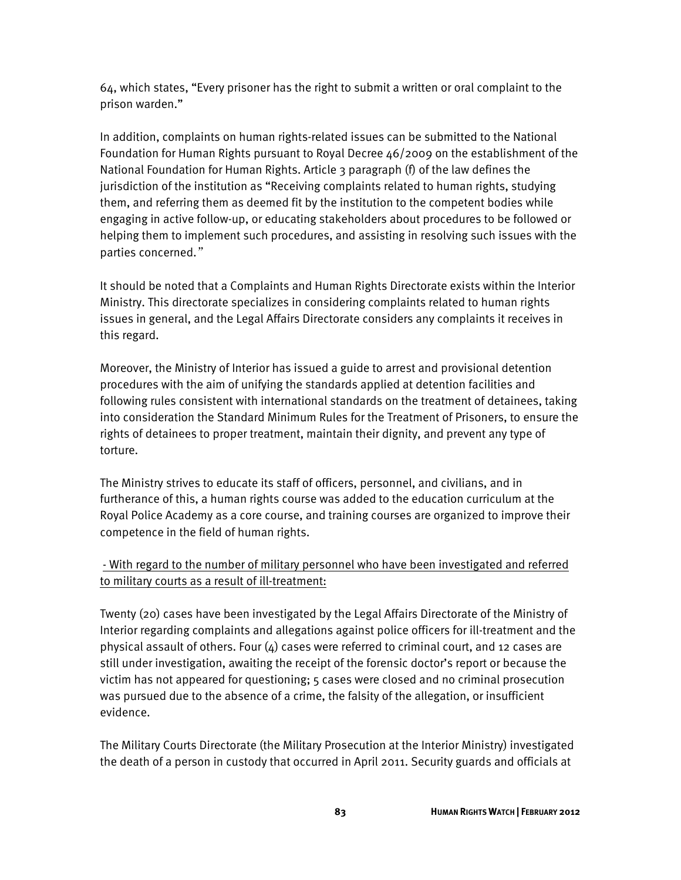64, which states, "Every prisoner has the right to submit a written or oral complaint to the prison warden."

In addition, complaints on human rights-related issues can be submitted to the National Foundation for Human Rights pursuant to Royal Decree 46/2009 on the establishment of the National Foundation for Human Rights. Article 3 paragraph (f) of the law defines the jurisdiction of the institution as "Receiving complaints related to human rights, studying them, and referring them as deemed fit by the institution to the competent bodies while engaging in active follow-up, or educating stakeholders about procedures to be followed or helping them to implement such procedures, and assisting in resolving such issues with the parties concerned."

It should be noted that a Complaints and Human Rights Directorate exists within the Interior Ministry. This directorate specializes in considering complaints related to human rights issues in general, and the Legal Affairs Directorate considers any complaints it receives in this regard.

Moreover, the Ministry of Interior has issued a guide to arrest and provisional detention procedures with the aim of unifying the standards applied at detention facilities and following rules consistent with international standards on the treatment of detainees, taking into consideration the Standard Minimum Rules for the Treatment of Prisoners, to ensure the rights of detainees to proper treatment, maintain their dignity, and prevent any type of torture.

The Ministry strives to educate its staff of officers, personnel, and civilians, and in furtherance of this, a human rights course was added to the education curriculum at the Royal Police Academy as a core course, and training courses are organized to improve their competence in the field of human rights.

- With regard to the number of military personnel who have been investigated and referred to military courts as a result of ill-treatment:

Twenty (20) cases have been investigated by the Legal Affairs Directorate of the Ministry of Interior regarding complaints and allegations against police officers for ill-treatment and the physical assault of others. Four (4) cases were referred to criminal court, and 12 cases are still under investigation, awaiting the receipt of the forensic doctor's report or because the victim has not appeared for questioning; 5 cases were closed and no criminal prosecution was pursued due to the absence of a crime, the falsity of the allegation, or insufficient evidence.

The Military Courts Directorate (the Military Prosecution at the Interior Ministry) investigated the death of a person in custody that occurred in April 2011. Security guards and officials at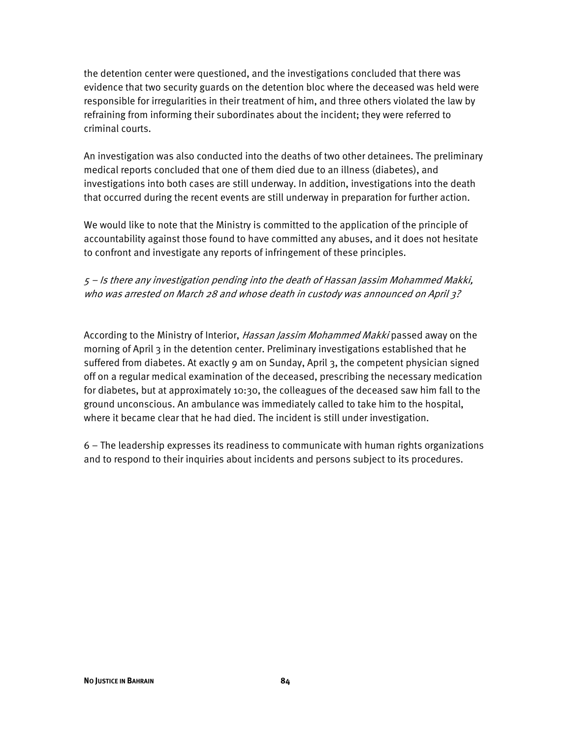the detention center were questioned, and the investigations concluded that there was evidence that two security guards on the detention bloc where the deceased was held were responsible for irregularities in their treatment of him, and three others violated the law by refraining from informing their subordinates about the incident; they were referred to criminal courts.

An investigation was also conducted into the deaths of two other detainees. The preliminary medical reports concluded that one of them died due to an illness (diabetes), and investigations into both cases are still underway. In addition, investigations into the death that occurred during the recent events are still underway in preparation for further action.

We would like to note that the Ministry is committed to the application of the principle of accountability against those found to have committed any abuses, and it does not hesitate to confront and investigate any reports of infringement of these principles.

*5 – Is there any investigation pending into the death of Hassan Jassim Mohammed Makki, who was arrested on March 28 and whose death in custody was announced on April 3?*

According to the Ministry of Interior, *Hassan Jassim Mohammed Makki* passed away on the morning of April 3 in the detention center. Preliminary investigations established that he suffered from diabetes. At exactly 9 am on Sunday, April 3, the competent physician signed off on a regular medical examination of the deceased, prescribing the necessary medication for diabetes, but at approximately 10:30, the colleagues of the deceased saw him fall to the ground unconscious. An ambulance was immediately called to take him to the hospital, where it became clear that he had died. The incident is still under investigation.

6 – The leadership expresses its readiness to communicate with human rights organizations and to respond to their inquiries about incidents and persons subject to its procedures.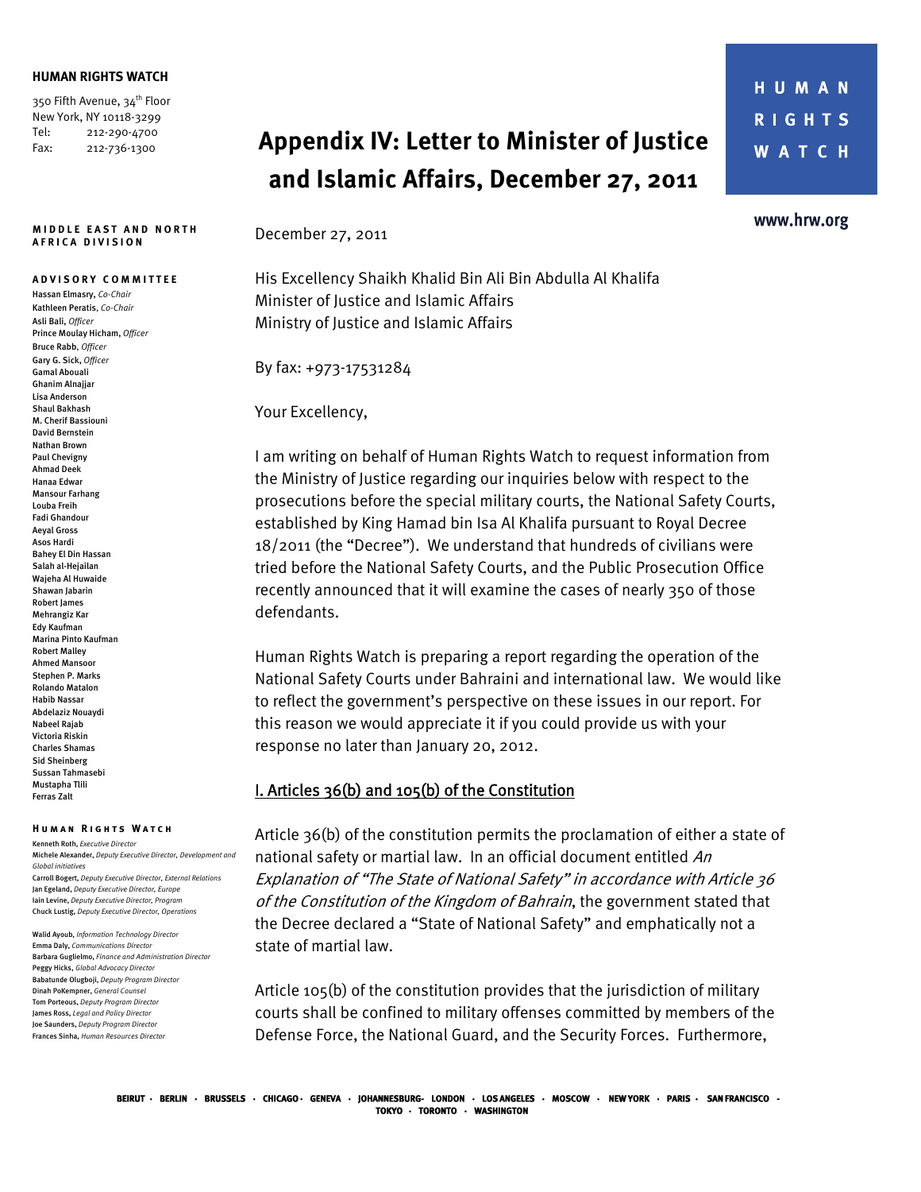# Appendix IV: Letter to Minister of Justice and Islamic Affairs, December 27, 2011

**HUMAN RIGHTS WATCH**

350 Fifth Avenue, 34th Floor
New York, NY 10118-3299
Tel: 212-290-4700
Fax: 212-736-1300

**MIDDLE EAST AND NORTH AFRICA DIVISION**

**ADVISORY COMMITTEE**

Hassan Elmasry, *Co-Chair*
Kathleen Peratis, *Co-Chair*
Asli Bali, *Officer*
Prince Moulay Hicham, *Officer*
Bruce Rabb, *Officer*
Gary G. Sick, *Officer*
Gamal Abouali
Ghanim Alnajjar
Lisa Anderson
Shaul Bakhash
M. Cherif Bassiouni
David Bernstein
Nathan Brown
Paul Chevigny
Ahmad Deek
Hanaa Edwar
Mansour Farhang
Louba Freih
Fadi Ghandour
Aeyal Gross
Asos Hardi
Bahey El Din Hassan
Salah al-Hejailan
Wajeha Al Huwaide
Shawan Jabarin
Robert James
Mehrangiz Kar
Edy Kaufman
Marina Pinto Kaufman
Robert Malley
Ahmed Mansoor
Stephen P. Marks
Rolando Matalon
Habib Nassar
Abdelaziz Nouaydi
Nabeel Rajab
Victoria Riskin
Charles Shamas
Sid Sheinberg
Sussan Tahmasebi
Mustapha Tlili
Ferras Zalt

**HUMAN RIGHTS WATCH**

Kenneth Roth, *Executive Director*
Michele Alexander, *Deputy Executive Director, Development and Global initiatives*
Carroll Bogert, *Deputy Executive Director, External Relations*
Jan Egeland, *Deputy Executive Director, Europe*
Iain Levine, *Deputy Executive Director, Program*
Chuck Lustig, *Deputy Executive Director, Operations*

Walid Ayoub, *Information Technology Director*
Emma Daly, *Communications Director*
Barbara Guglielmo, *Finance and Administration Director*
Peggy Hicks, *Global Advocacy Director*
Babatunde Olugboji, *Deputy Program Director*
Dinah PoKempner, *General Counsel*
Tom Porteous, *Deputy Program Director*
James Ross, *Legal and Policy Director*
Joe Saunders, *Deputy Program Director*
Frances Sinha, *Human Resources Director*

HUMAN RIGHTS WATCH

www.hrw.org

December 27, 2011

His Excellency Shaikh Khalid Bin Ali Bin Abdulla Al Khalifa
Minister of Justice and Islamic Affairs
Ministry of Justice and Islamic Affairs

By fax: +973-17531284

Your Excellency,

I am writing on behalf of Human Rights Watch to request information from the Ministry of Justice regarding our inquiries below with respect to the prosecutions before the special military courts, the National Safety Courts, established by King Hamad bin Isa Al Khalifa pursuant to Royal Decree 18/2011 (the "Decree"). We understand that hundreds of civilians were tried before the National Safety Courts, and the Public Prosecution Office recently announced that it will examine the cases of nearly 350 of those defendants.

Human Rights Watch is preparing a report regarding the operation of the National Safety Courts under Bahraini and international law. We would like to reflect the government's perspective on these issues in our report. For this reason we would appreciate it if you could provide us with your response no later than January 20, 2012.

## I. Articles 36(b) and 105(b) of the Constitution

Article 36(b) of the constitution permits the proclamation of either a state of national safety or martial law. In an official document entitled *An Explanation of "The State of National Safety" in accordance with Article 36 of the Constitution of the Kingdom of Bahrain*, the government stated that the Decree declared a "State of National Safety" and emphatically not a state of martial law.

Article 105(b) of the constitution provides that the jurisdiction of military courts shall be confined to military offenses committed by members of the Defense Force, the National Guard, and the Security Forces. Furthermore,

BEIRUT · BERLIN · BRUSSELS · CHICAGO · GENEVA · JOHANNESBURG · LONDON · LOS ANGELES · MOSCOW · NEW YORK · PARIS · SAN FRANCISCO · TOKYO · TORONTO · WASHINGTON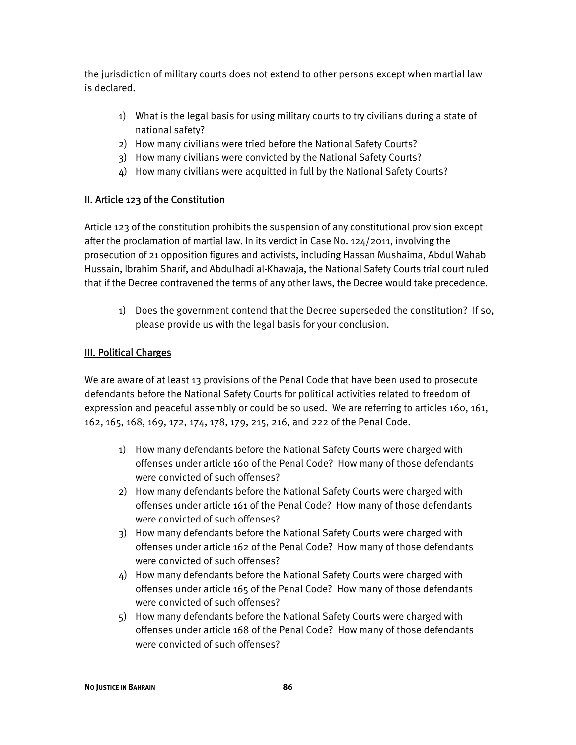the jurisdiction of military courts does not extend to other persons except when martial law is declared.

1) What is the legal basis for using military courts to try civilians during a state of national safety?
2) How many civilians were tried before the National Safety Courts?
3) How many civilians were convicted by the National Safety Courts?
4) How many civilians were acquitted in full by the National Safety Courts?

## II. Article 123 of the Constitution

Article 123 of the constitution prohibits the suspension of any constitutional provision except after the proclamation of martial law. In its verdict in Case No. 124/2011, involving the prosecution of 21 opposition figures and activists, including Hassan Mushaima, Abdul Wahab Hussain, Ibrahim Sharif, and Abdulhadi al-Khawaja, the National Safety Courts trial court ruled that if the Decree contravened the terms of any other laws, the Decree would take precedence.

1) Does the government contend that the Decree superseded the constitution? If so, please provide us with the legal basis for your conclusion.

## III. Political Charges

We are aware of at least 13 provisions of the Penal Code that have been used to prosecute defendants before the National Safety Courts for political activities related to freedom of expression and peaceful assembly or could be so used. We are referring to articles 160, 161, 162, 165, 168, 169, 172, 174, 178, 179, 215, 216, and 222 of the Penal Code.

1) How many defendants before the National Safety Courts were charged with offenses under article 160 of the Penal Code? How many of those defendants were convicted of such offenses?
2) How many defendants before the National Safety Courts were charged with offenses under article 161 of the Penal Code? How many of those defendants were convicted of such offenses?
3) How many defendants before the National Safety Courts were charged with offenses under article 162 of the Penal Code? How many of those defendants were convicted of such offenses?
4) How many defendants before the National Safety Courts were charged with offenses under article 165 of the Penal Code? How many of those defendants were convicted of such offenses?
5) How many defendants before the National Safety Courts were charged with offenses under article 168 of the Penal Code? How many of those defendants were convicted of such offenses?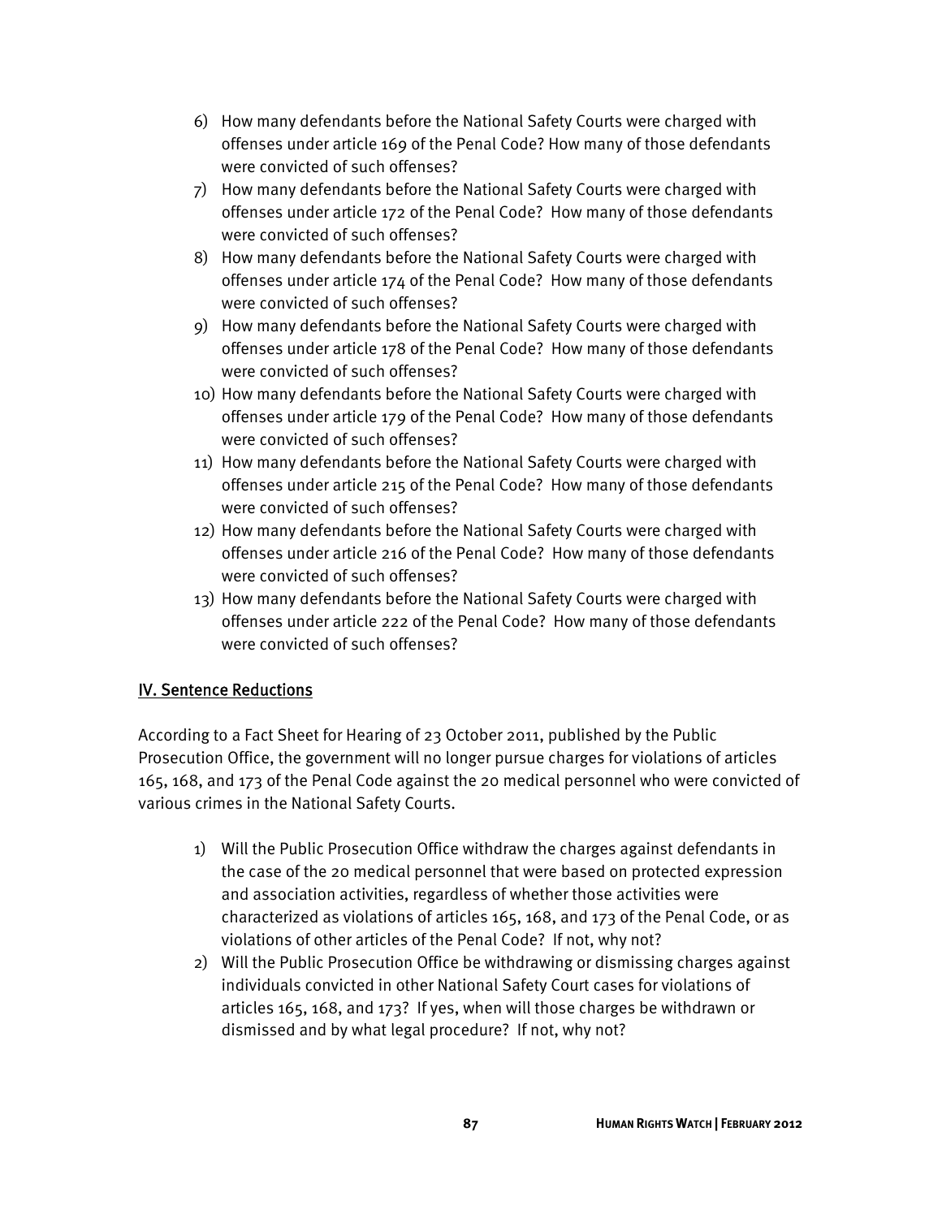6) How many defendants before the National Safety Courts were charged with offenses under article 169 of the Penal Code? How many of those defendants were convicted of such offenses?
7) How many defendants before the National Safety Courts were charged with offenses under article 172 of the Penal Code? How many of those defendants were convicted of such offenses?
8) How many defendants before the National Safety Courts were charged with offenses under article 174 of the Penal Code? How many of those defendants were convicted of such offenses?
9) How many defendants before the National Safety Courts were charged with offenses under article 178 of the Penal Code? How many of those defendants were convicted of such offenses?
10) How many defendants before the National Safety Courts were charged with offenses under article 179 of the Penal Code? How many of those defendants were convicted of such offenses?
11) How many defendants before the National Safety Courts were charged with offenses under article 215 of the Penal Code? How many of those defendants were convicted of such offenses?
12) How many defendants before the National Safety Courts were charged with offenses under article 216 of the Penal Code? How many of those defendants were convicted of such offenses?
13) How many defendants before the National Safety Courts were charged with offenses under article 222 of the Penal Code? How many of those defendants were convicted of such offenses?

## IV. Sentence Reductions

According to a Fact Sheet for Hearing of 23 October 2011, published by the Public Prosecution Office, the government will no longer pursue charges for violations of articles 165, 168, and 173 of the Penal Code against the 20 medical personnel who were convicted of various crimes in the National Safety Courts.

1) Will the Public Prosecution Office withdraw the charges against defendants in the case of the 20 medical personnel that were based on protected expression and association activities, regardless of whether those activities were characterized as violations of articles 165, 168, and 173 of the Penal Code, or as violations of other articles of the Penal Code? If not, why not?
2) Will the Public Prosecution Office be withdrawing or dismissing charges against individuals convicted in other National Safety Court cases for violations of articles 165, 168, and 173? If yes, when will those charges be withdrawn or dismissed and by what legal procedure? If not, why not?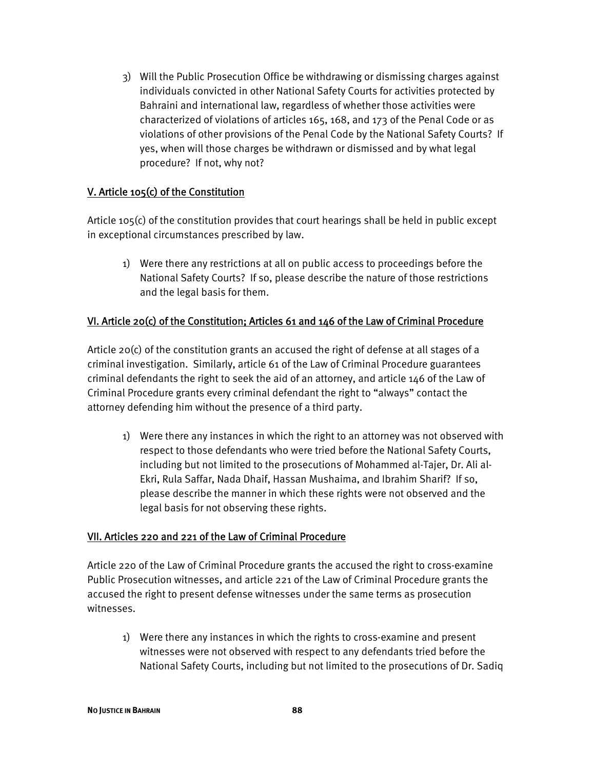3) Will the Public Prosecution Office be withdrawing or dismissing charges against individuals convicted in other National Safety Courts for activities protected by Bahraini and international law, regardless of whether those activities were characterized of violations of articles 165, 168, and 173 of the Penal Code or as violations of other provisions of the Penal Code by the National Safety Courts? If yes, when will those charges be withdrawn or dismissed and by what legal procedure? If not, why not?

## V. Article 105(c) of the Constitution

Article 105(c) of the constitution provides that court hearings shall be held in public except in exceptional circumstances prescribed by law.

1) Were there any restrictions at all on public access to proceedings before the National Safety Courts? If so, please describe the nature of those restrictions and the legal basis for them.

## VI. Article 20(c) of the Constitution; Articles 61 and 146 of the Law of Criminal Procedure

Article 20(c) of the constitution grants an accused the right of defense at all stages of a criminal investigation. Similarly, article 61 of the Law of Criminal Procedure guarantees criminal defendants the right to seek the aid of an attorney, and article 146 of the Law of Criminal Procedure grants every criminal defendant the right to "always" contact the attorney defending him without the presence of a third party.

1) Were there any instances in which the right to an attorney was not observed with respect to those defendants who were tried before the National Safety Courts, including but not limited to the prosecutions of Mohammed al-Tajer, Dr. Ali al-Ekri, Rula Saffar, Nada Dhaif, Hassan Mushaima, and Ibrahim Sharif? If so, please describe the manner in which these rights were not observed and the legal basis for not observing these rights.

## VII. Articles 220 and 221 of the Law of Criminal Procedure

Article 220 of the Law of Criminal Procedure grants the accused the right to cross-examine Public Prosecution witnesses, and article 221 of the Law of Criminal Procedure grants the accused the right to present defense witnesses under the same terms as prosecution witnesses.

1) Were there any instances in which the rights to cross-examine and present witnesses were not observed with respect to any defendants tried before the National Safety Courts, including but not limited to the prosecutions of Dr. Sadiq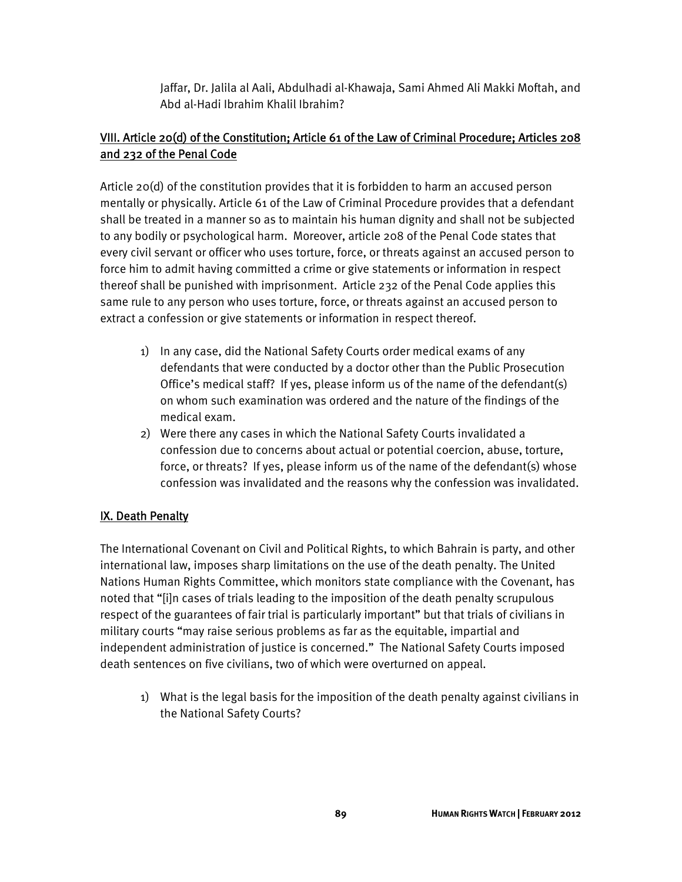Jaffar, Dr. Jalila al Aali, Abdulhadi al-Khawaja, Sami Ahmed Ali Makki Moftah, and Abd al-Hadi Ibrahim Khalil Ibrahim?

## VIII. Article 20(d) of the Constitution; Article 61 of the Law of Criminal Procedure; Articles 208 and 232 of the Penal Code

Article 20(d) of the constitution provides that it is forbidden to harm an accused person mentally or physically. Article 61 of the Law of Criminal Procedure provides that a defendant shall be treated in a manner so as to maintain his human dignity and shall not be subjected to any bodily or psychological harm. Moreover, article 208 of the Penal Code states that every civil servant or officer who uses torture, force, or threats against an accused person to force him to admit having committed a crime or give statements or information in respect thereof shall be punished with imprisonment. Article 232 of the Penal Code applies this same rule to any person who uses torture, force, or threats against an accused person to extract a confession or give statements or information in respect thereof.

1) In any case, did the National Safety Courts order medical exams of any defendants that were conducted by a doctor other than the Public Prosecution Office's medical staff? If yes, please inform us of the name of the defendant(s) on whom such examination was ordered and the nature of the findings of the medical exam.
2) Were there any cases in which the National Safety Courts invalidated a confession due to concerns about actual or potential coercion, abuse, torture, force, or threats? If yes, please inform us of the name of the defendant(s) whose confession was invalidated and the reasons why the confession was invalidated.

## IX. Death Penalty

The International Covenant on Civil and Political Rights, to which Bahrain is party, and other international law, imposes sharp limitations on the use of the death penalty. The United Nations Human Rights Committee, which monitors state compliance with the Covenant, has noted that "[i]n cases of trials leading to the imposition of the death penalty scrupulous respect of the guarantees of fair trial is particularly important" but that trials of civilians in military courts "may raise serious problems as far as the equitable, impartial and independent administration of justice is concerned." The National Safety Courts imposed death sentences on five civilians, two of which were overturned on appeal.

1) What is the legal basis for the imposition of the death penalty against civilians in the National Safety Courts?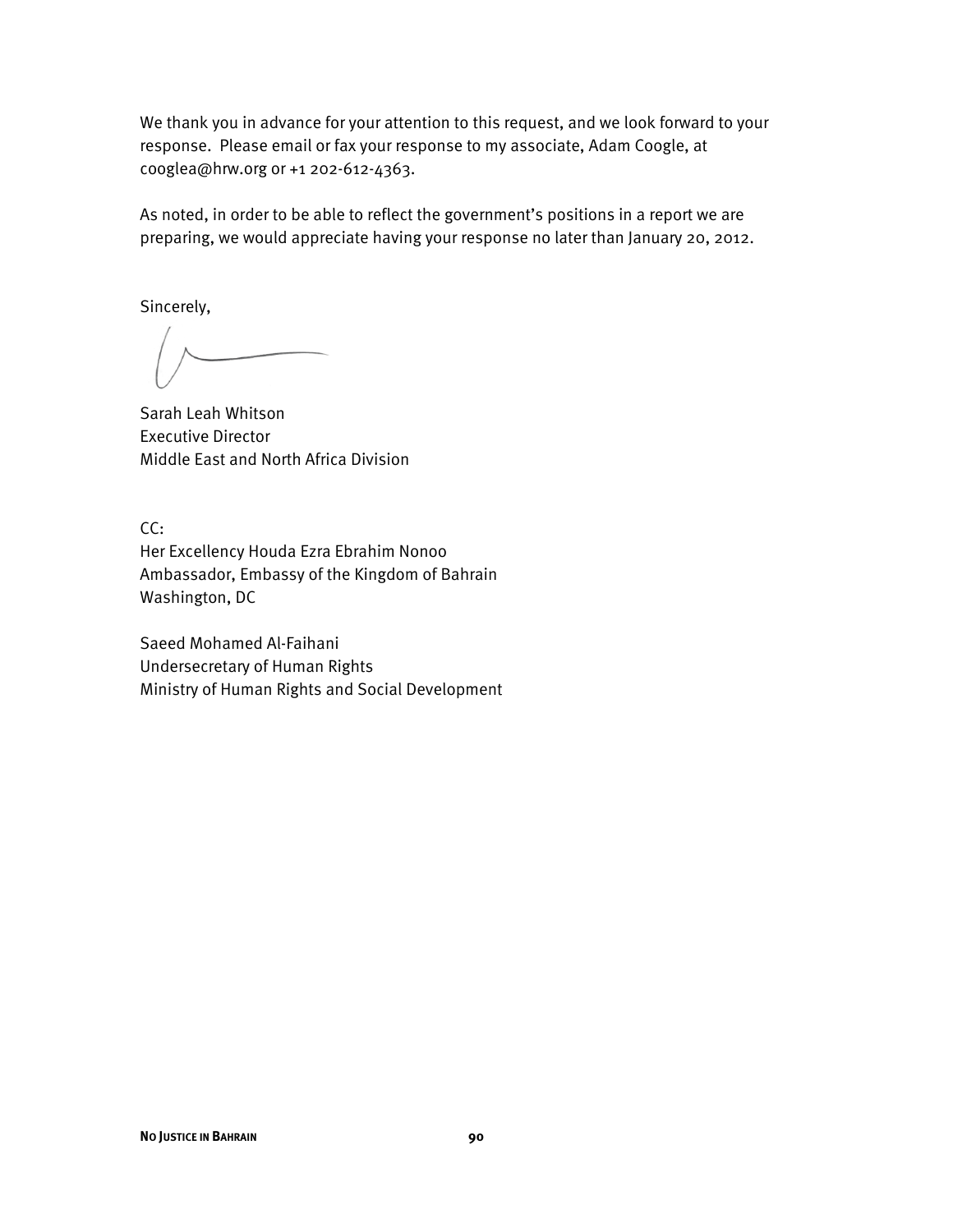We thank you in advance for your attention to this request, and we look forward to your response. Please email or fax your response to my associate, Adam Coogle, at cooglea@hrw.org or +1 202-612-4363.

As noted, in order to be able to reflect the government's positions in a report we are preparing, we would appreciate having your response no later than January 20, 2012.

Sincerely,

Sarah Leah Whitson
Executive Director
Middle East and North Africa Division

CC:
Her Excellency Houda Ezra Ebrahim Nonoo
Ambassador, Embassy of the Kingdom of Bahrain
Washington, DC

Saeed Mohamed Al-Faihani
Undersecretary of Human Rights
Ministry of Human Rights and Social Development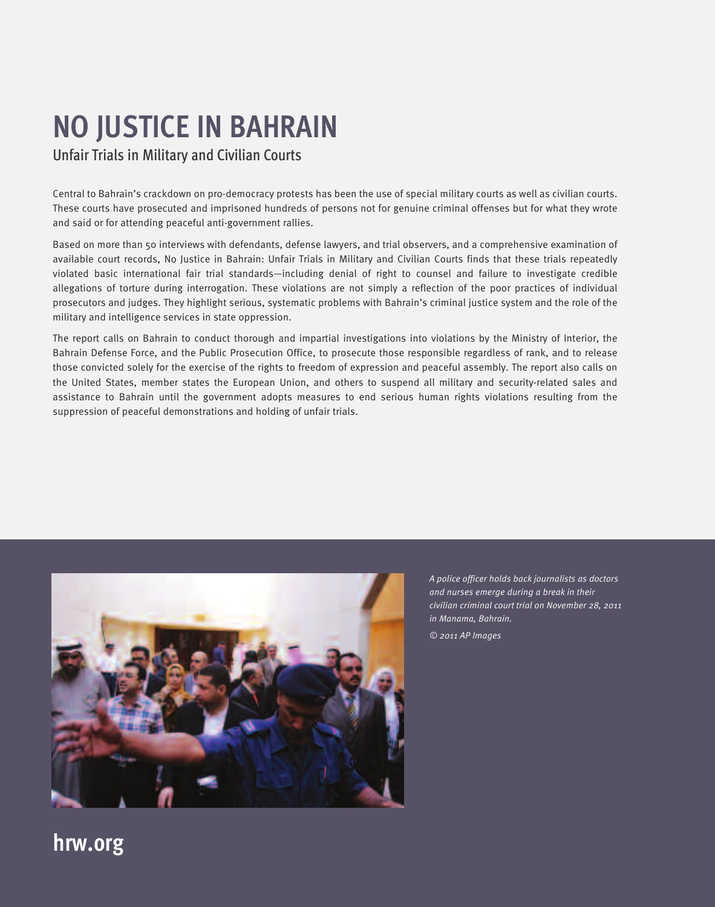# NO JUSTICE IN BAHRAIN

## Unfair Trials in Military and Civilian Courts

Central to Bahrain's crackdown on pro-democracy protests has been the use of special military courts as well as civilian courts. These courts have prosecuted and imprisoned hundreds of persons not for genuine criminal offenses but for what they wrote and said or for attending peaceful anti-government rallies.

Based on more than 50 interviews with defendants, defense lawyers, and trial observers, and a comprehensive examination of available court records, No Justice in Bahrain: Unfair Trials in Military and Civilian Courts finds that these trials repeatedly violated basic international fair trial standards—including denial of right to counsel and failure to investigate credible allegations of torture during interrogation. These violations are not simply a reflection of the poor practices of individual prosecutors and judges. They highlight serious, systematic problems with Bahrain's criminal justice system and the role of the military and intelligence services in state oppression.

The report calls on Bahrain to conduct thorough and impartial investigations into violations by the Ministry of Interior, the Bahrain Defense Force, and the Public Prosecution Office, to prosecute those responsible regardless of rank, and to release those convicted solely for the exercise of the rights to freedom of expression and peaceful assembly. The report also calls on the United States, member states the European Union, and others to suspend all military and security-related sales and assistance to Bahrain until the government adopts measures to end serious human rights violations resulting from the suppression of peaceful demonstrations and holding of unfair trials.

*A police officer holds back journalists as doctors and nurses emerge during a break in their civilian criminal court trial on November 28, 2011 in Manama, Bahrain.*

*© 2011 AP Images*

**hrw.org**